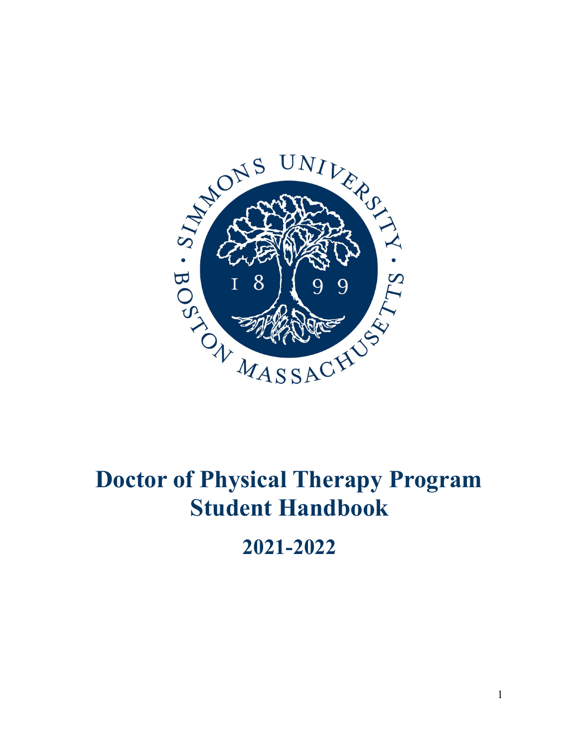# Doctor of Physical Therapy Program Student Handbook

## 2021-2022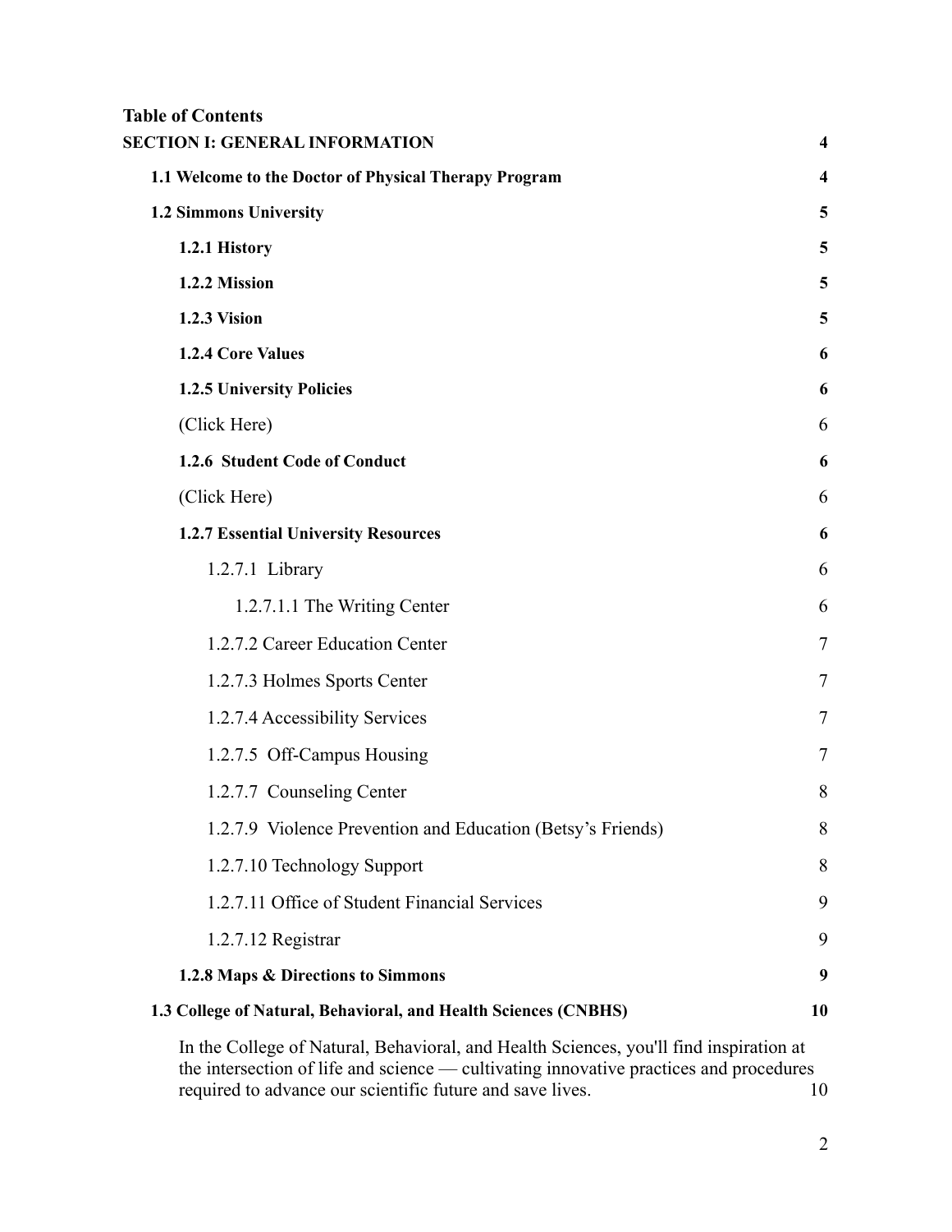**Table of Contents**

**SECTION I: GENERAL INFORMATION** 4

**1.1 Welcome to the Doctor of Physical Therapy Program** 4

**1.2 Simmons University** 5

**1.2.1 History** 5

**1.2.2 Mission** 5

**1.2.3 Vision** 5

**1.2.4 Core Values** 6

**1.2.5 University Policies** 6

(Click Here) 6

**1.2.6 Student Code of Conduct** 6

(Click Here) 6

**1.2.7 Essential University Resources** 6

1.2.7.1 Library 6

1.2.7.1.1 The Writing Center 6

1.2.7.2 Career Education Center 7

1.2.7.3 Holmes Sports Center 7

1.2.7.4 Accessibility Services 7

1.2.7.5 Off-Campus Housing 7

1.2.7.7 Counseling Center 8

1.2.7.9 Violence Prevention and Education (Betsy's Friends) 8

1.2.7.10 Technology Support 8

1.2.7.11 Office of Student Financial Services 9

1.2.7.12 Registrar 9

**1.2.8 Maps & Directions to Simmons** 9

**1.3 College of Natural, Behavioral, and Health Sciences (CNBHS)** 10

In the College of Natural, Behavioral, and Health Sciences, you'll find inspiration at the intersection of life and science — cultivating innovative practices and procedures required to advance our scientific future and save lives. 10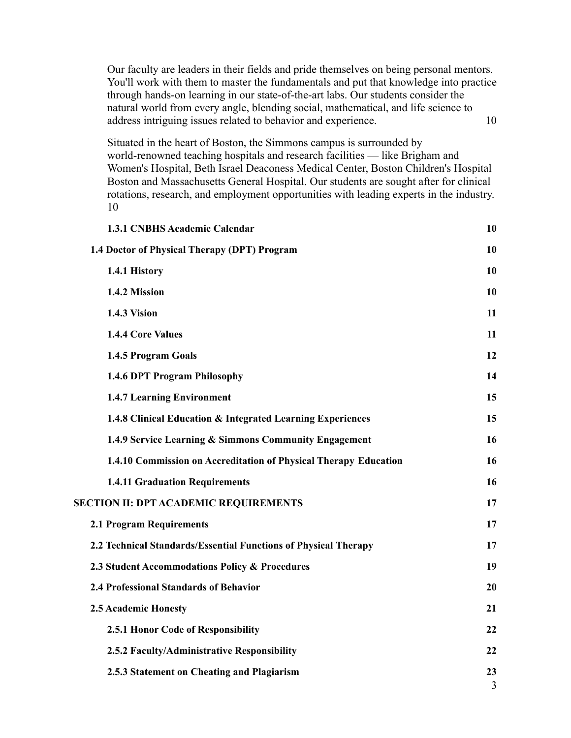Our faculty are leaders in their fields and pride themselves on being personal mentors. You'll work with them to master the fundamentals and put that knowledge into practice through hands-on learning in our state-of-the-art labs. Our students consider the natural world from every angle, blending social, mathematical, and life science to address intriguing issues related to behavior and experience. 10

Situated in the heart of Boston, the Simmons campus is surrounded by world-renowned teaching hospitals and research facilities — like Brigham and Women's Hospital, Beth Israel Deaconess Medical Center, Boston Children's Hospital Boston and Massachusetts General Hospital. Our students are sought after for clinical rotations, research, and employment opportunities with leading experts in the industry. 10

**1.3.1 CNBHS Academic Calendar** **10**

**1.4 Doctor of Physical Therapy (DPT) Program** **10**

**1.4.1 History** **10**

**1.4.2 Mission** **10**

**1.4.3 Vision** **11**

**1.4.4 Core Values** **11**

**1.4.5 Program Goals** **12**

**1.4.6 DPT Program Philosophy** **14**

**1.4.7 Learning Environment** **15**

**1.4.8 Clinical Education & Integrated Learning Experiences** **15**

**1.4.9 Service Learning & Simmons Community Engagement** **16**

**1.4.10 Commission on Accreditation of Physical Therapy Education** **16**

**1.4.11 Graduation Requirements** **16**

**SECTION II: DPT ACADEMIC REQUIREMENTS** **17**

**2.1 Program Requirements** **17**

**2.2 Technical Standards/Essential Functions of Physical Therapy** **17**

**2.3 Student Accommodations Policy & Procedures** **19**

**2.4 Professional Standards of Behavior** **20**

**2.5 Academic Honesty** **21**

**2.5.1 Honor Code of Responsibility** **22**

**2.5.2 Faculty/Administrative Responsibility** **22**

**2.5.3 Statement on Cheating and Plagiarism** **23**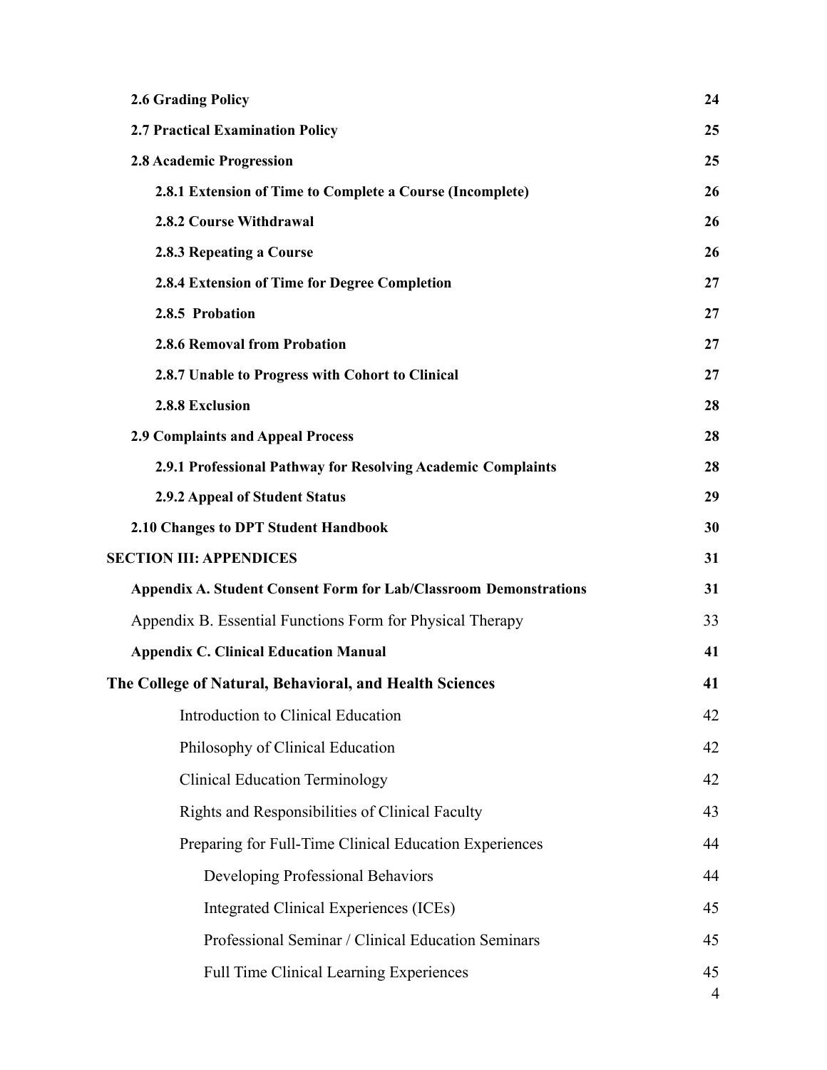| | |
|---|---|
| **2.6 Grading Policy** | **24** |
| **2.7 Practical Examination Policy** | **25** |
| **2.8 Academic Progression** | **25** |
| **2.8.1 Extension of Time to Complete a Course (Incomplete)** | **26** |
| **2.8.2 Course Withdrawal** | **26** |
| **2.8.3 Repeating a Course** | **26** |
| **2.8.4 Extension of Time for Degree Completion** | **27** |
| **2.8.5 Probation** | **27** |
| **2.8.6 Removal from Probation** | **27** |
| **2.8.7 Unable to Progress with Cohort to Clinical** | **27** |
| **2.8.8 Exclusion** | **28** |
| **2.9 Complaints and Appeal Process** | **28** |
| **2.9.1 Professional Pathway for Resolving Academic Complaints** | **28** |
| **2.9.2 Appeal of Student Status** | **29** |
| **2.10 Changes to DPT Student Handbook** | **30** |
| **SECTION III: APPENDICES** | **31** |
| **Appendix A. Student Consent Form for Lab/Classroom Demonstrations** | **31** |
| Appendix B. Essential Functions Form for Physical Therapy | 33 |
| **Appendix C. Clinical Education Manual** | **41** |
| **The College of Natural, Behavioral, and Health Sciences** | **41** |
| Introduction to Clinical Education | 42 |
| Philosophy of Clinical Education | 42 |
| Clinical Education Terminology | 42 |
| Rights and Responsibilities of Clinical Faculty | 43 |
| Preparing for Full-Time Clinical Education Experiences | 44 |
| Developing Professional Behaviors | 44 |
| Integrated Clinical Experiences (ICEs) | 45 |
| Professional Seminar / Clinical Education Seminars | 45 |
| Full Time Clinical Learning Experiences | 45 |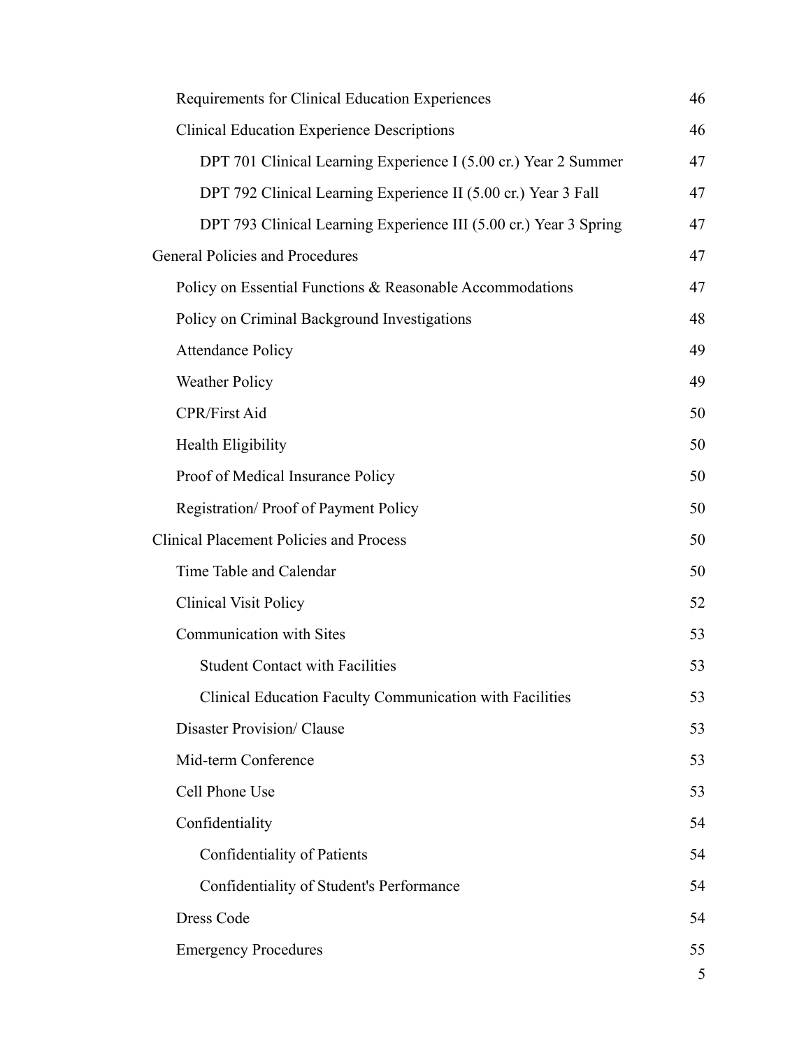- Requirements for Clinical Education Experiences 46
- Clinical Education Experience Descriptions 46
  - DPT 701 Clinical Learning Experience I (5.00 cr.) Year 2 Summer 47
  - DPT 792 Clinical Learning Experience II (5.00 cr.) Year 3 Fall 47
  - DPT 793 Clinical Learning Experience III (5.00 cr.) Year 3 Spring 47

General Policies and Procedures 47

- Policy on Essential Functions & Reasonable Accommodations 47
- Policy on Criminal Background Investigations 48
- Attendance Policy 49
- Weather Policy 49
- CPR/First Aid 50
- Health Eligibility 50
- Proof of Medical Insurance Policy 50
- Registration/ Proof of Payment Policy 50

Clinical Placement Policies and Process 50

- Time Table and Calendar 50
- Clinical Visit Policy 52
- Communication with Sites 53
  - Student Contact with Facilities 53
  - Clinical Education Faculty Communication with Facilities 53
- Disaster Provision/ Clause 53
- Mid-term Conference 53
- Cell Phone Use 53
- Confidentiality 54
  - Confidentiality of Patients 54
  - Confidentiality of Student's Performance 54
- Dress Code 54
- Emergency Procedures 55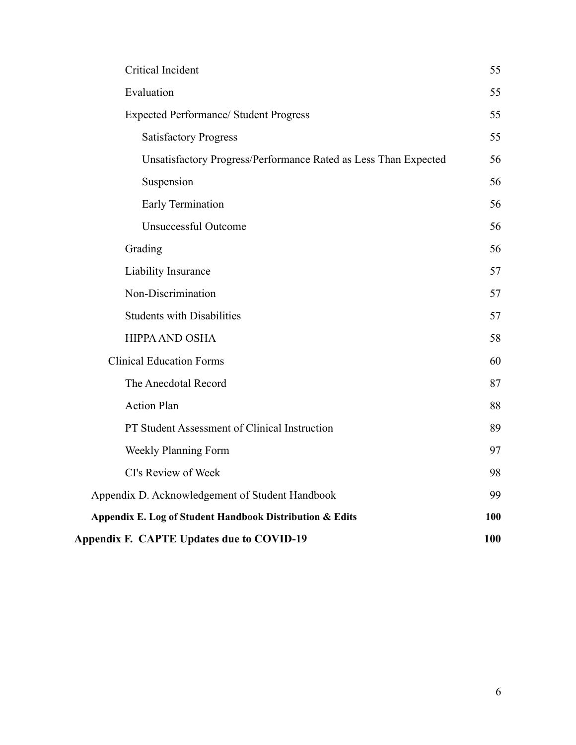| | |
|---|---|
| Critical Incident | 55 |
| Evaluation | 55 |
| Expected Performance/ Student Progress | 55 |
| Satisfactory Progress | 55 |
| Unsatisfactory Progress/Performance Rated as Less Than Expected | 56 |
| Suspension | 56 |
| Early Termination | 56 |
| Unsuccessful Outcome | 56 |
| Grading | 56 |
| Liability Insurance | 57 |
| Non-Discrimination | 57 |
| Students with Disabilities | 57 |
| HIPPA AND OSHA | 58 |
| Clinical Education Forms | 60 |
| The Anecdotal Record | 87 |
| Action Plan | 88 |
| PT Student Assessment of Clinical Instruction | 89 |
| Weekly Planning Form | 97 |
| CI's Review of Week | 98 |
| Appendix D. Acknowledgement of Student Handbook | 99 |
| **Appendix E. Log of Student Handbook Distribution & Edits** | **100** |
| **Appendix F. CAPTE Updates due to COVID-19** | **100** |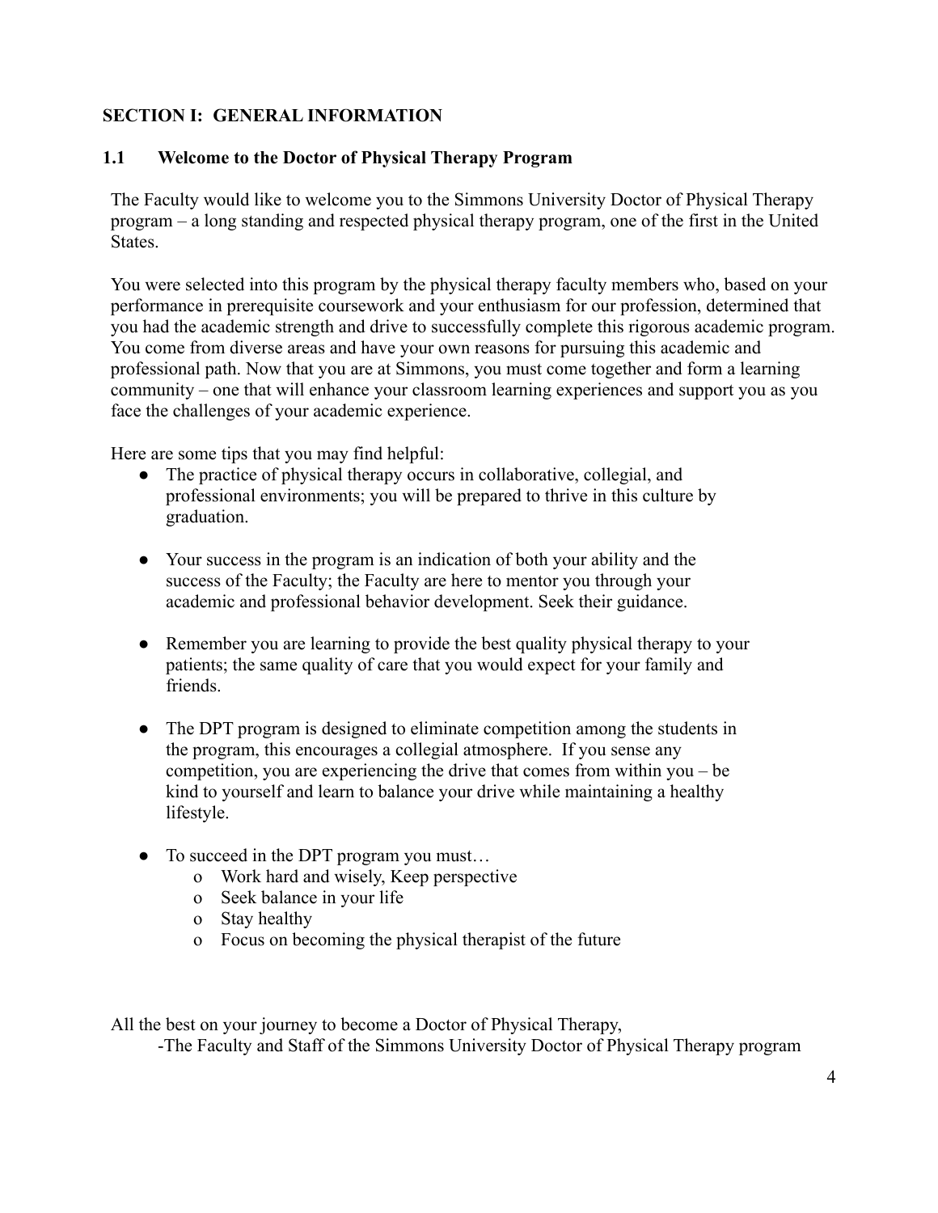## SECTION I: GENERAL INFORMATION

### 1.1 Welcome to the Doctor of Physical Therapy Program

The Faculty would like to welcome you to the Simmons University Doctor of Physical Therapy program – a long standing and respected physical therapy program, one of the first in the United States.

You were selected into this program by the physical therapy faculty members who, based on your performance in prerequisite coursework and your enthusiasm for our profession, determined that you had the academic strength and drive to successfully complete this rigorous academic program. You come from diverse areas and have your own reasons for pursuing this academic and professional path. Now that you are at Simmons, you must come together and form a learning community – one that will enhance your classroom learning experiences and support you as you face the challenges of your academic experience.

Here are some tips that you may find helpful:

- The practice of physical therapy occurs in collaborative, collegial, and professional environments; you will be prepared to thrive in this culture by graduation.

- Your success in the program is an indication of both your ability and the success of the Faculty; the Faculty are here to mentor you through your academic and professional behavior development. Seek their guidance.

- Remember you are learning to provide the best quality physical therapy to your patients; the same quality of care that you would expect for your family and friends.

- The DPT program is designed to eliminate competition among the students in the program, this encourages a collegial atmosphere. If you sense any competition, you are experiencing the drive that comes from within you – be kind to yourself and learn to balance your drive while maintaining a healthy lifestyle.

- To succeed in the DPT program you must…
  - Work hard and wisely, Keep perspective
  - Seek balance in your life
  - Stay healthy
  - Focus on becoming the physical therapist of the future

All the best on your journey to become a Doctor of Physical Therapy,

-The Faculty and Staff of the Simmons University Doctor of Physical Therapy program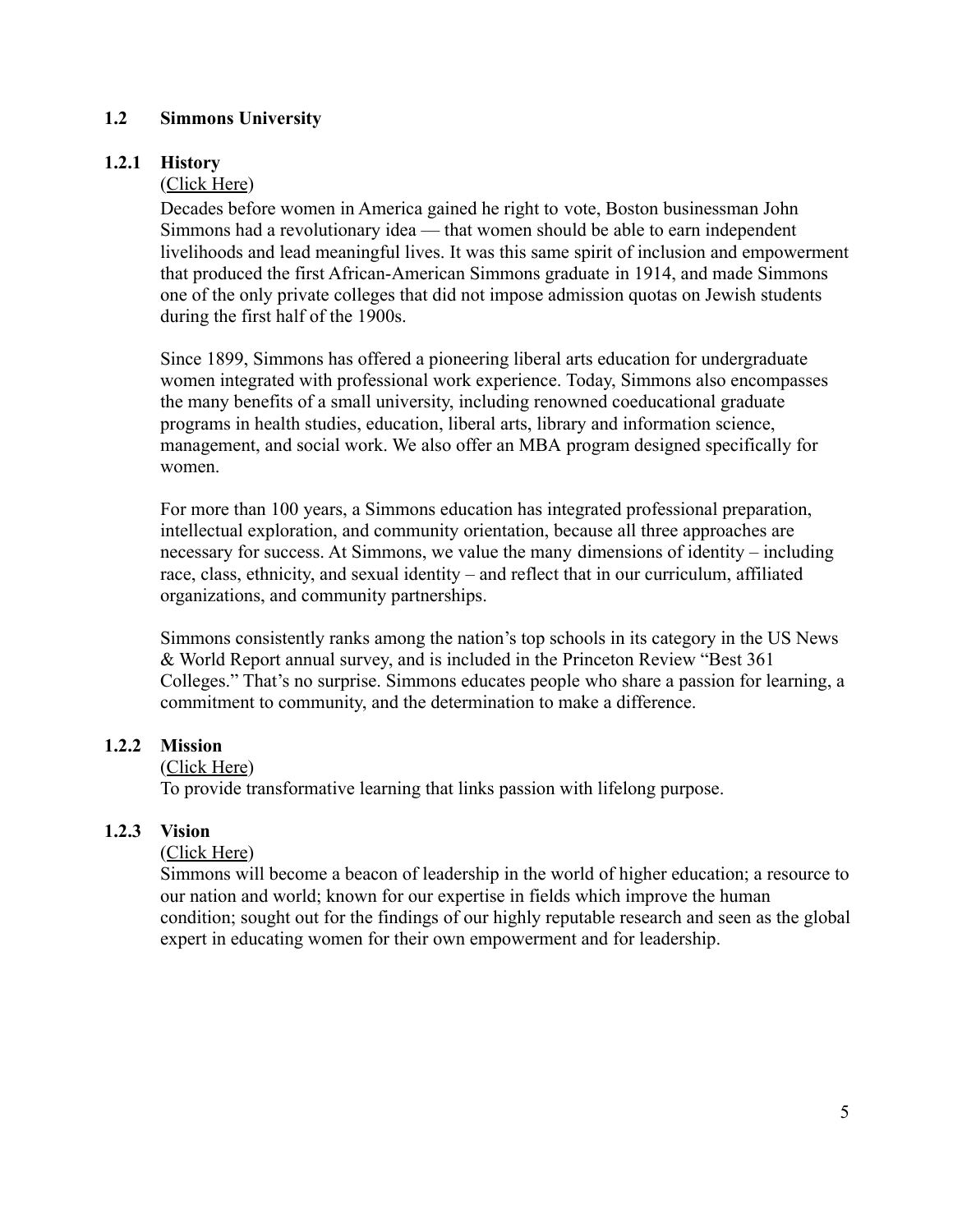## 1.2 Simmons University

### 1.2.1 History

(Click Here)

Decades before women in America gained he right to vote, Boston businessman John Simmons had a revolutionary idea — that women should be able to earn independent livelihoods and lead meaningful lives. It was this same spirit of inclusion and empowerment that produced the first African-American Simmons graduate in 1914, and made Simmons one of the only private colleges that did not impose admission quotas on Jewish students during the first half of the 1900s.

Since 1899, Simmons has offered a pioneering liberal arts education for undergraduate women integrated with professional work experience. Today, Simmons also encompasses the many benefits of a small university, including renowned coeducational graduate programs in health studies, education, liberal arts, library and information science, management, and social work. We also offer an MBA program designed specifically for women.

For more than 100 years, a Simmons education has integrated professional preparation, intellectual exploration, and community orientation, because all three approaches are necessary for success. At Simmons, we value the many dimensions of identity – including race, class, ethnicity, and sexual identity – and reflect that in our curriculum, affiliated organizations, and community partnerships.

Simmons consistently ranks among the nation's top schools in its category in the US News & World Report annual survey, and is included in the Princeton Review "Best 361 Colleges." That's no surprise. Simmons educates people who share a passion for learning, a commitment to community, and the determination to make a difference.

### 1.2.2 Mission

(Click Here)

To provide transformative learning that links passion with lifelong purpose.

### 1.2.3 Vision

(Click Here)

Simmons will become a beacon of leadership in the world of higher education; a resource to our nation and world; known for our expertise in fields which improve the human condition; sought out for the findings of our highly reputable research and seen as the global expert in educating women for their own empowerment and for leadership.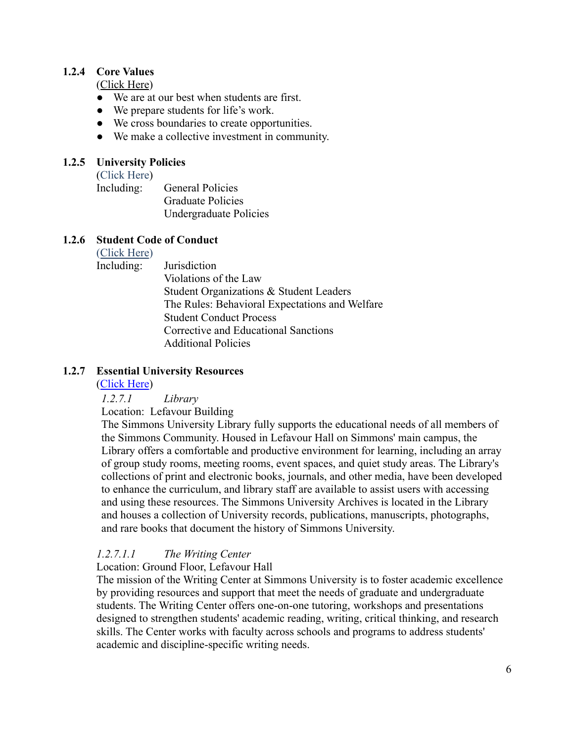### 1.2.4 Core Values

(Click Here)

- We are at our best when students are first.
- We prepare students for life's work.
- We cross boundaries to create opportunities.
- We make a collective investment in community.

### 1.2.5 University Policies

(Click Here)

Including:
- General Policies
- Graduate Policies
- Undergraduate Policies

### 1.2.6 Student Code of Conduct

(Click Here)

Including:
- Jurisdiction
- Violations of the Law
- Student Organizations & Student Leaders
- The Rules: Behavioral Expectations and Welfare
- Student Conduct Process
- Corrective and Educational Sanctions
- Additional Policies

### 1.2.7 Essential University Resources

(Click Here)

#### *1.2.7.1 Library*

Location: Lefavour Building

The Simmons University Library fully supports the educational needs of all members of the Simmons Community. Housed in Lefavour Hall on Simmons' main campus, the Library offers a comfortable and productive environment for learning, including an array of group study rooms, meeting rooms, event spaces, and quiet study areas. The Library's collections of print and electronic books, journals, and other media, have been developed to enhance the curriculum, and library staff are available to assist users with accessing and using these resources. The Simmons University Archives is located in the Library and houses a collection of University records, publications, manuscripts, photographs, and rare books that document the history of Simmons University.

##### *1.2.7.1.1 The Writing Center*

Location: Ground Floor, Lefavour Hall

The mission of the Writing Center at Simmons University is to foster academic excellence by providing resources and support that meet the needs of graduate and undergraduate students. The Writing Center offers one-on-one tutoring, workshops and presentations designed to strengthen students' academic reading, writing, critical thinking, and research skills. The Center works with faculty across schools and programs to address students' academic and discipline-specific writing needs.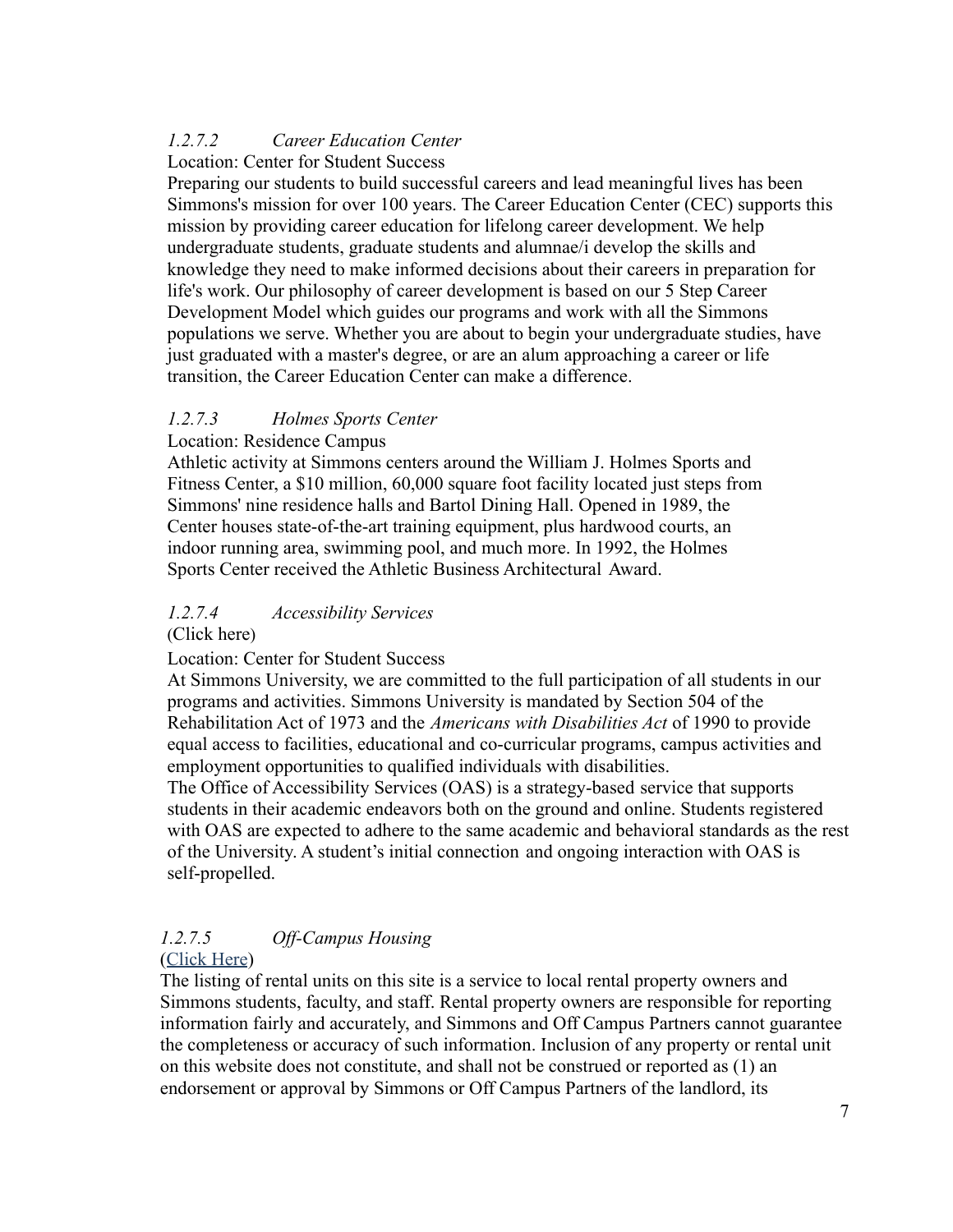*1.2.7.2 Career Education Center*

Location: Center for Student Success

Preparing our students to build successful careers and lead meaningful lives has been Simmons's mission for over 100 years. The Career Education Center (CEC) supports this mission by providing career education for lifelong career development. We help undergraduate students, graduate students and alumnae/i develop the skills and knowledge they need to make informed decisions about their careers in preparation for life's work. Our philosophy of career development is based on our 5 Step Career Development Model which guides our programs and work with all the Simmons populations we serve. Whether you are about to begin your undergraduate studies, have just graduated with a master's degree, or are an alum approaching a career or life transition, the Career Education Center can make a difference.

*1.2.7.3 Holmes Sports Center*

Location: Residence Campus

Athletic activity at Simmons centers around the William J. Holmes Sports and Fitness Center, a $10 million, 60,000 square foot facility located just steps from Simmons' nine residence halls and Bartol Dining Hall. Opened in 1989, the Center houses state-of-the-art training equipment, plus hardwood courts, an indoor running area, swimming pool, and much more. In 1992, the Holmes Sports Center received the Athletic Business Architectural Award.

*1.2.7.4 Accessibility Services*

(Click here)

Location: Center for Student Success

At Simmons University, we are committed to the full participation of all students in our programs and activities. Simmons University is mandated by Section 504 of the Rehabilitation Act of 1973 and the *Americans with Disabilities Act* of 1990 to provide equal access to facilities, educational and co-curricular programs, campus activities and employment opportunities to qualified individuals with disabilities.

The Office of Accessibility Services (OAS) is a strategy-based service that supports students in their academic endeavors both on the ground and online. Students registered with OAS are expected to adhere to the same academic and behavioral standards as the rest of the University. A student's initial connection and ongoing interaction with OAS is self-propelled.

*1.2.7.5 Off-Campus Housing*

(Click Here)

The listing of rental units on this site is a service to local rental property owners and Simmons students, faculty, and staff. Rental property owners are responsible for reporting information fairly and accurately, and Simmons and Off Campus Partners cannot guarantee the completeness or accuracy of such information. Inclusion of any property or rental unit on this website does not constitute, and shall not be construed or reported as (1) an endorsement or approval by Simmons or Off Campus Partners of the landlord, its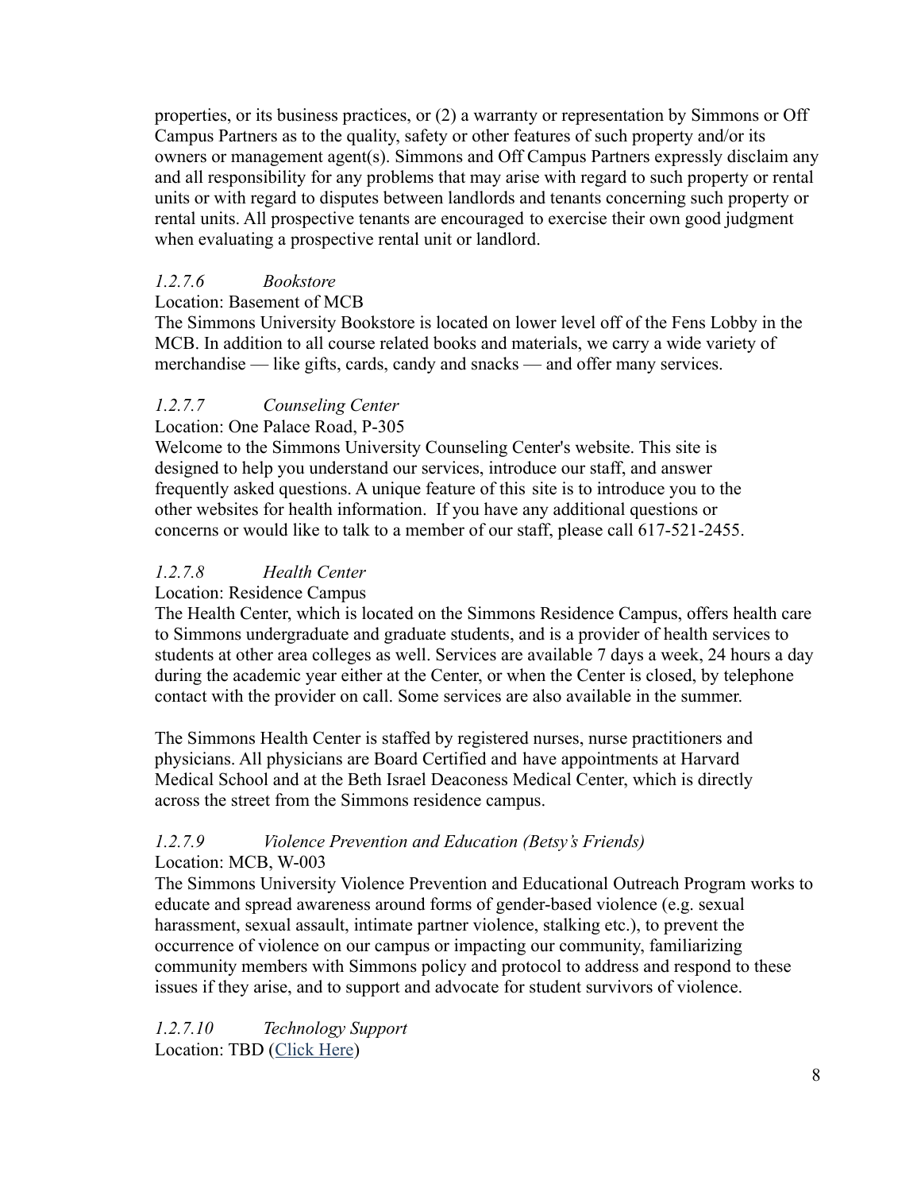properties, or its business practices, or (2) a warranty or representation by Simmons or Off Campus Partners as to the quality, safety or other features of such property and/or its owners or management agent(s). Simmons and Off Campus Partners expressly disclaim any and all responsibility for any problems that may arise with regard to such property or rental units or with regard to disputes between landlords and tenants concerning such property or rental units. All prospective tenants are encouraged to exercise their own good judgment when evaluating a prospective rental unit or landlord.

#### *1.2.7.6 Bookstore*

Location: Basement of MCB

The Simmons University Bookstore is located on lower level off of the Fens Lobby in the MCB. In addition to all course related books and materials, we carry a wide variety of merchandise — like gifts, cards, candy and snacks — and offer many services.

#### *1.2.7.7 Counseling Center*

Location: One Palace Road, P-305

Welcome to the Simmons University Counseling Center's website. This site is designed to help you understand our services, introduce our staff, and answer frequently asked questions. A unique feature of this site is to introduce you to the other websites for health information. If you have any additional questions or concerns or would like to talk to a member of our staff, please call 617-521-2455.

#### *1.2.7.8 Health Center*

Location: Residence Campus

The Health Center, which is located on the Simmons Residence Campus, offers health care to Simmons undergraduate and graduate students, and is a provider of health services to students at other area colleges as well. Services are available 7 days a week, 24 hours a day during the academic year either at the Center, or when the Center is closed, by telephone contact with the provider on call. Some services are also available in the summer.

The Simmons Health Center is staffed by registered nurses, nurse practitioners and physicians. All physicians are Board Certified and have appointments at Harvard Medical School and at the Beth Israel Deaconess Medical Center, which is directly across the street from the Simmons residence campus.

#### *1.2.7.9 Violence Prevention and Education (Betsy's Friends)*

Location: MCB, W-003

The Simmons University Violence Prevention and Educational Outreach Program works to educate and spread awareness around forms of gender-based violence (e.g. sexual harassment, sexual assault, intimate partner violence, stalking etc.), to prevent the occurrence of violence on our campus or impacting our community, familiarizing community members with Simmons policy and protocol to address and respond to these issues if they arise, and to support and advocate for student survivors of violence.

#### *1.2.7.10 Technology Support*

Location: TBD (Click Here)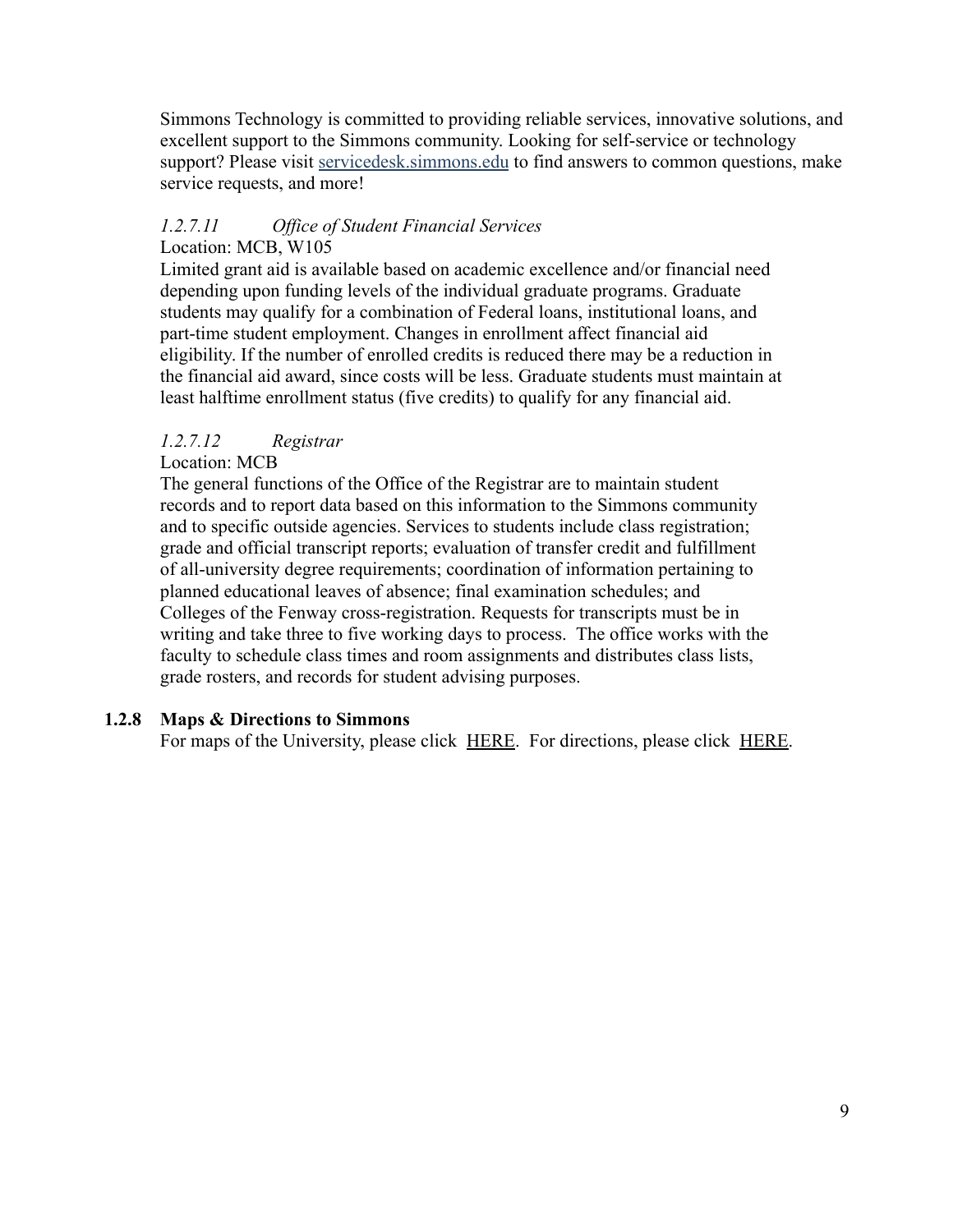Simmons Technology is committed to providing reliable services, innovative solutions, and excellent support to the Simmons community. Looking for self-service or technology support? Please visit [servicedesk.simmons.edu](servicedesk.simmons.edu) to find answers to common questions, make service requests, and more!

#### *1.2.7.11 Office of Student Financial Services*

Location: MCB, W105

Limited grant aid is available based on academic excellence and/or financial need depending upon funding levels of the individual graduate programs. Graduate students may qualify for a combination of Federal loans, institutional loans, and part-time student employment. Changes in enrollment affect financial aid eligibility. If the number of enrolled credits is reduced there may be a reduction in the financial aid award, since costs will be less. Graduate students must maintain at least halftime enrollment status (five credits) to qualify for any financial aid.

#### *1.2.7.12 Registrar*

Location: MCB

The general functions of the Office of the Registrar are to maintain student records and to report data based on this information to the Simmons community and to specific outside agencies. Services to students include class registration; grade and official transcript reports; evaluation of transfer credit and fulfillment of all-university degree requirements; coordination of information pertaining to planned educational leaves of absence; final examination schedules; and Colleges of the Fenway cross-registration. Requests for transcripts must be in writing and take three to five working days to process. The office works with the faculty to schedule class times and room assignments and distributes class lists, grade rosters, and records for student advising purposes.

### 1.2.8 Maps & Directions to Simmons

For maps of the University, please click HERE. For directions, please click HERE.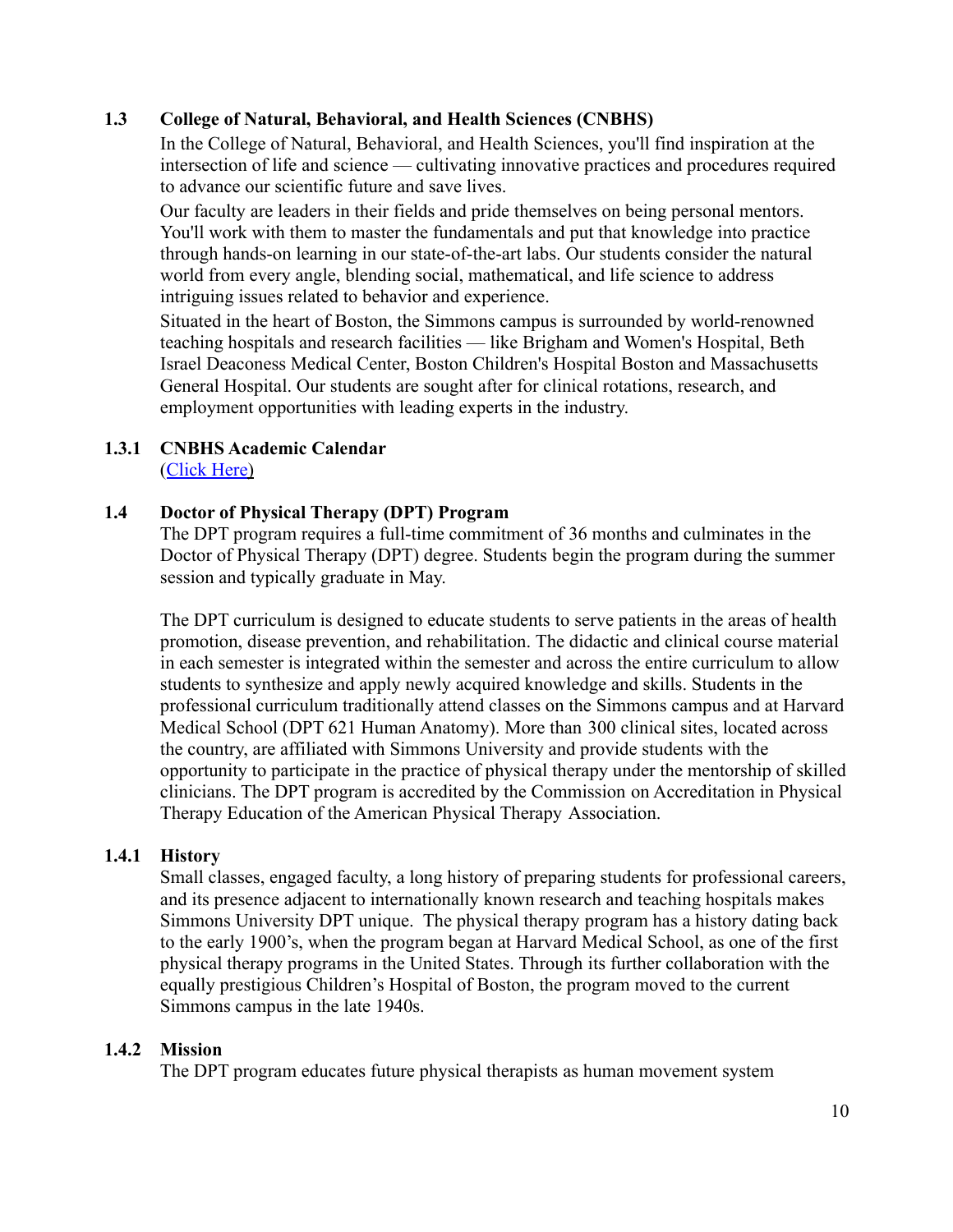### 1.3 College of Natural, Behavioral, and Health Sciences (CNBHS)

In the College of Natural, Behavioral, and Health Sciences, you'll find inspiration at the intersection of life and science — cultivating innovative practices and procedures required to advance our scientific future and save lives.

Our faculty are leaders in their fields and pride themselves on being personal mentors. You'll work with them to master the fundamentals and put that knowledge into practice through hands-on learning in our state-of-the-art labs. Our students consider the natural world from every angle, blending social, mathematical, and life science to address intriguing issues related to behavior and experience.

Situated in the heart of Boston, the Simmons campus is surrounded by world-renowned teaching hospitals and research facilities — like Brigham and Women's Hospital, Beth Israel Deaconess Medical Center, Boston Children's Hospital Boston and Massachusetts General Hospital. Our students are sought after for clinical rotations, research, and employment opportunities with leading experts in the industry.

#### 1.3.1 CNBHS Academic Calendar

(Click Here)

### 1.4 Doctor of Physical Therapy (DPT) Program

The DPT program requires a full-time commitment of 36 months and culminates in the Doctor of Physical Therapy (DPT) degree. Students begin the program during the summer session and typically graduate in May.

The DPT curriculum is designed to educate students to serve patients in the areas of health promotion, disease prevention, and rehabilitation. The didactic and clinical course material in each semester is integrated within the semester and across the entire curriculum to allow students to synthesize and apply newly acquired knowledge and skills. Students in the professional curriculum traditionally attend classes on the Simmons campus and at Harvard Medical School (DPT 621 Human Anatomy). More than 300 clinical sites, located across the country, are affiliated with Simmons University and provide students with the opportunity to participate in the practice of physical therapy under the mentorship of skilled clinicians. The DPT program is accredited by the Commission on Accreditation in Physical Therapy Education of the American Physical Therapy Association.

#### 1.4.1 History

Small classes, engaged faculty, a long history of preparing students for professional careers, and its presence adjacent to internationally known research and teaching hospitals makes Simmons University DPT unique. The physical therapy program has a history dating back to the early 1900's, when the program began at Harvard Medical School, as one of the first physical therapy programs in the United States. Through its further collaboration with the equally prestigious Children's Hospital of Boston, the program moved to the current Simmons campus in the late 1940s.

#### 1.4.2 Mission

The DPT program educates future physical therapists as human movement system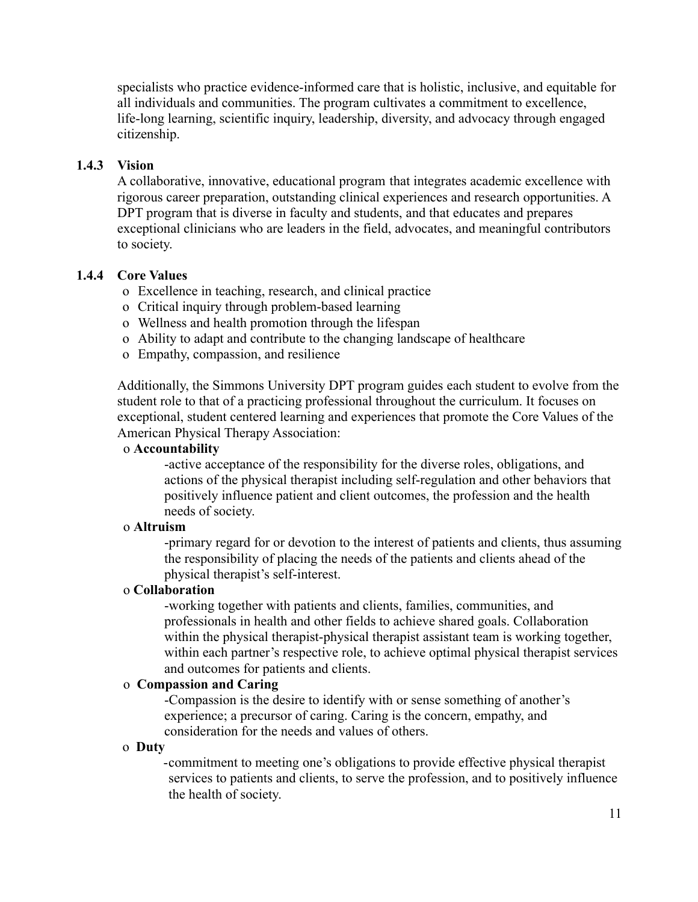specialists who practice evidence-informed care that is holistic, inclusive, and equitable for all individuals and communities. The program cultivates a commitment to excellence, life-long learning, scientific inquiry, leadership, diversity, and advocacy through engaged citizenship.

### 1.4.3 Vision

A collaborative, innovative, educational program that integrates academic excellence with rigorous career preparation, outstanding clinical experiences and research opportunities. A DPT program that is diverse in faculty and students, and that educates and prepares exceptional clinicians who are leaders in the field, advocates, and meaningful contributors to society.

### 1.4.4 Core Values

- Excellence in teaching, research, and clinical practice
- Critical inquiry through problem-based learning
- Wellness and health promotion through the lifespan
- Ability to adapt and contribute to the changing landscape of healthcare
- Empathy, compassion, and resilience

Additionally, the Simmons University DPT program guides each student to evolve from the student role to that of a practicing professional throughout the curriculum. It focuses on exceptional, student centered learning and experiences that promote the Core Values of the American Physical Therapy Association:

- **Accountability**
  - -active acceptance of the responsibility for the diverse roles, obligations, and actions of the physical therapist including self-regulation and other behaviors that positively influence patient and client outcomes, the profession and the health needs of society.
- **Altruism**
  - -primary regard for or devotion to the interest of patients and clients, thus assuming the responsibility of placing the needs of the patients and clients ahead of the physical therapist's self-interest.
- **Collaboration**
  - -working together with patients and clients, families, communities, and professionals in health and other fields to achieve shared goals. Collaboration within the physical therapist-physical therapist assistant team is working together, within each partner's respective role, to achieve optimal physical therapist services and outcomes for patients and clients.
- **Compassion and Caring**
  - -Compassion is the desire to identify with or sense something of another's experience; a precursor of caring. Caring is the concern, empathy, and consideration for the needs and values of others.
- **Duty**
  - -commitment to meeting one's obligations to provide effective physical therapist services to patients and clients, to serve the profession, and to positively influence the health of society.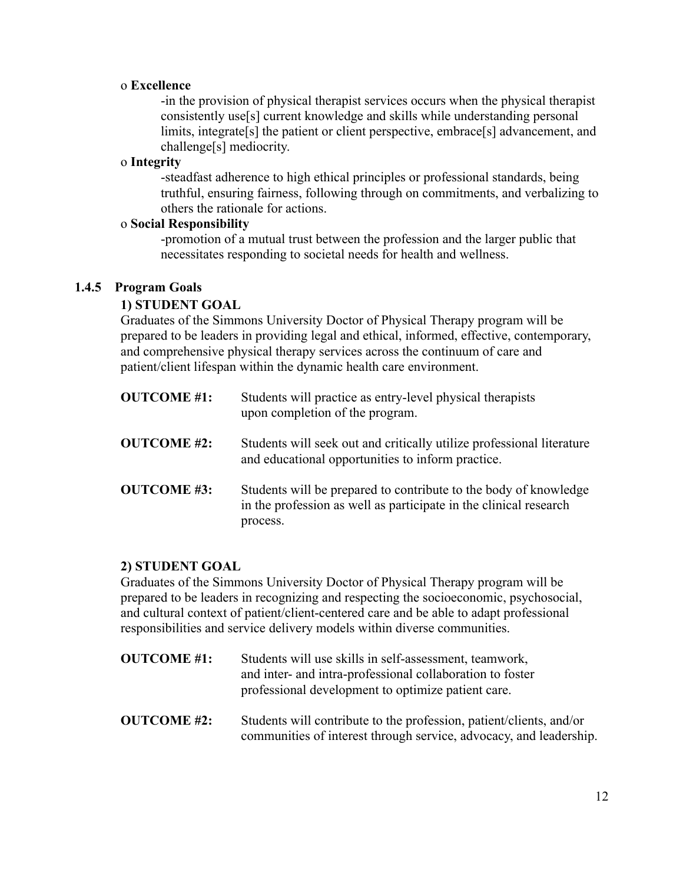- **Excellence**
  -in the provision of physical therapist services occurs when the physical therapist consistently use[s] current knowledge and skills while understanding personal limits, integrate[s] the patient or client perspective, embrace[s] advancement, and challenge[s] mediocrity.
- **Integrity**
  -steadfast adherence to high ethical principles or professional standards, being truthful, ensuring fairness, following through on commitments, and verbalizing to others the rationale for actions.
- **Social Responsibility**
  -promotion of a mutual trust between the profession and the larger public that necessitates responding to societal needs for health and wellness.

### 1.4.5 Program Goals

**1) STUDENT GOAL**

Graduates of the Simmons University Doctor of Physical Therapy program will be prepared to be leaders in providing legal and ethical, informed, effective, contemporary, and comprehensive physical therapy services across the continuum of care and patient/client lifespan within the dynamic health care environment.

**OUTCOME #1:** Students will practice as entry-level physical therapists upon completion of the program.

**OUTCOME #2:** Students will seek out and critically utilize professional literature and educational opportunities to inform practice.

**OUTCOME #3:** Students will be prepared to contribute to the body of knowledge in the profession as well as participate in the clinical research process.

**2) STUDENT GOAL**

Graduates of the Simmons University Doctor of Physical Therapy program will be prepared to be leaders in recognizing and respecting the socioeconomic, psychosocial, and cultural context of patient/client-centered care and be able to adapt professional responsibilities and service delivery models within diverse communities.

**OUTCOME #1:** Students will use skills in self-assessment, teamwork, and inter- and intra-professional collaboration to foster professional development to optimize patient care.

**OUTCOME #2:** Students will contribute to the profession, patient/clients, and/or communities of interest through service, advocacy, and leadership.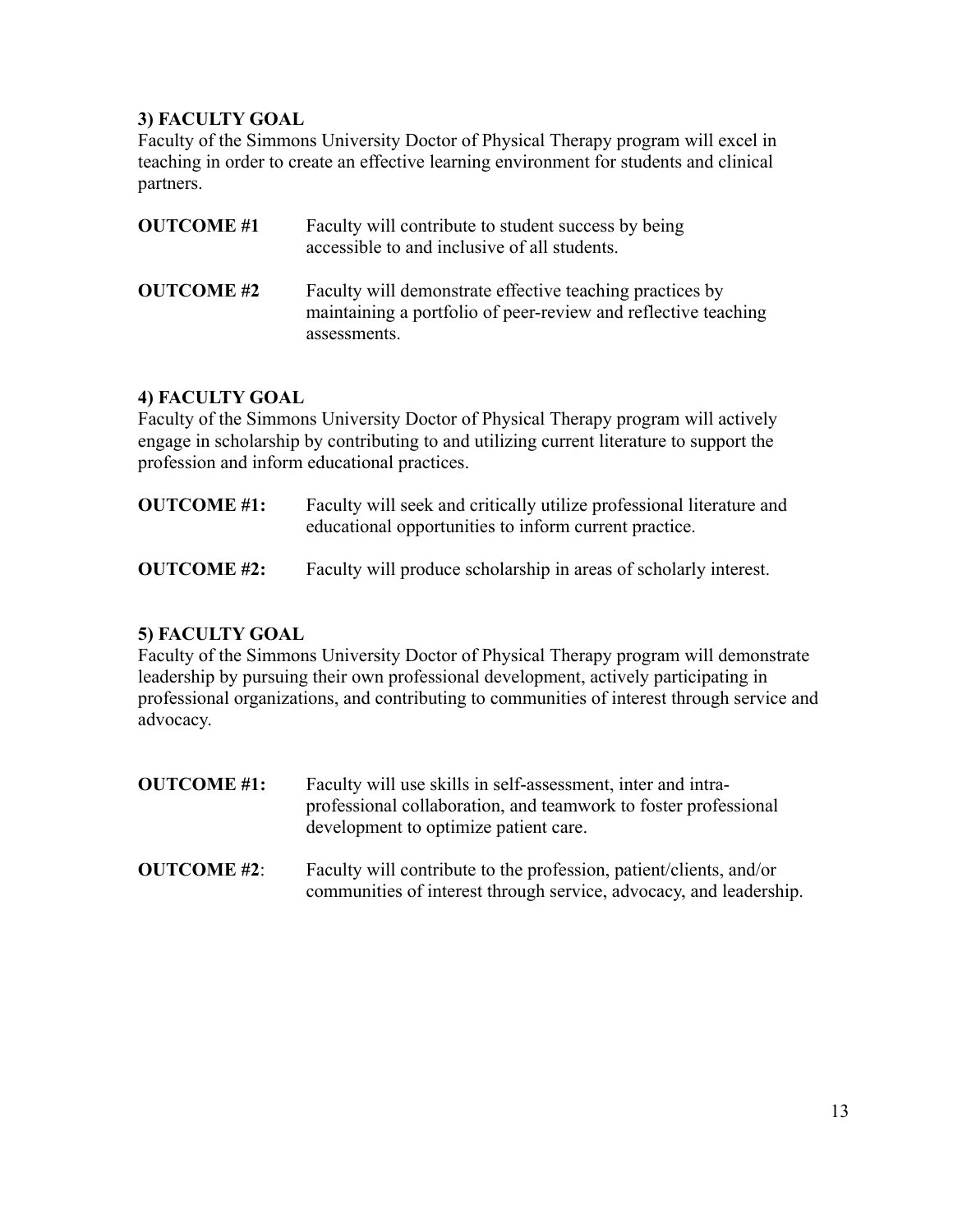### 3) FACULTY GOAL

Faculty of the Simmons University Doctor of Physical Therapy program will excel in teaching in order to create an effective learning environment for students and clinical partners.

**OUTCOME #1** Faculty will contribute to student success by being accessible to and inclusive of all students.

**OUTCOME #2** Faculty will demonstrate effective teaching practices by maintaining a portfolio of peer-review and reflective teaching assessments.

### 4) FACULTY GOAL

Faculty of the Simmons University Doctor of Physical Therapy program will actively engage in scholarship by contributing to and utilizing current literature to support the profession and inform educational practices.

**OUTCOME #1:** Faculty will seek and critically utilize professional literature and educational opportunities to inform current practice.

**OUTCOME #2:** Faculty will produce scholarship in areas of scholarly interest.

### 5) FACULTY GOAL

Faculty of the Simmons University Doctor of Physical Therapy program will demonstrate leadership by pursuing their own professional development, actively participating in professional organizations, and contributing to communities of interest through service and advocacy.

**OUTCOME #1:** Faculty will use skills in self-assessment, inter and intra-professional collaboration, and teamwork to foster professional development to optimize patient care.

**OUTCOME #2**: Faculty will contribute to the profession, patient/clients, and/or communities of interest through service, advocacy, and leadership.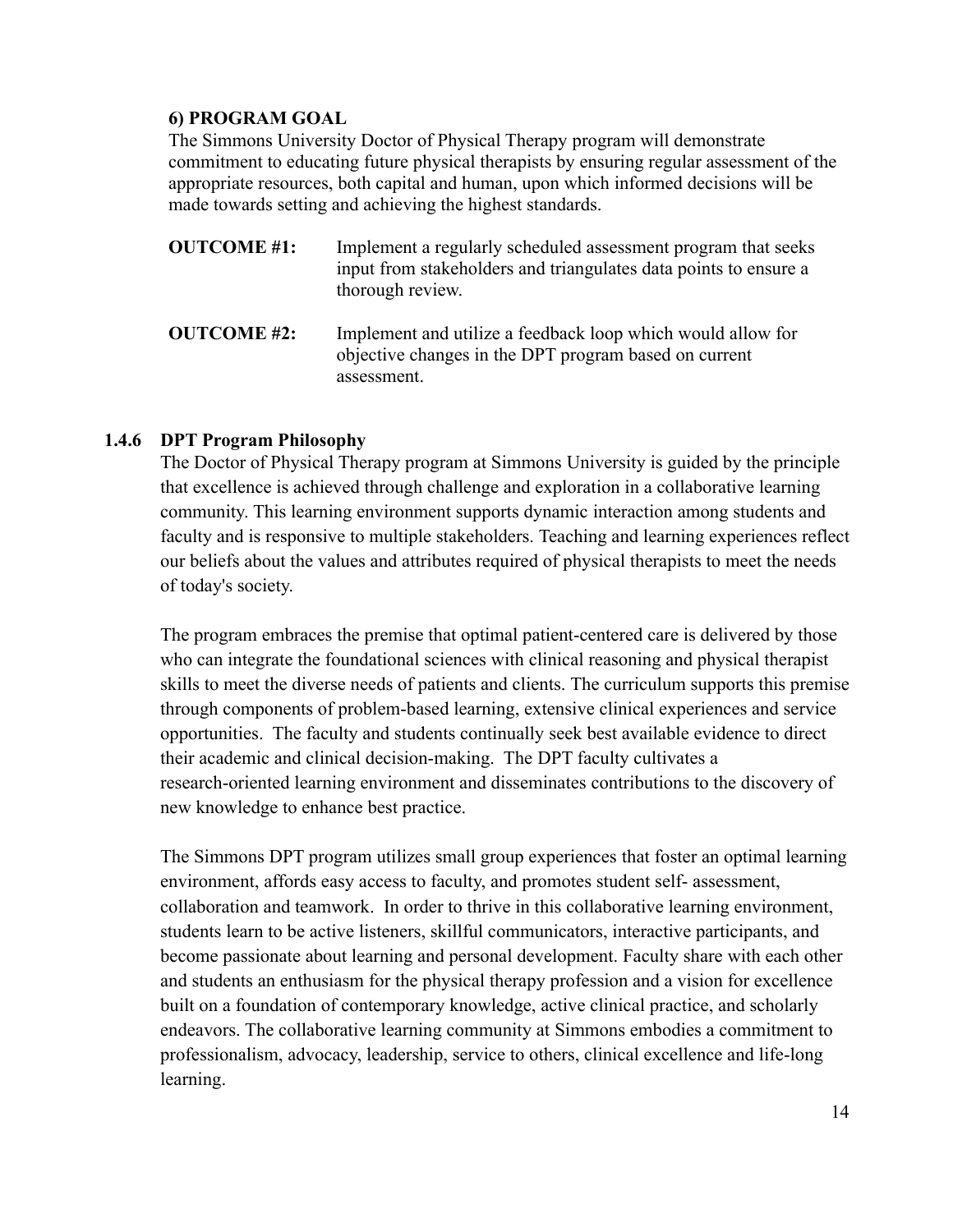**6) PROGRAM GOAL**

The Simmons University Doctor of Physical Therapy program will demonstrate commitment to educating future physical therapists by ensuring regular assessment of the appropriate resources, both capital and human, upon which informed decisions will be made towards setting and achieving the highest standards.

**OUTCOME #1:** Implement a regularly scheduled assessment program that seeks input from stakeholders and triangulates data points to ensure a thorough review.

**OUTCOME #2:** Implement and utilize a feedback loop which would allow for objective changes in the DPT program based on current assessment.

### 1.4.6 DPT Program Philosophy

The Doctor of Physical Therapy program at Simmons University is guided by the principle that excellence is achieved through challenge and exploration in a collaborative learning community. This learning environment supports dynamic interaction among students and faculty and is responsive to multiple stakeholders. Teaching and learning experiences reflect our beliefs about the values and attributes required of physical therapists to meet the needs of today's society.

The program embraces the premise that optimal patient-centered care is delivered by those who can integrate the foundational sciences with clinical reasoning and physical therapist skills to meet the diverse needs of patients and clients. The curriculum supports this premise through components of problem-based learning, extensive clinical experiences and service opportunities. The faculty and students continually seek best available evidence to direct their academic and clinical decision-making. The DPT faculty cultivates a research-oriented learning environment and disseminates contributions to the discovery of new knowledge to enhance best practice.

The Simmons DPT program utilizes small group experiences that foster an optimal learning environment, affords easy access to faculty, and promotes student self- assessment, collaboration and teamwork. In order to thrive in this collaborative learning environment, students learn to be active listeners, skillful communicators, interactive participants, and become passionate about learning and personal development. Faculty share with each other and students an enthusiasm for the physical therapy profession and a vision for excellence built on a foundation of contemporary knowledge, active clinical practice, and scholarly endeavors. The collaborative learning community at Simmons embodies a commitment to professionalism, advocacy, leadership, service to others, clinical excellence and life-long learning.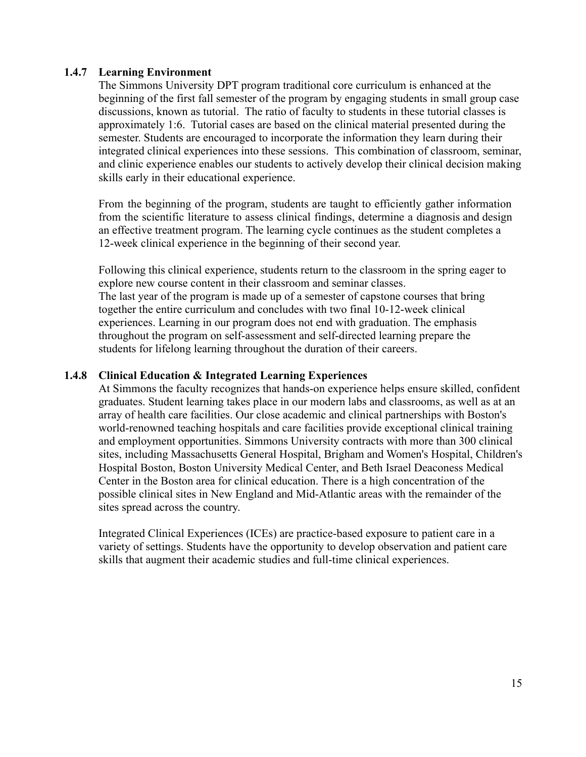### 1.4.7 Learning Environment

The Simmons University DPT program traditional core curriculum is enhanced at the beginning of the first fall semester of the program by engaging students in small group case discussions, known as tutorial. The ratio of faculty to students in these tutorial classes is approximately 1:6. Tutorial cases are based on the clinical material presented during the semester. Students are encouraged to incorporate the information they learn during their integrated clinical experiences into these sessions. This combination of classroom, seminar, and clinic experience enables our students to actively develop their clinical decision making skills early in their educational experience.

From the beginning of the program, students are taught to efficiently gather information from the scientific literature to assess clinical findings, determine a diagnosis and design an effective treatment program. The learning cycle continues as the student completes a 12-week clinical experience in the beginning of their second year.

Following this clinical experience, students return to the classroom in the spring eager to explore new course content in their classroom and seminar classes.
The last year of the program is made up of a semester of capstone courses that bring together the entire curriculum and concludes with two final 10-12-week clinical experiences. Learning in our program does not end with graduation. The emphasis throughout the program on self-assessment and self-directed learning prepare the students for lifelong learning throughout the duration of their careers.

### 1.4.8 Clinical Education & Integrated Learning Experiences

At Simmons the faculty recognizes that hands-on experience helps ensure skilled, confident graduates. Student learning takes place in our modern labs and classrooms, as well as at an array of health care facilities. Our close academic and clinical partnerships with Boston's world-renowned teaching hospitals and care facilities provide exceptional clinical training and employment opportunities. Simmons University contracts with more than 300 clinical sites, including Massachusetts General Hospital, Brigham and Women's Hospital, Children's Hospital Boston, Boston University Medical Center, and Beth Israel Deaconess Medical Center in the Boston area for clinical education. There is a high concentration of the possible clinical sites in New England and Mid-Atlantic areas with the remainder of the sites spread across the country.

Integrated Clinical Experiences (ICEs) are practice-based exposure to patient care in a variety of settings. Students have the opportunity to develop observation and patient care skills that augment their academic studies and full-time clinical experiences.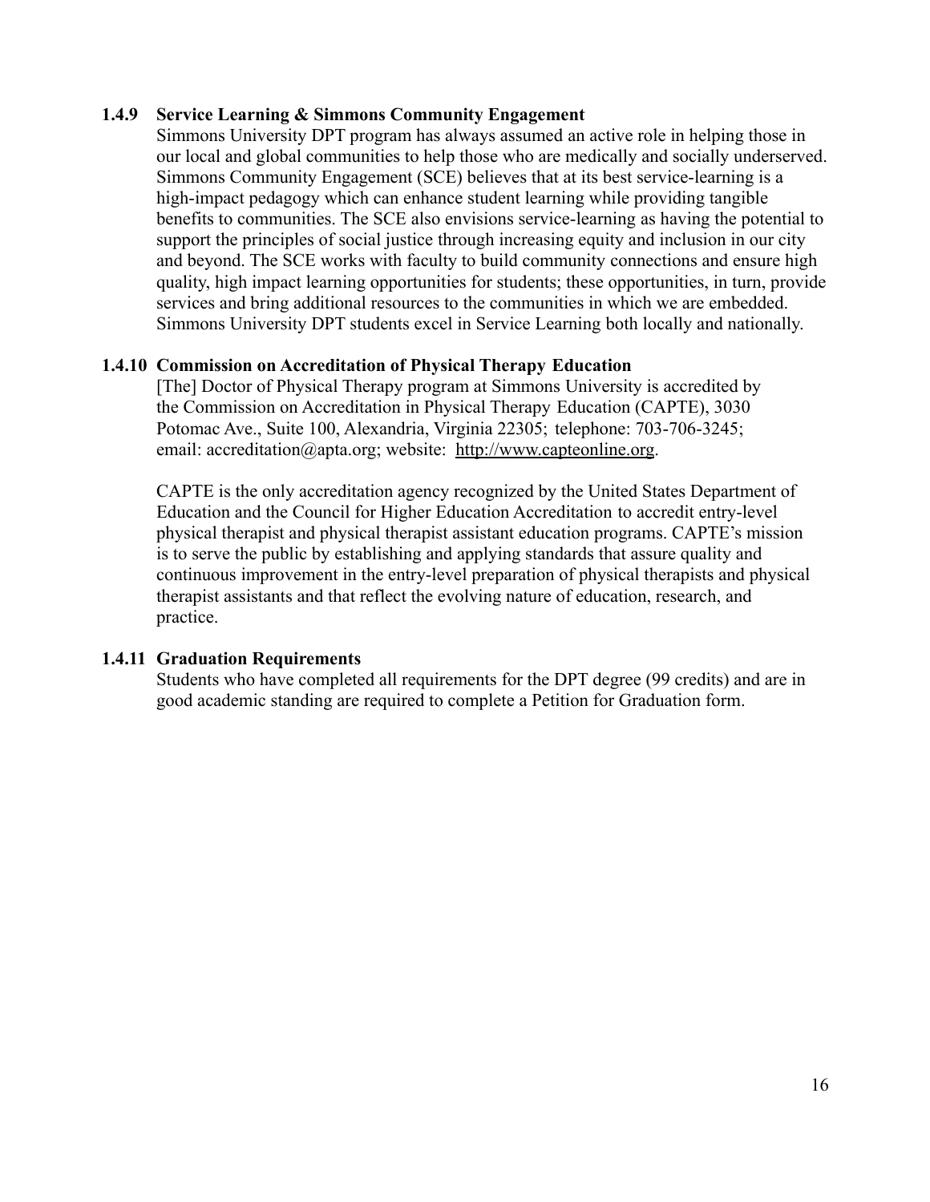### 1.4.9 Service Learning & Simmons Community Engagement

Simmons University DPT program has always assumed an active role in helping those in our local and global communities to help those who are medically and socially underserved. Simmons Community Engagement (SCE) believes that at its best service-learning is a high-impact pedagogy which can enhance student learning while providing tangible benefits to communities. The SCE also envisions service-learning as having the potential to support the principles of social justice through increasing equity and inclusion in our city and beyond. The SCE works with faculty to build community connections and ensure high quality, high impact learning opportunities for students; these opportunities, in turn, provide services and bring additional resources to the communities in which we are embedded. Simmons University DPT students excel in Service Learning both locally and nationally.

### 1.4.10 Commission on Accreditation of Physical Therapy Education

[The] Doctor of Physical Therapy program at Simmons University is accredited by the Commission on Accreditation in Physical Therapy Education (CAPTE), 3030 Potomac Ave., Suite 100, Alexandria, Virginia 22305; telephone: 703-706-3245; email: accreditation@apta.org; website: http://www.capteonline.org.

CAPTE is the only accreditation agency recognized by the United States Department of Education and the Council for Higher Education Accreditation to accredit entry-level physical therapist and physical therapist assistant education programs. CAPTE's mission is to serve the public by establishing and applying standards that assure quality and continuous improvement in the entry-level preparation of physical therapists and physical therapist assistants and that reflect the evolving nature of education, research, and practice.

### 1.4.11 Graduation Requirements

Students who have completed all requirements for the DPT degree (99 credits) and are in good academic standing are required to complete a Petition for Graduation form.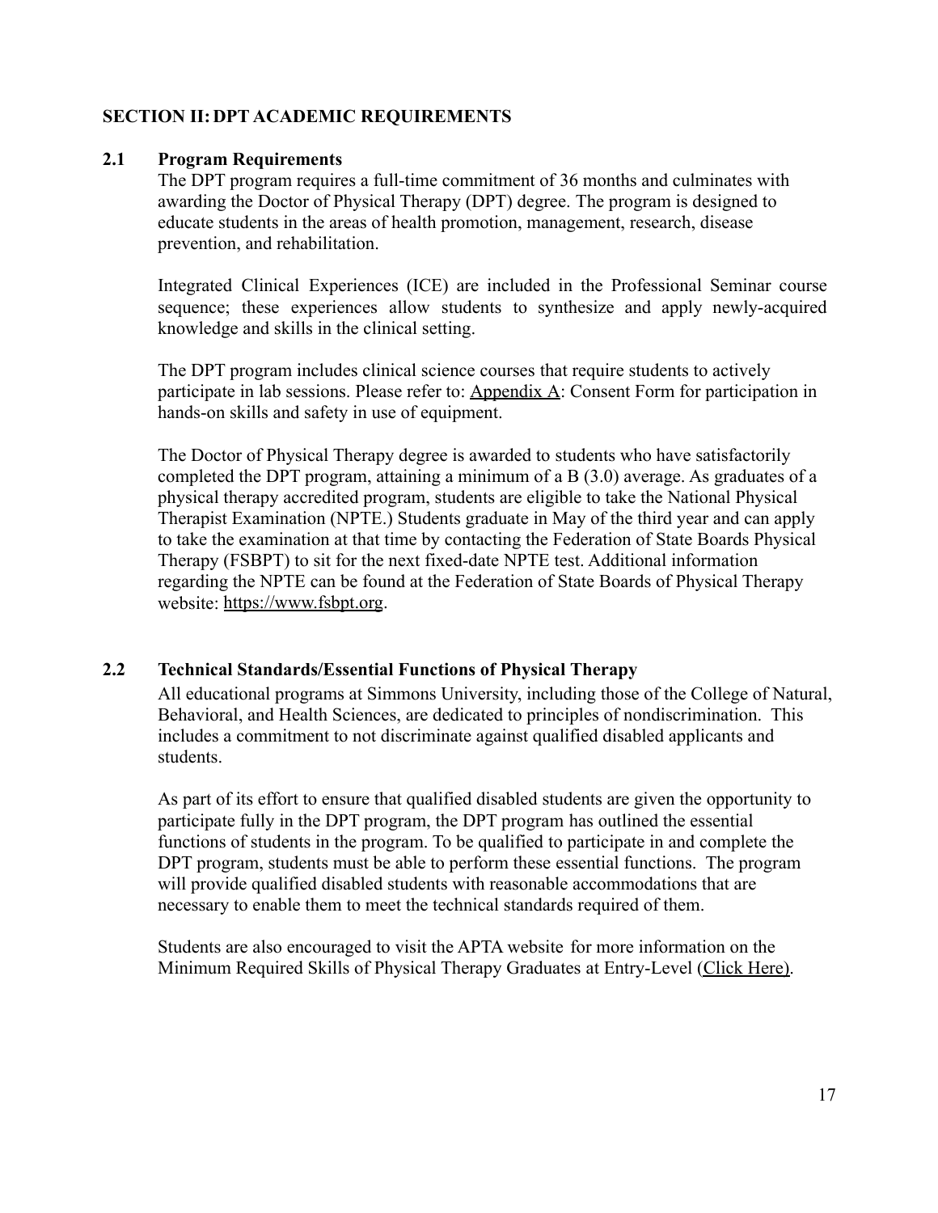## SECTION II: DPT ACADEMIC REQUIREMENTS

### 2.1 Program Requirements

The DPT program requires a full-time commitment of 36 months and culminates with awarding the Doctor of Physical Therapy (DPT) degree. The program is designed to educate students in the areas of health promotion, management, research, disease prevention, and rehabilitation.

Integrated Clinical Experiences (ICE) are included in the Professional Seminar course sequence; these experiences allow students to synthesize and apply newly-acquired knowledge and skills in the clinical setting.

The DPT program includes clinical science courses that require students to actively participate in lab sessions. Please refer to: Appendix A: Consent Form for participation in hands-on skills and safety in use of equipment.

The Doctor of Physical Therapy degree is awarded to students who have satisfactorily completed the DPT program, attaining a minimum of a B (3.0) average. As graduates of a physical therapy accredited program, students are eligible to take the National Physical Therapist Examination (NPTE.) Students graduate in May of the third year and can apply to take the examination at that time by contacting the Federation of State Boards Physical Therapy (FSBPT) to sit for the next fixed-date NPTE test. Additional information regarding the NPTE can be found at the Federation of State Boards of Physical Therapy website: https://www.fsbpt.org.

### 2.2 Technical Standards/Essential Functions of Physical Therapy

All educational programs at Simmons University, including those of the College of Natural, Behavioral, and Health Sciences, are dedicated to principles of nondiscrimination. This includes a commitment to not discriminate against qualified disabled applicants and students.

As part of its effort to ensure that qualified disabled students are given the opportunity to participate fully in the DPT program, the DPT program has outlined the essential functions of students in the program. To be qualified to participate in and complete the DPT program, students must be able to perform these essential functions. The program will provide qualified disabled students with reasonable accommodations that are necessary to enable them to meet the technical standards required of them.

Students are also encouraged to visit the APTA website for more information on the Minimum Required Skills of Physical Therapy Graduates at Entry-Level (Click Here).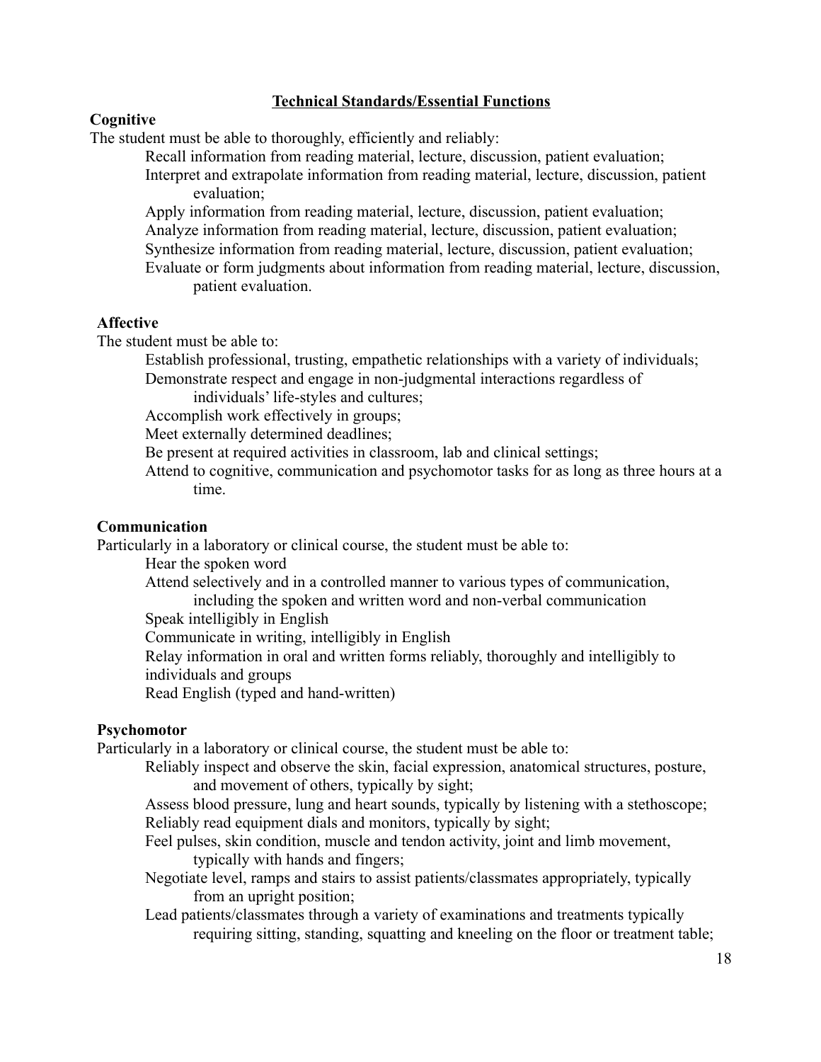## Technical Standards/Essential Functions

### Cognitive

The student must be able to thoroughly, efficiently and reliably:

- Recall information from reading material, lecture, discussion, patient evaluation;
- Interpret and extrapolate information from reading material, lecture, discussion, patient evaluation;
- Apply information from reading material, lecture, discussion, patient evaluation;
- Analyze information from reading material, lecture, discussion, patient evaluation;
- Synthesize information from reading material, lecture, discussion, patient evaluation;
- Evaluate or form judgments about information from reading material, lecture, discussion, patient evaluation.

### Affective

The student must be able to:

- Establish professional, trusting, empathetic relationships with a variety of individuals;
- Demonstrate respect and engage in non-judgmental interactions regardless of individuals' life-styles and cultures;
- Accomplish work effectively in groups;
- Meet externally determined deadlines;
- Be present at required activities in classroom, lab and clinical settings;
- Attend to cognitive, communication and psychomotor tasks for as long as three hours at a time.

### Communication

Particularly in a laboratory or clinical course, the student must be able to:

- Hear the spoken word
- Attend selectively and in a controlled manner to various types of communication, including the spoken and written word and non-verbal communication
- Speak intelligibly in English
- Communicate in writing, intelligibly in English
- Relay information in oral and written forms reliably, thoroughly and intelligibly to individuals and groups
- Read English (typed and hand-written)

### Psychomotor

Particularly in a laboratory or clinical course, the student must be able to:

- Reliably inspect and observe the skin, facial expression, anatomical structures, posture, and movement of others, typically by sight;
- Assess blood pressure, lung and heart sounds, typically by listening with a stethoscope;
- Reliably read equipment dials and monitors, typically by sight;
- Feel pulses, skin condition, muscle and tendon activity, joint and limb movement, typically with hands and fingers;
- Negotiate level, ramps and stairs to assist patients/classmates appropriately, typically from an upright position;
- Lead patients/classmates through a variety of examinations and treatments typically requiring sitting, standing, squatting and kneeling on the floor or treatment table;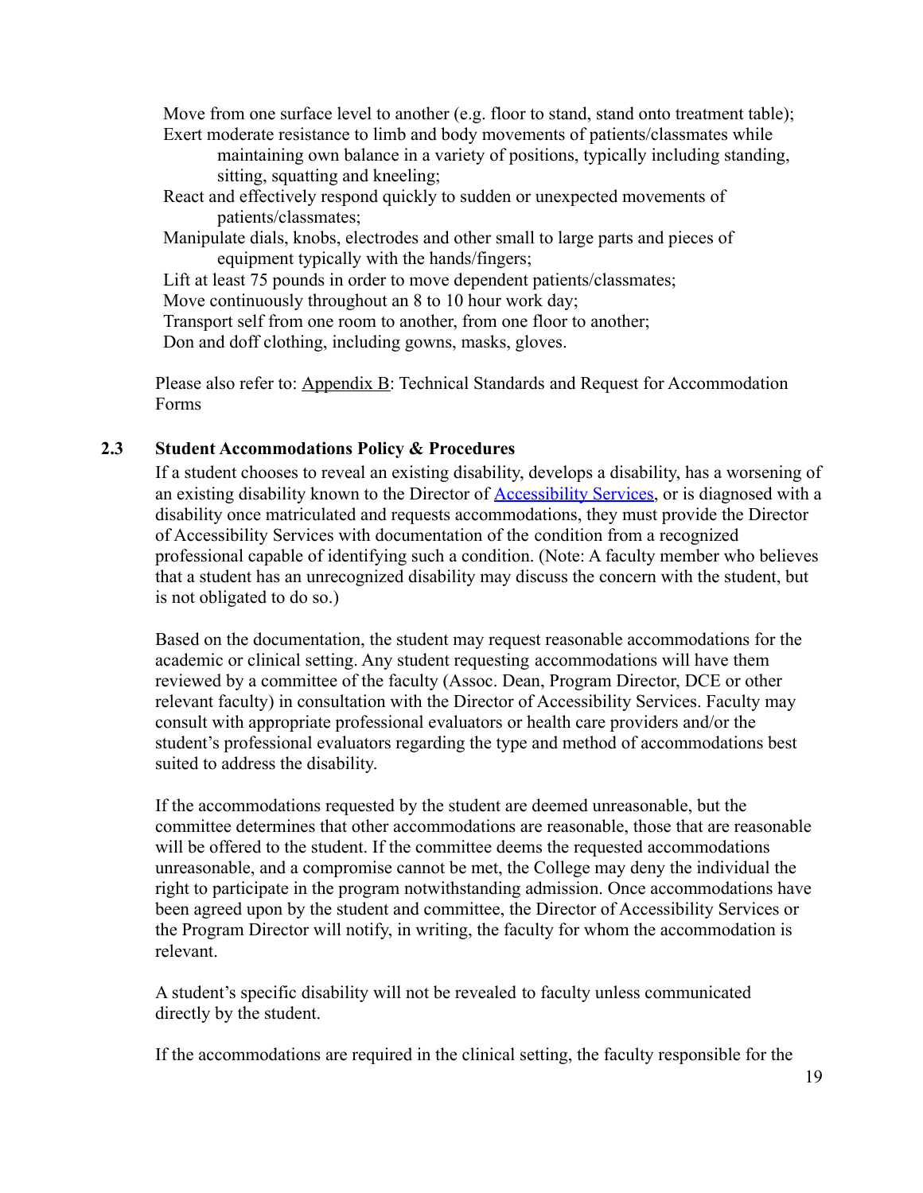- Move from one surface level to another (e.g. floor to stand, stand onto treatment table);
- Exert moderate resistance to limb and body movements of patients/classmates while maintaining own balance in a variety of positions, typically including standing, sitting, squatting and kneeling;
- React and effectively respond quickly to sudden or unexpected movements of patients/classmates;
- Manipulate dials, knobs, electrodes and other small to large parts and pieces of equipment typically with the hands/fingers;
- Lift at least 75 pounds in order to move dependent patients/classmates;
- Move continuously throughout an 8 to 10 hour work day;
- Transport self from one room to another, from one floor to another;
- Don and doff clothing, including gowns, masks, gloves.

Please also refer to: Appendix B: Technical Standards and Request for Accommodation Forms

### 2.3 Student Accommodations Policy & Procedures

If a student chooses to reveal an existing disability, develops a disability, has a worsening of an existing disability known to the Director of Accessibility Services, or is diagnosed with a disability once matriculated and requests accommodations, they must provide the Director of Accessibility Services with documentation of the condition from a recognized professional capable of identifying such a condition. (Note: A faculty member who believes that a student has an unrecognized disability may discuss the concern with the student, but is not obligated to do so.)

Based on the documentation, the student may request reasonable accommodations for the academic or clinical setting. Any student requesting accommodations will have them reviewed by a committee of the faculty (Assoc. Dean, Program Director, DCE or other relevant faculty) in consultation with the Director of Accessibility Services. Faculty may consult with appropriate professional evaluators or health care providers and/or the student's professional evaluators regarding the type and method of accommodations best suited to address the disability.

If the accommodations requested by the student are deemed unreasonable, but the committee determines that other accommodations are reasonable, those that are reasonable will be offered to the student. If the committee deems the requested accommodations unreasonable, and a compromise cannot be met, the College may deny the individual the right to participate in the program notwithstanding admission. Once accommodations have been agreed upon by the student and committee, the Director of Accessibility Services or the Program Director will notify, in writing, the faculty for whom the accommodation is relevant.

A student's specific disability will not be revealed to faculty unless communicated directly by the student.

If the accommodations are required in the clinical setting, the faculty responsible for the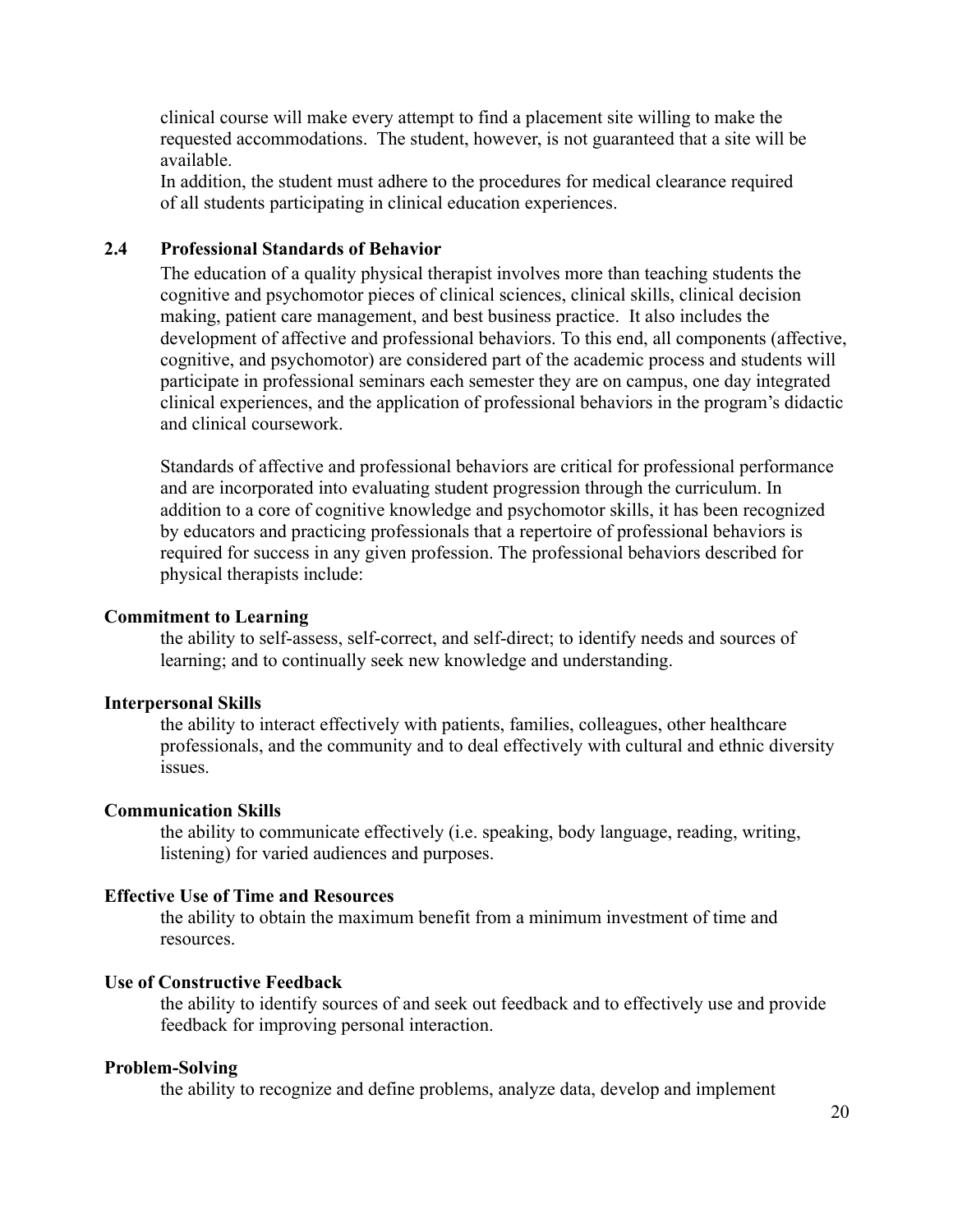clinical course will make every attempt to find a placement site willing to make the requested accommodations. The student, however, is not guaranteed that a site will be available.

In addition, the student must adhere to the procedures for medical clearance required of all students participating in clinical education experiences.

## 2.4 Professional Standards of Behavior

The education of a quality physical therapist involves more than teaching students the cognitive and psychomotor pieces of clinical sciences, clinical skills, clinical decision making, patient care management, and best business practice. It also includes the development of affective and professional behaviors. To this end, all components (affective, cognitive, and psychomotor) are considered part of the academic process and students will participate in professional seminars each semester they are on campus, one day integrated clinical experiences, and the application of professional behaviors in the program's didactic and clinical coursework.

Standards of affective and professional behaviors are critical for professional performance and are incorporated into evaluating student progression through the curriculum. In addition to a core of cognitive knowledge and psychomotor skills, it has been recognized by educators and practicing professionals that a repertoire of professional behaviors is required for success in any given profession. The professional behaviors described for physical therapists include:

**Commitment to Learning**

the ability to self-assess, self-correct, and self-direct; to identify needs and sources of learning; and to continually seek new knowledge and understanding.

**Interpersonal Skills**

the ability to interact effectively with patients, families, colleagues, other healthcare professionals, and the community and to deal effectively with cultural and ethnic diversity issues.

**Communication Skills**

the ability to communicate effectively (i.e. speaking, body language, reading, writing, listening) for varied audiences and purposes.

**Effective Use of Time and Resources**

the ability to obtain the maximum benefit from a minimum investment of time and resources.

**Use of Constructive Feedback**

the ability to identify sources of and seek out feedback and to effectively use and provide feedback for improving personal interaction.

**Problem-Solving**

the ability to recognize and define problems, analyze data, develop and implement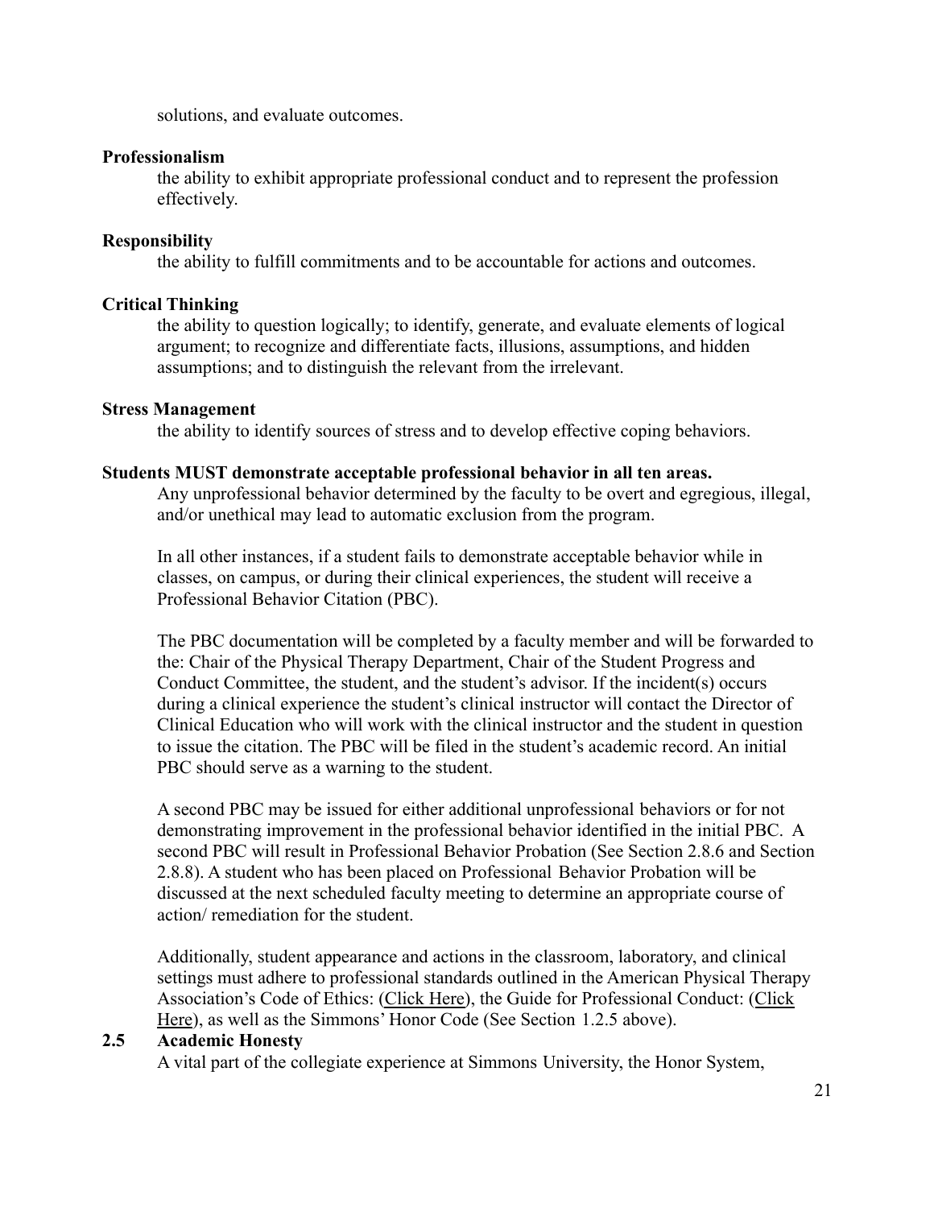solutions, and evaluate outcomes.

**Professionalism**

the ability to exhibit appropriate professional conduct and to represent the profession effectively.

**Responsibility**

the ability to fulfill commitments and to be accountable for actions and outcomes.

**Critical Thinking**

the ability to question logically; to identify, generate, and evaluate elements of logical argument; to recognize and differentiate facts, illusions, assumptions, and hidden assumptions; and to distinguish the relevant from the irrelevant.

**Stress Management**

the ability to identify sources of stress and to develop effective coping behaviors.

**Students MUST demonstrate acceptable professional behavior in all ten areas.**

Any unprofessional behavior determined by the faculty to be overt and egregious, illegal, and/or unethical may lead to automatic exclusion from the program.

In all other instances, if a student fails to demonstrate acceptable behavior while in classes, on campus, or during their clinical experiences, the student will receive a Professional Behavior Citation (PBC).

The PBC documentation will be completed by a faculty member and will be forwarded to the: Chair of the Physical Therapy Department, Chair of the Student Progress and Conduct Committee, the student, and the student's advisor. If the incident(s) occurs during a clinical experience the student's clinical instructor will contact the Director of Clinical Education who will work with the clinical instructor and the student in question to issue the citation. The PBC will be filed in the student's academic record. An initial PBC should serve as a warning to the student.

A second PBC may be issued for either additional unprofessional behaviors or for not demonstrating improvement in the professional behavior identified in the initial PBC. A second PBC will result in Professional Behavior Probation (See Section 2.8.6 and Section 2.8.8). A student who has been placed on Professional Behavior Probation will be discussed at the next scheduled faculty meeting to determine an appropriate course of action/ remediation for the student.

Additionally, student appearance and actions in the classroom, laboratory, and clinical settings must adhere to professional standards outlined in the American Physical Therapy Association's Code of Ethics: (Click Here), the Guide for Professional Conduct: (Click Here), as well as the Simmons' Honor Code (See Section 1.2.5 above).

## 2.5 Academic Honesty

A vital part of the collegiate experience at Simmons University, the Honor System,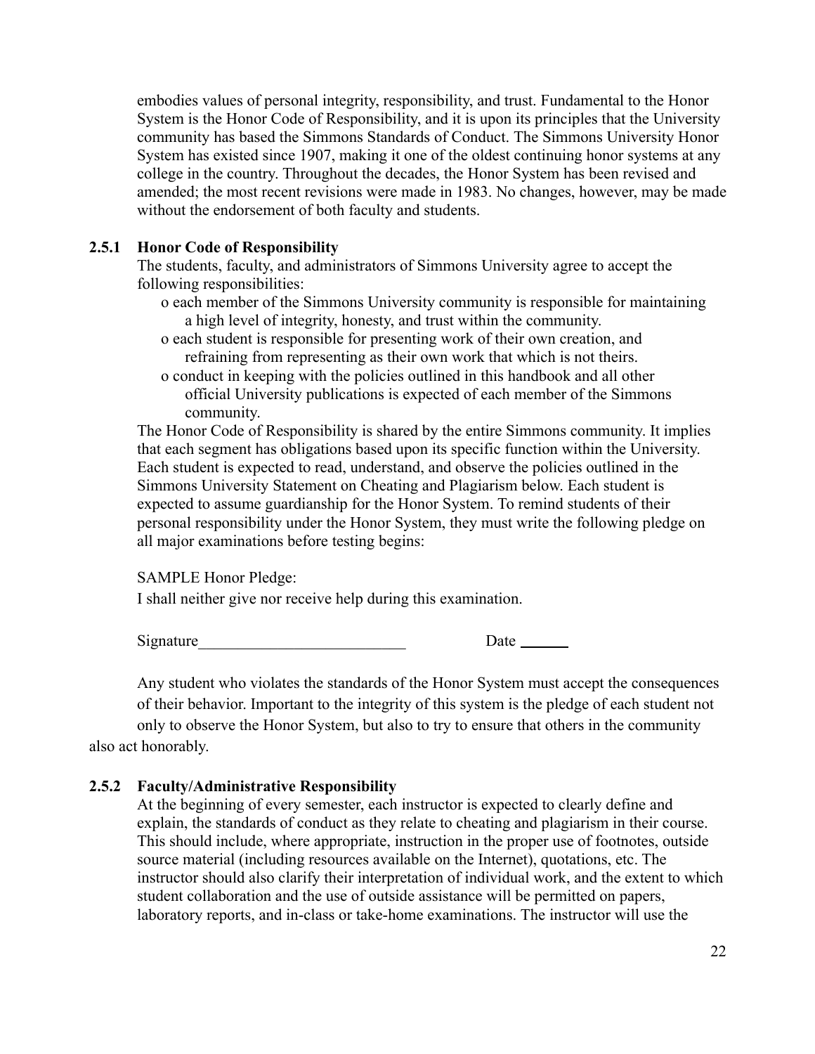embodies values of personal integrity, responsibility, and trust. Fundamental to the Honor System is the Honor Code of Responsibility, and it is upon its principles that the University community has based the Simmons Standards of Conduct. The Simmons University Honor System has existed since 1907, making it one of the oldest continuing honor systems at any college in the country. Throughout the decades, the Honor System has been revised and amended; the most recent revisions were made in 1983. No changes, however, may be made without the endorsement of both faculty and students.

### 2.5.1 Honor Code of Responsibility

The students, faculty, and administrators of Simmons University agree to accept the following responsibilities:

- each member of the Simmons University community is responsible for maintaining a high level of integrity, honesty, and trust within the community.
- each student is responsible for presenting work of their own creation, and refraining from representing as their own work that which is not theirs.
- conduct in keeping with the policies outlined in this handbook and all other official University publications is expected of each member of the Simmons community.

The Honor Code of Responsibility is shared by the entire Simmons community. It implies that each segment has obligations based upon its specific function within the University. Each student is expected to read, understand, and observe the policies outlined in the Simmons University Statement on Cheating and Plagiarism below. Each student is expected to assume guardianship for the Honor System. To remind students of their personal responsibility under the Honor System, they must write the following pledge on all major examinations before testing begins:

SAMPLE Honor Pledge:

I shall neither give nor receive help during this examination.

Signature__________________________ Date ______

Any student who violates the standards of the Honor System must accept the consequences of their behavior. Important to the integrity of this system is the pledge of each student not only to observe the Honor System, but also to try to ensure that others in the community also act honorably.

### 2.5.2 Faculty/Administrative Responsibility

At the beginning of every semester, each instructor is expected to clearly define and explain, the standards of conduct as they relate to cheating and plagiarism in their course. This should include, where appropriate, instruction in the proper use of footnotes, outside source material (including resources available on the Internet), quotations, etc. The instructor should also clarify their interpretation of individual work, and the extent to which student collaboration and the use of outside assistance will be permitted on papers, laboratory reports, and in-class or take-home examinations. The instructor will use the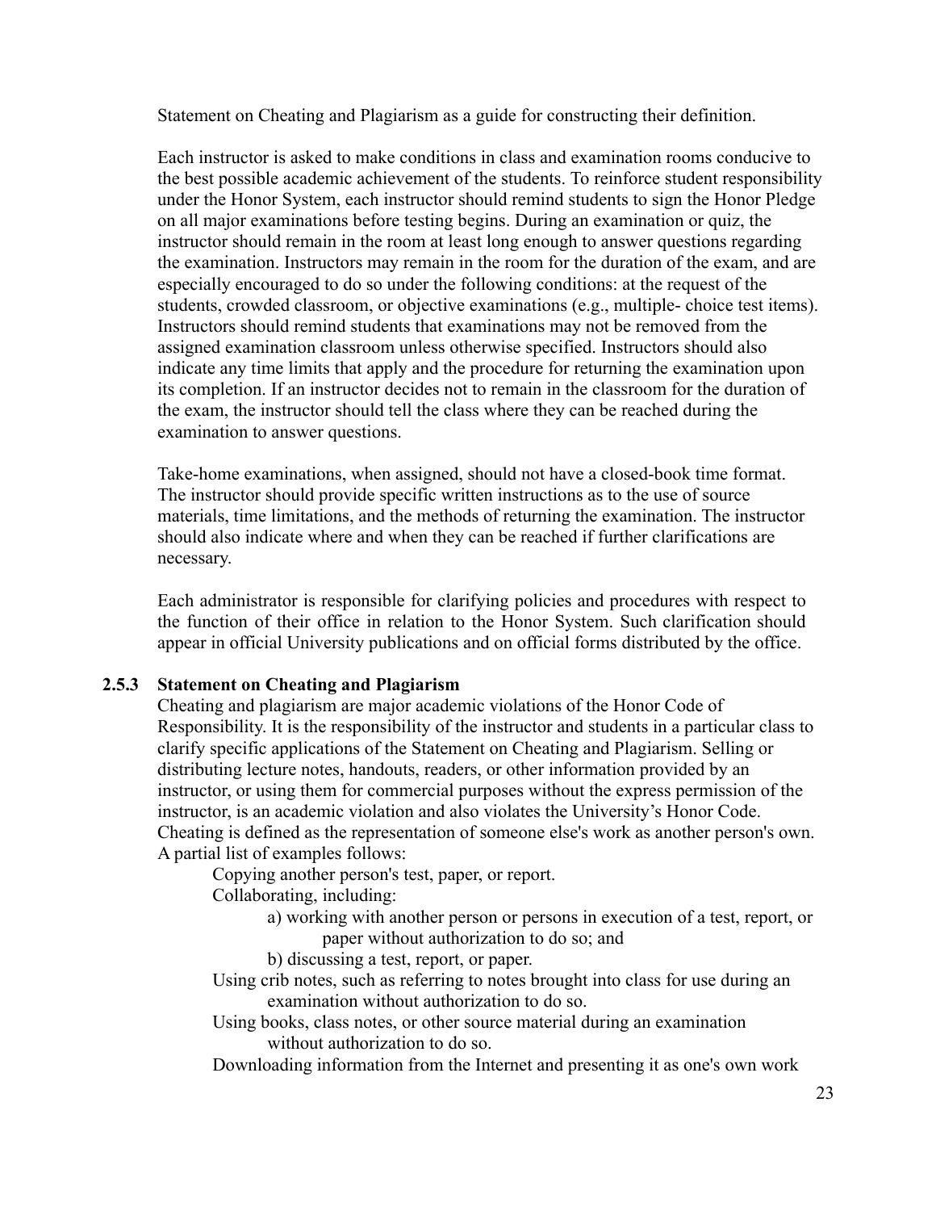Statement on Cheating and Plagiarism as a guide for constructing their definition.

Each instructor is asked to make conditions in class and examination rooms conducive to the best possible academic achievement of the students. To reinforce student responsibility under the Honor System, each instructor should remind students to sign the Honor Pledge on all major examinations before testing begins. During an examination or quiz, the instructor should remain in the room at least long enough to answer questions regarding the examination. Instructors may remain in the room for the duration of the exam, and are especially encouraged to do so under the following conditions: at the request of the students, crowded classroom, or objective examinations (e.g., multiple- choice test items). Instructors should remind students that examinations may not be removed from the assigned examination classroom unless otherwise specified. Instructors should also indicate any time limits that apply and the procedure for returning the examination upon its completion. If an instructor decides not to remain in the classroom for the duration of the exam, the instructor should tell the class where they can be reached during the examination to answer questions.

Take-home examinations, when assigned, should not have a closed-book time format. The instructor should provide specific written instructions as to the use of source materials, time limitations, and the methods of returning the examination. The instructor should also indicate where and when they can be reached if further clarifications are necessary.

Each administrator is responsible for clarifying policies and procedures with respect to the function of their office in relation to the Honor System. Such clarification should appear in official University publications and on official forms distributed by the office.

### 2.5.3 Statement on Cheating and Plagiarism

Cheating and plagiarism are major academic violations of the Honor Code of Responsibility. It is the responsibility of the instructor and students in a particular class to clarify specific applications of the Statement on Cheating and Plagiarism. Selling or distributing lecture notes, handouts, readers, or other information provided by an instructor, or using them for commercial purposes without the express permission of the instructor, is an academic violation and also violates the University's Honor Code. Cheating is defined as the representation of someone else's work as another person's own. A partial list of examples follows:

- Copying another person's test, paper, or report.
- Collaborating, including:
  - a) working with another person or persons in execution of a test, report, or paper without authorization to do so; and
  - b) discussing a test, report, or paper.
- Using crib notes, such as referring to notes brought into class for use during an examination without authorization to do so.
- Using books, class notes, or other source material during an examination without authorization to do so.
- Downloading information from the Internet and presenting it as one's own work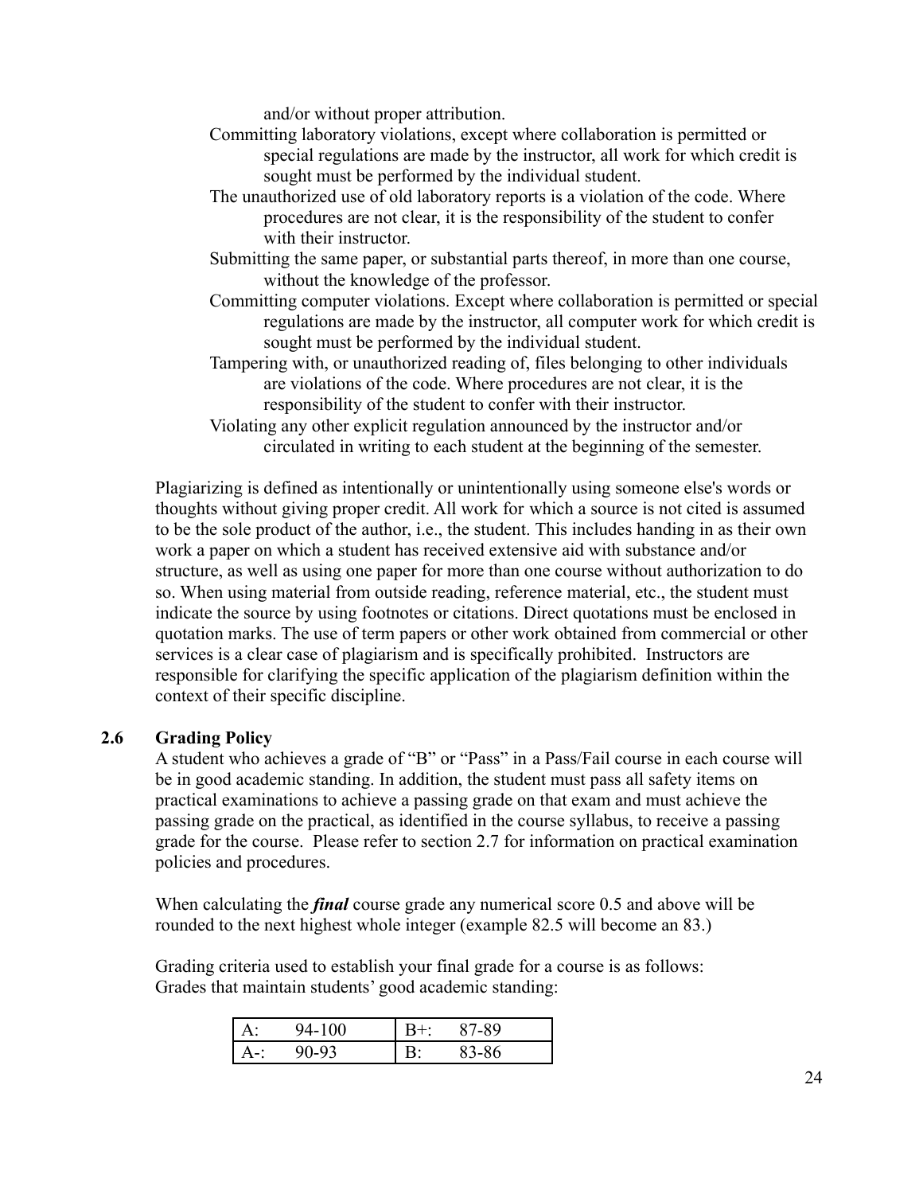and/or without proper attribution.

Committing laboratory violations, except where collaboration is permitted or special regulations are made by the instructor, all work for which credit is sought must be performed by the individual student.

The unauthorized use of old laboratory reports is a violation of the code. Where procedures are not clear, it is the responsibility of the student to confer with their instructor.

Submitting the same paper, or substantial parts thereof, in more than one course, without the knowledge of the professor.

Committing computer violations. Except where collaboration is permitted or special regulations are made by the instructor, all computer work for which credit is sought must be performed by the individual student.

Tampering with, or unauthorized reading of, files belonging to other individuals are violations of the code. Where procedures are not clear, it is the responsibility of the student to confer with their instructor.

Violating any other explicit regulation announced by the instructor and/or circulated in writing to each student at the beginning of the semester.

Plagiarizing is defined as intentionally or unintentionally using someone else's words or thoughts without giving proper credit. All work for which a source is not cited is assumed to be the sole product of the author, i.e., the student. This includes handing in as their own work a paper on which a student has received extensive aid with substance and/or structure, as well as using one paper for more than one course without authorization to do so. When using material from outside reading, reference material, etc., the student must indicate the source by using footnotes or citations. Direct quotations must be enclosed in quotation marks. The use of term papers or other work obtained from commercial or other services is a clear case of plagiarism and is specifically prohibited. Instructors are responsible for clarifying the specific application of the plagiarism definition within the context of their specific discipline.

## 2.6 Grading Policy

A student who achieves a grade of "B" or "Pass" in a Pass/Fail course in each course will be in good academic standing. In addition, the student must pass all safety items on practical examinations to achieve a passing grade on that exam and must achieve the passing grade on the practical, as identified in the course syllabus, to receive a passing grade for the course. Please refer to section 2.7 for information on practical examination policies and procedures.

When calculating the ***final*** course grade any numerical score 0.5 and above will be rounded to the next highest whole integer (example 82.5 will become an 83.)

Grading criteria used to establish your final grade for a course is as follows:
Grades that maintain students' good academic standing:

| Grade | Range | Grade | Range |
|---|---|---|---|
| A: | 94-100 | B+: | 87-89 |
| A-: | 90-93 | B: | 83-86 |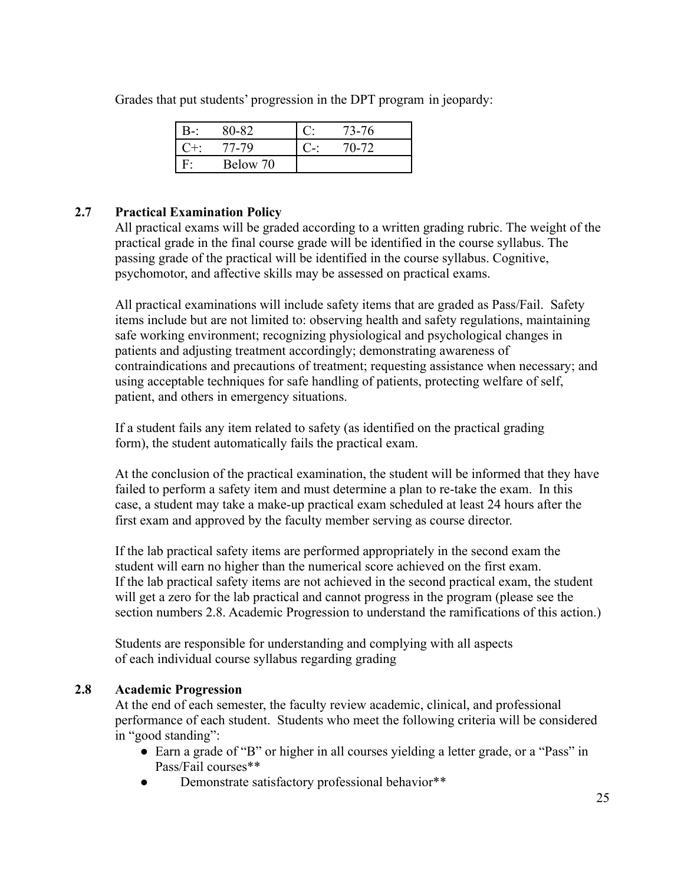Grades that put students' progression in the DPT program in jeopardy:

| | | | |
|---|---|---|---|
| B-: | 80-82 | C: | 73-76 |
| C+: | 77-79 | C-: | 70-72 |
| F: | Below 70 | | |

### 2.7 Practical Examination Policy

All practical exams will be graded according to a written grading rubric. The weight of the practical grade in the final course grade will be identified in the course syllabus. The passing grade of the practical will be identified in the course syllabus. Cognitive, psychomotor, and affective skills may be assessed on practical exams.

All practical examinations will include safety items that are graded as Pass/Fail. Safety items include but are not limited to: observing health and safety regulations, maintaining safe working environment; recognizing physiological and psychological changes in patients and adjusting treatment accordingly; demonstrating awareness of contraindications and precautions of treatment; requesting assistance when necessary; and using acceptable techniques for safe handling of patients, protecting welfare of self, patient, and others in emergency situations.

If a student fails any item related to safety (as identified on the practical grading form), the student automatically fails the practical exam.

At the conclusion of the practical examination, the student will be informed that they have failed to perform a safety item and must determine a plan to re-take the exam. In this case, a student may take a make-up practical exam scheduled at least 24 hours after the first exam and approved by the faculty member serving as course director.

If the lab practical safety items are performed appropriately in the second exam the student will earn no higher than the numerical score achieved on the first exam. If the lab practical safety items are not achieved in the second practical exam, the student will get a zero for the lab practical and cannot progress in the program (please see the section numbers 2.8. Academic Progression to understand the ramifications of this action.)

Students are responsible for understanding and complying with all aspects of each individual course syllabus regarding grading

### 2.8 Academic Progression

At the end of each semester, the faculty review academic, clinical, and professional performance of each student. Students who meet the following criteria will be considered in "good standing":

- Earn a grade of "B" or higher in all courses yielding a letter grade, or a "Pass" in Pass/Fail courses**
- Demonstrate satisfactory professional behavior**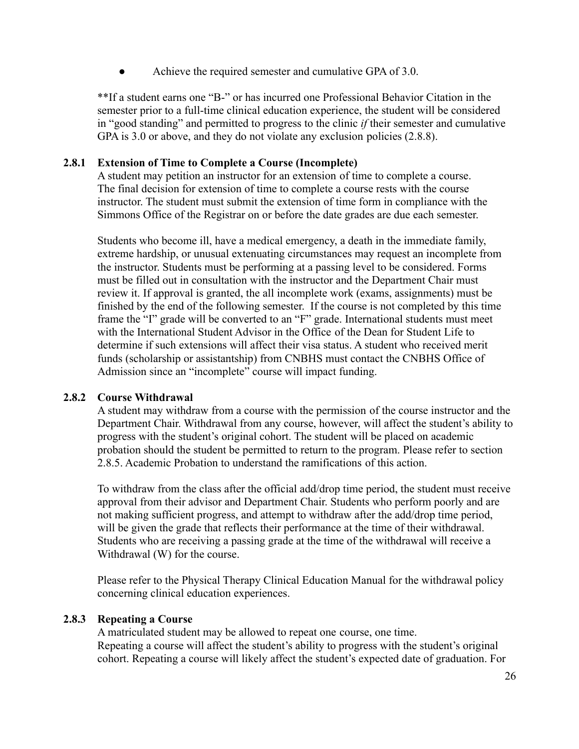- Achieve the required semester and cumulative GPA of 3.0.

**If a student earns one “B-” or has incurred one Professional Behavior Citation in the semester prior to a full-time clinical education experience, the student will be considered in “good standing” and permitted to progress to the clinic *if* their semester and cumulative GPA is 3.0 or above, and they do not violate any exclusion policies (2.8.8).

### 2.8.1 Extension of Time to Complete a Course (Incomplete)

A student may petition an instructor for an extension of time to complete a course. The final decision for extension of time to complete a course rests with the course instructor. The student must submit the extension of time form in compliance with the Simmons Office of the Registrar on or before the date grades are due each semester.

Students who become ill, have a medical emergency, a death in the immediate family, extreme hardship, or unusual extenuating circumstances may request an incomplete from the instructor. Students must be performing at a passing level to be considered. Forms must be filled out in consultation with the instructor and the Department Chair must review it. If approval is granted, the all incomplete work (exams, assignments) must be finished by the end of the following semester. If the course is not completed by this time frame the “I” grade will be converted to an “F” grade. International students must meet with the International Student Advisor in the Office of the Dean for Student Life to determine if such extensions will affect their visa status. A student who received merit funds (scholarship or assistantship) from CNBHS must contact the CNBHS Office of Admission since an “incomplete” course will impact funding.

### 2.8.2 Course Withdrawal

A student may withdraw from a course with the permission of the course instructor and the Department Chair. Withdrawal from any course, however, will affect the student’s ability to progress with the student’s original cohort. The student will be placed on academic probation should the student be permitted to return to the program. Please refer to section 2.8.5. Academic Probation to understand the ramifications of this action.

To withdraw from the class after the official add/drop time period, the student must receive approval from their advisor and Department Chair. Students who perform poorly and are not making sufficient progress, and attempt to withdraw after the add/drop time period, will be given the grade that reflects their performance at the time of their withdrawal. Students who are receiving a passing grade at the time of the withdrawal will receive a Withdrawal (W) for the course.

Please refer to the Physical Therapy Clinical Education Manual for the withdrawal policy concerning clinical education experiences.

### 2.8.3 Repeating a Course

A matriculated student may be allowed to repeat one course, one time.
Repeating a course will affect the student’s ability to progress with the student’s original cohort. Repeating a course will likely affect the student’s expected date of graduation. For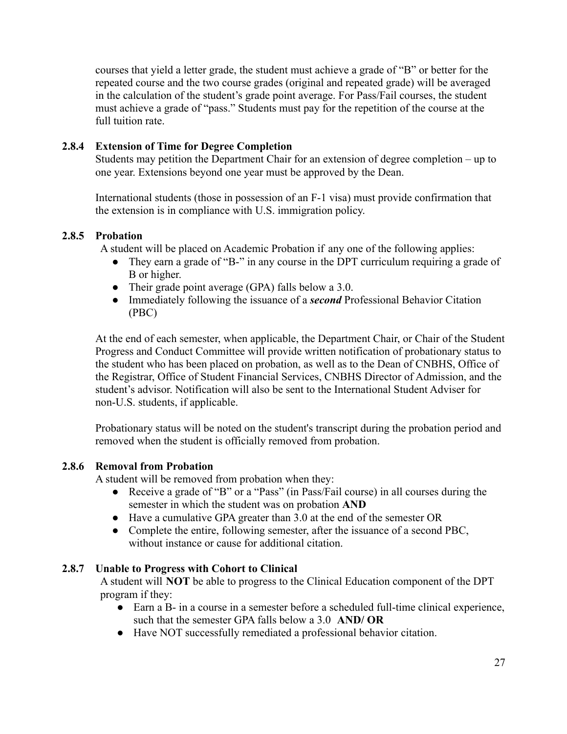courses that yield a letter grade, the student must achieve a grade of "B" or better for the repeated course and the two course grades (original and repeated grade) will be averaged in the calculation of the student's grade point average. For Pass/Fail courses, the student must achieve a grade of "pass." Students must pay for the repetition of the course at the full tuition rate.

### 2.8.4 Extension of Time for Degree Completion

Students may petition the Department Chair for an extension of degree completion – up to one year. Extensions beyond one year must be approved by the Dean.

International students (those in possession of an F-1 visa) must provide confirmation that the extension is in compliance with U.S. immigration policy.

### 2.8.5 Probation

A student will be placed on Academic Probation if any one of the following applies:

- They earn a grade of "B-" in any course in the DPT curriculum requiring a grade of B or higher.
- Their grade point average (GPA) falls below a 3.0.
- Immediately following the issuance of a ***second*** Professional Behavior Citation (PBC)

At the end of each semester, when applicable, the Department Chair, or Chair of the Student Progress and Conduct Committee will provide written notification of probationary status to the student who has been placed on probation, as well as to the Dean of CNBHS, Office of the Registrar, Office of Student Financial Services, CNBHS Director of Admission, and the student's advisor. Notification will also be sent to the International Student Adviser for non-U.S. students, if applicable.

Probationary status will be noted on the student's transcript during the probation period and removed when the student is officially removed from probation.

### 2.8.6 Removal from Probation

A student will be removed from probation when they:

- Receive a grade of "B" or a "Pass" (in Pass/Fail course) in all courses during the semester in which the student was on probation **AND**
- Have a cumulative GPA greater than 3.0 at the end of the semester OR
- Complete the entire, following semester, after the issuance of a second PBC, without instance or cause for additional citation.

### 2.8.7 Unable to Progress with Cohort to Clinical

A student will **NOT** be able to progress to the Clinical Education component of the DPT program if they:

- Earn a B- in a course in a semester before a scheduled full-time clinical experience, such that the semester GPA falls below a 3.0 **AND/ OR**
- Have NOT successfully remediated a professional behavior citation.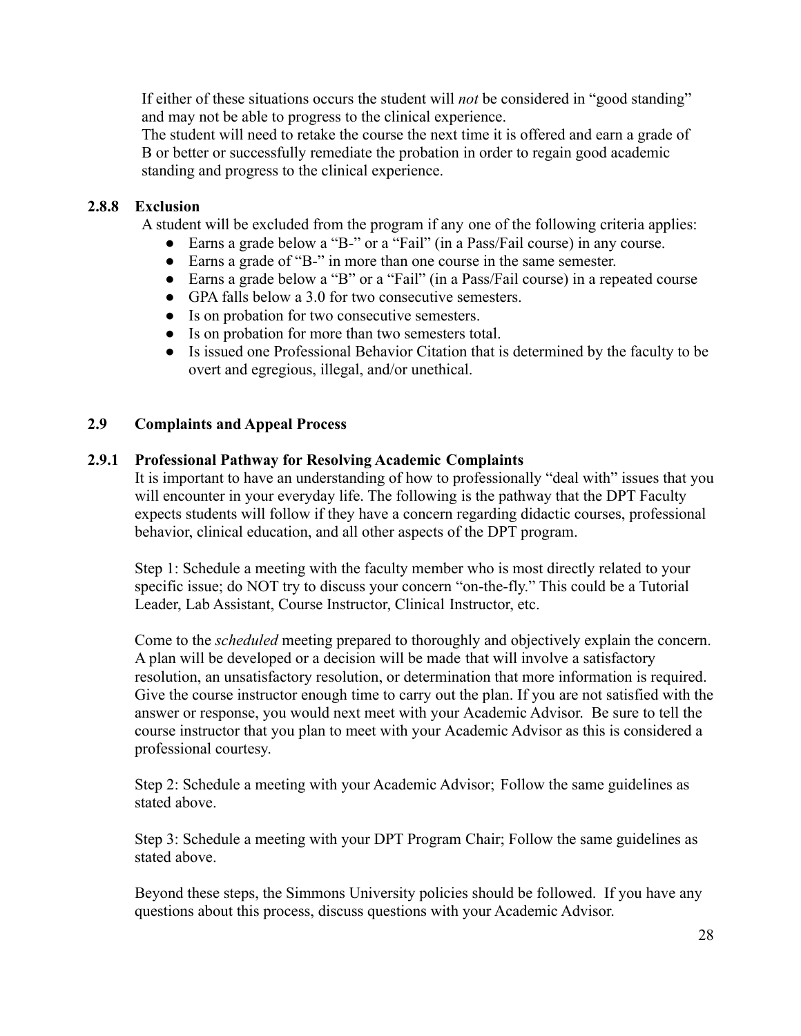If either of these situations occurs the student will *not* be considered in "good standing" and may not be able to progress to the clinical experience.
The student will need to retake the course the next time it is offered and earn a grade of B or better or successfully remediate the probation in order to regain good academic standing and progress to the clinical experience.

### 2.8.8 Exclusion

A student will be excluded from the program if any one of the following criteria applies:

- Earns a grade below a "B-" or a "Fail" (in a Pass/Fail course) in any course.
- Earns a grade of "B-" in more than one course in the same semester.
- Earns a grade below a "B" or a "Fail" (in a Pass/Fail course) in a repeated course
- GPA falls below a 3.0 for two consecutive semesters.
- Is on probation for two consecutive semesters.
- Is on probation for more than two semesters total.
- Is issued one Professional Behavior Citation that is determined by the faculty to be overt and egregious, illegal, and/or unethical.

## 2.9 Complaints and Appeal Process

### 2.9.1 Professional Pathway for Resolving Academic Complaints

It is important to have an understanding of how to professionally "deal with" issues that you will encounter in your everyday life. The following is the pathway that the DPT Faculty expects students will follow if they have a concern regarding didactic courses, professional behavior, clinical education, and all other aspects of the DPT program.

Step 1: Schedule a meeting with the faculty member who is most directly related to your specific issue; do NOT try to discuss your concern "on-the-fly." This could be a Tutorial Leader, Lab Assistant, Course Instructor, Clinical Instructor, etc.

Come to the *scheduled* meeting prepared to thoroughly and objectively explain the concern. A plan will be developed or a decision will be made that will involve a satisfactory resolution, an unsatisfactory resolution, or determination that more information is required. Give the course instructor enough time to carry out the plan. If you are not satisfied with the answer or response, you would next meet with your Academic Advisor. Be sure to tell the course instructor that you plan to meet with your Academic Advisor as this is considered a professional courtesy.

Step 2: Schedule a meeting with your Academic Advisor; Follow the same guidelines as stated above.

Step 3: Schedule a meeting with your DPT Program Chair; Follow the same guidelines as stated above.

Beyond these steps, the Simmons University policies should be followed. If you have any questions about this process, discuss questions with your Academic Advisor.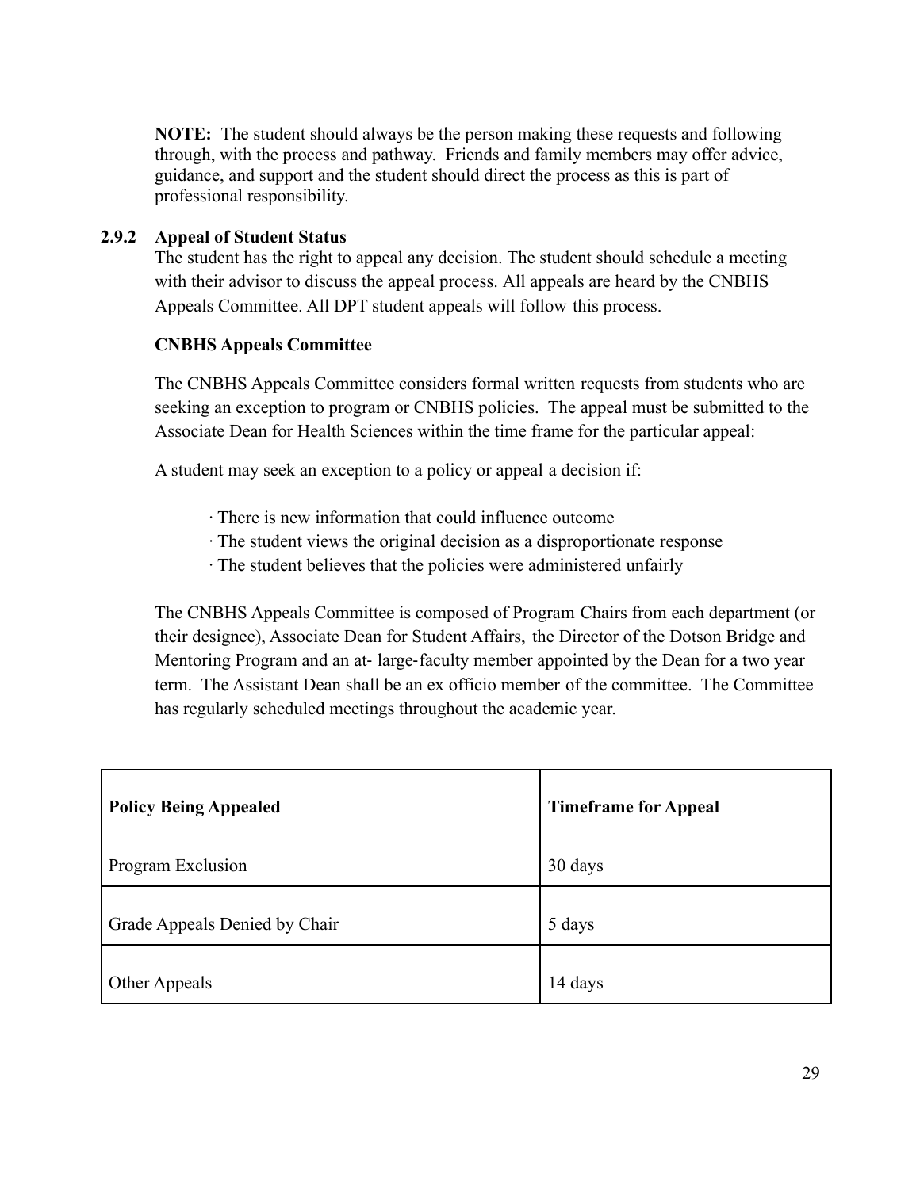**NOTE:** The student should always be the person making these requests and following through, with the process and pathway. Friends and family members may offer advice, guidance, and support and the student should direct the process as this is part of professional responsibility.

### 2.9.2 Appeal of Student Status

The student has the right to appeal any decision. The student should schedule a meeting with their advisor to discuss the appeal process. All appeals are heard by the CNBHS Appeals Committee. All DPT student appeals will follow this process.

**CNBHS Appeals Committee**

The CNBHS Appeals Committee considers formal written requests from students who are seeking an exception to program or CNBHS policies. The appeal must be submitted to the Associate Dean for Health Sciences within the time frame for the particular appeal:

A student may seek an exception to a policy or appeal a decision if:

- There is new information that could influence outcome
- The student views the original decision as a disproportionate response
- The student believes that the policies were administered unfairly

The CNBHS Appeals Committee is composed of Program Chairs from each department (or their designee), Associate Dean for Student Affairs, the Director of the Dotson Bridge and Mentoring Program and an at- large-faculty member appointed by the Dean for a two year term. The Assistant Dean shall be an ex officio member of the committee. The Committee has regularly scheduled meetings throughout the academic year.

| **Policy Being Appealed** | **Timeframe for Appeal** |
|---|---|
| Program Exclusion | 30 days |
| Grade Appeals Denied by Chair | 5 days |
| Other Appeals | 14 days |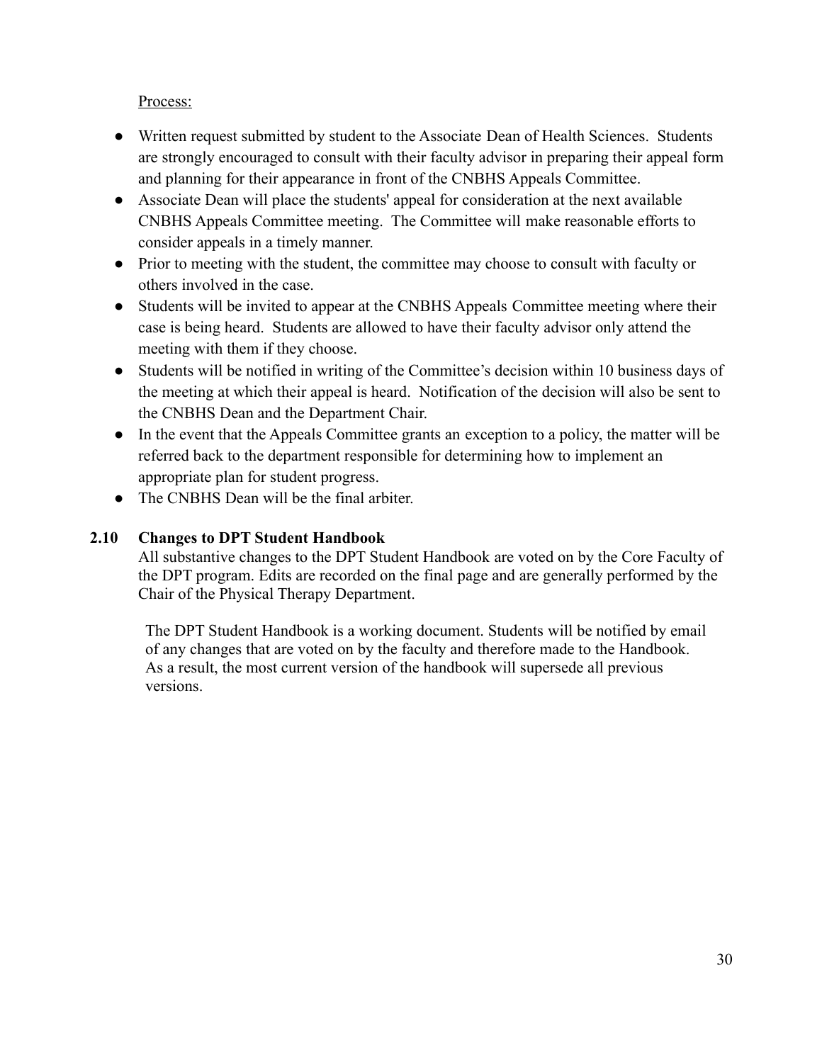Process:

- Written request submitted by student to the Associate Dean of Health Sciences. Students are strongly encouraged to consult with their faculty advisor in preparing their appeal form and planning for their appearance in front of the CNBHS Appeals Committee.
- Associate Dean will place the students' appeal for consideration at the next available CNBHS Appeals Committee meeting. The Committee will make reasonable efforts to consider appeals in a timely manner.
- Prior to meeting with the student, the committee may choose to consult with faculty or others involved in the case.
- Students will be invited to appear at the CNBHS Appeals Committee meeting where their case is being heard. Students are allowed to have their faculty advisor only attend the meeting with them if they choose.
- Students will be notified in writing of the Committee's decision within 10 business days of the meeting at which their appeal is heard. Notification of the decision will also be sent to the CNBHS Dean and the Department Chair.
- In the event that the Appeals Committee grants an exception to a policy, the matter will be referred back to the department responsible for determining how to implement an appropriate plan for student progress.
- The CNBHS Dean will be the final arbiter.

### 2.10 Changes to DPT Student Handbook

All substantive changes to the DPT Student Handbook are voted on by the Core Faculty of the DPT program. Edits are recorded on the final page and are generally performed by the Chair of the Physical Therapy Department.

The DPT Student Handbook is a working document. Students will be notified by email of any changes that are voted on by the faculty and therefore made to the Handbook. As a result, the most current version of the handbook will supersede all previous versions.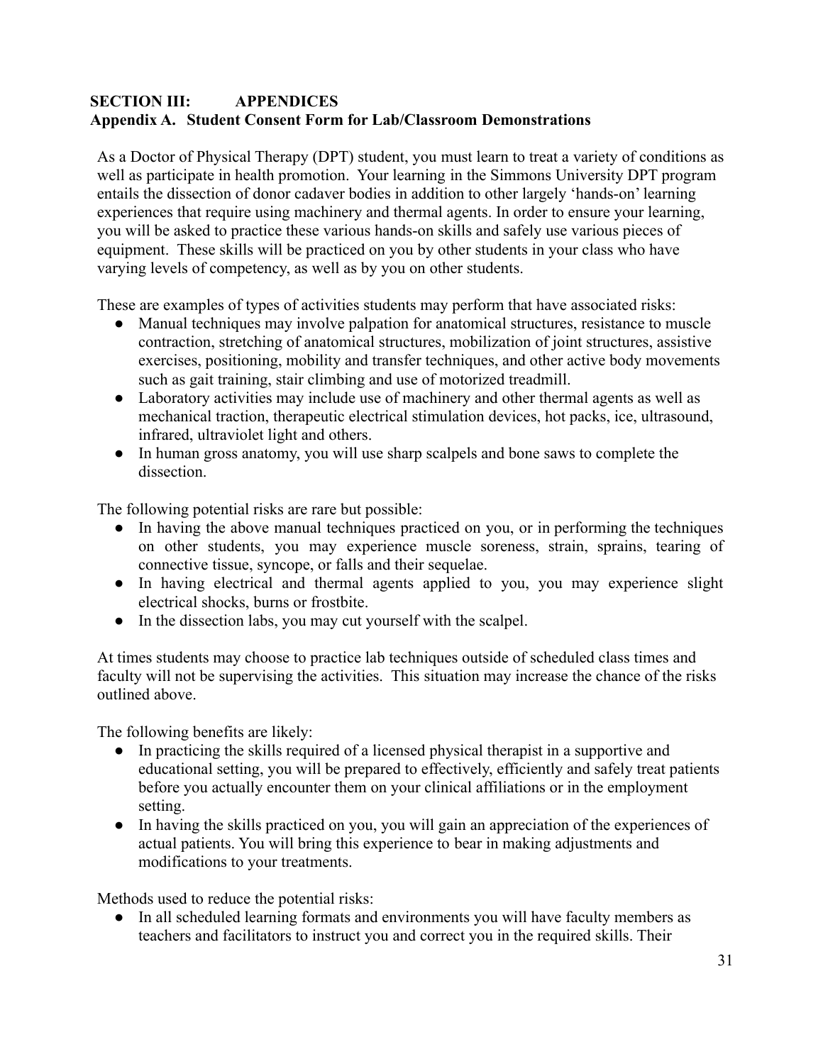## SECTION III: APPENDICES

### Appendix A. Student Consent Form for Lab/Classroom Demonstrations

As a Doctor of Physical Therapy (DPT) student, you must learn to treat a variety of conditions as well as participate in health promotion. Your learning in the Simmons University DPT program entails the dissection of donor cadaver bodies in addition to other largely 'hands-on' learning experiences that require using machinery and thermal agents. In order to ensure your learning, you will be asked to practice these various hands-on skills and safely use various pieces of equipment. These skills will be practiced on you by other students in your class who have varying levels of competency, as well as by you on other students.

These are examples of types of activities students may perform that have associated risks:

- Manual techniques may involve palpation for anatomical structures, resistance to muscle contraction, stretching of anatomical structures, mobilization of joint structures, assistive exercises, positioning, mobility and transfer techniques, and other active body movements such as gait training, stair climbing and use of motorized treadmill.
- Laboratory activities may include use of machinery and other thermal agents as well as mechanical traction, therapeutic electrical stimulation devices, hot packs, ice, ultrasound, infrared, ultraviolet light and others.
- In human gross anatomy, you will use sharp scalpels and bone saws to complete the dissection.

The following potential risks are rare but possible:

- In having the above manual techniques practiced on you, or in performing the techniques on other students, you may experience muscle soreness, strain, sprains, tearing of connective tissue, syncope, or falls and their sequelae.
- In having electrical and thermal agents applied to you, you may experience slight electrical shocks, burns or frostbite.
- In the dissection labs, you may cut yourself with the scalpel.

At times students may choose to practice lab techniques outside of scheduled class times and faculty will not be supervising the activities. This situation may increase the chance of the risks outlined above.

The following benefits are likely:

- In practicing the skills required of a licensed physical therapist in a supportive and educational setting, you will be prepared to effectively, efficiently and safely treat patients before you actually encounter them on your clinical affiliations or in the employment setting.
- In having the skills practiced on you, you will gain an appreciation of the experiences of actual patients. You will bring this experience to bear in making adjustments and modifications to your treatments.

Methods used to reduce the potential risks:

- In all scheduled learning formats and environments you will have faculty members as teachers and facilitators to instruct you and correct you in the required skills. Their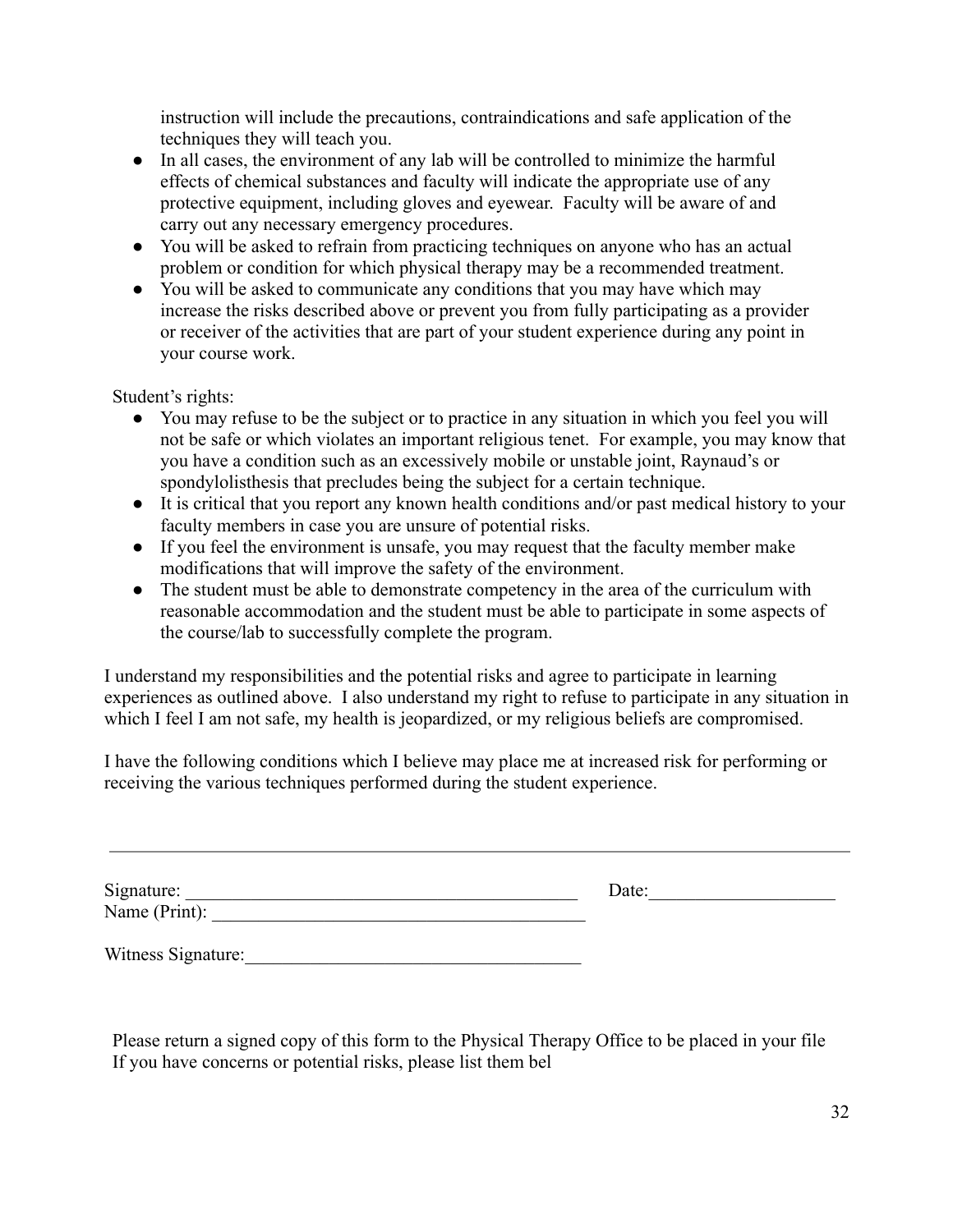instruction will include the precautions, contraindications and safe application of the techniques they will teach you.

- In all cases, the environment of any lab will be controlled to minimize the harmful effects of chemical substances and faculty will indicate the appropriate use of any protective equipment, including gloves and eyewear. Faculty will be aware of and carry out any necessary emergency procedures.
- You will be asked to refrain from practicing techniques on anyone who has an actual problem or condition for which physical therapy may be a recommended treatment.
- You will be asked to communicate any conditions that you may have which may increase the risks described above or prevent you from fully participating as a provider or receiver of the activities that are part of your student experience during any point in your course work.

Student's rights:

- You may refuse to be the subject or to practice in any situation in which you feel you will not be safe or which violates an important religious tenet. For example, you may know that you have a condition such as an excessively mobile or unstable joint, Raynaud's or spondylolisthesis that precludes being the subject for a certain technique.
- It is critical that you report any known health conditions and/or past medical history to your faculty members in case you are unsure of potential risks.
- If you feel the environment is unsafe, you may request that the faculty member make modifications that will improve the safety of the environment.
- The student must be able to demonstrate competency in the area of the curriculum with reasonable accommodation and the student must be able to participate in some aspects of the course/lab to successfully complete the program.

I understand my responsibilities and the potential risks and agree to participate in learning experiences as outlined above. I also understand my right to refuse to participate in any situation in which I feel I am not safe, my health is jeopardized, or my religious beliefs are compromised.

I have the following conditions which I believe may place me at increased risk for performing or receiving the various techniques performed during the student experience.

_______________________________________________________________________________

Signature: ___________________________________________ Date:____________________

Name (Print): ________________________________________

Witness Signature:____________________________________

Please return a signed copy of this form to the Physical Therapy Office to be placed in your file
If you have concerns or potential risks, please list them bel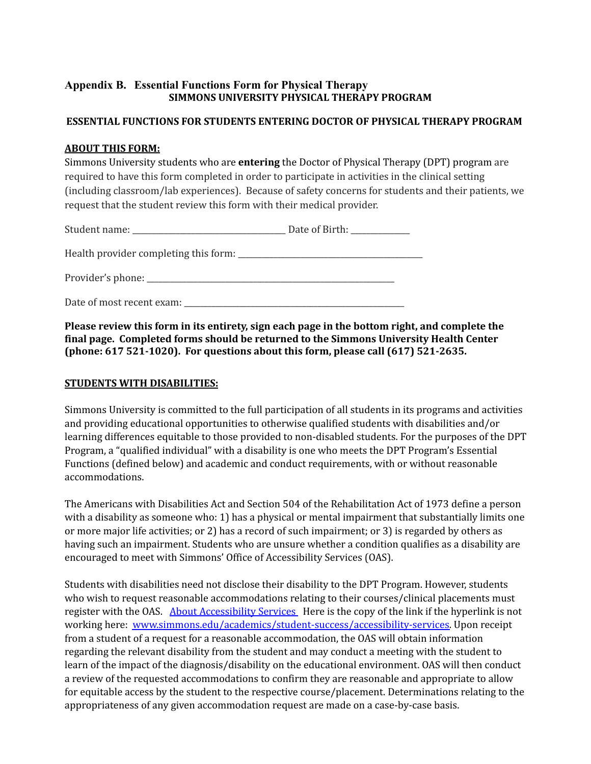## Appendix B. Essential Functions Form for Physical Therapy

**SIMMONS UNIVERSITY PHYSICAL THERAPY PROGRAM**

**ESSENTIAL FUNCTIONS FOR STUDENTS ENTERING DOCTOR OF PHYSICAL THERAPY PROGRAM**

**ABOUT THIS FORM:**

Simmons University students who are **entering** the Doctor of Physical Therapy (DPT) program are required to have this form completed in order to participate in activities in the clinical setting (including classroom/lab experiences). Because of safety concerns for students and their patients, we request that the student review this form with their medical provider.

Student name: ___________________________________ Date of Birth: _____________

Health provider completing this form: __________________________________________

Provider's phone: ________________________________________________________

Date of most recent exam: __________________________________________________

**Please review this form in its entirety, sign each page in the bottom right, and complete the final page. Completed forms should be returned to the Simmons University Health Center (phone: 617 521-1020). For questions about this form, please call (617) 521-2635.**

**STUDENTS WITH DISABILITIES:**

Simmons University is committed to the full participation of all students in its programs and activities and providing educational opportunities to otherwise qualified students with disabilities and/or learning differences equitable to those provided to non-disabled students. For the purposes of the DPT Program, a "qualified individual" with a disability is one who meets the DPT Program's Essential Functions (defined below) and academic and conduct requirements, with or without reasonable accommodations.

The Americans with Disabilities Act and Section 504 of the Rehabilitation Act of 1973 define a person with a disability as someone who: 1) has a physical or mental impairment that substantially limits one or more major life activities; or 2) has a record of such impairment; or 3) is regarded by others as having such an impairment. Students who are unsure whether a condition qualifies as a disability are encouraged to meet with Simmons' Office of Accessibility Services (OAS).

Students with disabilities need not disclose their disability to the DPT Program. However, students who wish to request reasonable accommodations relating to their courses/clinical placements must register with the OAS. About Accessibility Services Here is the copy of the link if the hyperlink is not working here: www.simmons.edu/academics/student-success/accessibility-services. Upon receipt from a student of a request for a reasonable accommodation, the OAS will obtain information regarding the relevant disability from the student and may conduct a meeting with the student to learn of the impact of the diagnosis/disability on the educational environment. OAS will then conduct a review of the requested accommodations to confirm they are reasonable and appropriate to allow for equitable access by the student to the respective course/placement. Determinations relating to the appropriateness of any given accommodation request are made on a case-by-case basis.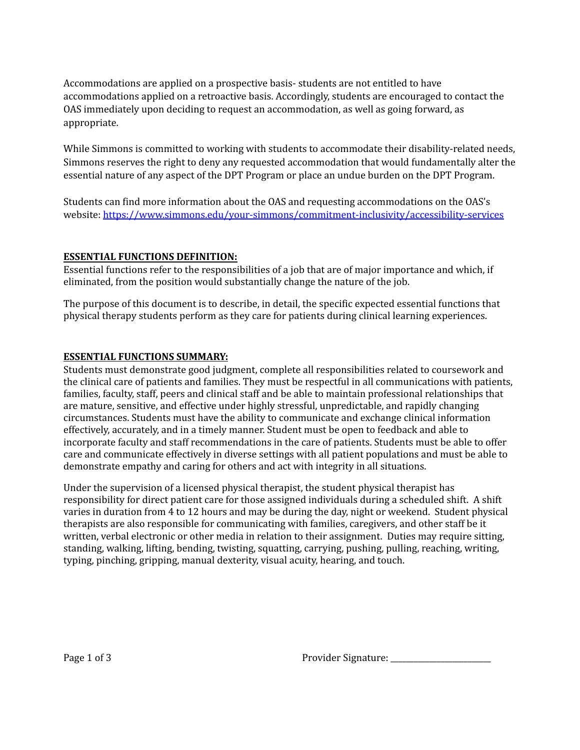Accommodations are applied on a prospective basis- students are not entitled to have accommodations applied on a retroactive basis. Accordingly, students are encouraged to contact the OAS immediately upon deciding to request an accommodation, as well as going forward, as appropriate.

While Simmons is committed to working with students to accommodate their disability-related needs, Simmons reserves the right to deny any requested accommodation that would fundamentally alter the essential nature of any aspect of the DPT Program or place an undue burden on the DPT Program.

Students can find more information about the OAS and requesting accommodations on the OAS's website: [https://www.simmons.edu/your-simmons/commitment-inclusivity/accessibility-services](https://www.simmons.edu/your-simmons/commitment-inclusivity/accessibility-services)

**ESSENTIAL FUNCTIONS DEFINITION:**

Essential functions refer to the responsibilities of a job that are of major importance and which, if eliminated, from the position would substantially change the nature of the job.

The purpose of this document is to describe, in detail, the specific expected essential functions that physical therapy students perform as they care for patients during clinical learning experiences.

**ESSENTIAL FUNCTIONS SUMMARY:**

Students must demonstrate good judgment, complete all responsibilities related to coursework and the clinical care of patients and families. They must be respectful in all communications with patients, families, faculty, staff, peers and clinical staff and be able to maintain professional relationships that are mature, sensitive, and effective under highly stressful, unpredictable, and rapidly changing circumstances. Students must have the ability to communicate and exchange clinical information effectively, accurately, and in a timely manner. Student must be open to feedback and able to incorporate faculty and staff recommendations in the care of patients. Students must be able to offer care and communicate effectively in diverse settings with all patient populations and must be able to demonstrate empathy and caring for others and act with integrity in all situations.

Under the supervision of a licensed physical therapist, the student physical therapist has responsibility for direct patient care for those assigned individuals during a scheduled shift. A shift varies in duration from 4 to 12 hours and may be during the day, night or weekend. Student physical therapists are also responsible for communicating with families, caregivers, and other staff be it written, verbal electronic or other media in relation to their assignment. Duties may require sitting, standing, walking, lifting, bending, twisting, squatting, carrying, pushing, pulling, reaching, writing, typing, pinching, gripping, manual dexterity, visual acuity, hearing, and touch.

Provider Signature: _______________________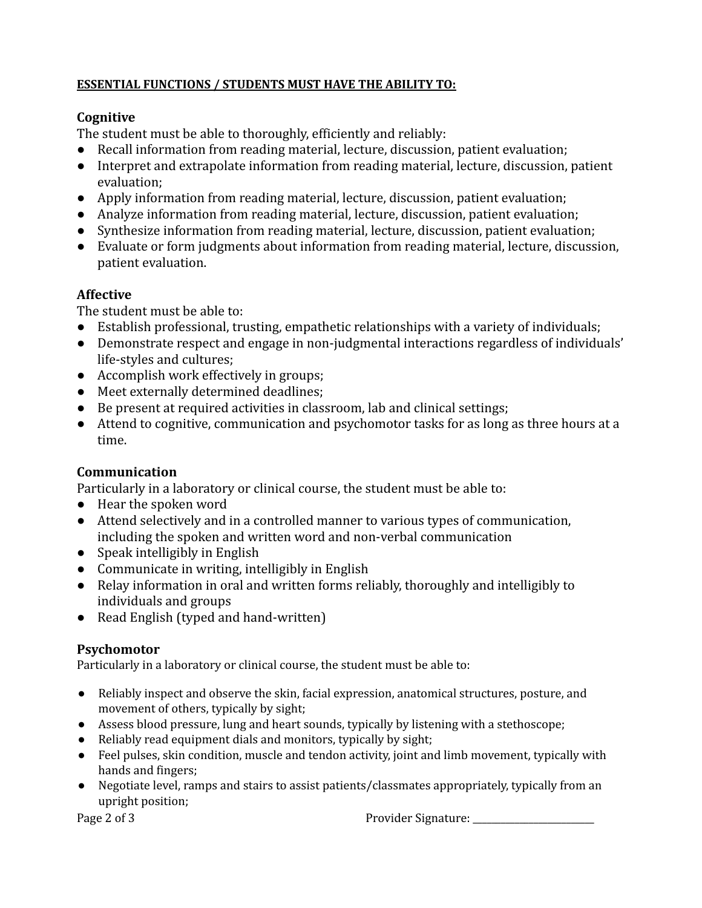**ESSENTIAL FUNCTIONS / STUDENTS MUST HAVE THE ABILITY TO:**

### Cognitive

The student must be able to thoroughly, efficiently and reliably:

- Recall information from reading material, lecture, discussion, patient evaluation;
- Interpret and extrapolate information from reading material, lecture, discussion, patient evaluation;
- Apply information from reading material, lecture, discussion, patient evaluation;
- Analyze information from reading material, lecture, discussion, patient evaluation;
- Synthesize information from reading material, lecture, discussion, patient evaluation;
- Evaluate or form judgments about information from reading material, lecture, discussion, patient evaluation.

### Affective

The student must be able to:

- Establish professional, trusting, empathetic relationships with a variety of individuals;
- Demonstrate respect and engage in non-judgmental interactions regardless of individuals' life-styles and cultures;
- Accomplish work effectively in groups;
- Meet externally determined deadlines;
- Be present at required activities in classroom, lab and clinical settings;
- Attend to cognitive, communication and psychomotor tasks for as long as three hours at a time.

### Communication

Particularly in a laboratory or clinical course, the student must be able to:

- Hear the spoken word
- Attend selectively and in a controlled manner to various types of communication, including the spoken and written word and non-verbal communication
- Speak intelligibly in English
- Communicate in writing, intelligibly in English
- Relay information in oral and written forms reliably, thoroughly and intelligibly to individuals and groups
- Read English (typed and hand-written)

### Psychomotor

Particularly in a laboratory or clinical course, the student must be able to:

- Reliably inspect and observe the skin, facial expression, anatomical structures, posture, and movement of others, typically by sight;
- Assess blood pressure, lung and heart sounds, typically by listening with a stethoscope;
- Reliably read equipment dials and monitors, typically by sight;
- Feel pulses, skin condition, muscle and tendon activity, joint and limb movement, typically with hands and fingers;
- Negotiate level, ramps and stairs to assist patients/classmates appropriately, typically from an upright position;

Provider Signature: ________________________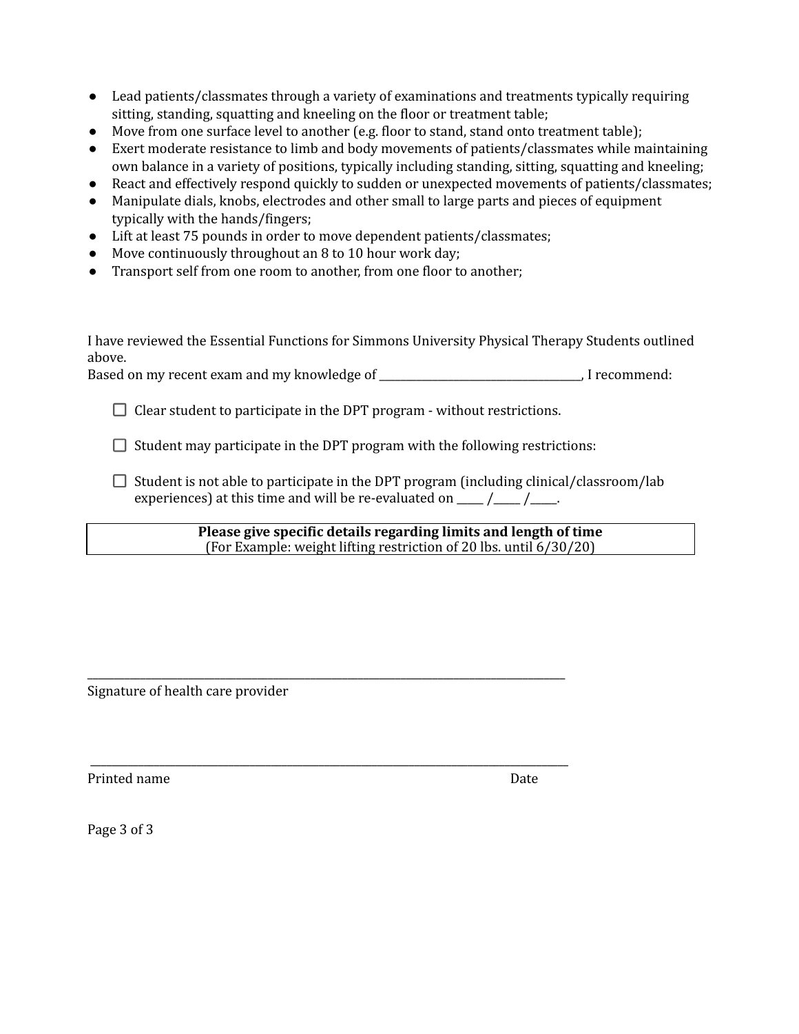- Lead patients/classmates through a variety of examinations and treatments typically requiring sitting, standing, squatting and kneeling on the floor or treatment table;
- Move from one surface level to another (e.g. floor to stand, stand onto treatment table);
- Exert moderate resistance to limb and body movements of patients/classmates while maintaining own balance in a variety of positions, typically including standing, sitting, squatting and kneeling;
- React and effectively respond quickly to sudden or unexpected movements of patients/classmates;
- Manipulate dials, knobs, electrodes and other small to large parts and pieces of equipment typically with the hands/fingers;
- Lift at least 75 pounds in order to move dependent patients/classmates;
- Move continuously throughout an 8 to 10 hour work day;
- Transport self from one room to another, from one floor to another;

I have reviewed the Essential Functions for Simmons University Physical Therapy Students outlined above.
Based on my recent exam and my knowledge of ___________________________________, I recommend:

☐ Clear student to participate in the DPT program - without restrictions.

☐ Student may participate in the DPT program with the following restrictions:

☐ Student is not able to participate in the DPT program (including clinical/classroom/lab experiences) at this time and will be re-evaluated on _____ /_____ /_____.

| **Please give specific details regarding limits and length of time**<br>(For Example: weight lifting restriction of 20 lbs. until 6/30/20) |
|---|

______________________________________________________________________________________
Signature of health care provider

______________________________________________________________________________________
Printed name                                                                                                    Date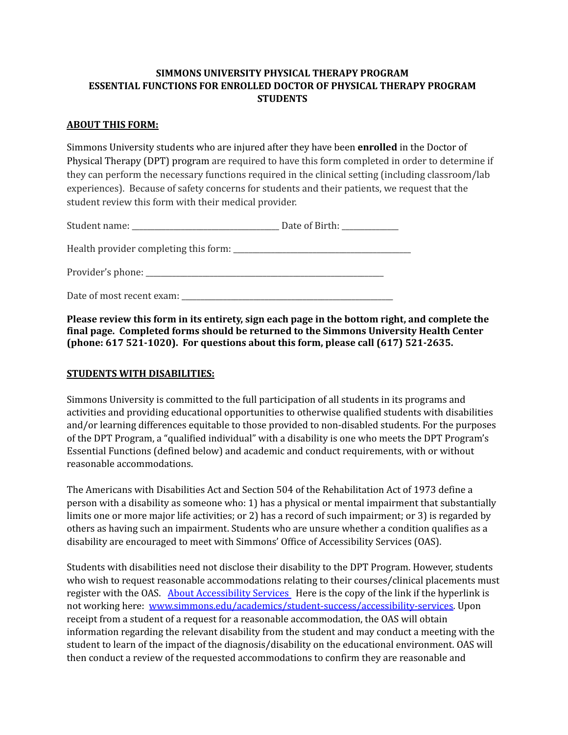**SIMMONS UNIVERSITY PHYSICAL THERAPY PROGRAM**
**ESSENTIAL FUNCTIONS FOR ENROLLED DOCTOR OF PHYSICAL THERAPY PROGRAM STUDENTS**

## ABOUT THIS FORM:

Simmons University students who are injured after they have been **enrolled** in the Doctor of Physical Therapy (DPT) program are required to have this form completed in order to determine if they can perform the necessary functions required in the clinical setting (including classroom/lab experiences). Because of safety concerns for students and their patients, we request that the student review this form with their medical provider.

Student name: ___________________________________ Date of Birth: _____________

Health provider completing this form: __________________________________________

Provider's phone: ________________________________________________________

Date of most recent exam: __________________________________________________

**Please review this form in its entirety, sign each page in the bottom right, and complete the final page. Completed forms should be returned to the Simmons University Health Center (phone: 617 521-1020). For questions about this form, please call (617) 521-2635.**

## STUDENTS WITH DISABILITIES:

Simmons University is committed to the full participation of all students in its programs and activities and providing educational opportunities to otherwise qualified students with disabilities and/or learning differences equitable to those provided to non-disabled students. For the purposes of the DPT Program, a "qualified individual" with a disability is one who meets the DPT Program's Essential Functions (defined below) and academic and conduct requirements, with or without reasonable accommodations.

The Americans with Disabilities Act and Section 504 of the Rehabilitation Act of 1973 define a person with a disability as someone who: 1) has a physical or mental impairment that substantially limits one or more major life activities; or 2) has a record of such impairment; or 3) is regarded by others as having such an impairment. Students who are unsure whether a condition qualifies as a disability are encouraged to meet with Simmons' Office of Accessibility Services (OAS).

Students with disabilities need not disclose their disability to the DPT Program. However, students who wish to request reasonable accommodations relating to their courses/clinical placements must register with the OAS. [About Accessibility Services](www.simmons.edu/academics/student-success/accessibility-services) Here is the copy of the link if the hyperlink is not working here: www.simmons.edu/academics/student-success/accessibility-services. Upon receipt from a student of a request for a reasonable accommodation, the OAS will obtain information regarding the relevant disability from the student and may conduct a meeting with the student to learn of the impact of the diagnosis/disability on the educational environment. OAS will then conduct a review of the requested accommodations to confirm they are reasonable and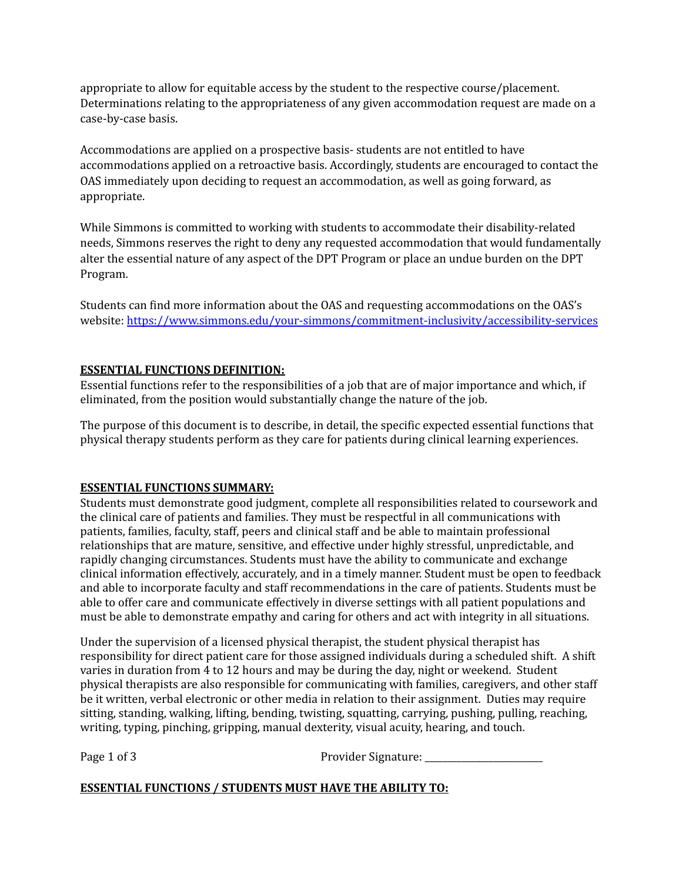appropriate to allow for equitable access by the student to the respective course/placement. Determinations relating to the appropriateness of any given accommodation request are made on a case-by-case basis.

Accommodations are applied on a prospective basis- students are not entitled to have accommodations applied on a retroactive basis. Accordingly, students are encouraged to contact the OAS immediately upon deciding to request an accommodation, as well as going forward, as appropriate.

While Simmons is committed to working with students to accommodate their disability-related needs, Simmons reserves the right to deny any requested accommodation that would fundamentally alter the essential nature of any aspect of the DPT Program or place an undue burden on the DPT Program.

Students can find more information about the OAS and requesting accommodations on the OAS's website: [https://www.simmons.edu/your-simmons/commitment-inclusivity/accessibility-services](https://www.simmons.edu/your-simmons/commitment-inclusivity/accessibility-services)

**ESSENTIAL FUNCTIONS DEFINITION:**

Essential functions refer to the responsibilities of a job that are of major importance and which, if eliminated, from the position would substantially change the nature of the job.

The purpose of this document is to describe, in detail, the specific expected essential functions that physical therapy students perform as they care for patients during clinical learning experiences.

**ESSENTIAL FUNCTIONS SUMMARY:**

Students must demonstrate good judgment, complete all responsibilities related to coursework and the clinical care of patients and families. They must be respectful in all communications with patients, families, faculty, staff, peers and clinical staff and be able to maintain professional relationships that are mature, sensitive, and effective under highly stressful, unpredictable, and rapidly changing circumstances. Students must have the ability to communicate and exchange clinical information effectively, accurately, and in a timely manner. Student must be open to feedback and able to incorporate faculty and staff recommendations in the care of patients. Students must be able to offer care and communicate effectively in diverse settings with all patient populations and must be able to demonstrate empathy and caring for others and act with integrity in all situations.

Under the supervision of a licensed physical therapist, the student physical therapist has responsibility for direct patient care for those assigned individuals during a scheduled shift. A shift varies in duration from 4 to 12 hours and may be during the day, night or weekend. Student physical therapists are also responsible for communicating with families, caregivers, and other staff be it written, verbal electronic or other media in relation to their assignment. Duties may require sitting, standing, walking, lifting, bending, twisting, squatting, carrying, pushing, pulling, reaching, writing, typing, pinching, gripping, manual dexterity, visual acuity, hearing, and touch.

Provider Signature: \_\_\_\_\_\_\_\_\_\_\_\_\_\_\_\_\_\_\_\_\_\_\_

**ESSENTIAL FUNCTIONS / STUDENTS MUST HAVE THE ABILITY TO:**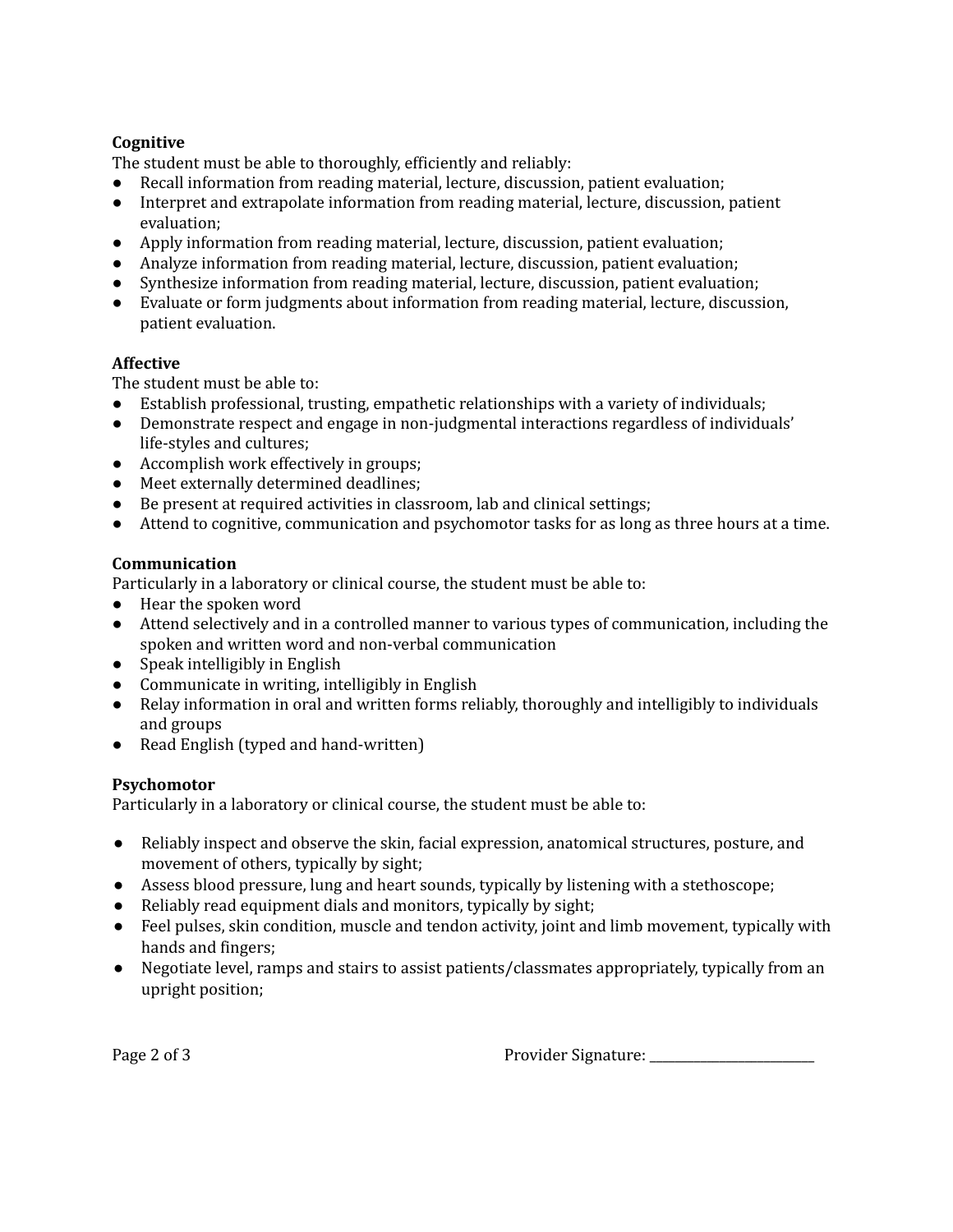**Cognitive**

The student must be able to thoroughly, efficiently and reliably:

- Recall information from reading material, lecture, discussion, patient evaluation;
- Interpret and extrapolate information from reading material, lecture, discussion, patient evaluation;
- Apply information from reading material, lecture, discussion, patient evaluation;
- Analyze information from reading material, lecture, discussion, patient evaluation;
- Synthesize information from reading material, lecture, discussion, patient evaluation;
- Evaluate or form judgments about information from reading material, lecture, discussion, patient evaluation.

**Affective**

The student must be able to:

- Establish professional, trusting, empathetic relationships with a variety of individuals;
- Demonstrate respect and engage in non-judgmental interactions regardless of individuals' life-styles and cultures;
- Accomplish work effectively in groups;
- Meet externally determined deadlines;
- Be present at required activities in classroom, lab and clinical settings;
- Attend to cognitive, communication and psychomotor tasks for as long as three hours at a time.

**Communication**

Particularly in a laboratory or clinical course, the student must be able to:

- Hear the spoken word
- Attend selectively and in a controlled manner to various types of communication, including the spoken and written word and non-verbal communication
- Speak intelligibly in English
- Communicate in writing, intelligibly in English
- Relay information in oral and written forms reliably, thoroughly and intelligibly to individuals and groups
- Read English (typed and hand-written)

**Psychomotor**

Particularly in a laboratory or clinical course, the student must be able to:

- Reliably inspect and observe the skin, facial expression, anatomical structures, posture, and movement of others, typically by sight;
- Assess blood pressure, lung and heart sounds, typically by listening with a stethoscope;
- Reliably read equipment dials and monitors, typically by sight;
- Feel pulses, skin condition, muscle and tendon activity, joint and limb movement, typically with hands and fingers;
- Negotiate level, ramps and stairs to assist patients/classmates appropriately, typically from an upright position;

Provider Signature: ________________________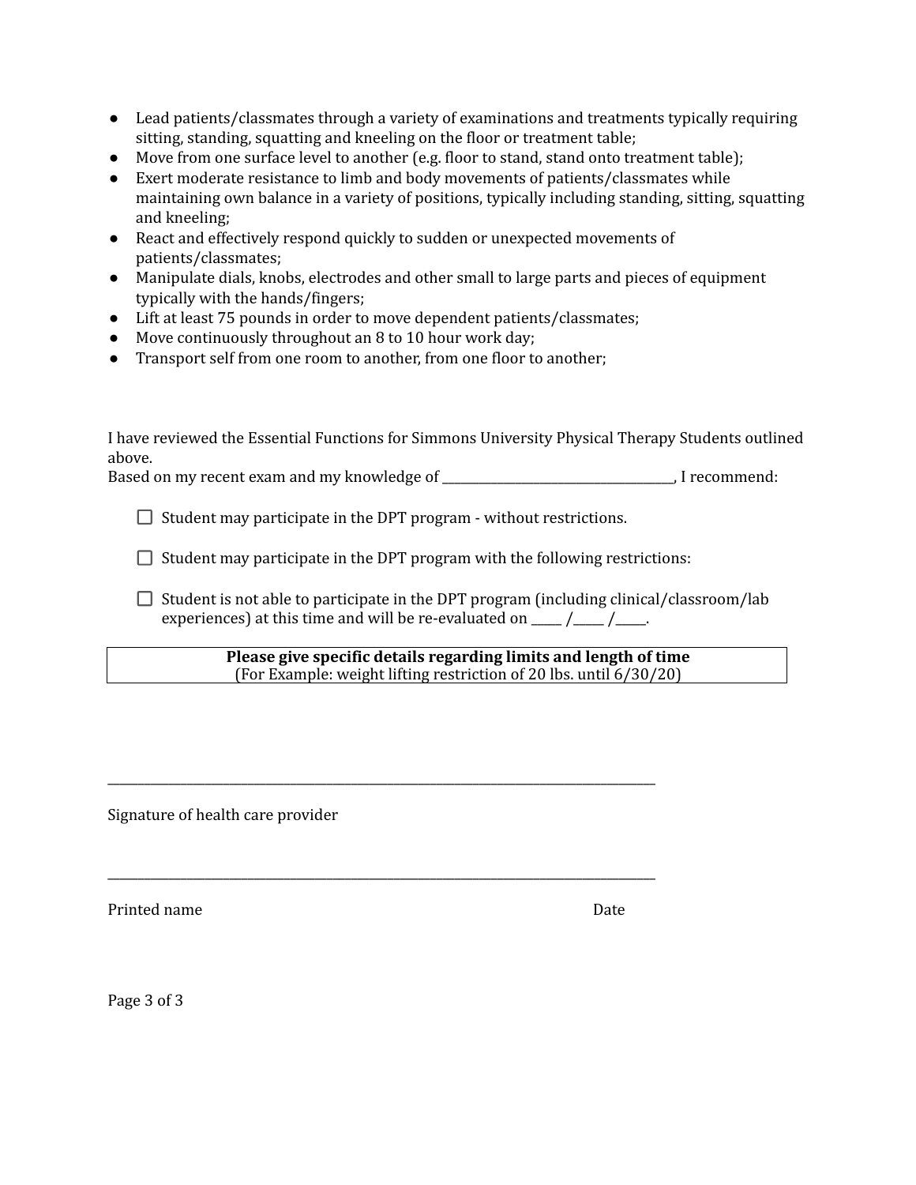- Lead patients/classmates through a variety of examinations and treatments typically requiring sitting, standing, squatting and kneeling on the floor or treatment table;
- Move from one surface level to another (e.g. floor to stand, stand onto treatment table);
- Exert moderate resistance to limb and body movements of patients/classmates while maintaining own balance in a variety of positions, typically including standing, sitting, squatting and kneeling;
- React and effectively respond quickly to sudden or unexpected movements of patients/classmates;
- Manipulate dials, knobs, electrodes and other small to large parts and pieces of equipment typically with the hands/fingers;
- Lift at least 75 pounds in order to move dependent patients/classmates;
- Move continuously throughout an 8 to 10 hour work day;
- Transport self from one room to another, from one floor to another;

I have reviewed the Essential Functions for Simmons University Physical Therapy Students outlined above.
Based on my recent exam and my knowledge of ___________________________________, I recommend:

- ☐ Student may participate in the DPT program - without restrictions.
- ☐ Student may participate in the DPT program with the following restrictions:
- ☐ Student is not able to participate in the DPT program (including clinical/classroom/lab experiences) at this time and will be re-evaluated on _____ /_____ /_____.

| **Please give specific details regarding limits and length of time**<br>(For Example: weight lifting restriction of 20 lbs. until 6/30/20) |
|---|

_____________________________________________________________________________________

Signature of health care provider

_____________________________________________________________________________________

Printed name                                                                                                    Date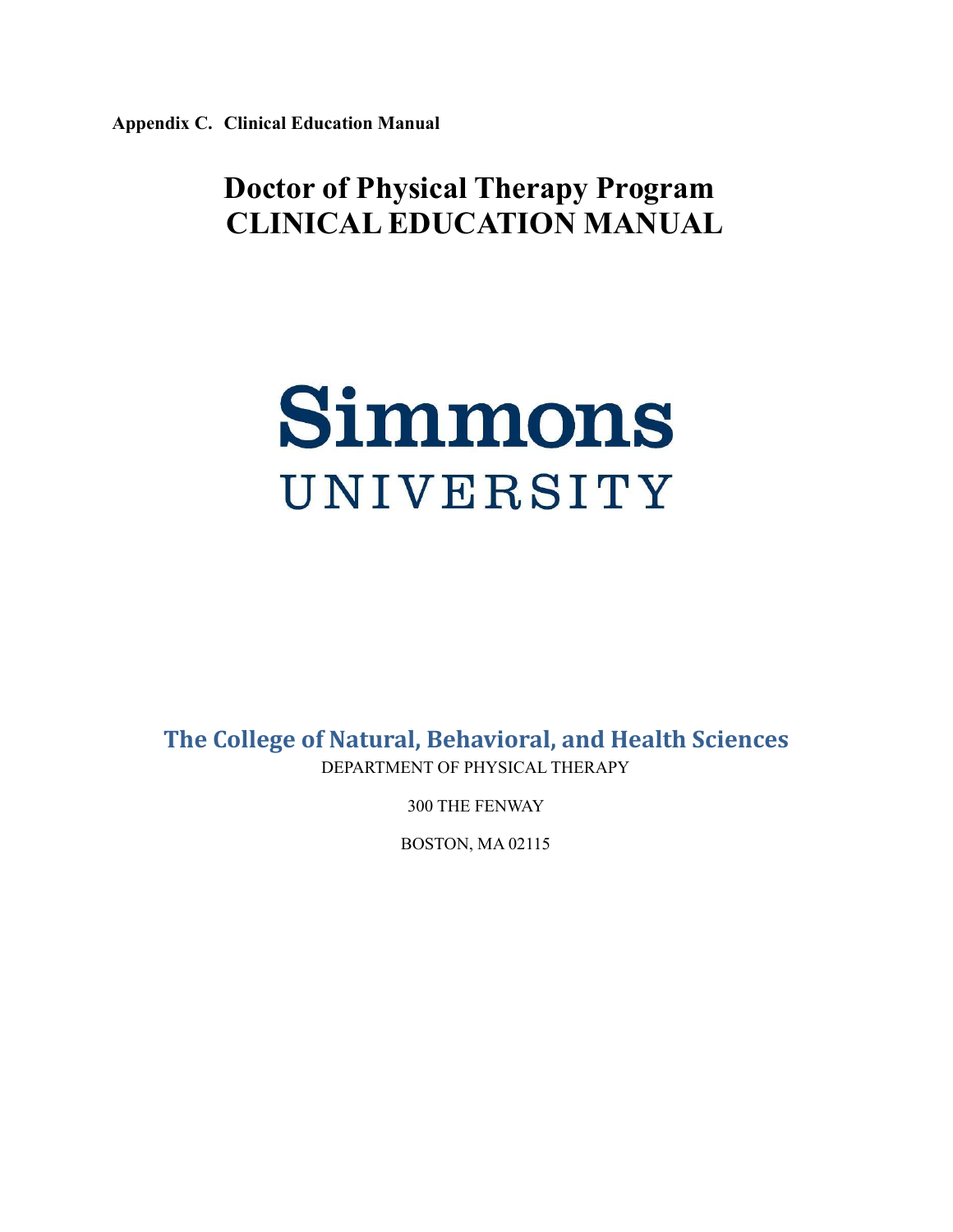**Appendix C. Clinical Education Manual**

# Doctor of Physical Therapy Program
# CLINICAL EDUCATION MANUAL

# Simmons
## UNIVERSITY

## The College of Natural, Behavioral, and Health Sciences

DEPARTMENT OF PHYSICAL THERAPY

300 THE FENWAY

BOSTON, MA 02115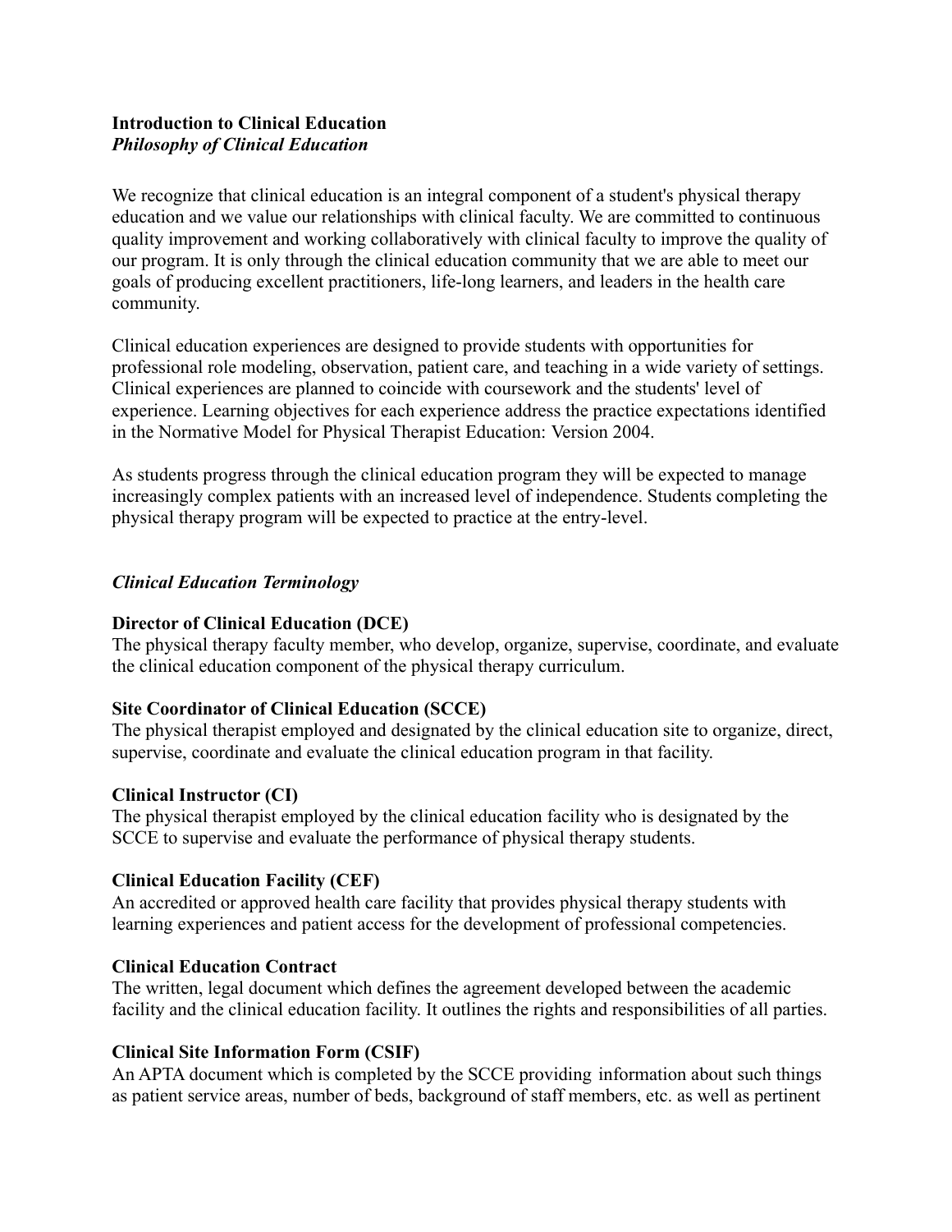**Introduction to Clinical Education**
***Philosophy of Clinical Education***

We recognize that clinical education is an integral component of a student's physical therapy education and we value our relationships with clinical faculty. We are committed to continuous quality improvement and working collaboratively with clinical faculty to improve the quality of our program. It is only through the clinical education community that we are able to meet our goals of producing excellent practitioners, life-long learners, and leaders in the health care community.

Clinical education experiences are designed to provide students with opportunities for professional role modeling, observation, patient care, and teaching in a wide variety of settings. Clinical experiences are planned to coincide with coursework and the students' level of experience. Learning objectives for each experience address the practice expectations identified in the Normative Model for Physical Therapist Education: Version 2004.

As students progress through the clinical education program they will be expected to manage increasingly complex patients with an increased level of independence. Students completing the physical therapy program will be expected to practice at the entry-level.

***Clinical Education Terminology***

**Director of Clinical Education (DCE)**
The physical therapy faculty member, who develop, organize, supervise, coordinate, and evaluate the clinical education component of the physical therapy curriculum.

**Site Coordinator of Clinical Education (SCCE)**
The physical therapist employed and designated by the clinical education site to organize, direct, supervise, coordinate and evaluate the clinical education program in that facility.

**Clinical Instructor (CI)**
The physical therapist employed by the clinical education facility who is designated by the SCCE to supervise and evaluate the performance of physical therapy students.

**Clinical Education Facility (CEF)**
An accredited or approved health care facility that provides physical therapy students with learning experiences and patient access for the development of professional competencies.

**Clinical Education Contract**
The written, legal document which defines the agreement developed between the academic facility and the clinical education facility. It outlines the rights and responsibilities of all parties.

**Clinical Site Information Form (CSIF)**
An APTA document which is completed by the SCCE providing information about such things as patient service areas, number of beds, background of staff members, etc. as well as pertinent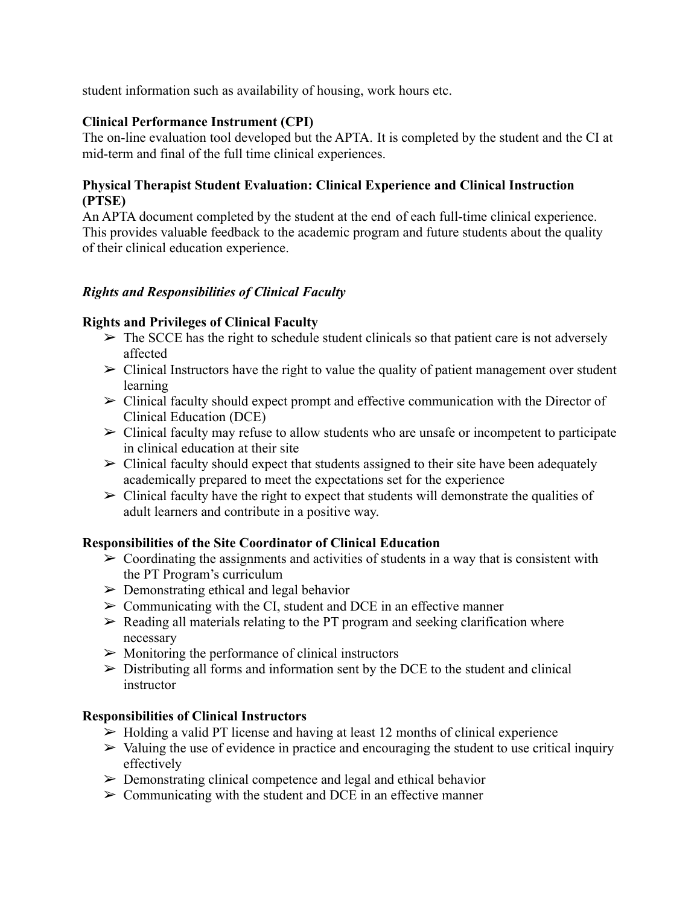student information such as availability of housing, work hours etc.

**Clinical Performance Instrument (CPI)**
The on-line evaluation tool developed but the APTA. It is completed by the student and the CI at mid-term and final of the full time clinical experiences.

**Physical Therapist Student Evaluation: Clinical Experience and Clinical Instruction (PTSE)**
An APTA document completed by the student at the end of each full-time clinical experience. This provides valuable feedback to the academic program and future students about the quality of their clinical education experience.

***Rights and Responsibilities of Clinical Faculty***

**Rights and Privileges of Clinical Faculty**

- ➢ The SCCE has the right to schedule student clinicals so that patient care is not adversely affected
- ➢ Clinical Instructors have the right to value the quality of patient management over student learning
- ➢ Clinical faculty should expect prompt and effective communication with the Director of Clinical Education (DCE)
- ➢ Clinical faculty may refuse to allow students who are unsafe or incompetent to participate in clinical education at their site
- ➢ Clinical faculty should expect that students assigned to their site have been adequately academically prepared to meet the expectations set for the experience
- ➢ Clinical faculty have the right to expect that students will demonstrate the qualities of adult learners and contribute in a positive way.

**Responsibilities of the Site Coordinator of Clinical Education**

- ➢ Coordinating the assignments and activities of students in a way that is consistent with the PT Program's curriculum
- ➢ Demonstrating ethical and legal behavior
- ➢ Communicating with the CI, student and DCE in an effective manner
- ➢ Reading all materials relating to the PT program and seeking clarification where necessary
- ➢ Monitoring the performance of clinical instructors
- ➢ Distributing all forms and information sent by the DCE to the student and clinical instructor

**Responsibilities of Clinical Instructors**

- ➢ Holding a valid PT license and having at least 12 months of clinical experience
- ➢ Valuing the use of evidence in practice and encouraging the student to use critical inquiry effectively
- ➢ Demonstrating clinical competence and legal and ethical behavior
- ➢ Communicating with the student and DCE in an effective manner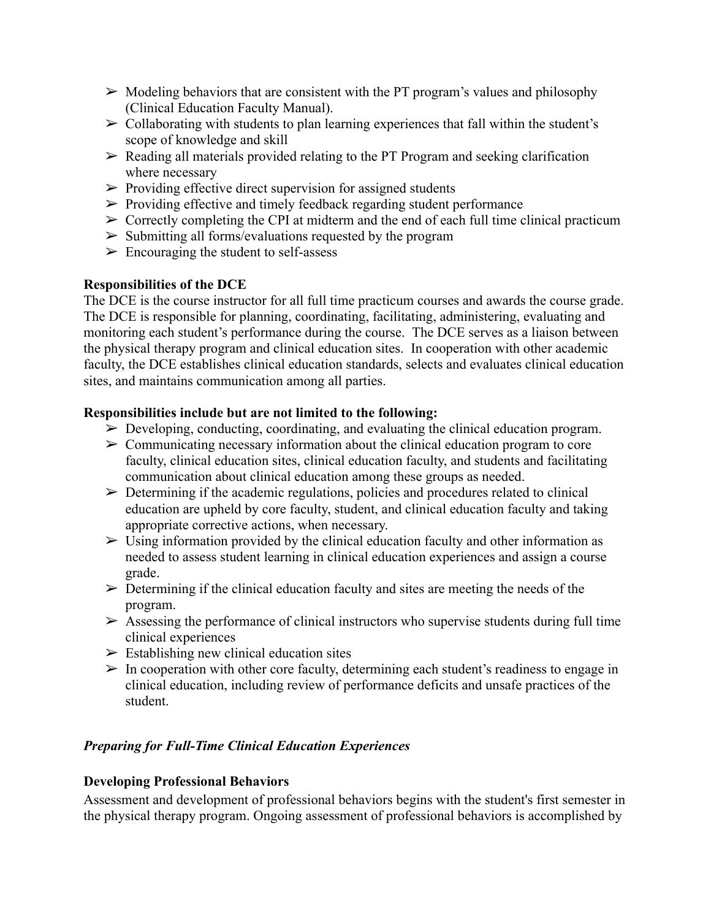- Modeling behaviors that are consistent with the PT program's values and philosophy (Clinical Education Faculty Manual).
- Collaborating with students to plan learning experiences that fall within the student's scope of knowledge and skill
- Reading all materials provided relating to the PT Program and seeking clarification where necessary
- Providing effective direct supervision for assigned students
- Providing effective and timely feedback regarding student performance
- Correctly completing the CPI at midterm and the end of each full time clinical practicum
- Submitting all forms/evaluations requested by the program
- Encouraging the student to self-assess

**Responsibilities of the DCE**

The DCE is the course instructor for all full time practicum courses and awards the course grade. The DCE is responsible for planning, coordinating, facilitating, administering, evaluating and monitoring each student's performance during the course. The DCE serves as a liaison between the physical therapy program and clinical education sites. In cooperation with other academic faculty, the DCE establishes clinical education standards, selects and evaluates clinical education sites, and maintains communication among all parties.

**Responsibilities include but are not limited to the following:**

- Developing, conducting, coordinating, and evaluating the clinical education program.
- Communicating necessary information about the clinical education program to core faculty, clinical education sites, clinical education faculty, and students and facilitating communication about clinical education among these groups as needed.
- Determining if the academic regulations, policies and procedures related to clinical education are upheld by core faculty, student, and clinical education faculty and taking appropriate corrective actions, when necessary.
- Using information provided by the clinical education faculty and other information as needed to assess student learning in clinical education experiences and assign a course grade.
- Determining if the clinical education faculty and sites are meeting the needs of the program.
- Assessing the performance of clinical instructors who supervise students during full time clinical experiences
- Establishing new clinical education sites
- In cooperation with other core faculty, determining each student's readiness to engage in clinical education, including review of performance deficits and unsafe practices of the student.

***Preparing for Full-Time Clinical Education Experiences***

**Developing Professional Behaviors**

Assessment and development of professional behaviors begins with the student's first semester in the physical therapy program. Ongoing assessment of professional behaviors is accomplished by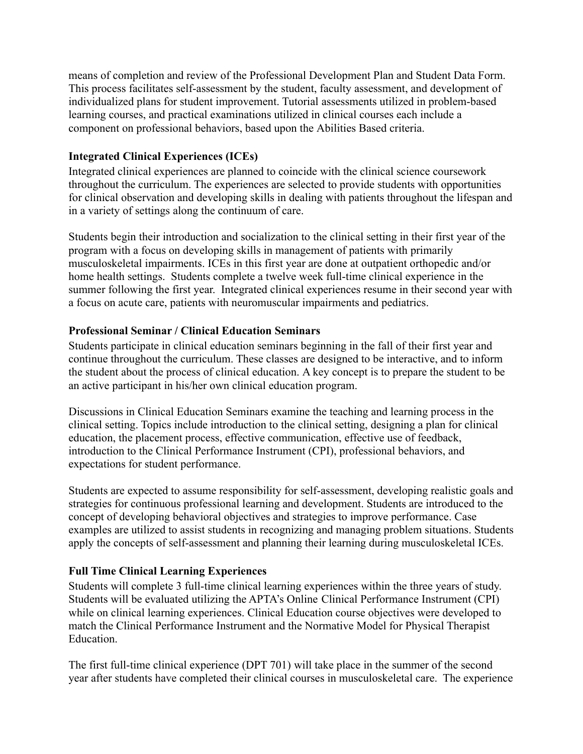means of completion and review of the Professional Development Plan and Student Data Form. This process facilitates self-assessment by the student, faculty assessment, and development of individualized plans for student improvement. Tutorial assessments utilized in problem-based learning courses, and practical examinations utilized in clinical courses each include a component on professional behaviors, based upon the Abilities Based criteria.

**Integrated Clinical Experiences (ICEs)**

Integrated clinical experiences are planned to coincide with the clinical science coursework throughout the curriculum. The experiences are selected to provide students with opportunities for clinical observation and developing skills in dealing with patients throughout the lifespan and in a variety of settings along the continuum of care.

Students begin their introduction and socialization to the clinical setting in their first year of the program with a focus on developing skills in management of patients with primarily musculoskeletal impairments. ICEs in this first year are done at outpatient orthopedic and/or home health settings. Students complete a twelve week full-time clinical experience in the summer following the first year. Integrated clinical experiences resume in their second year with a focus on acute care, patients with neuromuscular impairments and pediatrics.

**Professional Seminar / Clinical Education Seminars**

Students participate in clinical education seminars beginning in the fall of their first year and continue throughout the curriculum. These classes are designed to be interactive, and to inform the student about the process of clinical education. A key concept is to prepare the student to be an active participant in his/her own clinical education program.

Discussions in Clinical Education Seminars examine the teaching and learning process in the clinical setting. Topics include introduction to the clinical setting, designing a plan for clinical education, the placement process, effective communication, effective use of feedback, introduction to the Clinical Performance Instrument (CPI), professional behaviors, and expectations for student performance.

Students are expected to assume responsibility for self-assessment, developing realistic goals and strategies for continuous professional learning and development. Students are introduced to the concept of developing behavioral objectives and strategies to improve performance. Case examples are utilized to assist students in recognizing and managing problem situations. Students apply the concepts of self-assessment and planning their learning during musculoskeletal ICEs.

**Full Time Clinical Learning Experiences**

Students will complete 3 full-time clinical learning experiences within the three years of study. Students will be evaluated utilizing the APTA's Online Clinical Performance Instrument (CPI) while on clinical learning experiences. Clinical Education course objectives were developed to match the Clinical Performance Instrument and the Normative Model for Physical Therapist Education.

The first full-time clinical experience (DPT 701) will take place in the summer of the second year after students have completed their clinical courses in musculoskeletal care. The experience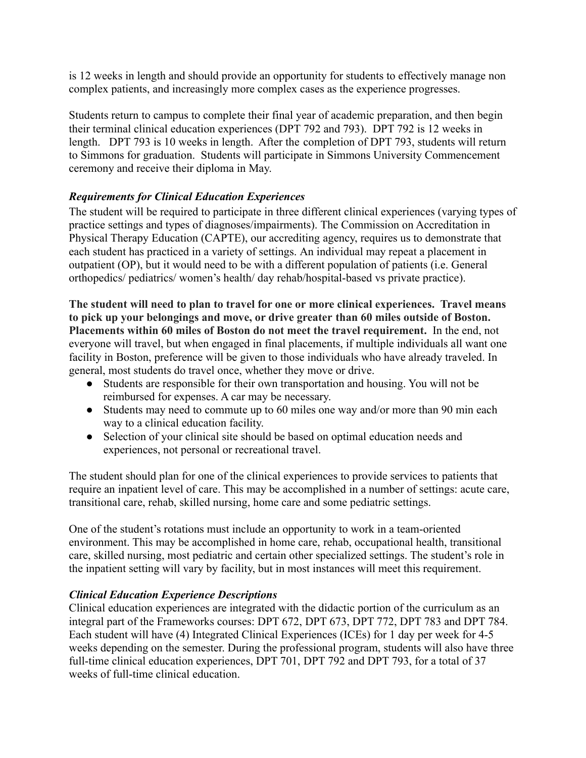is 12 weeks in length and should provide an opportunity for students to effectively manage non complex patients, and increasingly more complex cases as the experience progresses.

Students return to campus to complete their final year of academic preparation, and then begin their terminal clinical education experiences (DPT 792 and 793). DPT 792 is 12 weeks in length. DPT 793 is 10 weeks in length. After the completion of DPT 793, students will return to Simmons for graduation. Students will participate in Simmons University Commencement ceremony and receive their diploma in May.

### *Requirements for Clinical Education Experiences*

The student will be required to participate in three different clinical experiences (varying types of practice settings and types of diagnoses/impairments). The Commission on Accreditation in Physical Therapy Education (CAPTE), our accrediting agency, requires us to demonstrate that each student has practiced in a variety of settings. An individual may repeat a placement in outpatient (OP), but it would need to be with a different population of patients (i.e. General orthopedics/ pediatrics/ women's health/ day rehab/hospital-based vs private practice).

**The student will need to plan to travel for one or more clinical experiences. Travel means to pick up your belongings and move, or drive greater than 60 miles outside of Boston. Placements within 60 miles of Boston do not meet the travel requirement.** In the end, not everyone will travel, but when engaged in final placements, if multiple individuals all want one facility in Boston, preference will be given to those individuals who have already traveled. In general, most students do travel once, whether they move or drive.

- Students are responsible for their own transportation and housing. You will not be reimbursed for expenses. A car may be necessary.
- Students may need to commute up to 60 miles one way and/or more than 90 min each way to a clinical education facility.
- Selection of your clinical site should be based on optimal education needs and experiences, not personal or recreational travel.

The student should plan for one of the clinical experiences to provide services to patients that require an inpatient level of care. This may be accomplished in a number of settings: acute care, transitional care, rehab, skilled nursing, home care and some pediatric settings.

One of the student's rotations must include an opportunity to work in a team-oriented environment. This may be accomplished in home care, rehab, occupational health, transitional care, skilled nursing, most pediatric and certain other specialized settings. The student's role in the inpatient setting will vary by facility, but in most instances will meet this requirement.

### *Clinical Education Experience Descriptions*

Clinical education experiences are integrated with the didactic portion of the curriculum as an integral part of the Frameworks courses: DPT 672, DPT 673, DPT 772, DPT 783 and DPT 784. Each student will have (4) Integrated Clinical Experiences (ICEs) for 1 day per week for 4-5 weeks depending on the semester. During the professional program, students will also have three full-time clinical education experiences, DPT 701, DPT 792 and DPT 793, for a total of 37 weeks of full-time clinical education.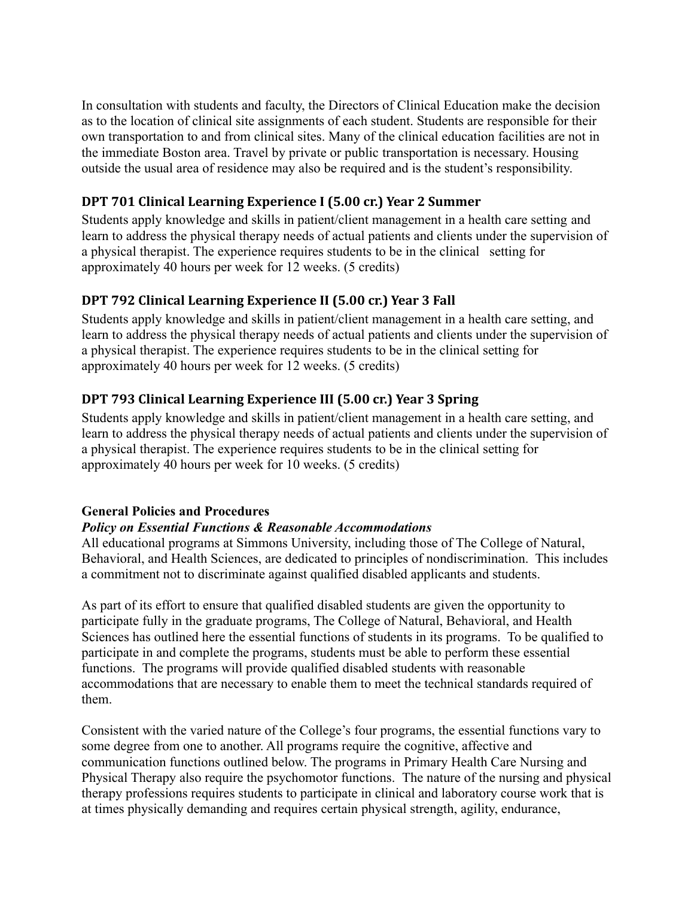In consultation with students and faculty, the Directors of Clinical Education make the decision as to the location of clinical site assignments of each student. Students are responsible for their own transportation to and from clinical sites. Many of the clinical education facilities are not in the immediate Boston area. Travel by private or public transportation is necessary. Housing outside the usual area of residence may also be required and is the student's responsibility.

### DPT 701 Clinical Learning Experience I (5.00 cr.) Year 2 Summer

Students apply knowledge and skills in patient/client management in a health care setting and learn to address the physical therapy needs of actual patients and clients under the supervision of a physical therapist. The experience requires students to be in the clinical setting for approximately 40 hours per week for 12 weeks. (5 credits)

### DPT 792 Clinical Learning Experience II (5.00 cr.) Year 3 Fall

Students apply knowledge and skills in patient/client management in a health care setting, and learn to address the physical therapy needs of actual patients and clients under the supervision of a physical therapist. The experience requires students to be in the clinical setting for approximately 40 hours per week for 12 weeks. (5 credits)

### DPT 793 Clinical Learning Experience III (5.00 cr.) Year 3 Spring

Students apply knowledge and skills in patient/client management in a health care setting, and learn to address the physical therapy needs of actual patients and clients under the supervision of a physical therapist. The experience requires students to be in the clinical setting for approximately 40 hours per week for 10 weeks. (5 credits)

## General Policies and Procedures

### *Policy on Essential Functions & Reasonable Accommodations*

All educational programs at Simmons University, including those of The College of Natural, Behavioral, and Health Sciences, are dedicated to principles of nondiscrimination. This includes a commitment not to discriminate against qualified disabled applicants and students.

As part of its effort to ensure that qualified disabled students are given the opportunity to participate fully in the graduate programs, The College of Natural, Behavioral, and Health Sciences has outlined here the essential functions of students in its programs. To be qualified to participate in and complete the programs, students must be able to perform these essential functions. The programs will provide qualified disabled students with reasonable accommodations that are necessary to enable them to meet the technical standards required of them.

Consistent with the varied nature of the College's four programs, the essential functions vary to some degree from one to another. All programs require the cognitive, affective and communication functions outlined below. The programs in Primary Health Care Nursing and Physical Therapy also require the psychomotor functions. The nature of the nursing and physical therapy professions requires students to participate in clinical and laboratory course work that is at times physically demanding and requires certain physical strength, agility, endurance,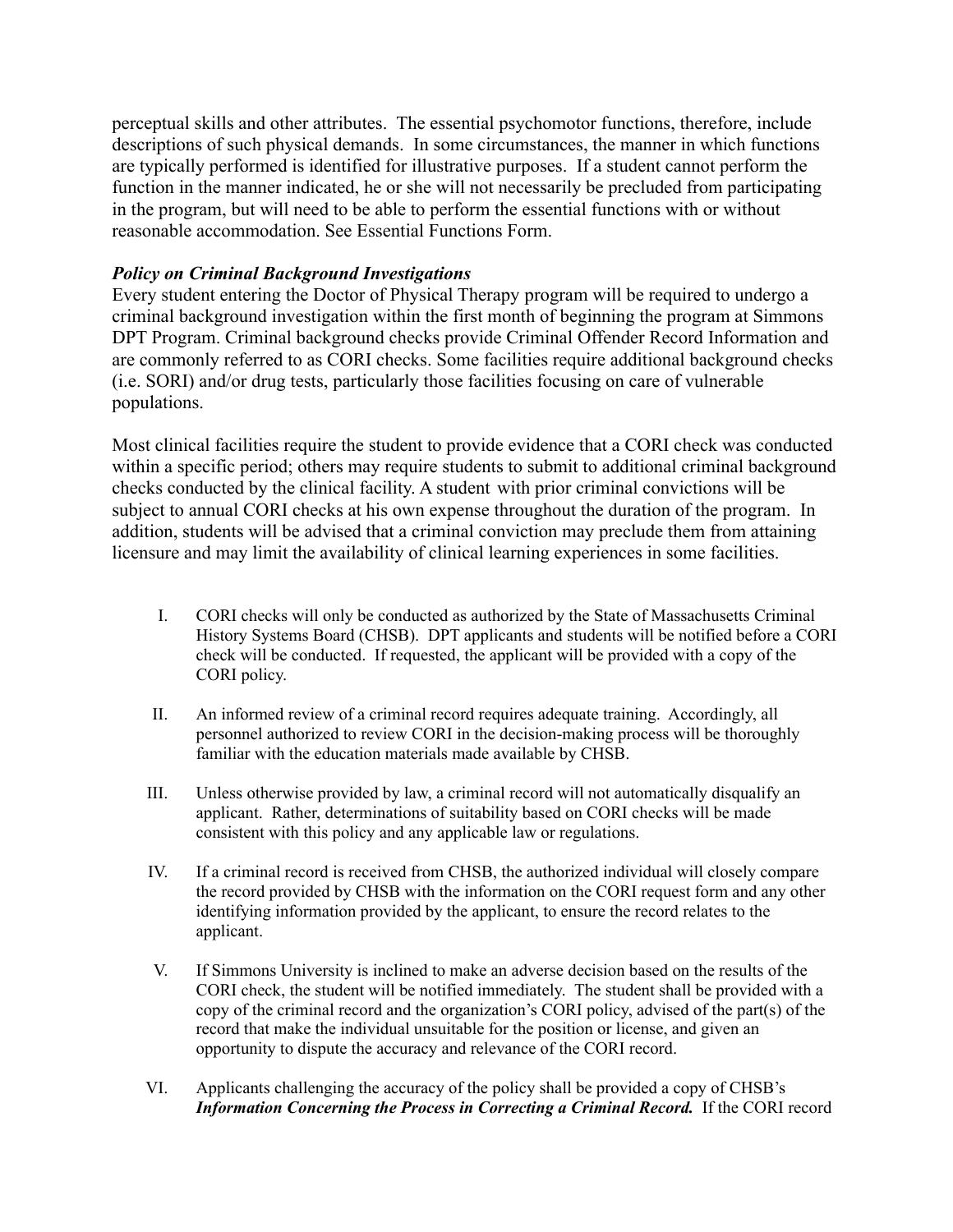perceptual skills and other attributes. The essential psychomotor functions, therefore, include descriptions of such physical demands. In some circumstances, the manner in which functions are typically performed is identified for illustrative purposes. If a student cannot perform the function in the manner indicated, he or she will not necessarily be precluded from participating in the program, but will need to be able to perform the essential functions with or without reasonable accommodation. See Essential Functions Form.

***Policy on Criminal Background Investigations***

Every student entering the Doctor of Physical Therapy program will be required to undergo a criminal background investigation within the first month of beginning the program at Simmons DPT Program. Criminal background checks provide Criminal Offender Record Information and are commonly referred to as CORI checks. Some facilities require additional background checks (i.e. SORI) and/or drug tests, particularly those facilities focusing on care of vulnerable populations.

Most clinical facilities require the student to provide evidence that a CORI check was conducted within a specific period; others may require students to submit to additional criminal background checks conducted by the clinical facility. A student with prior criminal convictions will be subject to annual CORI checks at his own expense throughout the duration of the program. In addition, students will be advised that a criminal conviction may preclude them from attaining licensure and may limit the availability of clinical learning experiences in some facilities.

I. CORI checks will only be conducted as authorized by the State of Massachusetts Criminal History Systems Board (CHSB). DPT applicants and students will be notified before a CORI check will be conducted. If requested, the applicant will be provided with a copy of the CORI policy.

II. An informed review of a criminal record requires adequate training. Accordingly, all personnel authorized to review CORI in the decision-making process will be thoroughly familiar with the education materials made available by CHSB.

III. Unless otherwise provided by law, a criminal record will not automatically disqualify an applicant. Rather, determinations of suitability based on CORI checks will be made consistent with this policy and any applicable law or regulations.

IV. If a criminal record is received from CHSB, the authorized individual will closely compare the record provided by CHSB with the information on the CORI request form and any other identifying information provided by the applicant, to ensure the record relates to the applicant.

V. If Simmons University is inclined to make an adverse decision based on the results of the CORI check, the student will be notified immediately. The student shall be provided with a copy of the criminal record and the organization's CORI policy, advised of the part(s) of the record that make the individual unsuitable for the position or license, and given an opportunity to dispute the accuracy and relevance of the CORI record.

VI. Applicants challenging the accuracy of the policy shall be provided a copy of CHSB's ***Information Concerning the Process in Correcting a Criminal Record.*** If the CORI record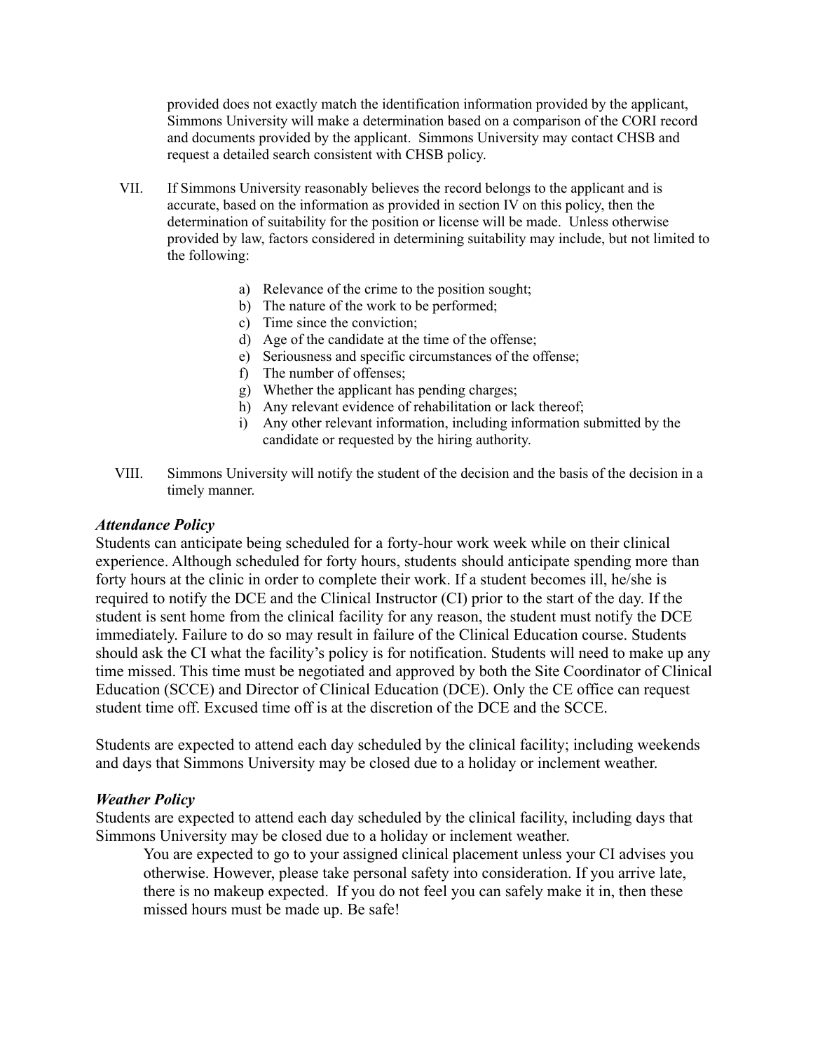provided does not exactly match the identification information provided by the applicant, Simmons University will make a determination based on a comparison of the CORI record and documents provided by the applicant. Simmons University may contact CHSB and request a detailed search consistent with CHSB policy.

VII. If Simmons University reasonably believes the record belongs to the applicant and is accurate, based on the information as provided in section IV on this policy, then the determination of suitability for the position or license will be made. Unless otherwise provided by law, factors considered in determining suitability may include, but not limited to the following:

   a) Relevance of the crime to the position sought;
   b) The nature of the work to be performed;
   c) Time since the conviction;
   d) Age of the candidate at the time of the offense;
   e) Seriousness and specific circumstances of the offense;
   f) The number of offenses;
   g) Whether the applicant has pending charges;
   h) Any relevant evidence of rehabilitation or lack thereof;
   i) Any other relevant information, including information submitted by the candidate or requested by the hiring authority.

VIII. Simmons University will notify the student of the decision and the basis of the decision in a timely manner.

***Attendance Policy***

Students can anticipate being scheduled for a forty-hour work week while on their clinical experience. Although scheduled for forty hours, students should anticipate spending more than forty hours at the clinic in order to complete their work. If a student becomes ill, he/she is required to notify the DCE and the Clinical Instructor (CI) prior to the start of the day. If the student is sent home from the clinical facility for any reason, the student must notify the DCE immediately. Failure to do so may result in failure of the Clinical Education course. Students should ask the CI what the facility's policy is for notification. Students will need to make up any time missed. This time must be negotiated and approved by both the Site Coordinator of Clinical Education (SCCE) and Director of Clinical Education (DCE). Only the CE office can request student time off. Excused time off is at the discretion of the DCE and the SCCE.

Students are expected to attend each day scheduled by the clinical facility; including weekends and days that Simmons University may be closed due to a holiday or inclement weather.

***Weather Policy***

Students are expected to attend each day scheduled by the clinical facility, including days that Simmons University may be closed due to a holiday or inclement weather.

You are expected to go to your assigned clinical placement unless your CI advises you otherwise. However, please take personal safety into consideration. If you arrive late, there is no makeup expected. If you do not feel you can safely make it in, then these missed hours must be made up. Be safe!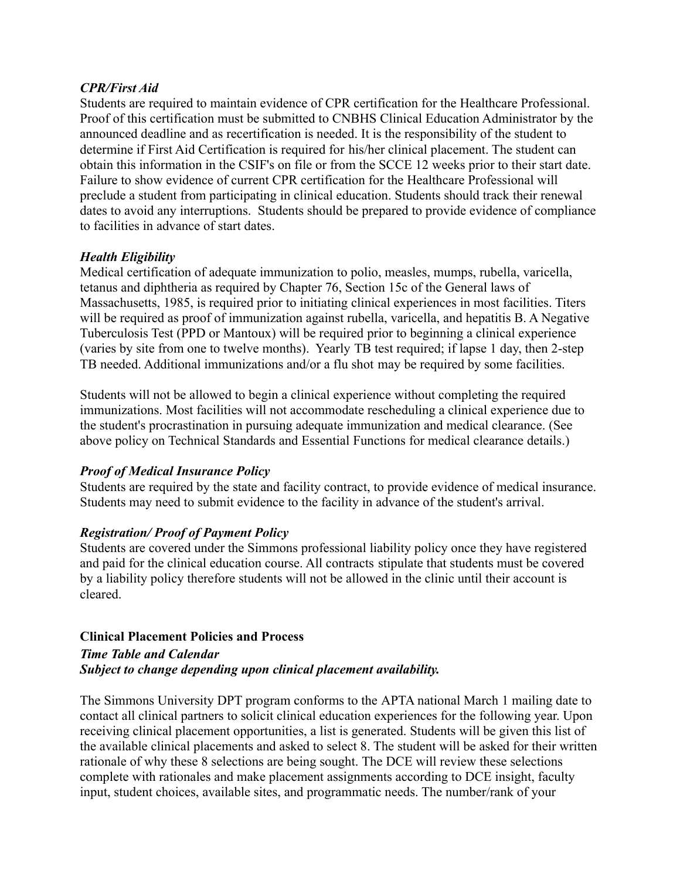***CPR/First Aid***

Students are required to maintain evidence of CPR certification for the Healthcare Professional. Proof of this certification must be submitted to CNBHS Clinical Education Administrator by the announced deadline and as recertification is needed. It is the responsibility of the student to determine if First Aid Certification is required for his/her clinical placement. The student can obtain this information in the CSIF's on file or from the SCCE 12 weeks prior to their start date. Failure to show evidence of current CPR certification for the Healthcare Professional will preclude a student from participating in clinical education. Students should track their renewal dates to avoid any interruptions. Students should be prepared to provide evidence of compliance to facilities in advance of start dates.

***Health Eligibility***

Medical certification of adequate immunization to polio, measles, mumps, rubella, varicella, tetanus and diphtheria as required by Chapter 76, Section 15c of the General laws of Massachusetts, 1985, is required prior to initiating clinical experiences in most facilities. Titers will be required as proof of immunization against rubella, varicella, and hepatitis B. A Negative Tuberculosis Test (PPD or Mantoux) will be required prior to beginning a clinical experience (varies by site from one to twelve months). Yearly TB test required; if lapse 1 day, then 2-step TB needed. Additional immunizations and/or a flu shot may be required by some facilities.

Students will not be allowed to begin a clinical experience without completing the required immunizations. Most facilities will not accommodate rescheduling a clinical experience due to the student's procrastination in pursuing adequate immunization and medical clearance. (See above policy on Technical Standards and Essential Functions for medical clearance details.)

***Proof of Medical Insurance Policy***

Students are required by the state and facility contract, to provide evidence of medical insurance. Students may need to submit evidence to the facility in advance of the student's arrival.

***Registration/ Proof of Payment Policy***

Students are covered under the Simmons professional liability policy once they have registered and paid for the clinical education course. All contracts stipulate that students must be covered by a liability policy therefore students will not be allowed in the clinic until their account is cleared.

**Clinical Placement Policies and Process**

***Time Table and Calendar***
***Subject to change depending upon clinical placement availability.***

The Simmons University DPT program conforms to the APTA national March 1 mailing date to contact all clinical partners to solicit clinical education experiences for the following year. Upon receiving clinical placement opportunities, a list is generated. Students will be given this list of the available clinical placements and asked to select 8. The student will be asked for their written rationale of why these 8 selections are being sought. The DCE will review these selections complete with rationales and make placement assignments according to DCE insight, faculty input, student choices, available sites, and programmatic needs. The number/rank of your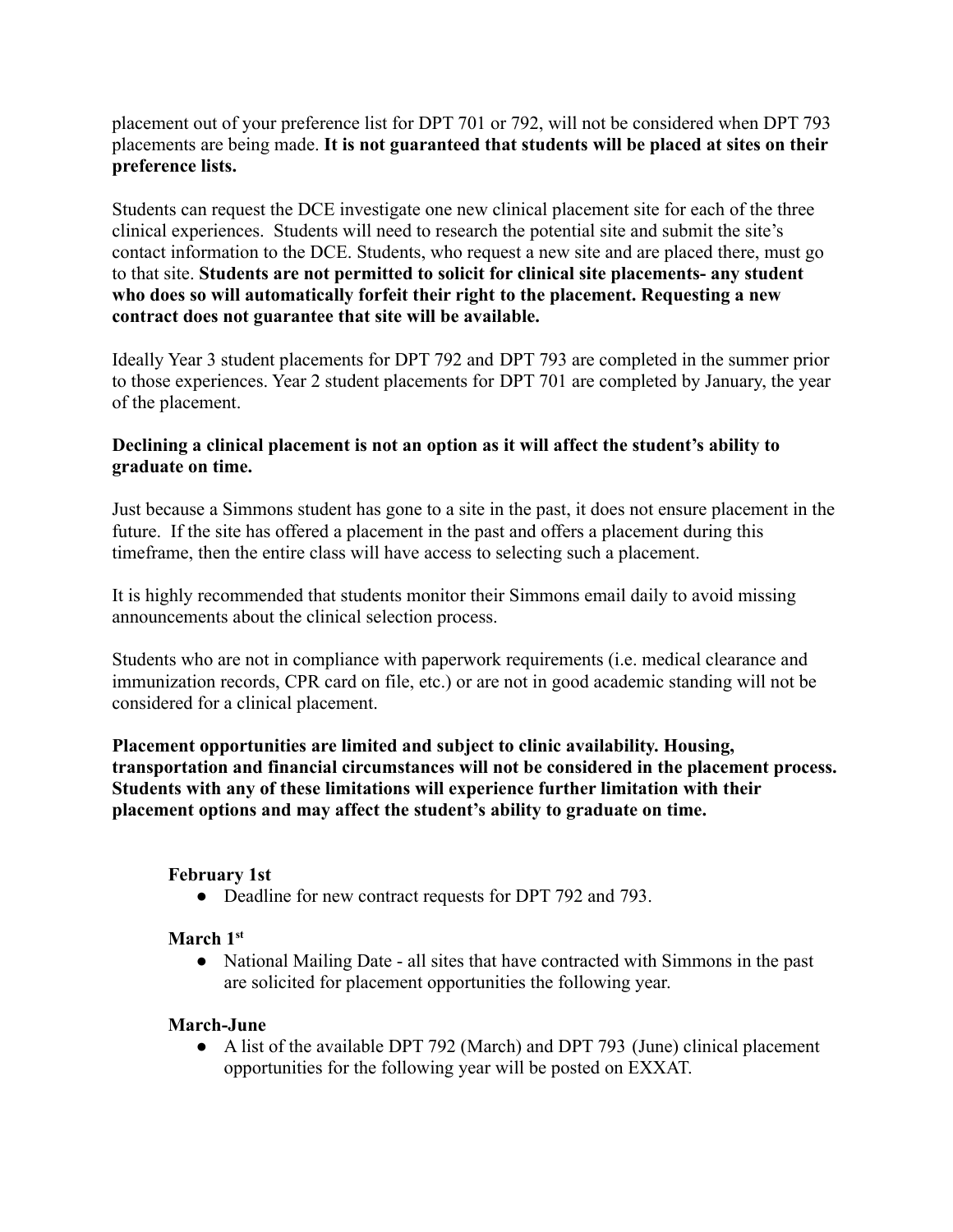placement out of your preference list for DPT 701 or 792, will not be considered when DPT 793 placements are being made. **It is not guaranteed that students will be placed at sites on their preference lists.**

Students can request the DCE investigate one new clinical placement site for each of the three clinical experiences. Students will need to research the potential site and submit the site's contact information to the DCE. Students, who request a new site and are placed there, must go to that site. **Students are not permitted to solicit for clinical site placements- any student who does so will automatically forfeit their right to the placement. Requesting a new contract does not guarantee that site will be available.**

Ideally Year 3 student placements for DPT 792 and DPT 793 are completed in the summer prior to those experiences. Year 2 student placements for DPT 701 are completed by January, the year of the placement.

**Declining a clinical placement is not an option as it will affect the student's ability to graduate on time.**

Just because a Simmons student has gone to a site in the past, it does not ensure placement in the future. If the site has offered a placement in the past and offers a placement during this timeframe, then the entire class will have access to selecting such a placement.

It is highly recommended that students monitor their Simmons email daily to avoid missing announcements about the clinical selection process.

Students who are not in compliance with paperwork requirements (i.e. medical clearance and immunization records, CPR card on file, etc.) or are not in good academic standing will not be considered for a clinical placement.

**Placement opportunities are limited and subject to clinic availability. Housing, transportation and financial circumstances will not be considered in the placement process. Students with any of these limitations will experience further limitation with their placement options and may affect the student's ability to graduate on time.**

**February 1st**

- Deadline for new contract requests for DPT 792 and 793.

**March 1st**

- National Mailing Date - all sites that have contracted with Simmons in the past are solicited for placement opportunities the following year.

**March-June**

- A list of the available DPT 792 (March) and DPT 793 (June) clinical placement opportunities for the following year will be posted on EXXAT.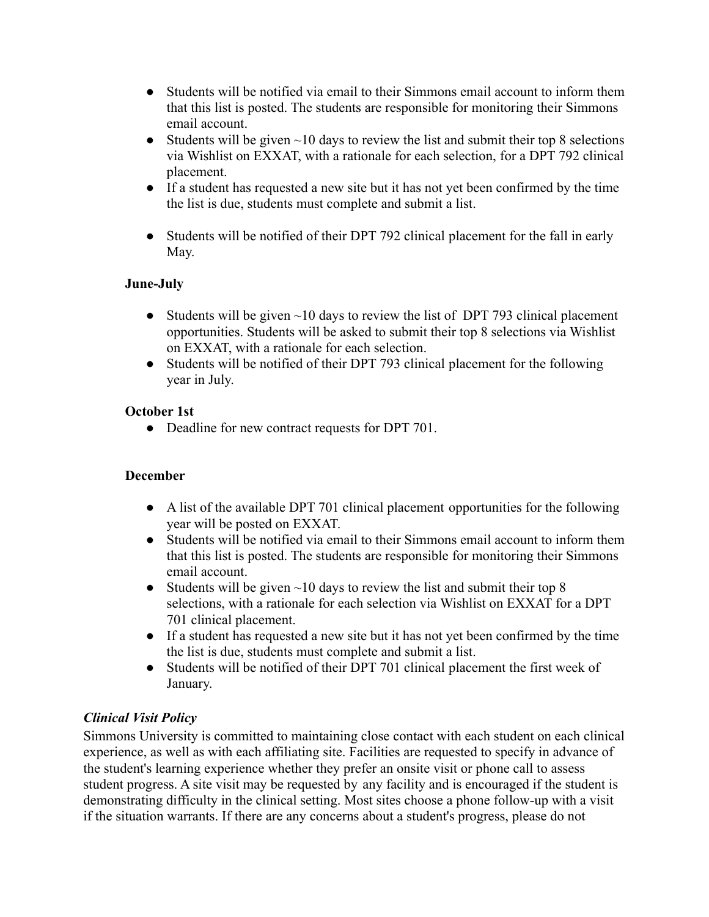- Students will be notified via email to their Simmons email account to inform them that this list is posted. The students are responsible for monitoring their Simmons email account.
- Students will be given ~10 days to review the list and submit their top 8 selections via Wishlist on EXXAT, with a rationale for each selection, for a DPT 792 clinical placement.
- If a student has requested a new site but it has not yet been confirmed by the time the list is due, students must complete and submit a list.
- Students will be notified of their DPT 792 clinical placement for the fall in early May.

**June-July**

- Students will be given ~10 days to review the list of DPT 793 clinical placement opportunities. Students will be asked to submit their top 8 selections via Wishlist on EXXAT, with a rationale for each selection.
- Students will be notified of their DPT 793 clinical placement for the following year in July.

**October 1st**

- Deadline for new contract requests for DPT 701.

**December**

- A list of the available DPT 701 clinical placement opportunities for the following year will be posted on EXXAT.
- Students will be notified via email to their Simmons email account to inform them that this list is posted. The students are responsible for monitoring their Simmons email account.
- Students will be given ~10 days to review the list and submit their top 8 selections, with a rationale for each selection via Wishlist on EXXAT for a DPT 701 clinical placement.
- If a student has requested a new site but it has not yet been confirmed by the time the list is due, students must complete and submit a list.
- Students will be notified of their DPT 701 clinical placement the first week of January.

***Clinical Visit Policy***

Simmons University is committed to maintaining close contact with each student on each clinical experience, as well as with each affiliating site. Facilities are requested to specify in advance of the student's learning experience whether they prefer an onsite visit or phone call to assess student progress. A site visit may be requested by any facility and is encouraged if the student is demonstrating difficulty in the clinical setting. Most sites choose a phone follow-up with a visit if the situation warrants. If there are any concerns about a student's progress, please do not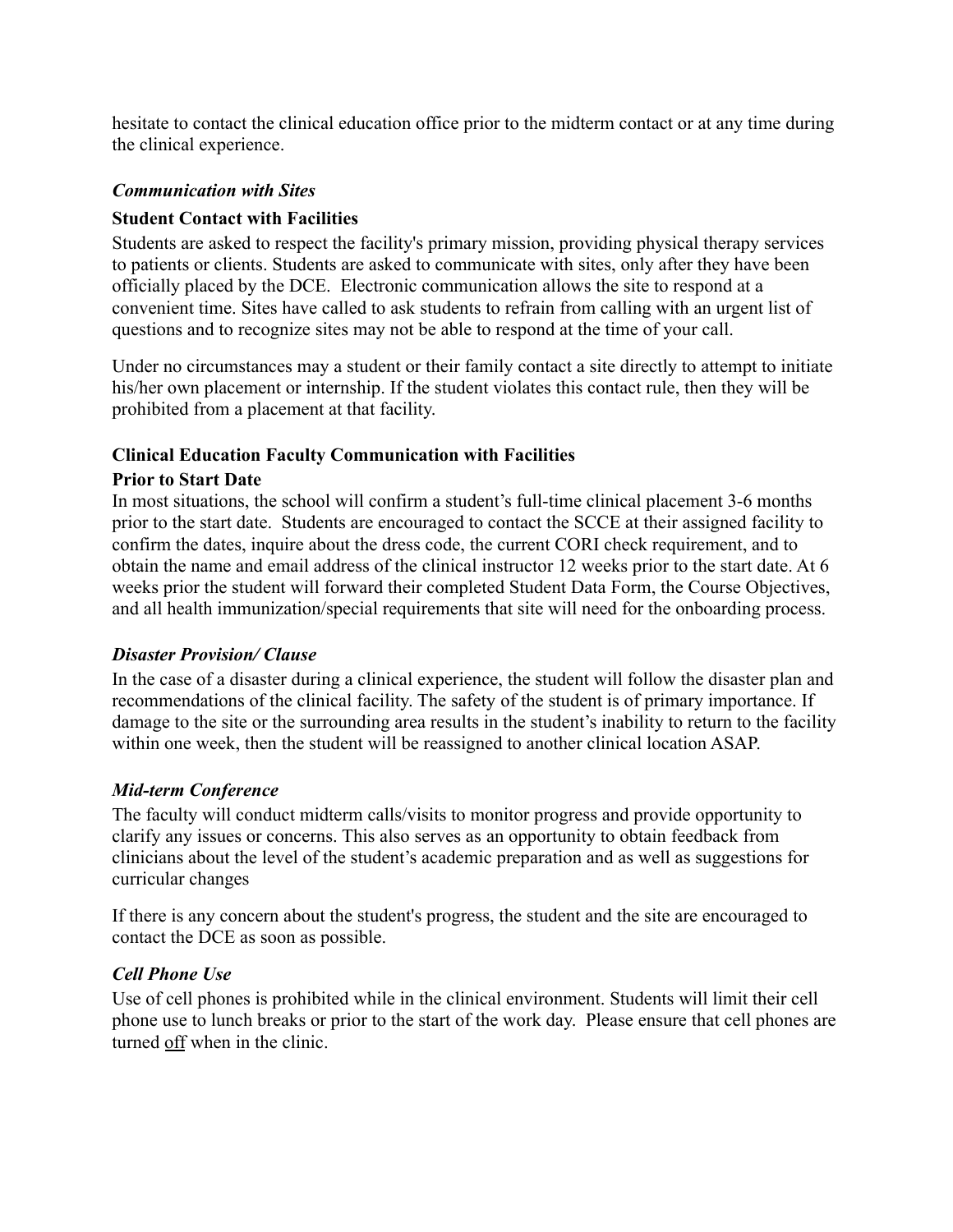hesitate to contact the clinical education office prior to the midterm contact or at any time during the clinical experience.

### *Communication with Sites*

#### **Student Contact with Facilities**

Students are asked to respect the facility's primary mission, providing physical therapy services to patients or clients. Students are asked to communicate with sites, only after they have been officially placed by the DCE. Electronic communication allows the site to respond at a convenient time. Sites have called to ask students to refrain from calling with an urgent list of questions and to recognize sites may not be able to respond at the time of your call.

Under no circumstances may a student or their family contact a site directly to attempt to initiate his/her own placement or internship. If the student violates this contact rule, then they will be prohibited from a placement at that facility.

#### **Clinical Education Faculty Communication with Facilities**

#### **Prior to Start Date**

In most situations, the school will confirm a student's full-time clinical placement 3-6 months prior to the start date. Students are encouraged to contact the SCCE at their assigned facility to confirm the dates, inquire about the dress code, the current CORI check requirement, and to obtain the name and email address of the clinical instructor 12 weeks prior to the start date. At 6 weeks prior the student will forward their completed Student Data Form, the Course Objectives, and all health immunization/special requirements that site will need for the onboarding process.

### *Disaster Provision/ Clause*

In the case of a disaster during a clinical experience, the student will follow the disaster plan and recommendations of the clinical facility. The safety of the student is of primary importance. If damage to the site or the surrounding area results in the student's inability to return to the facility within one week, then the student will be reassigned to another clinical location ASAP.

### *Mid-term Conference*

The faculty will conduct midterm calls/visits to monitor progress and provide opportunity to clarify any issues or concerns. This also serves as an opportunity to obtain feedback from clinicians about the level of the student's academic preparation and as well as suggestions for curricular changes

If there is any concern about the student's progress, the student and the site are encouraged to contact the DCE as soon as possible.

### *Cell Phone Use*

Use of cell phones is prohibited while in the clinical environment. Students will limit their cell phone use to lunch breaks or prior to the start of the work day. Please ensure that cell phones are turned <u>off</u> when in the clinic.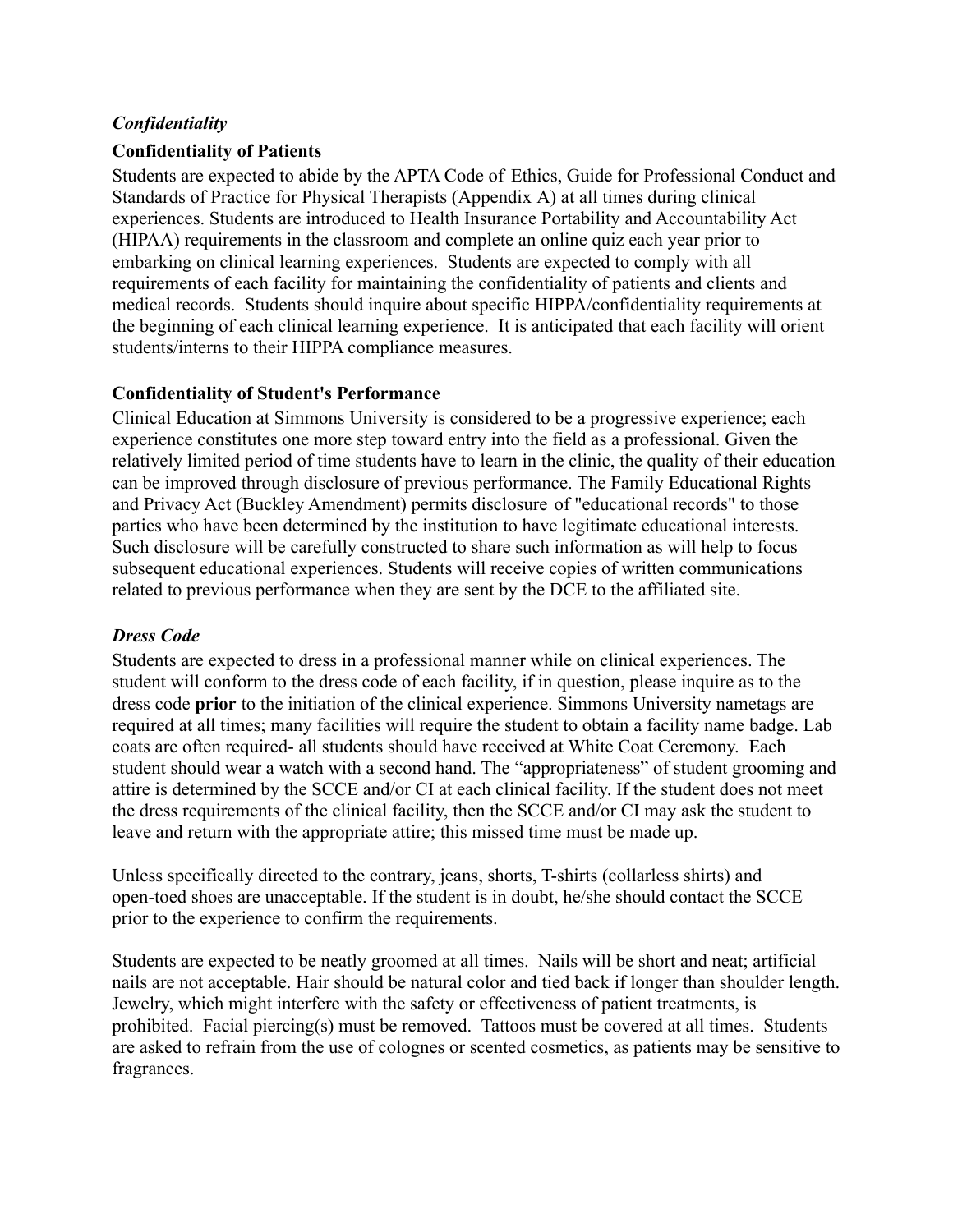### *Confidentiality*

**Confidentiality of Patients**

Students are expected to abide by the APTA Code of Ethics, Guide for Professional Conduct and Standards of Practice for Physical Therapists (Appendix A) at all times during clinical experiences. Students are introduced to Health Insurance Portability and Accountability Act (HIPAA) requirements in the classroom and complete an online quiz each year prior to embarking on clinical learning experiences. Students are expected to comply with all requirements of each facility for maintaining the confidentiality of patients and clients and medical records. Students should inquire about specific HIPPA/confidentiality requirements at the beginning of each clinical learning experience. It is anticipated that each facility will orient students/interns to their HIPPA compliance measures.

**Confidentiality of Student's Performance**

Clinical Education at Simmons University is considered to be a progressive experience; each experience constitutes one more step toward entry into the field as a professional. Given the relatively limited period of time students have to learn in the clinic, the quality of their education can be improved through disclosure of previous performance. The Family Educational Rights and Privacy Act (Buckley Amendment) permits disclosure of "educational records" to those parties who have been determined by the institution to have legitimate educational interests. Such disclosure will be carefully constructed to share such information as will help to focus subsequent educational experiences. Students will receive copies of written communications related to previous performance when they are sent by the DCE to the affiliated site.

### *Dress Code*

Students are expected to dress in a professional manner while on clinical experiences. The student will conform to the dress code of each facility, if in question, please inquire as to the dress code **prior** to the initiation of the clinical experience. Simmons University nametags are required at all times; many facilities will require the student to obtain a facility name badge. Lab coats are often required- all students should have received at White Coat Ceremony. Each student should wear a watch with a second hand. The "appropriateness" of student grooming and attire is determined by the SCCE and/or CI at each clinical facility. If the student does not meet the dress requirements of the clinical facility, then the SCCE and/or CI may ask the student to leave and return with the appropriate attire; this missed time must be made up.

Unless specifically directed to the contrary, jeans, shorts, T-shirts (collarless shirts) and open-toed shoes are unacceptable. If the student is in doubt, he/she should contact the SCCE prior to the experience to confirm the requirements.

Students are expected to be neatly groomed at all times. Nails will be short and neat; artificial nails are not acceptable. Hair should be natural color and tied back if longer than shoulder length. Jewelry, which might interfere with the safety or effectiveness of patient treatments, is prohibited. Facial piercing(s) must be removed. Tattoos must be covered at all times. Students are asked to refrain from the use of colognes or scented cosmetics, as patients may be sensitive to fragrances.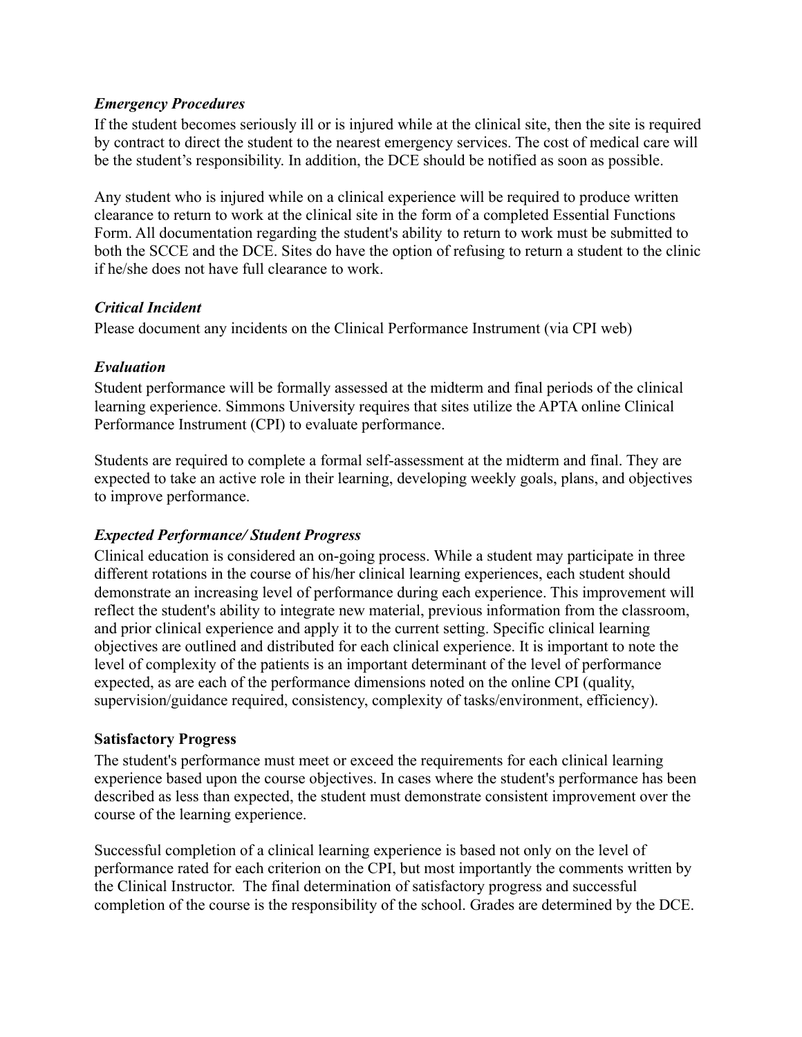***Emergency Procedures***

If the student becomes seriously ill or is injured while at the clinical site, then the site is required by contract to direct the student to the nearest emergency services. The cost of medical care will be the student's responsibility. In addition, the DCE should be notified as soon as possible.

Any student who is injured while on a clinical experience will be required to produce written clearance to return to work at the clinical site in the form of a completed Essential Functions Form. All documentation regarding the student's ability to return to work must be submitted to both the SCCE and the DCE. Sites do have the option of refusing to return a student to the clinic if he/she does not have full clearance to work.

***Critical Incident***

Please document any incidents on the Clinical Performance Instrument (via CPI web)

***Evaluation***

Student performance will be formally assessed at the midterm and final periods of the clinical learning experience. Simmons University requires that sites utilize the APTA online Clinical Performance Instrument (CPI) to evaluate performance.

Students are required to complete a formal self-assessment at the midterm and final. They are expected to take an active role in their learning, developing weekly goals, plans, and objectives to improve performance.

***Expected Performance/ Student Progress***

Clinical education is considered an on-going process. While a student may participate in three different rotations in the course of his/her clinical learning experiences, each student should demonstrate an increasing level of performance during each experience. This improvement will reflect the student's ability to integrate new material, previous information from the classroom, and prior clinical experience and apply it to the current setting. Specific clinical learning objectives are outlined and distributed for each clinical experience. It is important to note the level of complexity of the patients is an important determinant of the level of performance expected, as are each of the performance dimensions noted on the online CPI (quality, supervision/guidance required, consistency, complexity of tasks/environment, efficiency).

**Satisfactory Progress**

The student's performance must meet or exceed the requirements for each clinical learning experience based upon the course objectives. In cases where the student's performance has been described as less than expected, the student must demonstrate consistent improvement over the course of the learning experience.

Successful completion of a clinical learning experience is based not only on the level of performance rated for each criterion on the CPI, but most importantly the comments written by the Clinical Instructor. The final determination of satisfactory progress and successful completion of the course is the responsibility of the school. Grades are determined by the DCE.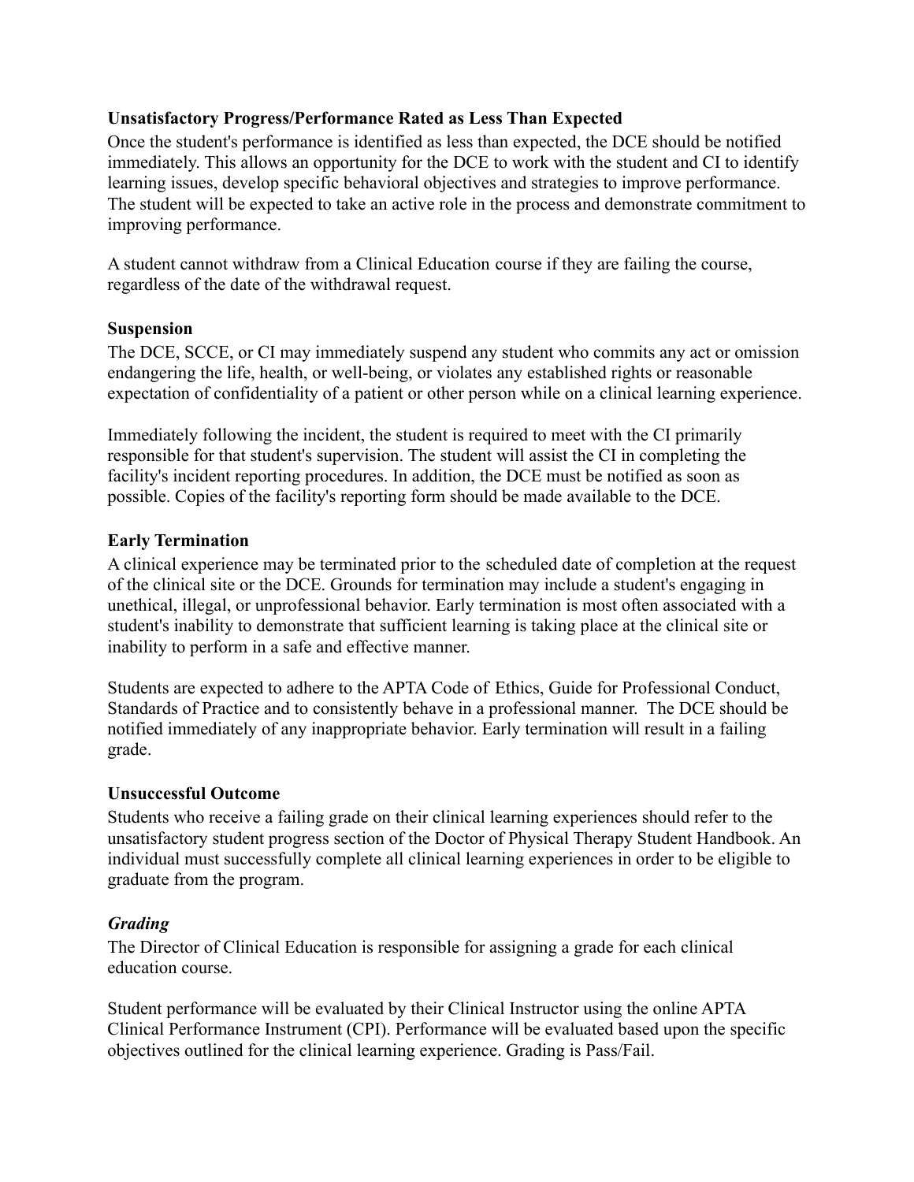**Unsatisfactory Progress/Performance Rated as Less Than Expected**

Once the student's performance is identified as less than expected, the DCE should be notified immediately. This allows an opportunity for the DCE to work with the student and CI to identify learning issues, develop specific behavioral objectives and strategies to improve performance. The student will be expected to take an active role in the process and demonstrate commitment to improving performance.

A student cannot withdraw from a Clinical Education course if they are failing the course, regardless of the date of the withdrawal request.

**Suspension**

The DCE, SCCE, or CI may immediately suspend any student who commits any act or omission endangering the life, health, or well-being, or violates any established rights or reasonable expectation of confidentiality of a patient or other person while on a clinical learning experience.

Immediately following the incident, the student is required to meet with the CI primarily responsible for that student's supervision. The student will assist the CI in completing the facility's incident reporting procedures. In addition, the DCE must be notified as soon as possible. Copies of the facility's reporting form should be made available to the DCE.

**Early Termination**

A clinical experience may be terminated prior to the scheduled date of completion at the request of the clinical site or the DCE. Grounds for termination may include a student's engaging in unethical, illegal, or unprofessional behavior. Early termination is most often associated with a student's inability to demonstrate that sufficient learning is taking place at the clinical site or inability to perform in a safe and effective manner.

Students are expected to adhere to the APTA Code of Ethics, Guide for Professional Conduct, Standards of Practice and to consistently behave in a professional manner. The DCE should be notified immediately of any inappropriate behavior. Early termination will result in a failing grade.

**Unsuccessful Outcome**

Students who receive a failing grade on their clinical learning experiences should refer to the unsatisfactory student progress section of the Doctor of Physical Therapy Student Handbook. An individual must successfully complete all clinical learning experiences in order to be eligible to graduate from the program.

***Grading***

The Director of Clinical Education is responsible for assigning a grade for each clinical education course.

Student performance will be evaluated by their Clinical Instructor using the online APTA Clinical Performance Instrument (CPI). Performance will be evaluated based upon the specific objectives outlined for the clinical learning experience. Grading is Pass/Fail.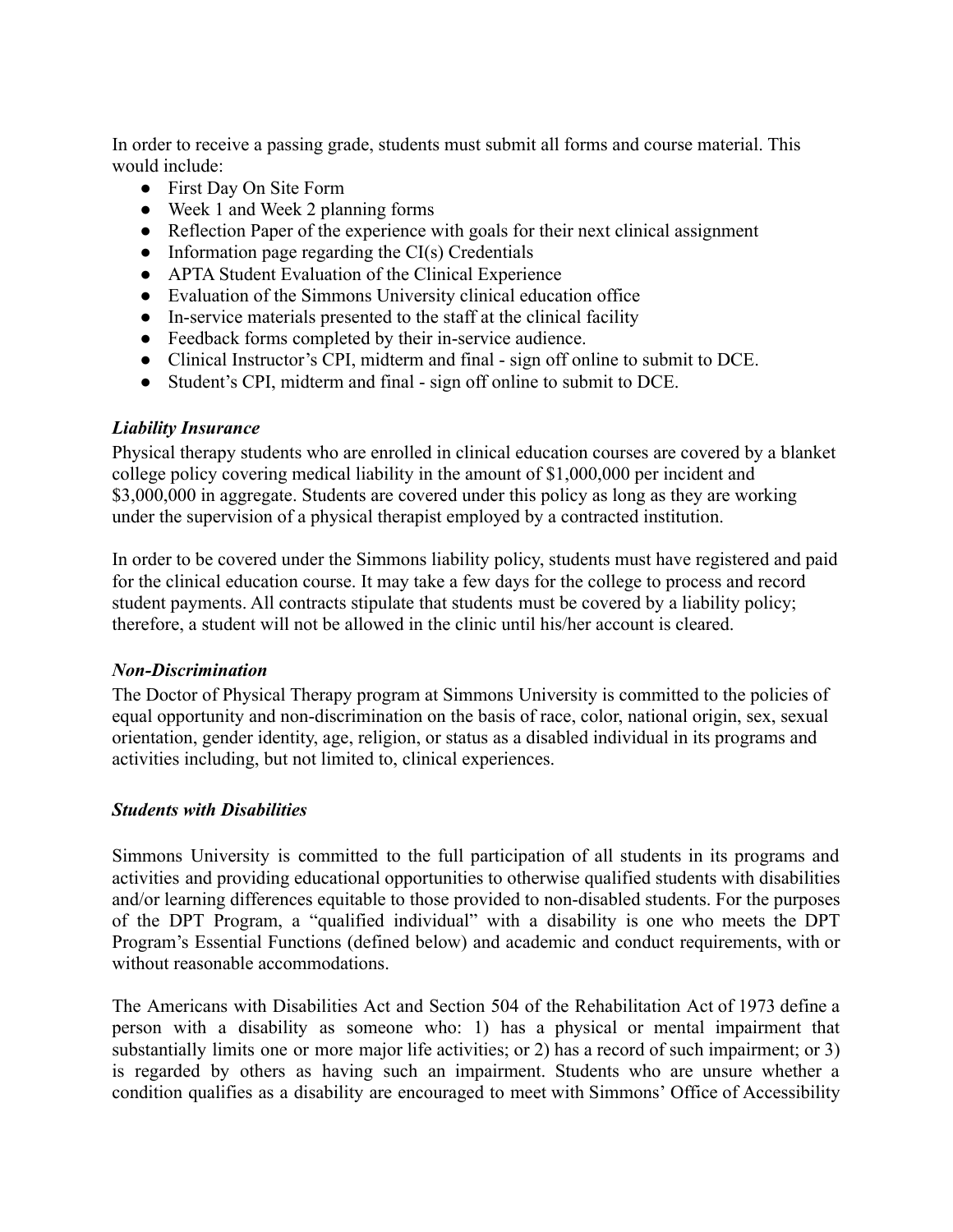In order to receive a passing grade, students must submit all forms and course material. This would include:

- First Day On Site Form
- Week 1 and Week 2 planning forms
- Reflection Paper of the experience with goals for their next clinical assignment
- Information page regarding the CI(s) Credentials
- APTA Student Evaluation of the Clinical Experience
- Evaluation of the Simmons University clinical education office
- In-service materials presented to the staff at the clinical facility
- Feedback forms completed by their in-service audience.
- Clinical Instructor's CPI, midterm and final - sign off online to submit to DCE.
- Student's CPI, midterm and final - sign off online to submit to DCE.

***Liability Insurance***

Physical therapy students who are enrolled in clinical education courses are covered by a blanket college policy covering medical liability in the amount of $1,000,000 per incident and $3,000,000 in aggregate. Students are covered under this policy as long as they are working under the supervision of a physical therapist employed by a contracted institution.

In order to be covered under the Simmons liability policy, students must have registered and paid for the clinical education course. It may take a few days for the college to process and record student payments. All contracts stipulate that students must be covered by a liability policy; therefore, a student will not be allowed in the clinic until his/her account is cleared.

***Non-Discrimination***

The Doctor of Physical Therapy program at Simmons University is committed to the policies of equal opportunity and non-discrimination on the basis of race, color, national origin, sex, sexual orientation, gender identity, age, religion, or status as a disabled individual in its programs and activities including, but not limited to, clinical experiences.

***Students with Disabilities***

Simmons University is committed to the full participation of all students in its programs and activities and providing educational opportunities to otherwise qualified students with disabilities and/or learning differences equitable to those provided to non-disabled students. For the purposes of the DPT Program, a "qualified individual" with a disability is one who meets the DPT Program's Essential Functions (defined below) and academic and conduct requirements, with or without reasonable accommodations.

The Americans with Disabilities Act and Section 504 of the Rehabilitation Act of 1973 define a person with a disability as someone who: 1) has a physical or mental impairment that substantially limits one or more major life activities; or 2) has a record of such impairment; or 3) is regarded by others as having such an impairment. Students who are unsure whether a condition qualifies as a disability are encouraged to meet with Simmons' Office of Accessibility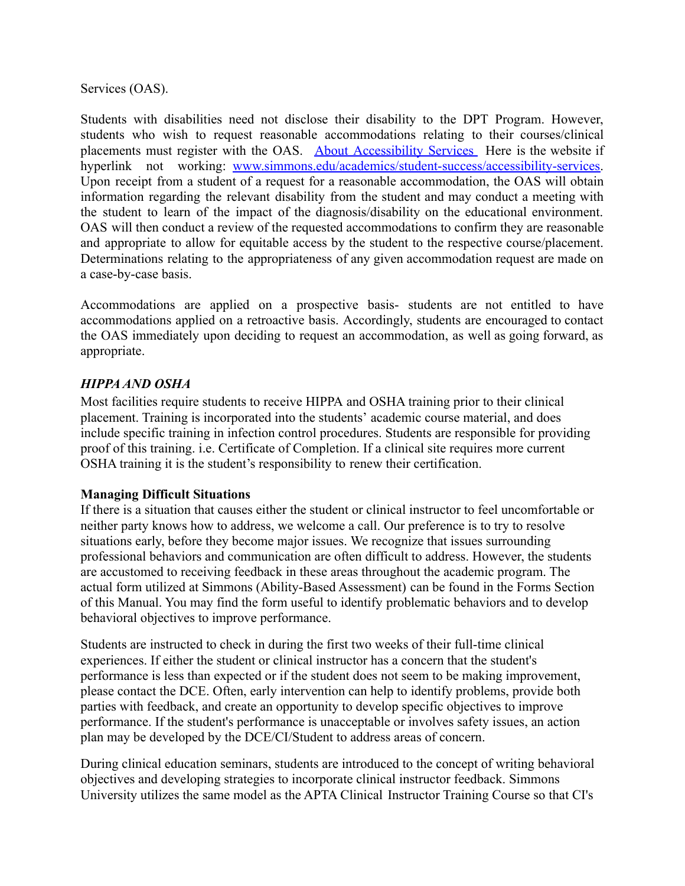Services (OAS).

Students with disabilities need not disclose their disability to the DPT Program. However, students who wish to request reasonable accommodations relating to their courses/clinical placements must register with the OAS. [About Accessibility Services](www.simmons.edu/academics/student-success/accessibility-services) Here is the website if hyperlink not working: www.simmons.edu/academics/student-success/accessibility-services. Upon receipt from a student of a request for a reasonable accommodation, the OAS will obtain information regarding the relevant disability from the student and may conduct a meeting with the student to learn of the impact of the diagnosis/disability on the educational environment. OAS will then conduct a review of the requested accommodations to confirm they are reasonable and appropriate to allow for equitable access by the student to the respective course/placement. Determinations relating to the appropriateness of any given accommodation request are made on a case-by-case basis.

Accommodations are applied on a prospective basis- students are not entitled to have accommodations applied on a retroactive basis. Accordingly, students are encouraged to contact the OAS immediately upon deciding to request an accommodation, as well as going forward, as appropriate.

***HIPPA AND OSHA***

Most facilities require students to receive HIPPA and OSHA training prior to their clinical placement. Training is incorporated into the students' academic course material, and does include specific training in infection control procedures. Students are responsible for providing proof of this training. i.e. Certificate of Completion. If a clinical site requires more current OSHA training it is the student's responsibility to renew their certification.

**Managing Difficult Situations**

If there is a situation that causes either the student or clinical instructor to feel uncomfortable or neither party knows how to address, we welcome a call. Our preference is to try to resolve situations early, before they become major issues. We recognize that issues surrounding professional behaviors and communication are often difficult to address. However, the students are accustomed to receiving feedback in these areas throughout the academic program. The actual form utilized at Simmons (Ability-Based Assessment) can be found in the Forms Section of this Manual. You may find the form useful to identify problematic behaviors and to develop behavioral objectives to improve performance.

Students are instructed to check in during the first two weeks of their full-time clinical experiences. If either the student or clinical instructor has a concern that the student's performance is less than expected or if the student does not seem to be making improvement, please contact the DCE. Often, early intervention can help to identify problems, provide both parties with feedback, and create an opportunity to develop specific objectives to improve performance. If the student's performance is unacceptable or involves safety issues, an action plan may be developed by the DCE/CI/Student to address areas of concern.

During clinical education seminars, students are introduced to the concept of writing behavioral objectives and developing strategies to incorporate clinical instructor feedback. Simmons University utilizes the same model as the APTA Clinical Instructor Training Course so that CI's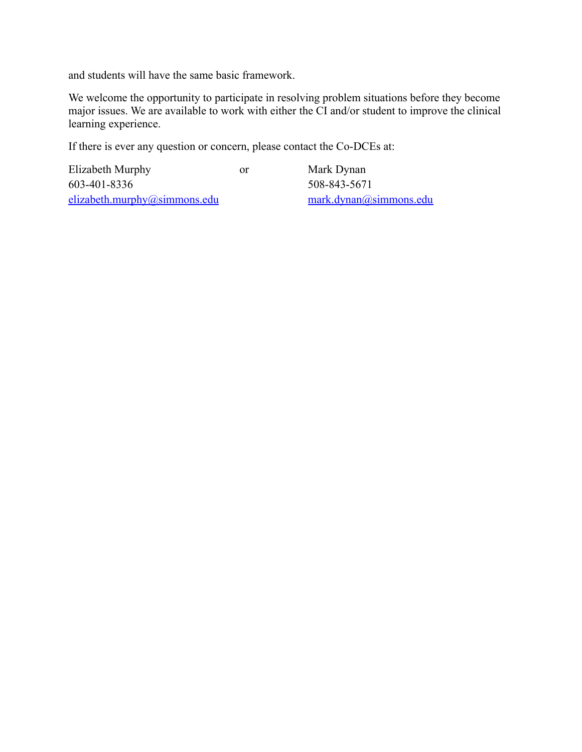and students will have the same basic framework.

We welcome the opportunity to participate in resolving problem situations before they become major issues. We are available to work with either the CI and/or student to improve the clinical learning experience.

If there is ever any question or concern, please contact the Co-DCEs at:

| Elizabeth Murphy | or | Mark Dynan |
|---|---|---|
| 603-401-8336 | | 508-843-5671 |
| elizabeth.murphy@simmons.edu | | mark.dynan@simmons.edu |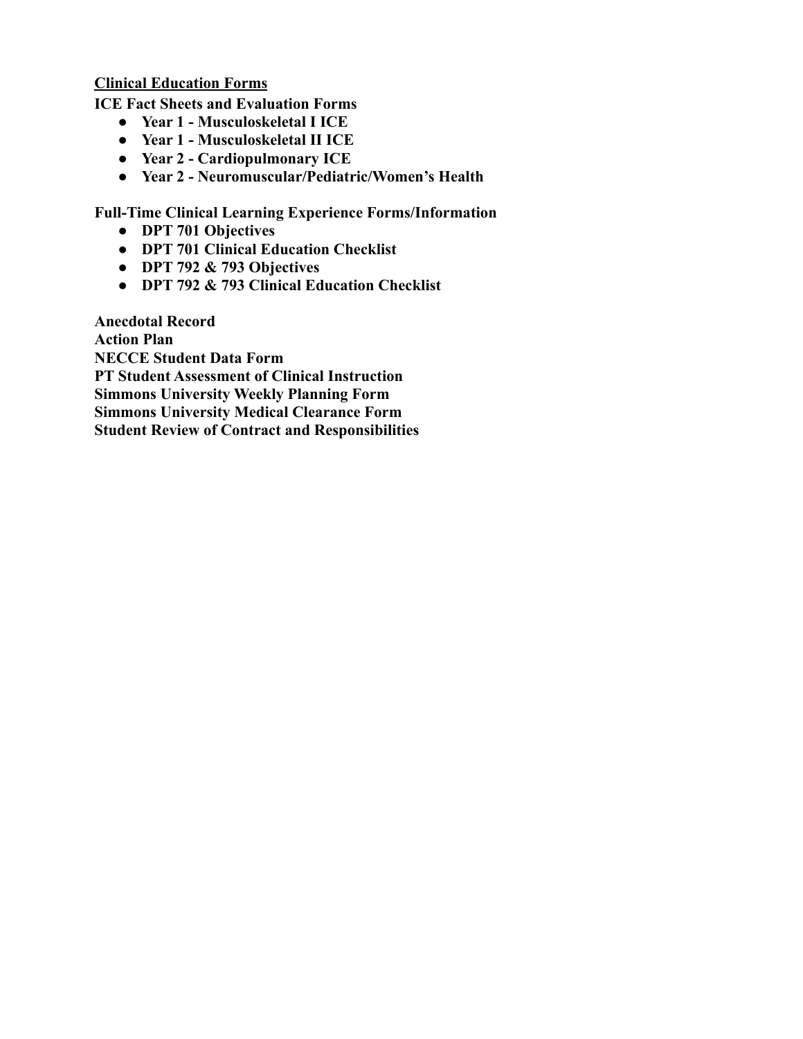## Clinical Education Forms

**ICE Fact Sheets and Evaluation Forms**

- **Year 1 - Musculoskeletal I ICE**
- **Year 1 - Musculoskeletal II ICE**
- **Year 2 - Cardiopulmonary ICE**
- **Year 2 - Neuromuscular/Pediatric/Women's Health**

**Full-Time Clinical Learning Experience Forms/Information**

- **DPT 701 Objectives**
- **DPT 701 Clinical Education Checklist**
- **DPT 792 & 793 Objectives**
- **DPT 792 & 793 Clinical Education Checklist**

**Anecdotal Record**
**Action Plan**
**NECCE Student Data Form**
**PT Student Assessment of Clinical Instruction**
**Simmons University Weekly Planning Form**
**Simmons University Medical Clearance Form**
**Student Review of Contract and Responsibilities**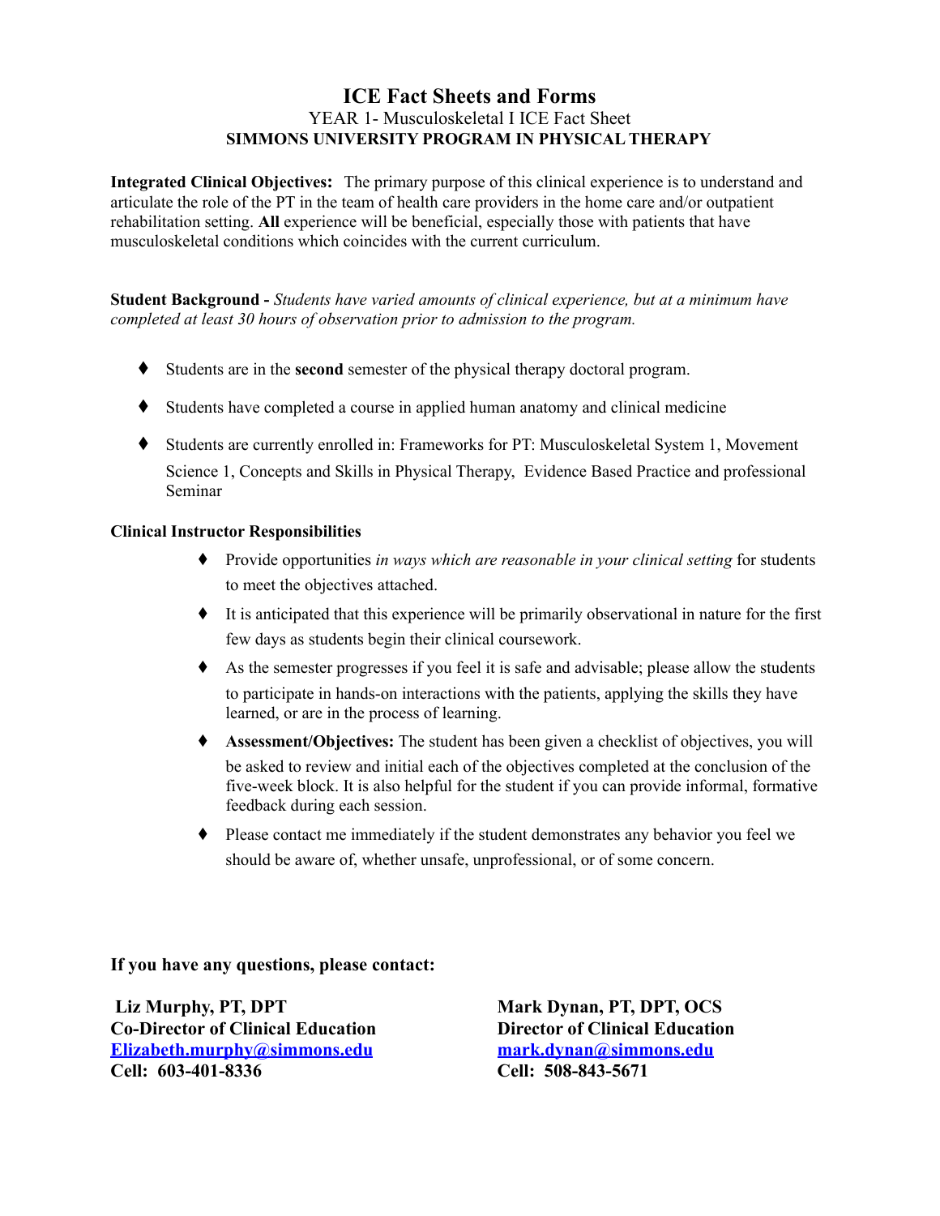# ICE Fact Sheets and Forms

YEAR 1- Musculoskeletal I ICE Fact Sheet

**SIMMONS UNIVERSITY PROGRAM IN PHYSICAL THERAPY**

**Integrated Clinical Objectives:** The primary purpose of this clinical experience is to understand and articulate the role of the PT in the team of health care providers in the home care and/or outpatient rehabilitation setting. **All** experience will be beneficial, especially those with patients that have musculoskeletal conditions which coincides with the current curriculum.

**Student Background -** *Students have varied amounts of clinical experience, but at a minimum have completed at least 30 hours of observation prior to admission to the program.*

- Students are in the **second** semester of the physical therapy doctoral program.
- Students have completed a course in applied human anatomy and clinical medicine
- Students are currently enrolled in: Frameworks for PT: Musculoskeletal System 1, Movement Science 1, Concepts and Skills in Physical Therapy, Evidence Based Practice and professional Seminar

**Clinical Instructor Responsibilities**

- Provide opportunities *in ways which are reasonable in your clinical setting* for students to meet the objectives attached.
- It is anticipated that this experience will be primarily observational in nature for the first few days as students begin their clinical coursework.
- As the semester progresses if you feel it is safe and advisable; please allow the students to participate in hands-on interactions with the patients, applying the skills they have learned, or are in the process of learning.
- **Assessment/Objectives:** The student has been given a checklist of objectives, you will be asked to review and initial each of the objectives completed at the conclusion of the five-week block. It is also helpful for the student if you can provide informal, formative feedback during each session.
- Please contact me immediately if the student demonstrates any behavior you feel we should be aware of, whether unsafe, unprofessional, or of some concern.

**If you have any questions, please contact:**

**Liz Murphy, PT, DPT**
**Co-Director of Clinical Education**
**Elizabeth.murphy@simmons.edu**
**Cell: 603-401-8336**

**Mark Dynan, PT, DPT, OCS**
**Director of Clinical Education**
**mark.dynan@simmons.edu**
**Cell: 508-843-5671**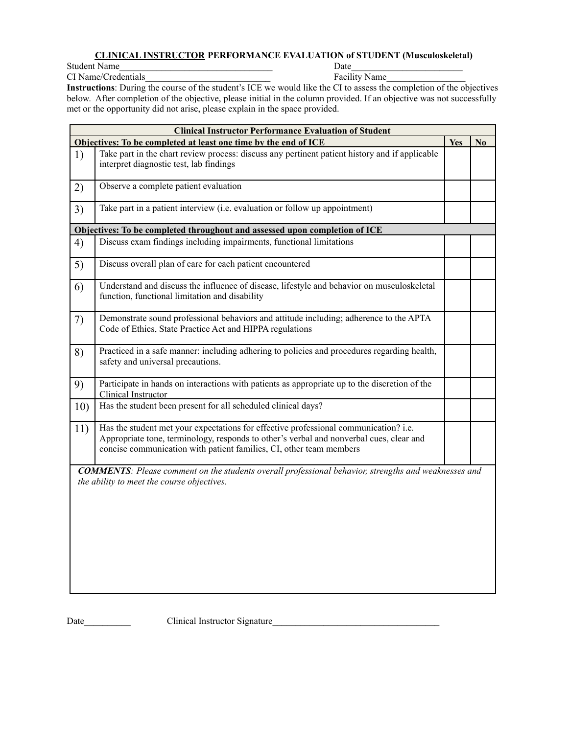## **<u>CLINICAL INSTRUCTOR</u> PERFORMANCE EVALUATION of STUDENT (Musculoskeletal)**

Student Name___________________________________ Date_________________________

CI Name/Credentials____________________________ Facility Name_________________

**Instructions**: During the course of the student's ICE we would like the CI to assess the completion of the objectives below. After completion of the objective, please initial in the column provided. If an objective was not successfully met or the opportunity did not arise, please explain in the space provided.

| **Clinical Instructor Performance Evaluation of Student** | | | |
|---|---|---|---|
| **Objectives: To be completed at least one time by the end of ICE** | | **Yes** | **No** |
| 1) | Take part in the chart review process: discuss any pertinent patient history and if applicable interpret diagnostic test, lab findings | | |
| 2) | Observe a complete patient evaluation | | |
| 3) | Take part in a patient interview (i.e. evaluation or follow up appointment) | | |
| **Objectives: To be completed throughout and assessed upon completion of ICE** | | | |
| 4) | Discuss exam findings including impairments, functional limitations | | |
| 5) | Discuss overall plan of care for each patient encountered | | |
| 6) | Understand and discuss the influence of disease, lifestyle and behavior on musculoskeletal function, functional limitation and disability | | |
| 7) | Demonstrate sound professional behaviors and attitude including; adherence to the APTA Code of Ethics, State Practice Act and HIPPA regulations | | |
| 8) | Practiced in a safe manner: including adhering to policies and procedures regarding health, safety and universal precautions. | | |
| 9) | Participate in hands on interactions with patients as appropriate up to the discretion of the Clinical Instructor | | |
| 10) | Has the student been present for all scheduled clinical days? | | |
| 11) | Has the student met your expectations for effective professional communication? i.e. Appropriate tone, terminology, responds to other's verbal and nonverbal cues, clear and concise communication with patient families, CI, other team members | | |

***COMMENTS****: Please comment on the students overall professional behavior, strengths and weaknesses and the ability to meet the course objectives.*

Date__________ Clinical Instructor Signature_____________________________________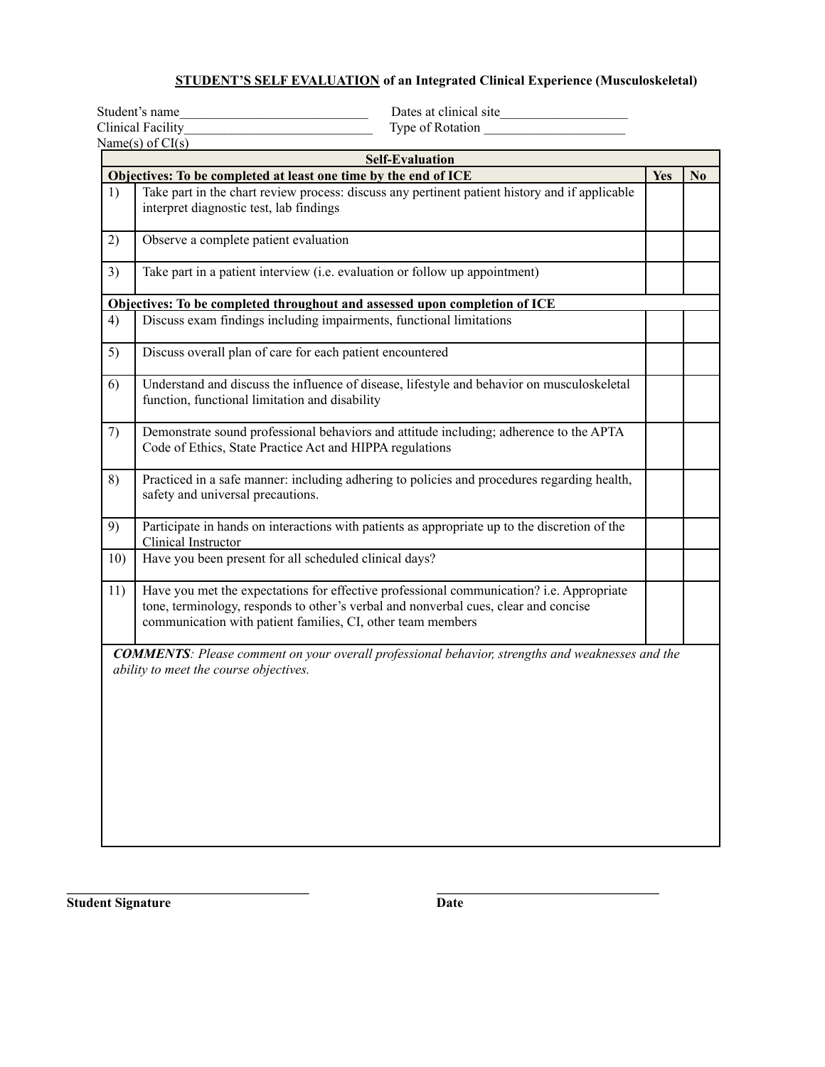## **STUDENT'S SELF EVALUATION** of an Integrated Clinical Experience (Musculoskeletal)

Student's name____________________________ Dates at clinical site___________________

Clinical Facility____________________________ Type of Rotation _____________________

Name(s) of CI(s)

| **Self-Evaluation** | | | |
|---|---|---|---|
| **Objectives: To be completed at least one time by the end of ICE** | | **Yes** | **No** |
| 1) | Take part in the chart review process: discuss any pertinent patient history and if applicable interpret diagnostic test, lab findings | | |
| 2) | Observe a complete patient evaluation | | |
| 3) | Take part in a patient interview (i.e. evaluation or follow up appointment) | | |
| **Objectives: To be completed throughout and assessed upon completion of ICE** | | | |
| 4) | Discuss exam findings including impairments, functional limitations | | |
| 5) | Discuss overall plan of care for each patient encountered | | |
| 6) | Understand and discuss the influence of disease, lifestyle and behavior on musculoskeletal function, functional limitation and disability | | |
| 7) | Demonstrate sound professional behaviors and attitude including; adherence to the APTA Code of Ethics, State Practice Act and HIPPA regulations | | |
| 8) | Practiced in a safe manner: including adhering to policies and procedures regarding health, safety and universal precautions. | | |
| 9) | Participate in hands on interactions with patients as appropriate up to the discretion of the Clinical Instructor | | |
| 10) | Have you been present for all scheduled clinical days? | | |
| 11) | Have you met the expectations for effective professional communication? i.e. Appropriate tone, terminology, responds to other's verbal and nonverbal cues, clear and concise communication with patient families, CI, other team members | | |

***COMMENTS****: Please comment on your overall professional behavior, strengths and weaknesses and the ability to meet the course objectives.*

___________________________________ ___________________________________

**Student Signature** **Date**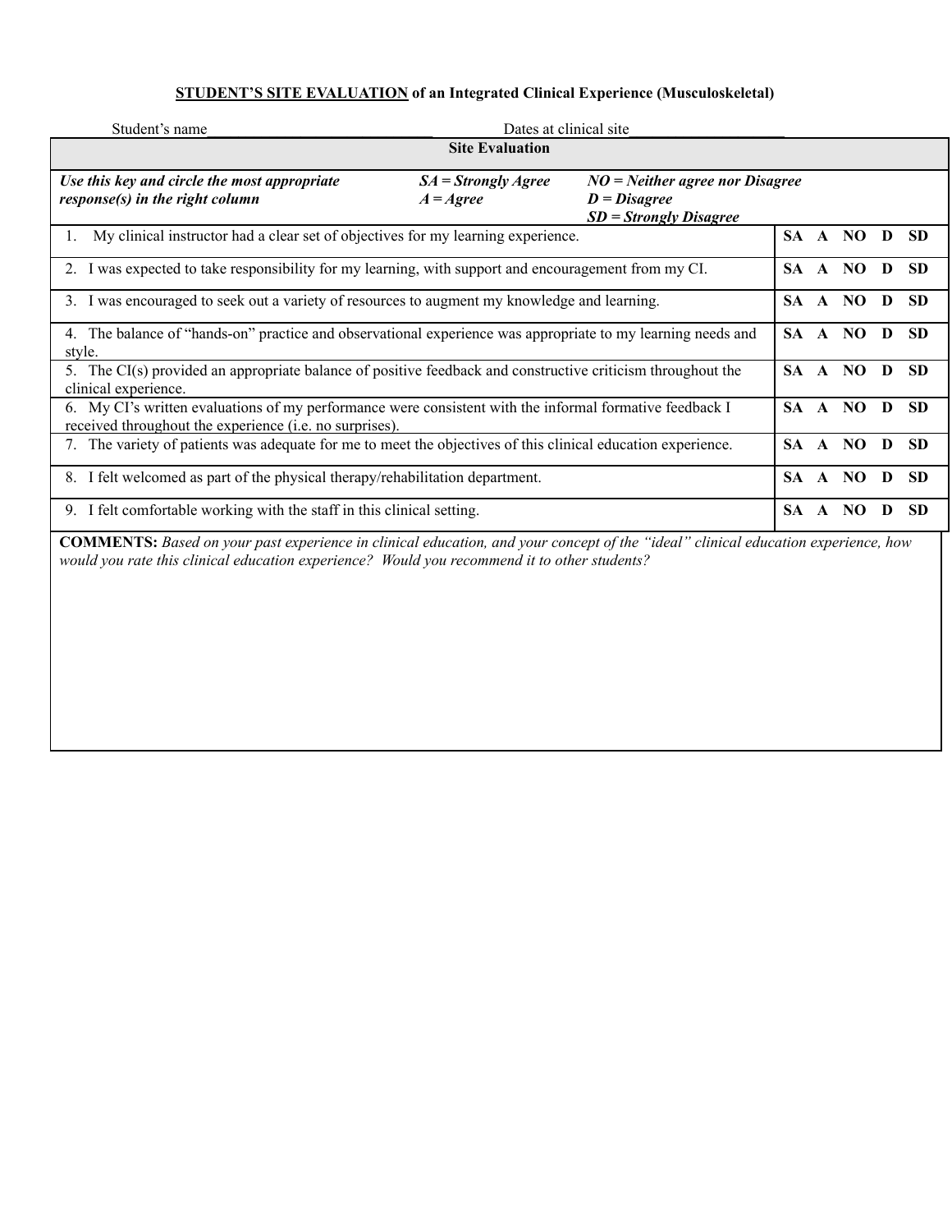**<u>STUDENT'S SITE EVALUATION</u> of an Integrated Clinical Experience (Musculoskeletal)**

Student's name_____________________________ Dates at clinical site____________________

| Site Evaluation | |
|---|---|
| ***Use this key and circle the most appropriate response(s) in the right column*** &nbsp;&nbsp; ***SA = Strongly Agree*** &nbsp; ***A = Agree*** &nbsp;&nbsp; ***NO = Neither agree nor Disagree*** &nbsp; ***D = Disagree*** &nbsp; ***SD = Strongly Disagree*** | |
| 1. My clinical instructor had a clear set of objectives for my learning experience. | **SA A NO D SD** |
| 2. I was expected to take responsibility for my learning, with support and encouragement from my CI. | **SA A NO D SD** |
| 3. I was encouraged to seek out a variety of resources to augment my knowledge and learning. | **SA A NO D SD** |
| 4. The balance of "hands-on" practice and observational experience was appropriate to my learning needs and style. | **SA A NO D SD** |
| 5. The CI(s) provided an appropriate balance of positive feedback and constructive criticism throughout the clinical experience. | **SA A NO D SD** |
| 6. My CI's written evaluations of my performance were consistent with the informal formative feedback I received throughout the experience (i.e. no surprises). | **SA A NO D SD** |
| 7. The variety of patients was adequate for me to meet the objectives of this clinical education experience. | **SA A NO D SD** |
| 8. I felt welcomed as part of the physical therapy/rehabilitation department. | **SA A NO D SD** |
| 9. I felt comfortable working with the staff in this clinical setting. | **SA A NO D SD** |

**COMMENTS:** *Based on your past experience in clinical education, and your concept of the "ideal" clinical education experience, how would you rate this clinical education experience? Would you recommend it to other students?*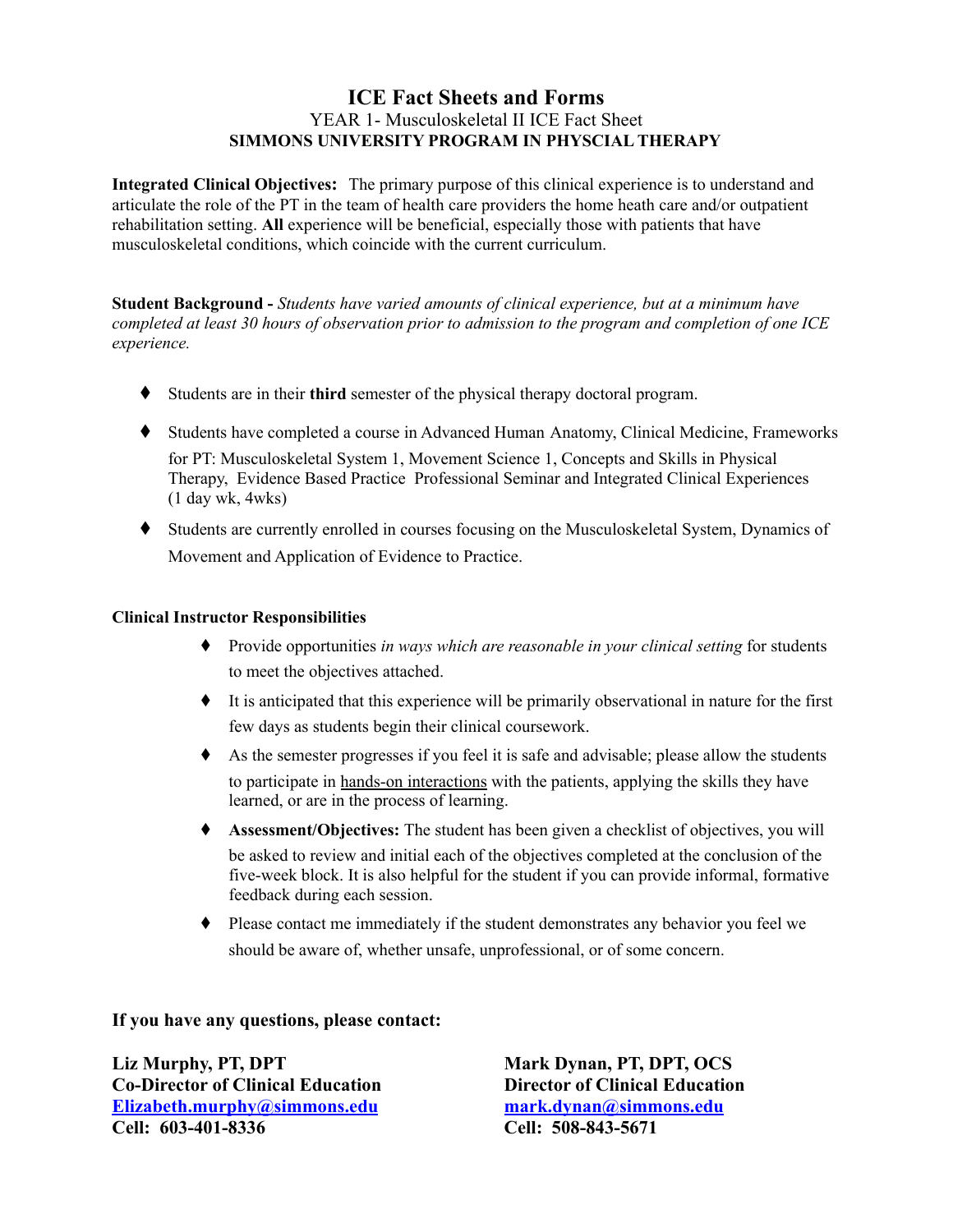# ICE Fact Sheets and Forms

YEAR 1- Musculoskeletal II ICE Fact Sheet

**SIMMONS UNIVERSITY PROGRAM IN PHYSCIAL THERAPY**

**Integrated Clinical Objectives:** The primary purpose of this clinical experience is to understand and articulate the role of the PT in the team of health care providers the home heath care and/or outpatient rehabilitation setting. **All** experience will be beneficial, especially those with patients that have musculoskeletal conditions, which coincide with the current curriculum.

**Student Background -** *Students have varied amounts of clinical experience, but at a minimum have completed at least 30 hours of observation prior to admission to the program and completion of one ICE experience.*

- Students are in their **third** semester of the physical therapy doctoral program.
- Students have completed a course in Advanced Human Anatomy, Clinical Medicine, Frameworks for PT: Musculoskeletal System 1, Movement Science 1, Concepts and Skills in Physical Therapy, Evidence Based Practice Professional Seminar and Integrated Clinical Experiences (1 day wk, 4wks)
- Students are currently enrolled in courses focusing on the Musculoskeletal System, Dynamics of Movement and Application of Evidence to Practice.

**Clinical Instructor Responsibilities**

- Provide opportunities *in ways which are reasonable in your clinical setting* for students to meet the objectives attached.
- It is anticipated that this experience will be primarily observational in nature for the first few days as students begin their clinical coursework.
- As the semester progresses if you feel it is safe and advisable; please allow the students to participate in hands-on interactions with the patients, applying the skills they have learned, or are in the process of learning.
- **Assessment/Objectives:** The student has been given a checklist of objectives, you will be asked to review and initial each of the objectives completed at the conclusion of the five-week block. It is also helpful for the student if you can provide informal, formative feedback during each session.
- Please contact me immediately if the student demonstrates any behavior you feel we should be aware of, whether unsafe, unprofessional, or of some concern.

**If you have any questions, please contact:**

**Liz Murphy, PT, DPT**
**Co-Director of Clinical Education**
**Elizabeth.murphy@simmons.edu**
**Cell: 603-401-8336**

**Mark Dynan, PT, DPT, OCS**
**Director of Clinical Education**
**mark.dynan@simmons.edu**
**Cell: 508-843-5671**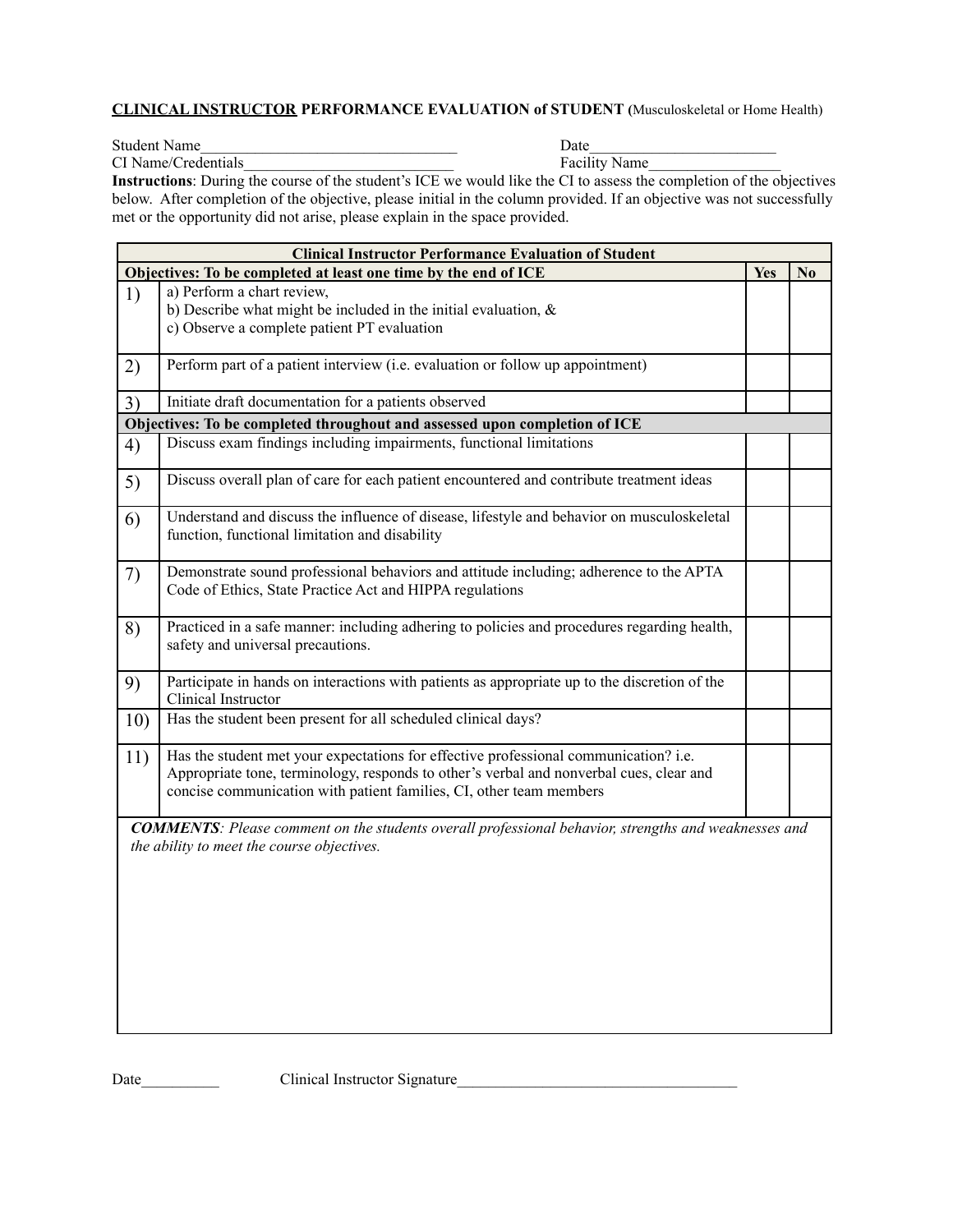**CLINICAL INSTRUCTOR PERFORMANCE EVALUATION of STUDENT (**Musculoskeletal or Home Health)

Student Name________________________________ Date________________________

CI Name/Credentials___________________________ Facility Name_________________

**Instructions**: During the course of the student's ICE we would like the CI to assess the completion of the objectives below. After completion of the objective, please initial in the column provided. If an objective was not successfully met or the opportunity did not arise, please explain in the space provided.

| **Clinical Instructor Performance Evaluation of Student** | | | |
|---|---|---|---|
| **Objectives: To be completed at least one time by the end of ICE** | | **Yes** | **No** |
| 1) | a) Perform a chart review,<br>b) Describe what might be included in the initial evaluation, &<br>c) Observe a complete patient PT evaluation | | |
| 2) | Perform part of a patient interview (i.e. evaluation or follow up appointment) | | |
| 3) | Initiate draft documentation for a patients observed | | |
| **Objectives: To be completed throughout and assessed upon completion of ICE** | | | |
| 4) | Discuss exam findings including impairments, functional limitations | | |
| 5) | Discuss overall plan of care for each patient encountered and contribute treatment ideas | | |
| 6) | Understand and discuss the influence of disease, lifestyle and behavior on musculoskeletal function, functional limitation and disability | | |
| 7) | Demonstrate sound professional behaviors and attitude including; adherence to the APTA Code of Ethics, State Practice Act and HIPPA regulations | | |
| 8) | Practiced in a safe manner: including adhering to policies and procedures regarding health, safety and universal precautions. | | |
| 9) | Participate in hands on interactions with patients as appropriate up to the discretion of the Clinical Instructor | | |
| 10) | Has the student been present for all scheduled clinical days? | | |
| 11) | Has the student met your expectations for effective professional communication? i.e. Appropriate tone, terminology, responds to other's verbal and nonverbal cues, clear and concise communication with patient families, CI, other team members | | |

***COMMENTS****: Please comment on the students overall professional behavior, strengths and weaknesses and the ability to meet the course objectives.*

Date__________ Clinical Instructor Signature____________________________________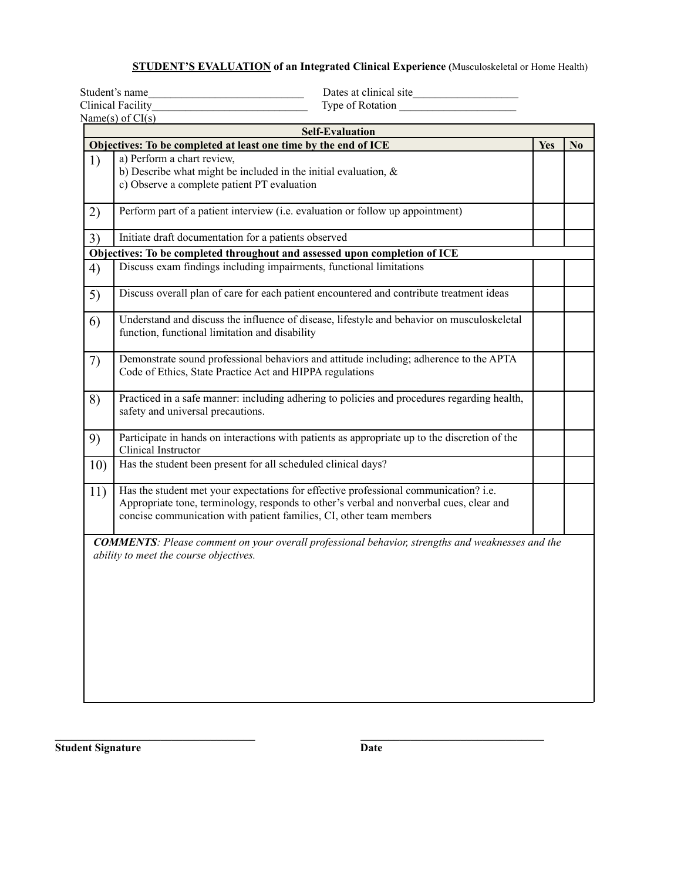**STUDENT'S EVALUATION of an Integrated Clinical Experience** (Musculoskeletal or Home Health)

Student's name____________________________ Dates at clinical site___________________

Clinical Facility____________________________ Type of Rotation _____________________

Name(s) of CI(s)

| Self-Evaluation | | | |
|---|---|---|---|
| **Objectives: To be completed at least one time by the end of ICE** | | **Yes** | **No** |
| 1) | a) Perform a chart review,<br>b) Describe what might be included in the initial evaluation, &<br>c) Observe a complete patient PT evaluation | | |
| 2) | Perform part of a patient interview (i.e. evaluation or follow up appointment) | | |
| 3) | Initiate draft documentation for a patients observed | | |
| **Objectives: To be completed throughout and assessed upon completion of ICE** | | | |
| 4) | Discuss exam findings including impairments, functional limitations | | |
| 5) | Discuss overall plan of care for each patient encountered and contribute treatment ideas | | |
| 6) | Understand and discuss the influence of disease, lifestyle and behavior on musculoskeletal function, functional limitation and disability | | |
| 7) | Demonstrate sound professional behaviors and attitude including; adherence to the APTA Code of Ethics, State Practice Act and HIPPA regulations | | |
| 8) | Practiced in a safe manner: including adhering to policies and procedures regarding health, safety and universal precautions. | | |
| 9) | Participate in hands on interactions with patients as appropriate up to the discretion of the Clinical Instructor | | |
| 10) | Has the student been present for all scheduled clinical days? | | |
| 11) | Has the student met your expectations for effective professional communication? i.e. Appropriate tone, terminology, responds to other's verbal and nonverbal cues, clear and concise communication with patient families, CI, other team members | | |

***COMMENTS**: Please comment on your overall professional behavior, strengths and weaknesses and the ability to meet the course objectives.*

___________________________________ ___________________________________

**Student Signature** **Date**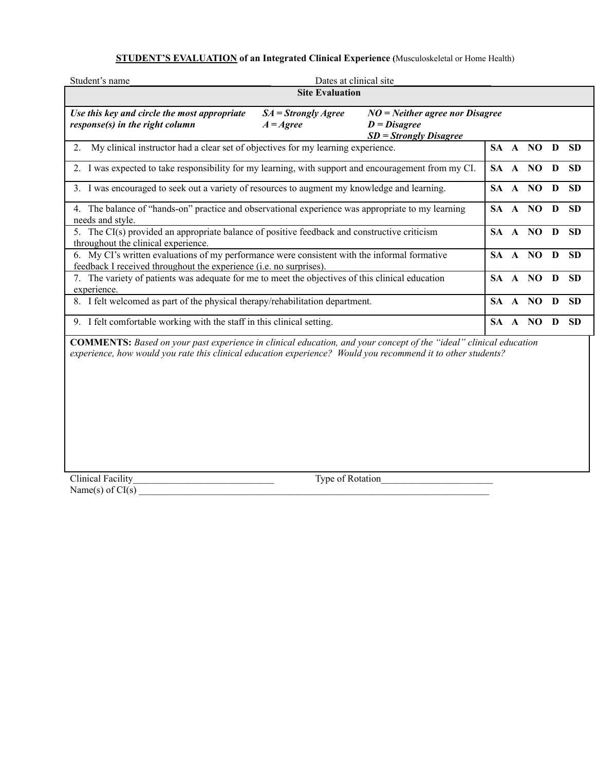**<u>STUDENT'S EVALUATION</u> of an Integrated Clinical Experience (**Musculoskeletal or Home Health)

Student's name______________________________ Dates at clinical site____________________

| Site Evaluation | |
|---|---|
| ***Use this key and circle the most appropriate response(s) in the right column*** &nbsp;&nbsp; ***SA = Strongly Agree*** ***A = Agree*** &nbsp;&nbsp; ***NO = Neither agree nor Disagree*** ***D = Disagree*** ***SD = Strongly Disagree*** | |
| 2. My clinical instructor had a clear set of objectives for my learning experience. | **SA A NO D SD** |
| 2. I was expected to take responsibility for my learning, with support and encouragement from my CI. | **SA A NO D SD** |
| 3. I was encouraged to seek out a variety of resources to augment my knowledge and learning. | **SA A NO D SD** |
| 4. The balance of "hands-on" practice and observational experience was appropriate to my learning needs and style. | **SA A NO D SD** |
| 5. The CI(s) provided an appropriate balance of positive feedback and constructive criticism throughout the clinical experience. | **SA A NO D SD** |
| 6. My CI's written evaluations of my performance were consistent with the informal formative feedback I received throughout the experience (i.e. no surprises). | **SA A NO D SD** |
| 7. The variety of patients was adequate for me to meet the objectives of this clinical education experience. | **SA A NO D SD** |
| 8. I felt welcomed as part of the physical therapy/rehabilitation department. | **SA A NO D SD** |
| 9. I felt comfortable working with the staff in this clinical setting. | **SA A NO D SD** |

**COMMENTS:** *Based on your past experience in clinical education, and your concept of the "ideal" clinical education experience, how would you rate this clinical education experience? Would you recommend it to other students?*

Clinical Facility_____________________________ Type of Rotation_______________________

Name(s) of CI(s) ____________________________________________________________________________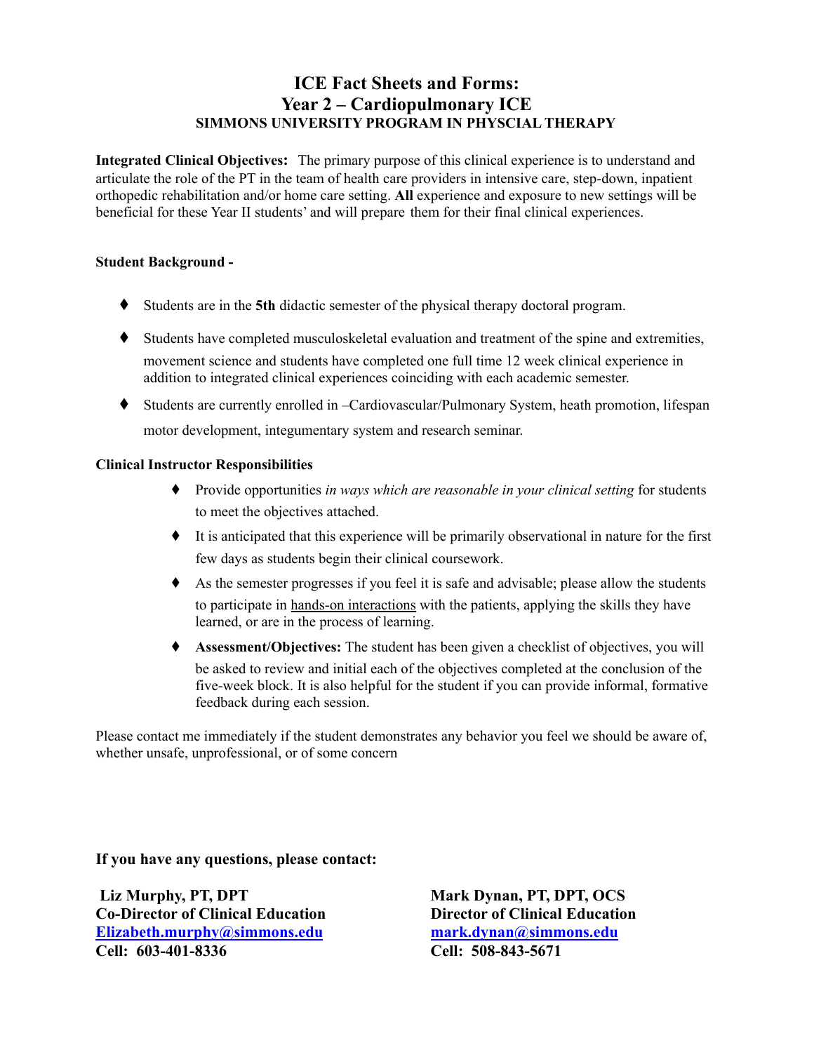# ICE Fact Sheets and Forms:
# Year 2 – Cardiopulmonary ICE
### SIMMONS UNIVERSITY PROGRAM IN PHYSCIAL THERAPY

**Integrated Clinical Objectives:** The primary purpose of this clinical experience is to understand and articulate the role of the PT in the team of health care providers in intensive care, step-down, inpatient orthopedic rehabilitation and/or home care setting. **All** experience and exposure to new settings will be beneficial for these Year II students' and will prepare them for their final clinical experiences.

**Student Background -**

- Students are in the **5th** didactic semester of the physical therapy doctoral program.
- Students have completed musculoskeletal evaluation and treatment of the spine and extremities, movement science and students have completed one full time 12 week clinical experience in addition to integrated clinical experiences coinciding with each academic semester.
- Students are currently enrolled in –Cardiovascular/Pulmonary System, heath promotion, lifespan motor development, integumentary system and research seminar.

**Clinical Instructor Responsibilities**

- Provide opportunities *in ways which are reasonable in your clinical setting* for students to meet the objectives attached.
- It is anticipated that this experience will be primarily observational in nature for the first few days as students begin their clinical coursework.
- As the semester progresses if you feel it is safe and advisable; please allow the students to participate in hands-on interactions with the patients, applying the skills they have learned, or are in the process of learning.
- **Assessment/Objectives:** The student has been given a checklist of objectives, you will be asked to review and initial each of the objectives completed at the conclusion of the five-week block. It is also helpful for the student if you can provide informal, formative feedback during each session.

Please contact me immediately if the student demonstrates any behavior you feel we should be aware of, whether unsafe, unprofessional, or of some concern

**If you have any questions, please contact:**

**Liz Murphy, PT, DPT**
**Co-Director of Clinical Education**
**Elizabeth.murphy@simmons.edu**
**Cell: 603-401-8336**

**Mark Dynan, PT, DPT, OCS**
**Director of Clinical Education**
**mark.dynan@simmons.edu**
**Cell: 508-843-5671**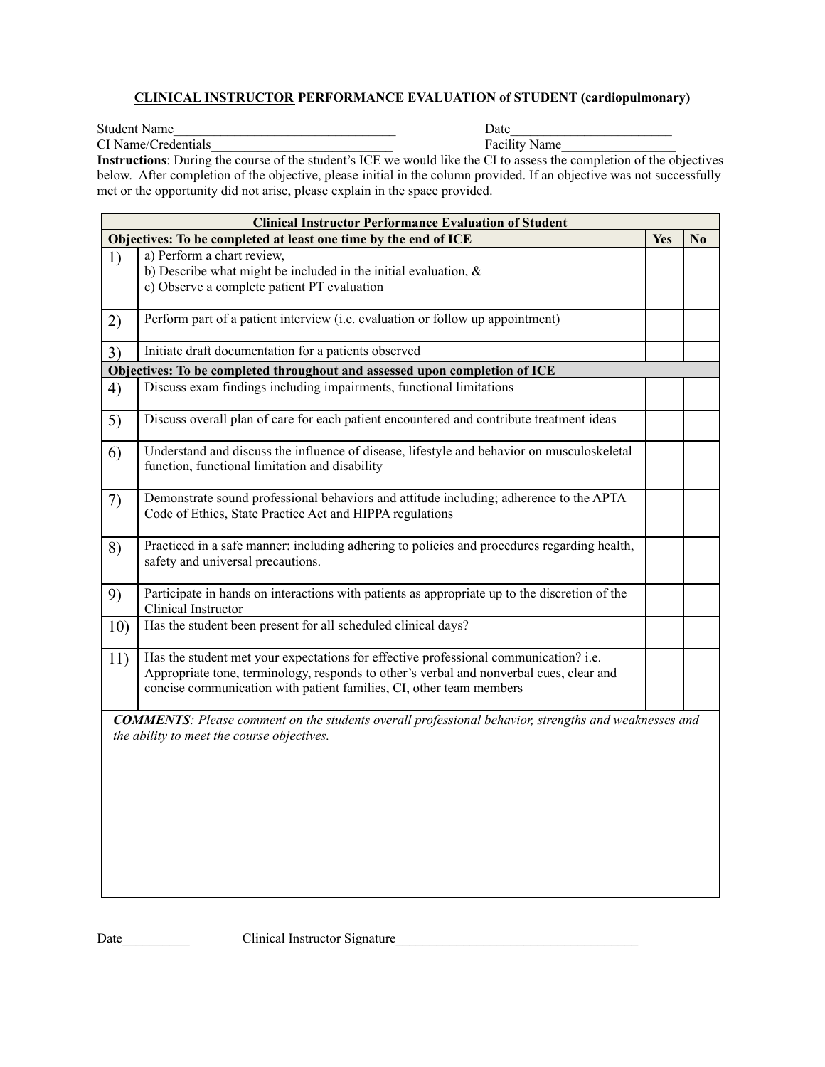## CLINICAL INSTRUCTOR PERFORMANCE EVALUATION of STUDENT (cardiopulmonary)

Student Name_________________________________ Date_________________________

CI Name/Credentials_____________________________ Facility Name_________________

**Instructions**: During the course of the student's ICE we would like the CI to assess the completion of the objectives below. After completion of the objective, please initial in the column provided. If an objective was not successfully met or the opportunity did not arise, please explain in the space provided.

| **Clinical Instructor Performance Evaluation of Student** | | | |
|---|---|---|---|
| **Objectives: To be completed at least one time by the end of ICE** | | **Yes** | **No** |
| 1) | a) Perform a chart review,<br>b) Describe what might be included in the initial evaluation, &<br>c) Observe a complete patient PT evaluation | | |
| 2) | Perform part of a patient interview (i.e. evaluation or follow up appointment) | | |
| 3) | Initiate draft documentation for a patients observed | | |
| **Objectives: To be completed throughout and assessed upon completion of ICE** | | | |
| 4) | Discuss exam findings including impairments, functional limitations | | |
| 5) | Discuss overall plan of care for each patient encountered and contribute treatment ideas | | |
| 6) | Understand and discuss the influence of disease, lifestyle and behavior on musculoskeletal function, functional limitation and disability | | |
| 7) | Demonstrate sound professional behaviors and attitude including; adherence to the APTA Code of Ethics, State Practice Act and HIPPA regulations | | |
| 8) | Practiced in a safe manner: including adhering to policies and procedures regarding health, safety and universal precautions. | | |
| 9) | Participate in hands on interactions with patients as appropriate up to the discretion of the Clinical Instructor | | |
| 10) | Has the student been present for all scheduled clinical days? | | |
| 11) | Has the student met your expectations for effective professional communication? i.e. Appropriate tone, terminology, responds to other's verbal and nonverbal cues, clear and concise communication with patient families, CI, other team members | | |

***COMMENTS****: Please comment on the students overall professional behavior, strengths and weaknesses and the ability to meet the course objectives.*

Date__________ Clinical Instructor Signature_____________________________________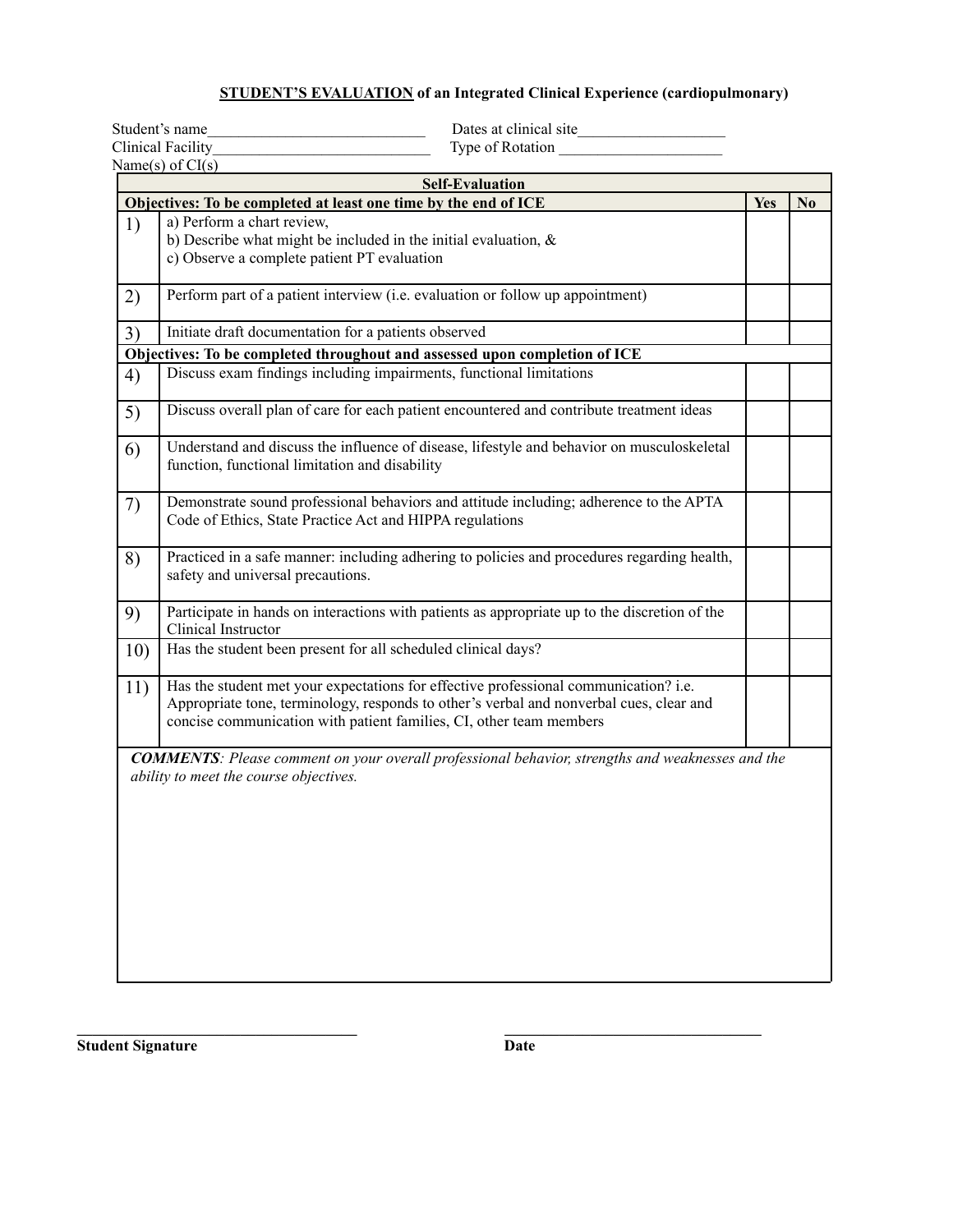## **STUDENT'S EVALUATION** of an Integrated Clinical Experience (cardiopulmonary)

Student's name____________________________ Dates at clinical site___________________

Clinical Facility____________________________ Type of Rotation _____________________

Name(s) of CI(s)

| Self-Evaluation | | | |
|---|---|---|---|
| **Objectives: To be completed at least one time by the end of ICE** | | **Yes** | **No** |
| 1) | a) Perform a chart review,<br>b) Describe what might be included in the initial evaluation, &<br>c) Observe a complete patient PT evaluation | | |
| 2) | Perform part of a patient interview (i.e. evaluation or follow up appointment) | | |
| 3) | Initiate draft documentation for a patients observed | | |
| **Objectives: To be completed throughout and assessed upon completion of ICE** | | | |
| 4) | Discuss exam findings including impairments, functional limitations | | |
| 5) | Discuss overall plan of care for each patient encountered and contribute treatment ideas | | |
| 6) | Understand and discuss the influence of disease, lifestyle and behavior on musculoskeletal function, functional limitation and disability | | |
| 7) | Demonstrate sound professional behaviors and attitude including; adherence to the APTA Code of Ethics, State Practice Act and HIPPA regulations | | |
| 8) | Practiced in a safe manner: including adhering to policies and procedures regarding health, safety and universal precautions. | | |
| 9) | Participate in hands on interactions with patients as appropriate up to the discretion of the Clinical Instructor | | |
| 10) | Has the student been present for all scheduled clinical days? | | |
| 11) | Has the student met your expectations for effective professional communication? i.e. Appropriate tone, terminology, responds to other's verbal and nonverbal cues, clear and concise communication with patient families, CI, other team members | | |

***COMMENTS****: Please comment on your overall professional behavior, strengths and weaknesses and the ability to meet the course objectives.*

___________________________________ ___________________________________

**Student Signature** **Date**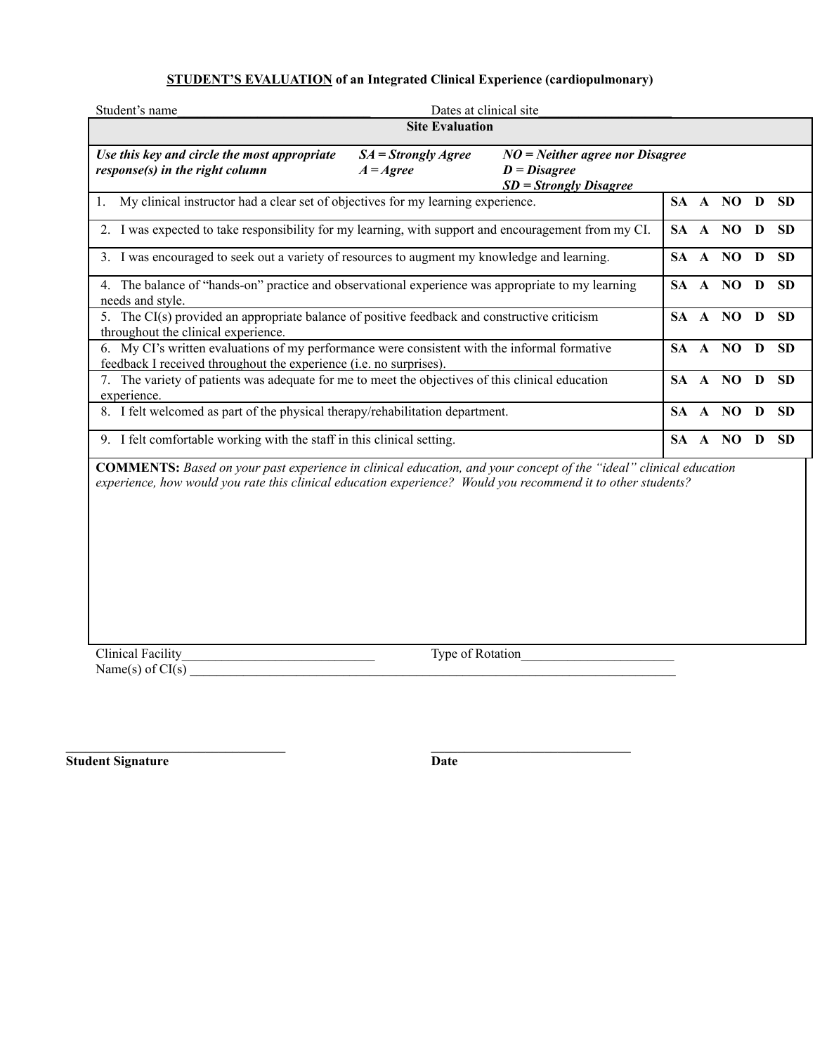**<u>STUDENT'S EVALUATION</u> of an Integrated Clinical Experience (cardiopulmonary)**

Student's name______________________________ Dates at clinical site____________________

| **Site Evaluation** | |
|---|---|
| ***Use this key and circle the most appropriate response(s) in the right column*** ***SA = Strongly Agree*** ***A = Agree*** ***NO = Neither agree nor Disagree*** ***D = Disagree*** ***SD = Strongly Disagree*** | |
| 1. My clinical instructor had a clear set of objectives for my learning experience. | **SA A NO D SD** |
| 2. I was expected to take responsibility for my learning, with support and encouragement from my CI. | **SA A NO D SD** |
| 3. I was encouraged to seek out a variety of resources to augment my knowledge and learning. | **SA A NO D SD** |
| 4. The balance of "hands-on" practice and observational experience was appropriate to my learning needs and style. | **SA A NO D SD** |
| 5. The CI(s) provided an appropriate balance of positive feedback and constructive criticism throughout the clinical experience. | **SA A NO D SD** |
| 6. My CI's written evaluations of my performance were consistent with the informal formative feedback I received throughout the experience (i.e. no surprises). | **SA A NO D SD** |
| 7. The variety of patients was adequate for me to meet the objectives of this clinical education experience. | **SA A NO D SD** |
| 8. I felt welcomed as part of the physical therapy/rehabilitation department. | **SA A NO D SD** |
| 9. I felt comfortable working with the staff in this clinical setting. | **SA A NO D SD** |
| **COMMENTS:** *Based on your past experience in clinical education, and your concept of the "ideal" clinical education experience, how would you rate this clinical education experience? Would you recommend it to other students?* | |

Clinical Facility_____________________________ Type of Rotation_______________________

Name(s) of CI(s) ______________________________________________________________________________

_________________________________ _______________________________

**Student Signature** **Date**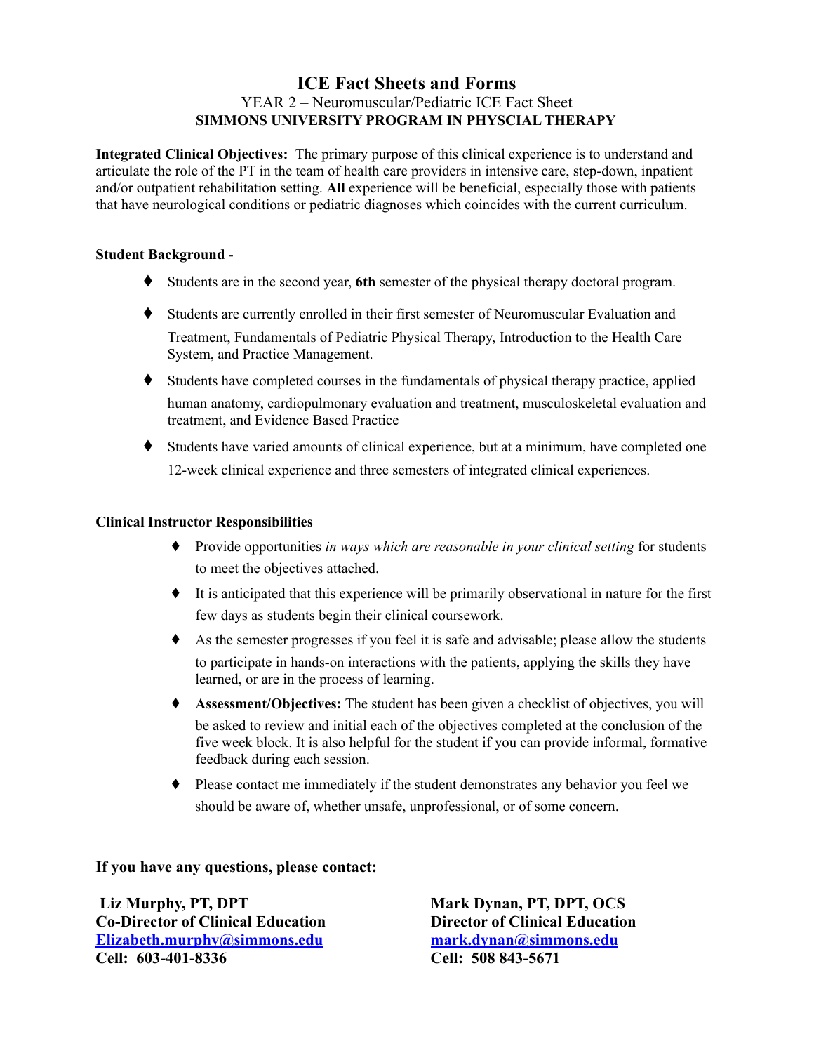# ICE Fact Sheets and Forms

YEAR 2 – Neuromuscular/Pediatric ICE Fact Sheet

**SIMMONS UNIVERSITY PROGRAM IN PHYSCIAL THERAPY**

**Integrated Clinical Objectives:** The primary purpose of this clinical experience is to understand and articulate the role of the PT in the team of health care providers in intensive care, step-down, inpatient and/or outpatient rehabilitation setting. **All** experience will be beneficial, especially those with patients that have neurological conditions or pediatric diagnoses which coincides with the current curriculum.

**Student Background -**

- Students are in the second year, **6th** semester of the physical therapy doctoral program.
- Students are currently enrolled in their first semester of Neuromuscular Evaluation and Treatment, Fundamentals of Pediatric Physical Therapy, Introduction to the Health Care System, and Practice Management.
- Students have completed courses in the fundamentals of physical therapy practice, applied human anatomy, cardiopulmonary evaluation and treatment, musculoskeletal evaluation and treatment, and Evidence Based Practice
- Students have varied amounts of clinical experience, but at a minimum, have completed one 12-week clinical experience and three semesters of integrated clinical experiences.

**Clinical Instructor Responsibilities**

- Provide opportunities *in ways which are reasonable in your clinical setting* for students to meet the objectives attached.
- It is anticipated that this experience will be primarily observational in nature for the first few days as students begin their clinical coursework.
- As the semester progresses if you feel it is safe and advisable; please allow the students to participate in hands-on interactions with the patients, applying the skills they have learned, or are in the process of learning.
- **Assessment/Objectives:** The student has been given a checklist of objectives, you will be asked to review and initial each of the objectives completed at the conclusion of the five week block. It is also helpful for the student if you can provide informal, formative feedback during each session.
- Please contact me immediately if the student demonstrates any behavior you feel we should be aware of, whether unsafe, unprofessional, or of some concern.

**If you have any questions, please contact:**

**Liz Murphy, PT, DPT**
**Co-Director of Clinical Education**
**Elizabeth.murphy@simmons.edu**
**Cell: 603-401-8336**

**Mark Dynan, PT, DPT, OCS**
**Director of Clinical Education**
**mark.dynan@simmons.edu**
**Cell: 508 843-5671**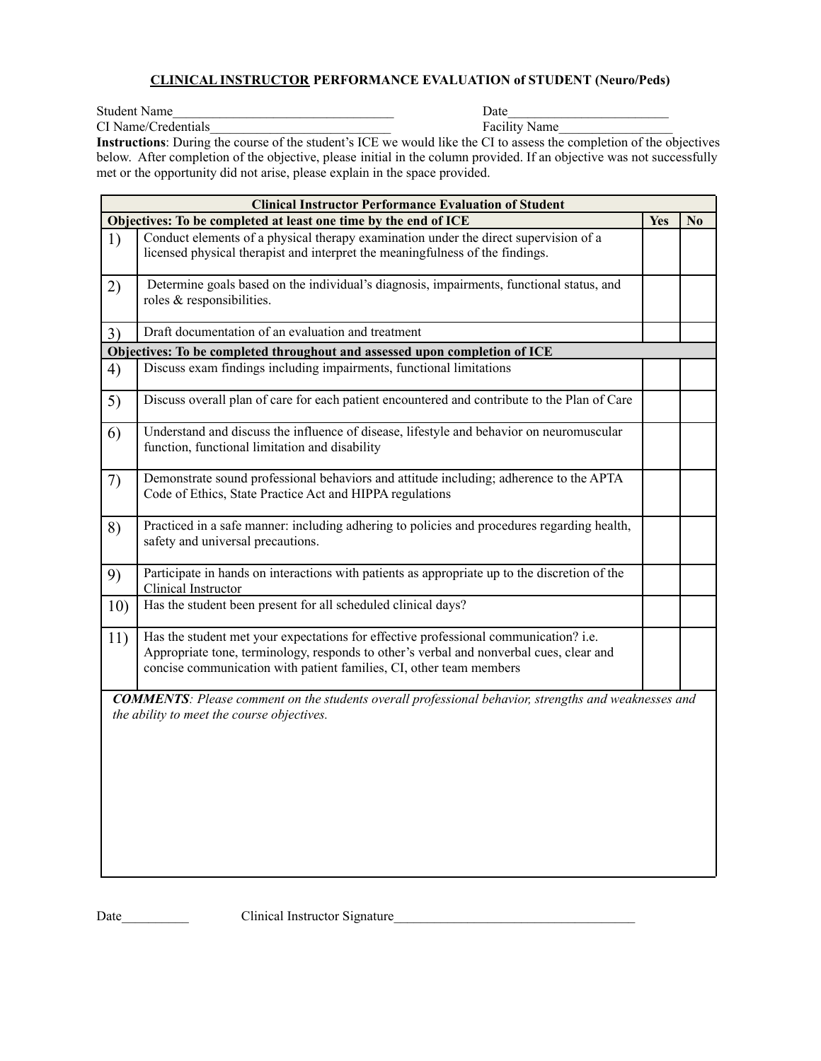## <u>CLINICAL INSTRUCTOR</u> PERFORMANCE EVALUATION of STUDENT (Neuro/Peds)

Student Name________________________________ Date________________________

CI Name/Credentials____________________________ Facility Name_________________

**Instructions**: During the course of the student's ICE we would like the CI to assess the completion of the objectives below. After completion of the objective, please initial in the column provided. If an objective was not successfully met or the opportunity did not arise, please explain in the space provided.

| **Clinical Instructor Performance Evaluation of Student** | | | |
|---|---|---|---|
| **Objectives: To be completed at least one time by the end of ICE** | | **Yes** | **No** |
| 1) | Conduct elements of a physical therapy examination under the direct supervision of a licensed physical therapist and interpret the meaningfulness of the findings. | | |
| 2) | Determine goals based on the individual's diagnosis, impairments, functional status, and roles & responsibilities. | | |
| 3) | Draft documentation of an evaluation and treatment | | |
| **Objectives: To be completed throughout and assessed upon completion of ICE** | | | |
| 4) | Discuss exam findings including impairments, functional limitations | | |
| 5) | Discuss overall plan of care for each patient encountered and contribute to the Plan of Care | | |
| 6) | Understand and discuss the influence of disease, lifestyle and behavior on neuromuscular function, functional limitation and disability | | |
| 7) | Demonstrate sound professional behaviors and attitude including; adherence to the APTA Code of Ethics, State Practice Act and HIPPA regulations | | |
| 8) | Practiced in a safe manner: including adhering to policies and procedures regarding health, safety and universal precautions. | | |
| 9) | Participate in hands on interactions with patients as appropriate up to the discretion of the Clinical Instructor | | |
| 10) | Has the student been present for all scheduled clinical days? | | |
| 11) | Has the student met your expectations for effective professional communication? i.e. Appropriate tone, terminology, responds to other's verbal and nonverbal cues, clear and concise communication with patient families, CI, other team members | | |

***COMMENTS***: *Please comment on the students overall professional behavior, strengths and weaknesses and the ability to meet the course objectives.*

Date__________ Clinical Instructor Signature____________________________________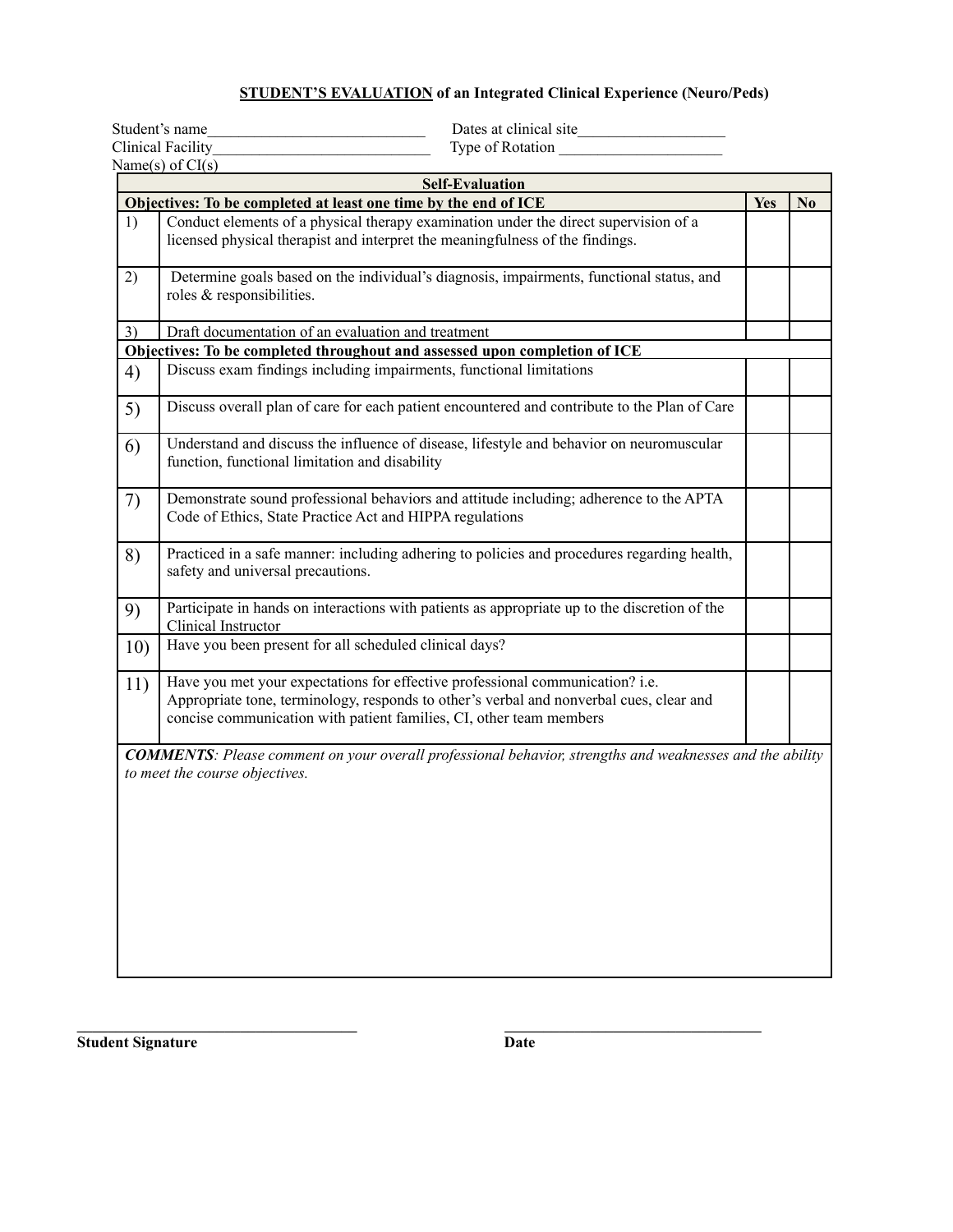**<u>STUDENT'S EVALUATION</u> of an Integrated Clinical Experience (Neuro/Peds)**

Student's name_____________________________ Dates at clinical site___________________

Clinical Facility____________________________ Type of Rotation _____________________

Name(s) of CI(s)

| | **Self-Evaluation** | | |
|---|---|---|---|
| **Objectives: To be completed at least one time by the end of ICE** | | **Yes** | **No** |
| 1) | Conduct elements of a physical therapy examination under the direct supervision of a licensed physical therapist and interpret the meaningfulness of the findings. | | |
| 2) | Determine goals based on the individual's diagnosis, impairments, functional status, and roles & responsibilities. | | |
| 3) | Draft documentation of an evaluation and treatment | | |
| **Objectives: To be completed throughout and assessed upon completion of ICE** | | | |
| 4) | Discuss exam findings including impairments, functional limitations | | |
| 5) | Discuss overall plan of care for each patient encountered and contribute to the Plan of Care | | |
| 6) | Understand and discuss the influence of disease, lifestyle and behavior on neuromuscular function, functional limitation and disability | | |
| 7) | Demonstrate sound professional behaviors and attitude including; adherence to the APTA Code of Ethics, State Practice Act and HIPPA regulations | | |
| 8) | Practiced in a safe manner: including adhering to policies and procedures regarding health, safety and universal precautions. | | |
| 9) | Participate in hands on interactions with patients as appropriate up to the discretion of the Clinical Instructor | | |
| 10) | Have you been present for all scheduled clinical days? | | |
| 11) | Have you met your expectations for effective professional communication? i.e. Appropriate tone, terminology, responds to other's verbal and nonverbal cues, clear and concise communication with patient families, CI, other team members | | |

***COMMENTS****: Please comment on your overall professional behavior, strengths and weaknesses and the ability to meet the course objectives.*

___________________________________ ___________________________________

**Student Signature** **Date**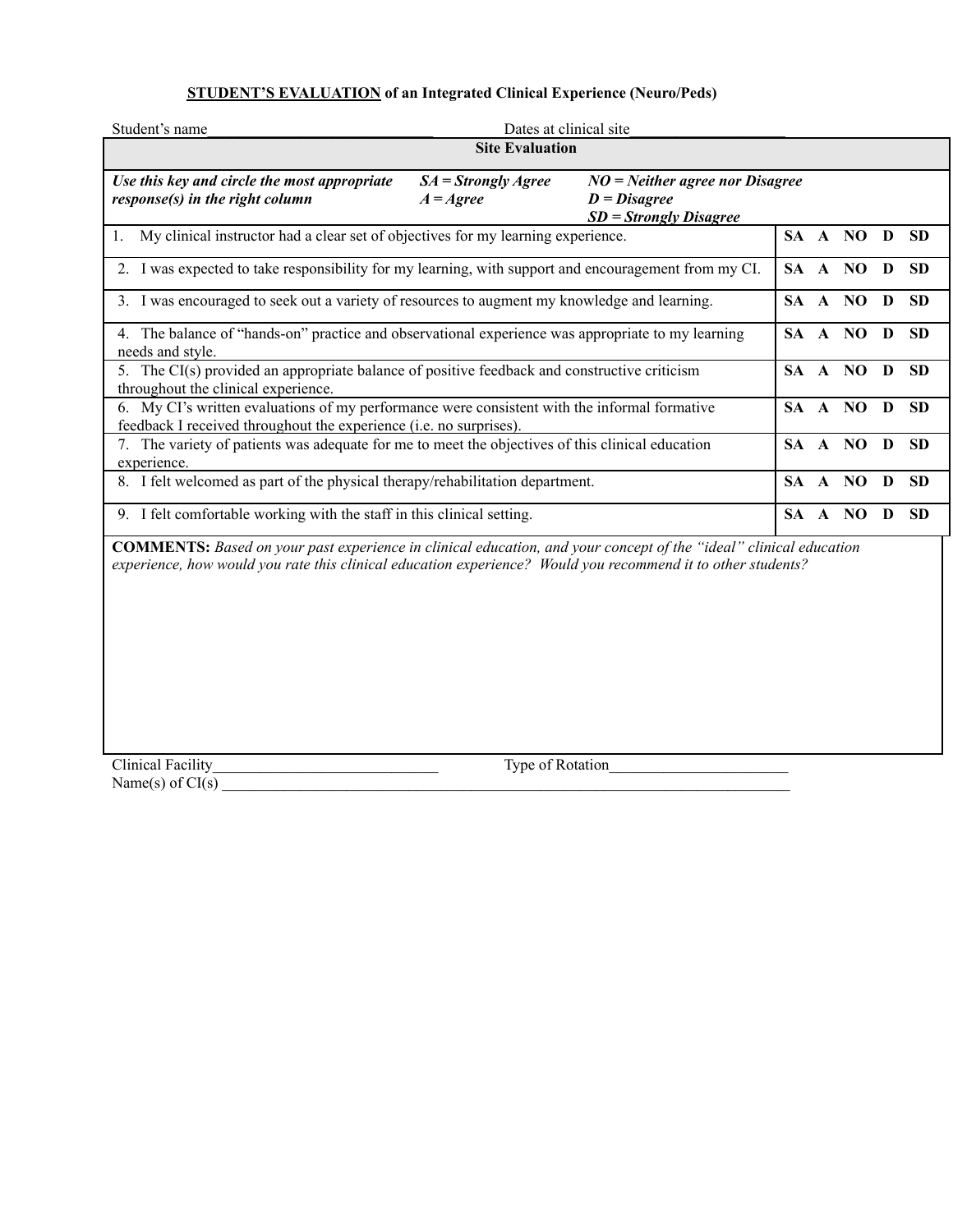**<u>STUDENT'S EVALUATION</u> of an Integrated Clinical Experience (Neuro/Peds)**

Student's name______________________________ Dates at clinical site____________________

| Site Evaluation | |
|---|---|
| ***Use this key and circle the most appropriate response(s) in the right column*** &nbsp;&nbsp; ***SA = Strongly Agree*** ***A = Agree*** &nbsp;&nbsp; ***NO = Neither agree nor Disagree*** ***D = Disagree*** ***SD = Strongly Disagree*** | |
| 1. My clinical instructor had a clear set of objectives for my learning experience. | **SA A NO D SD** |
| 2. I was expected to take responsibility for my learning, with support and encouragement from my CI. | **SA A NO D SD** |
| 3. I was encouraged to seek out a variety of resources to augment my knowledge and learning. | **SA A NO D SD** |
| 4. The balance of "hands-on" practice and observational experience was appropriate to my learning needs and style. | **SA A NO D SD** |
| 5. The CI(s) provided an appropriate balance of positive feedback and constructive criticism throughout the clinical experience. | **SA A NO D SD** |
| 6. My CI's written evaluations of my performance were consistent with the informal formative feedback I received throughout the experience (i.e. no surprises). | **SA A NO D SD** |
| 7. The variety of patients was adequate for me to meet the objectives of this clinical education experience. | **SA A NO D SD** |
| 8. I felt welcomed as part of the physical therapy/rehabilitation department. | **SA A NO D SD** |
| 9. I felt comfortable working with the staff in this clinical setting. | **SA A NO D SD** |

**COMMENTS:** *Based on your past experience in clinical education, and your concept of the "ideal" clinical education experience, how would you rate this clinical education experience? Would you recommend it to other students?*

Clinical Facility_____________________________ Type of Rotation_______________________

Name(s) of CI(s) ______________________________________________________________________________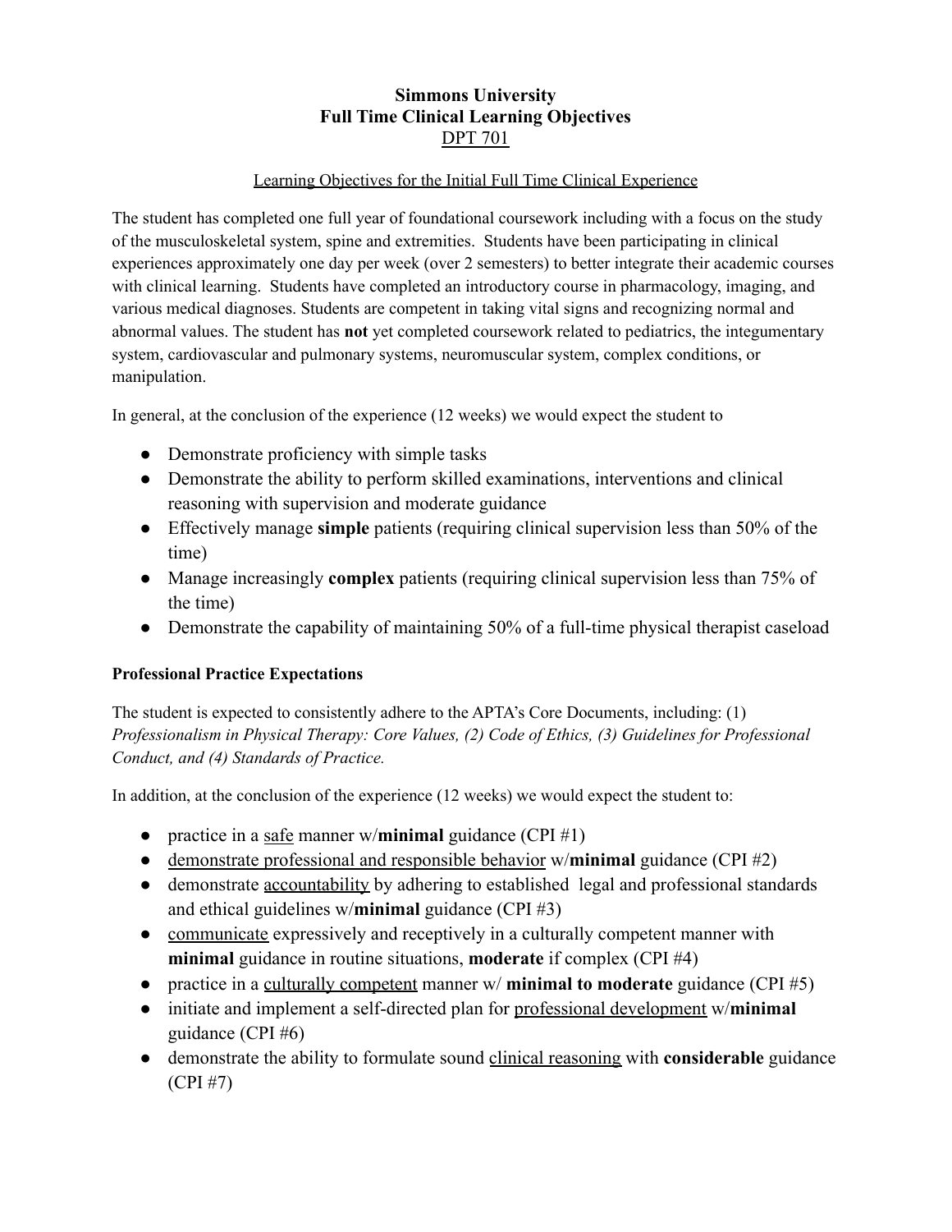# Simmons University
# Full Time Clinical Learning Objectives
# DPT 701

## Learning Objectives for the Initial Full Time Clinical Experience

The student has completed one full year of foundational coursework including with a focus on the study of the musculoskeletal system, spine and extremities. Students have been participating in clinical experiences approximately one day per week (over 2 semesters) to better integrate their academic courses with clinical learning. Students have completed an introductory course in pharmacology, imaging, and various medical diagnoses. Students are competent in taking vital signs and recognizing normal and abnormal values. The student has **not** yet completed coursework related to pediatrics, the integumentary system, cardiovascular and pulmonary systems, neuromuscular system, complex conditions, or manipulation.

In general, at the conclusion of the experience (12 weeks) we would expect the student to

- Demonstrate proficiency with simple tasks
- Demonstrate the ability to perform skilled examinations, interventions and clinical reasoning with supervision and moderate guidance
- Effectively manage **simple** patients (requiring clinical supervision less than 50% of the time)
- Manage increasingly **complex** patients (requiring clinical supervision less than 75% of the time)
- Demonstrate the capability of maintaining 50% of a full-time physical therapist caseload

**Professional Practice Expectations**

The student is expected to consistently adhere to the APTA's Core Documents, including: (1) *Professionalism in Physical Therapy: Core Values, (2) Code of Ethics, (3) Guidelines for Professional Conduct, and (4) Standards of Practice.*

In addition, at the conclusion of the experience (12 weeks) we would expect the student to:

- practice in a safe manner w/**minimal** guidance (CPI #1)
- demonstrate professional and responsible behavior w/**minimal** guidance (CPI #2)
- demonstrate accountability by adhering to established legal and professional standards and ethical guidelines w/**minimal** guidance (CPI #3)
- communicate expressively and receptively in a culturally competent manner with **minimal** guidance in routine situations, **moderate** if complex (CPI #4)
- practice in a culturally competent manner w/ **minimal to moderate** guidance (CPI #5)
- initiate and implement a self-directed plan for professional development w/**minimal** guidance (CPI #6)
- demonstrate the ability to formulate sound clinical reasoning with **considerable** guidance (CPI #7)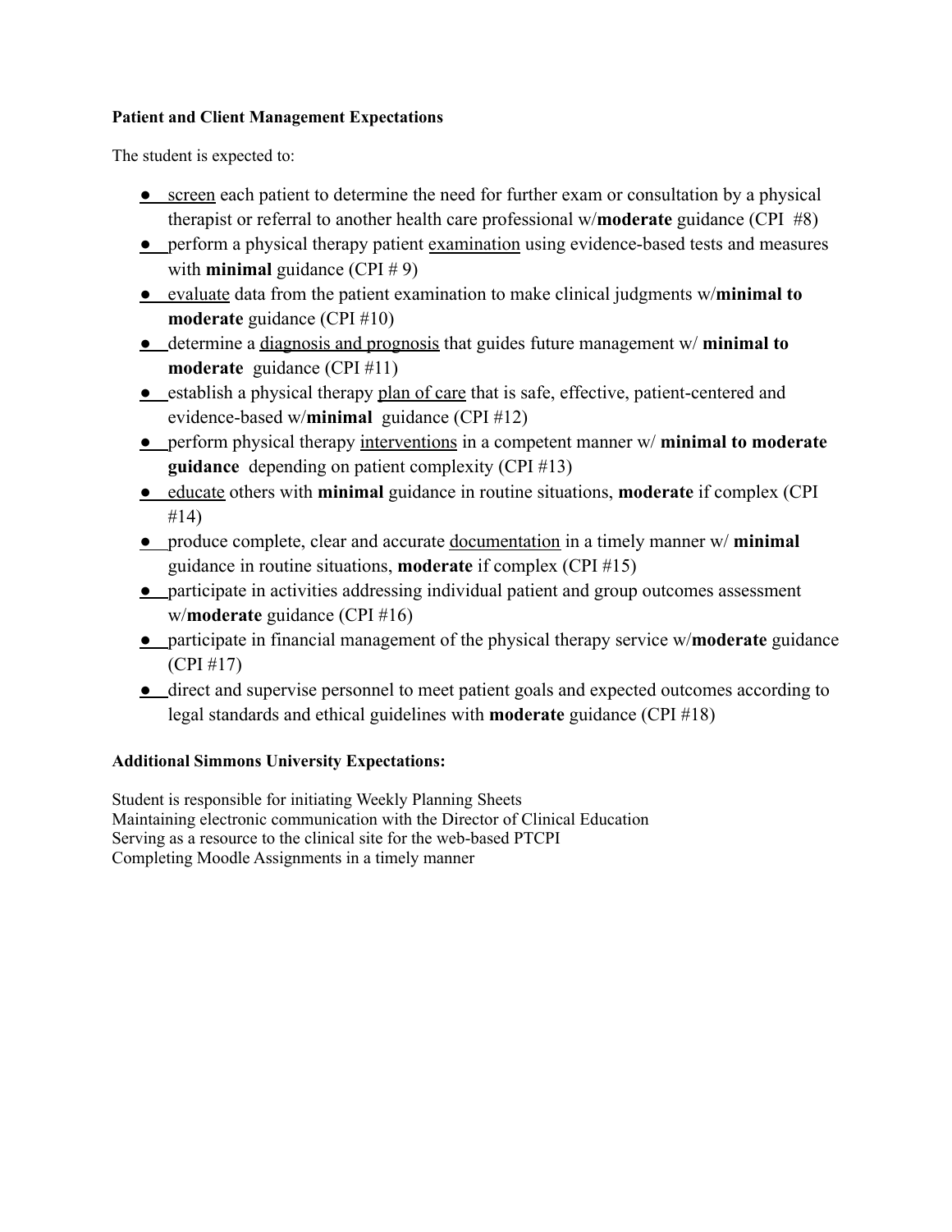**Patient and Client Management Expectations**

The student is expected to:

- screen each patient to determine the need for further exam or consultation by a physical therapist or referral to another health care professional w/**moderate** guidance (CPI #8)
- perform a physical therapy patient examination using evidence-based tests and measures with **minimal** guidance (CPI # 9)
- evaluate data from the patient examination to make clinical judgments w/**minimal to moderate** guidance (CPI #10)
- determine a diagnosis and prognosis that guides future management w/ **minimal to moderate** guidance (CPI #11)
- establish a physical therapy plan of care that is safe, effective, patient-centered and evidence-based w/**minimal** guidance (CPI #12)
- perform physical therapy interventions in a competent manner w/ **minimal to moderate guidance** depending on patient complexity (CPI #13)
- educate others with **minimal** guidance in routine situations, **moderate** if complex (CPI #14)
- produce complete, clear and accurate documentation in a timely manner w/ **minimal** guidance in routine situations, **moderate** if complex (CPI #15)
- participate in activities addressing individual patient and group outcomes assessment w/**moderate** guidance (CPI #16)
- participate in financial management of the physical therapy service w/**moderate** guidance (CPI #17)
- direct and supervise personnel to meet patient goals and expected outcomes according to legal standards and ethical guidelines with **moderate** guidance (CPI #18)

**Additional Simmons University Expectations:**

Student is responsible for initiating Weekly Planning Sheets
Maintaining electronic communication with the Director of Clinical Education
Serving as a resource to the clinical site for the web-based PTCPI
Completing Moodle Assignments in a timely manner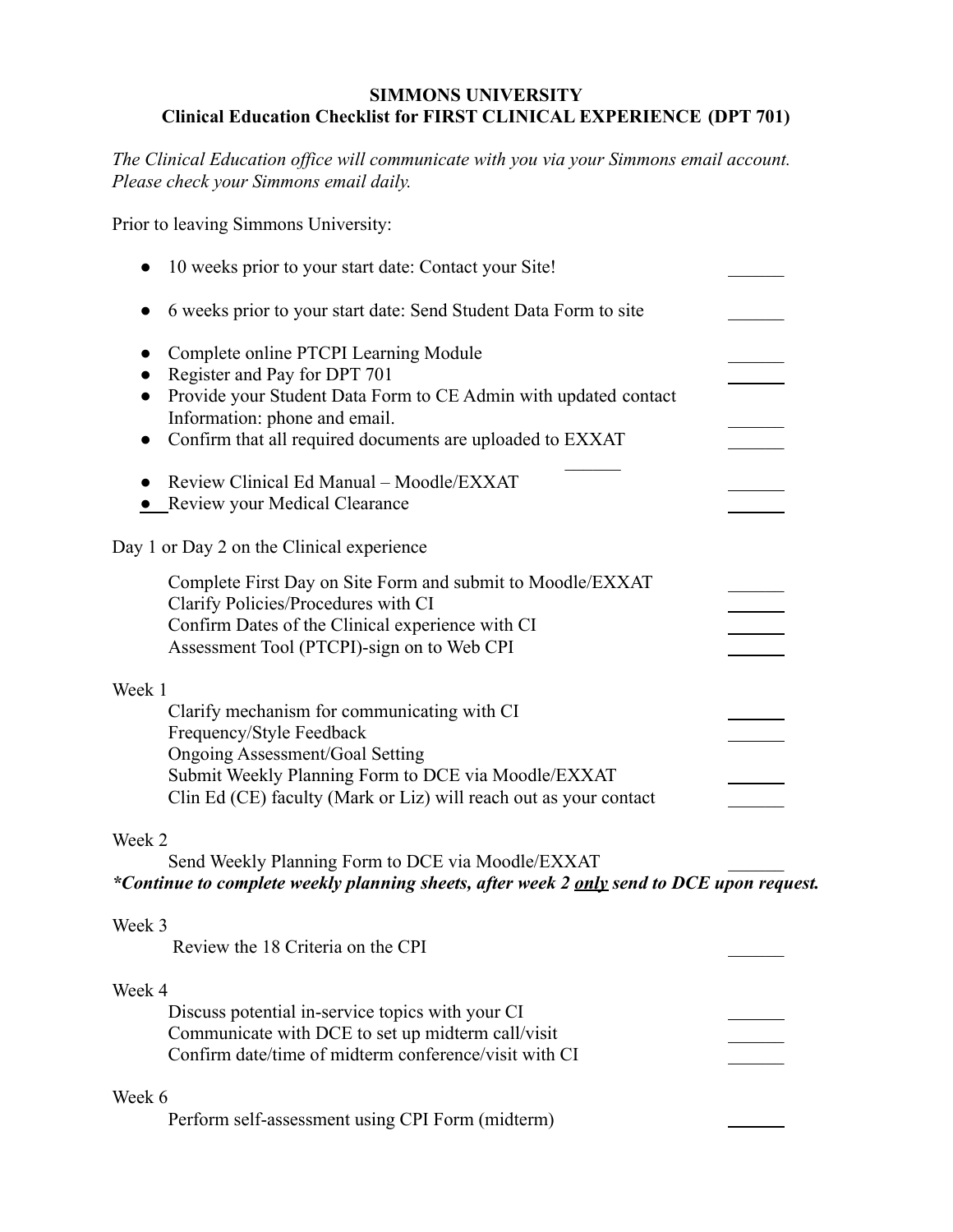**SIMMONS UNIVERSITY**
**Clinical Education Checklist for FIRST CLINICAL EXPERIENCE (DPT 701)**

*The Clinical Education office will communicate with you via your Simmons email account. Please check your Simmons email daily.*

Prior to leaving Simmons University:

- 10 weeks prior to your start date: Contact your Site! ______
- 6 weeks prior to your start date: Send Student Data Form to site ______
- Complete online PTCPI Learning Module ______
- Register and Pay for DPT 701 ______
- Provide your Student Data Form to CE Admin with updated contact Information: phone and email. ______
- Confirm that all required documents are uploaded to EXXAT ______
- Review Clinical Ed Manual – Moodle/EXXAT ______
- Review your Medical Clearance ______

Day 1 or Day 2 on the Clinical experience

Complete First Day on Site Form and submit to Moodle/EXXAT ______
Clarify Policies/Procedures with CI ______
Confirm Dates of the Clinical experience with CI ______
Assessment Tool (PTCPI)-sign on to Web CPI ______

Week 1

Clarify mechanism for communicating with CI ______
Frequency/Style Feedback ______
Ongoing Assessment/Goal Setting
Submit Weekly Planning Form to DCE via Moodle/EXXAT ______
Clin Ed (CE) faculty (Mark or Liz) will reach out as your contact ______

Week 2

Send Weekly Planning Form to DCE via Moodle/EXXAT ______
***Continue to complete weekly planning sheets, after week 2 <u>only</u> send to DCE upon request.***

Week 3

Review the 18 Criteria on the CPI ______

Week 4

Discuss potential in-service topics with your CI ______
Communicate with DCE to set up midterm call/visit ______
Confirm date/time of midterm conference/visit with CI ______

Week 6

Perform self-assessment using CPI Form (midterm) ______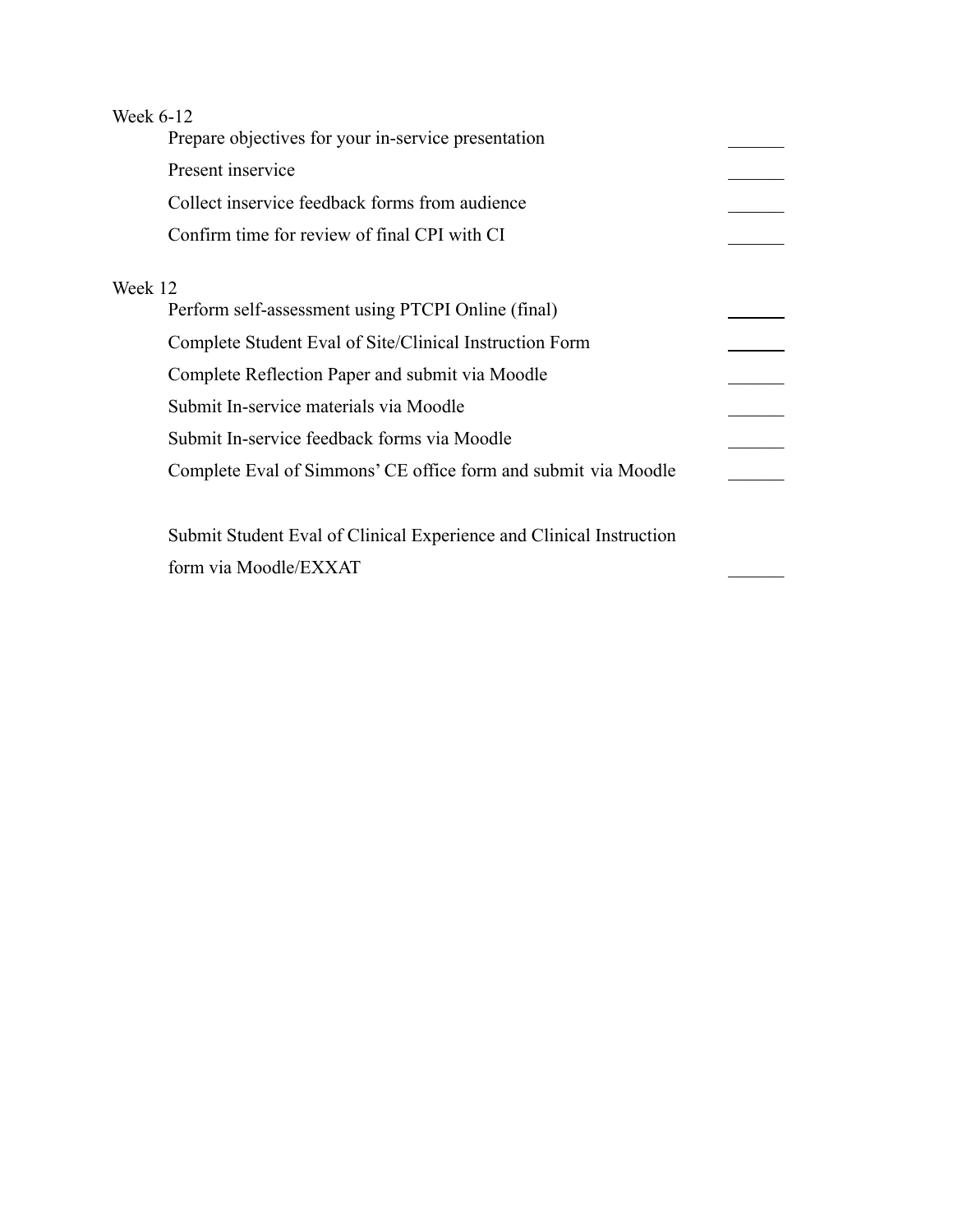Week 6-12

- Prepare objectives for your in-service presentation ______
- Present inservice ______
- Collect inservice feedback forms from audience ______
- Confirm time for review of final CPI with CI ______

Week 12

- Perform self-assessment using PTCPI Online (final) ______
- Complete Student Eval of Site/Clinical Instruction Form ______
- Complete Reflection Paper and submit via Moodle ______
- Submit In-service materials via Moodle ______
- Submit In-service feedback forms via Moodle ______
- Complete Eval of Simmons' CE office form and submit via Moodle ______

- Submit Student Eval of Clinical Experience and Clinical Instruction form via Moodle/EXXAT ______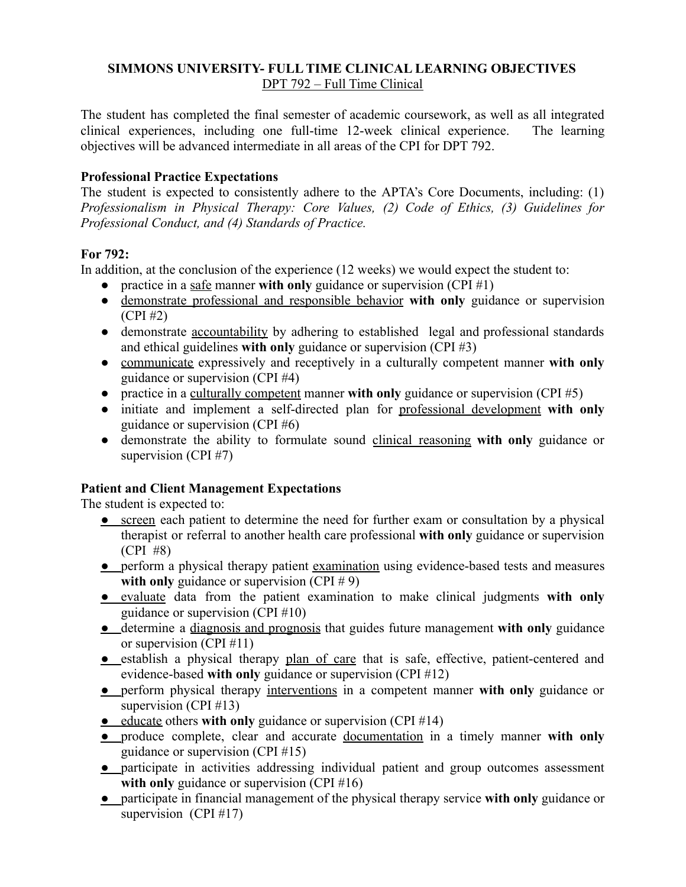**SIMMONS UNIVERSITY- FULL TIME CLINICAL LEARNING OBJECTIVES**
DPT 792 – Full Time Clinical

The student has completed the final semester of academic coursework, as well as all integrated clinical experiences, including one full-time 12-week clinical experience. The learning objectives will be advanced intermediate in all areas of the CPI for DPT 792.

**Professional Practice Expectations**

The student is expected to consistently adhere to the APTA's Core Documents, including: (1) *Professionalism in Physical Therapy: Core Values, (2) Code of Ethics, (3) Guidelines for Professional Conduct, and (4) Standards of Practice.*

**For 792:**

In addition, at the conclusion of the experience (12 weeks) we would expect the student to:

- practice in a safe manner **with only** guidance or supervision (CPI #1)
- demonstrate professional and responsible behavior **with only** guidance or supervision (CPI #2)
- demonstrate accountability by adhering to established legal and professional standards and ethical guidelines **with only** guidance or supervision (CPI #3)
- communicate expressively and receptively in a culturally competent manner **with only** guidance or supervision (CPI #4)
- practice in a culturally competent manner **with only** guidance or supervision (CPI #5)
- initiate and implement a self-directed plan for professional development **with only** guidance or supervision (CPI #6)
- demonstrate the ability to formulate sound clinical reasoning **with only** guidance or supervision (CPI #7)

**Patient and Client Management Expectations**

The student is expected to:

- screen each patient to determine the need for further exam or consultation by a physical therapist or referral to another health care professional **with only** guidance or supervision (CPI #8)
- perform a physical therapy patient examination using evidence-based tests and measures **with only** guidance or supervision (CPI # 9)
- evaluate data from the patient examination to make clinical judgments **with only** guidance or supervision (CPI #10)
- determine a diagnosis and prognosis that guides future management **with only** guidance or supervision (CPI #11)
- establish a physical therapy plan of care that is safe, effective, patient-centered and evidence-based **with only** guidance or supervision (CPI #12)
- perform physical therapy interventions in a competent manner **with only** guidance or supervision (CPI #13)
- educate others **with only** guidance or supervision (CPI #14)
- produce complete, clear and accurate documentation in a timely manner **with only** guidance or supervision (CPI #15)
- participate in activities addressing individual patient and group outcomes assessment **with only** guidance or supervision (CPI #16)
- participate in financial management of the physical therapy service **with only** guidance or supervision (CPI #17)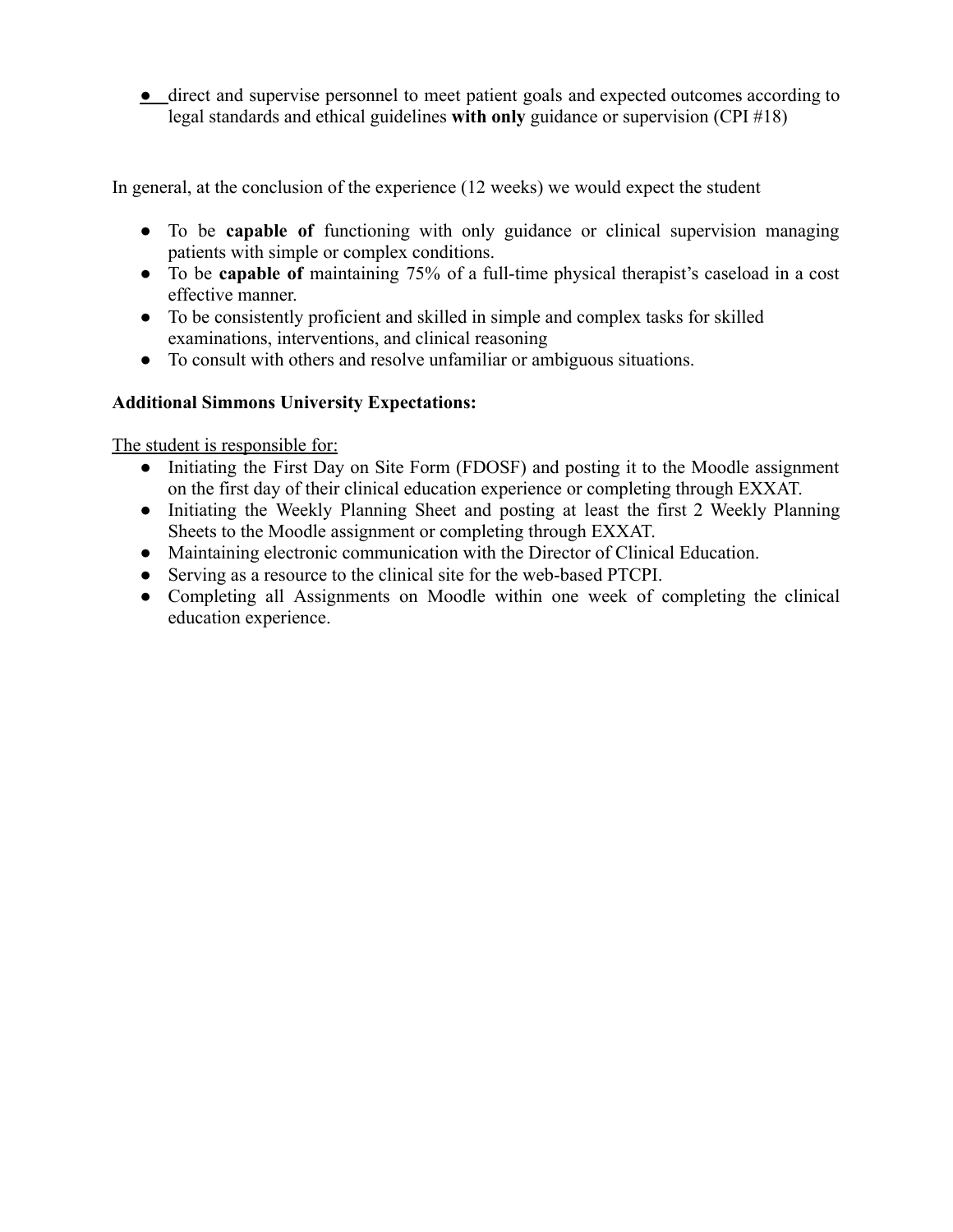- direct and supervise personnel to meet patient goals and expected outcomes according to legal standards and ethical guidelines **with only** guidance or supervision (CPI #18)

In general, at the conclusion of the experience (12 weeks) we would expect the student

- To be **capable of** functioning with only guidance or clinical supervision managing patients with simple or complex conditions.
- To be **capable of** maintaining 75% of a full-time physical therapist's caseload in a cost effective manner.
- To be consistently proficient and skilled in simple and complex tasks for skilled examinations, interventions, and clinical reasoning
- To consult with others and resolve unfamiliar or ambiguous situations.

**Additional Simmons University Expectations:**

<u>The student is responsible for:</u>

- Initiating the First Day on Site Form (FDOSF) and posting it to the Moodle assignment on the first day of their clinical education experience or completing through EXXAT.
- Initiating the Weekly Planning Sheet and posting at least the first 2 Weekly Planning Sheets to the Moodle assignment or completing through EXXAT.
- Maintaining electronic communication with the Director of Clinical Education.
- Serving as a resource to the clinical site for the web-based PTCPI.
- Completing all Assignments on Moodle within one week of completing the clinical education experience.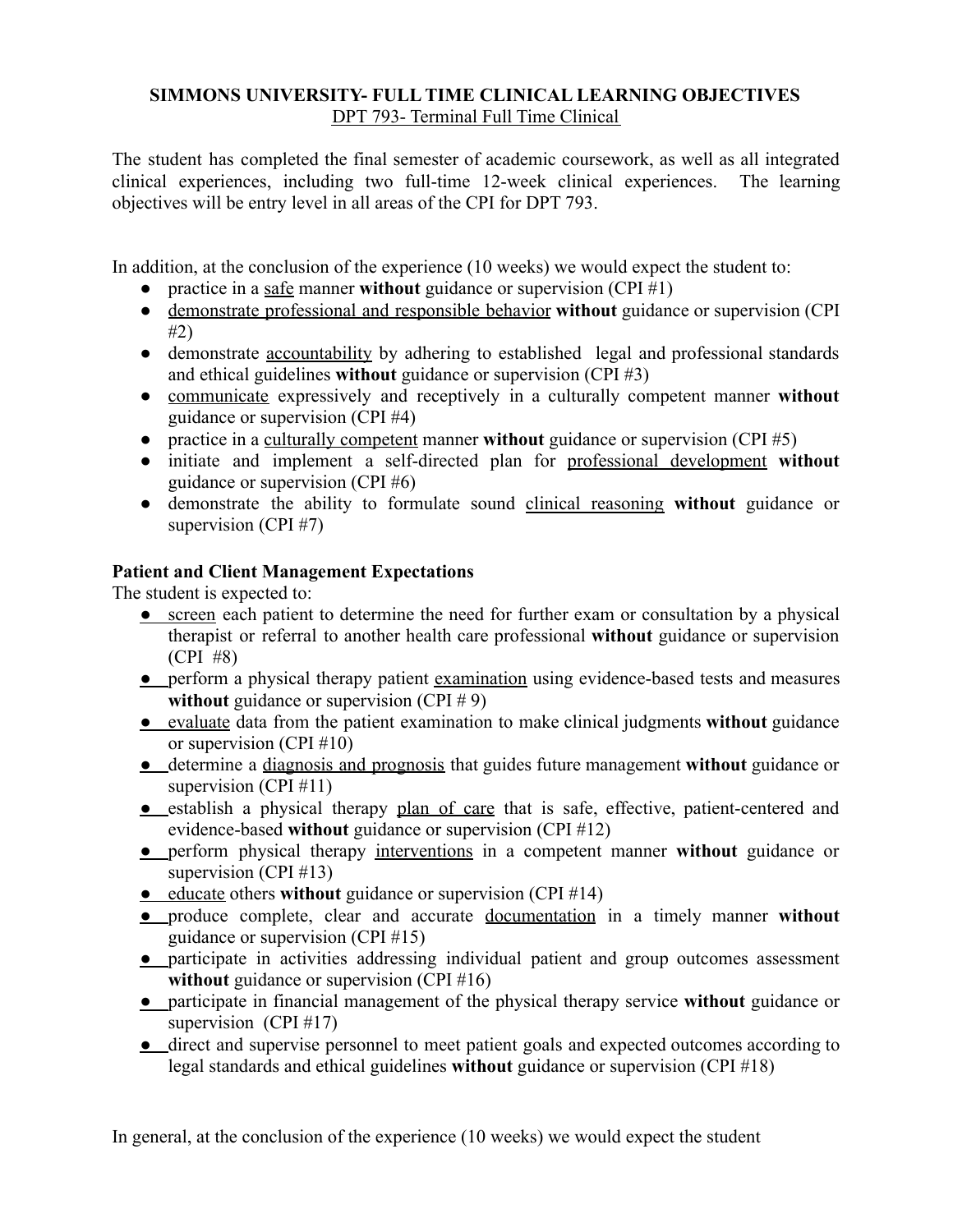**SIMMONS UNIVERSITY- FULL TIME CLINICAL LEARNING OBJECTIVES**
DPT 793- Terminal Full Time Clinical

The student has completed the final semester of academic coursework, as well as all integrated clinical experiences, including two full-time 12-week clinical experiences. The learning objectives will be entry level in all areas of the CPI for DPT 793.

In addition, at the conclusion of the experience (10 weeks) we would expect the student to:

- practice in a safe manner **without** guidance or supervision (CPI #1)
- demonstrate professional and responsible behavior **without** guidance or supervision (CPI #2)
- demonstrate accountability by adhering to established legal and professional standards and ethical guidelines **without** guidance or supervision (CPI #3)
- communicate expressively and receptively in a culturally competent manner **without** guidance or supervision (CPI #4)
- practice in a culturally competent manner **without** guidance or supervision (CPI #5)
- initiate and implement a self-directed plan for professional development **without** guidance or supervision (CPI #6)
- demonstrate the ability to formulate sound clinical reasoning **without** guidance or supervision (CPI #7)

**Patient and Client Management Expectations**
The student is expected to:

- screen each patient to determine the need for further exam or consultation by a physical therapist or referral to another health care professional **without** guidance or supervision (CPI #8)
- perform a physical therapy patient examination using evidence-based tests and measures **without** guidance or supervision (CPI # 9)
- evaluate data from the patient examination to make clinical judgments **without** guidance or supervision (CPI #10)
- determine a diagnosis and prognosis that guides future management **without** guidance or supervision (CPI #11)
- establish a physical therapy plan of care that is safe, effective, patient-centered and evidence-based **without** guidance or supervision (CPI #12)
- perform physical therapy interventions in a competent manner **without** guidance or supervision (CPI #13)
- educate others **without** guidance or supervision (CPI #14)
- produce complete, clear and accurate documentation in a timely manner **without** guidance or supervision (CPI #15)
- participate in activities addressing individual patient and group outcomes assessment **without** guidance or supervision (CPI #16)
- participate in financial management of the physical therapy service **without** guidance or supervision (CPI #17)
- direct and supervise personnel to meet patient goals and expected outcomes according to legal standards and ethical guidelines **without** guidance or supervision (CPI #18)

In general, at the conclusion of the experience (10 weeks) we would expect the student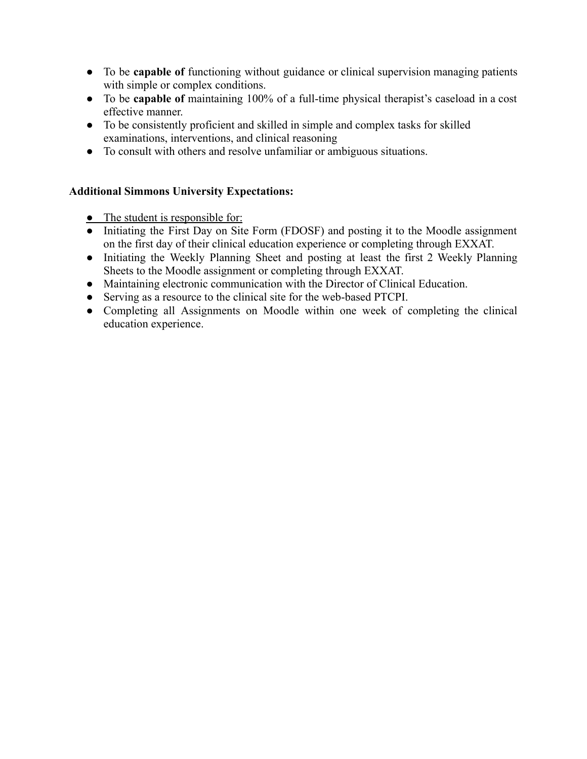- To be **capable of** functioning without guidance or clinical supervision managing patients with simple or complex conditions.
- To be **capable of** maintaining 100% of a full-time physical therapist's caseload in a cost effective manner.
- To be consistently proficient and skilled in simple and complex tasks for skilled examinations, interventions, and clinical reasoning
- To consult with others and resolve unfamiliar or ambiguous situations.

**Additional Simmons University Expectations:**

- <u>The student is responsible for:</u>
- Initiating the First Day on Site Form (FDOSF) and posting it to the Moodle assignment on the first day of their clinical education experience or completing through EXXAT.
- Initiating the Weekly Planning Sheet and posting at least the first 2 Weekly Planning Sheets to the Moodle assignment or completing through EXXAT.
- Maintaining electronic communication with the Director of Clinical Education.
- Serving as a resource to the clinical site for the web-based PTCPI.
- Completing all Assignments on Moodle within one week of completing the clinical education experience.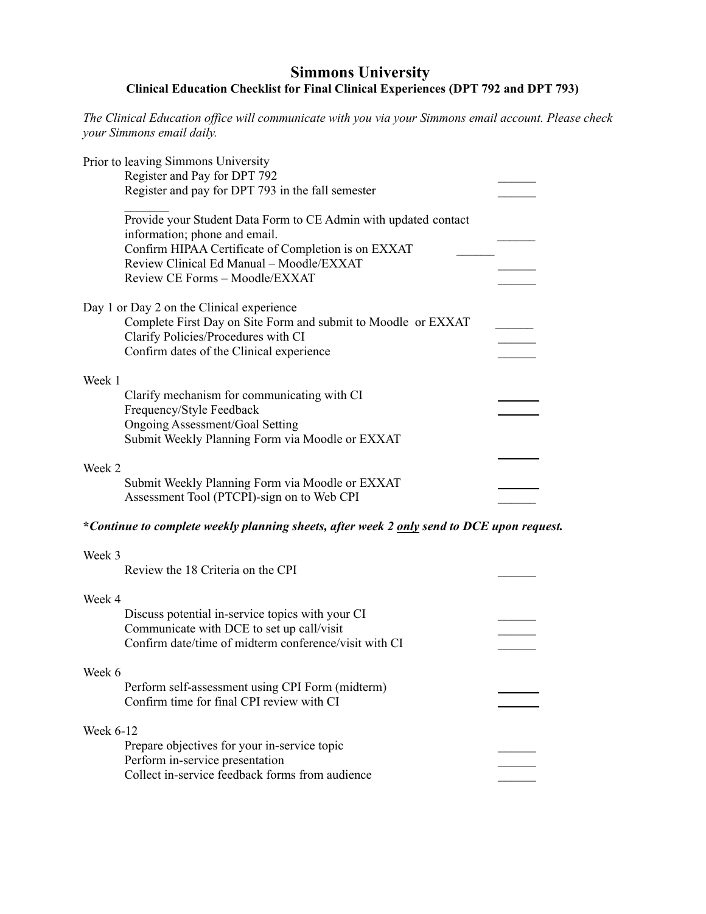# Simmons University

## Clinical Education Checklist for Final Clinical Experiences (DPT 792 and DPT 793)

*The Clinical Education office will communicate with you via your Simmons email account. Please check your Simmons email daily.*

Prior to leaving Simmons University

- Register and Pay for DPT 792 ______
- Register and pay for DPT 793 in the fall semester ______
- Provide your Student Data Form to CE Admin with updated contact information; phone and email. ______
- Confirm HIPAA Certificate of Completion is on EXXAT ______
- Review Clinical Ed Manual – Moodle/EXXAT ______
- Review CE Forms – Moodle/EXXAT ______

Day 1 or Day 2 on the Clinical experience

- Complete First Day on Site Form and submit to Moodle or EXXAT ______
- Clarify Policies/Procedures with CI ______
- Confirm dates of the Clinical experience ______

Week 1

- Clarify mechanism for communicating with CI ______
- Frequency/Style Feedback ______
- Ongoing Assessment/Goal Setting
- Submit Weekly Planning Form via Moodle or EXXAT ______

Week 2

- Submit Weekly Planning Form via Moodle or EXXAT ______
- Assessment Tool (PTCPI)-sign on to Web CPI ______

***Continue to complete weekly planning sheets, after week 2 only send to DCE upon request.***

Week 3

- Review the 18 Criteria on the CPI ______

Week 4

- Discuss potential in-service topics with your CI ______
- Communicate with DCE to set up call/visit ______
- Confirm date/time of midterm conference/visit with CI ______

Week 6

- Perform self-assessment using CPI Form (midterm) ______
- Confirm time for final CPI review with CI ______

Week 6-12

- Prepare objectives for your in-service topic ______
- Perform in-service presentation ______
- Collect in-service feedback forms from audience ______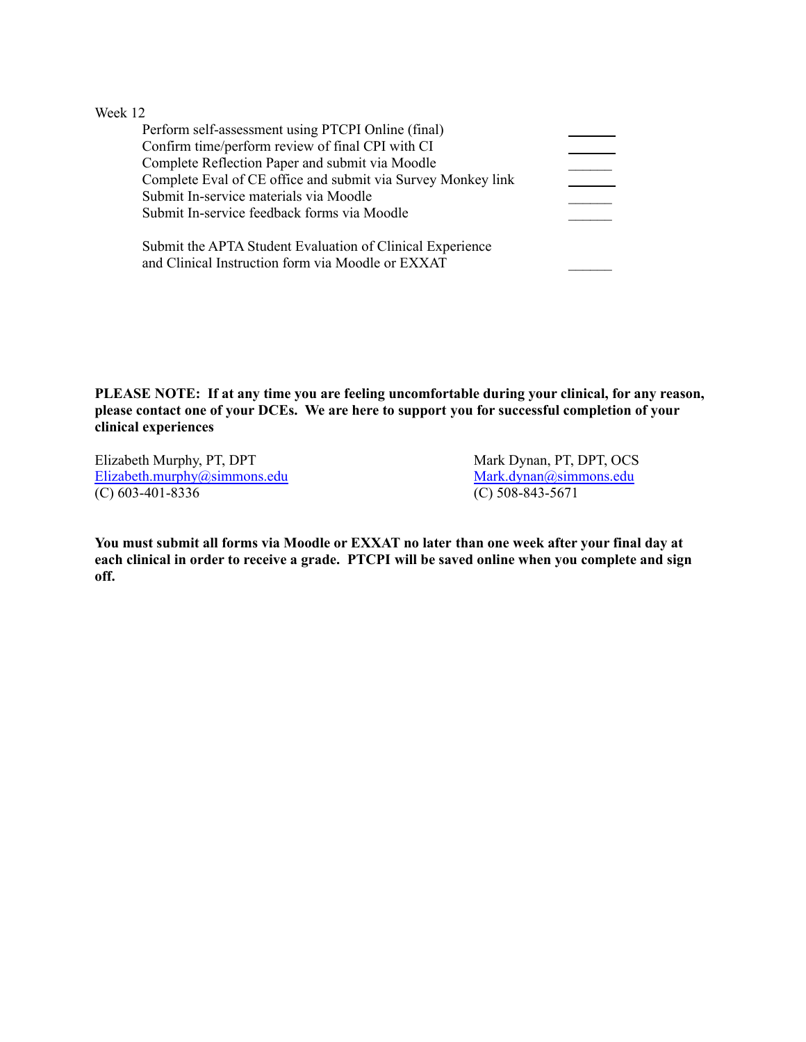Week 12

- Perform self-assessment using PTCPI Online (final) ______
- Confirm time/perform review of final CPI with CI ______
- Complete Reflection Paper and submit via Moodle ______
- Complete Eval of CE office and submit via Survey Monkey link ______
- Submit In-service materials via Moodle ______
- Submit In-service feedback forms via Moodle ______
- Submit the APTA Student Evaluation of Clinical Experience and Clinical Instruction form via Moodle or EXXAT ______

**PLEASE NOTE: If at any time you are feeling uncomfortable during your clinical, for any reason, please contact one of your DCEs. We are here to support you for successful completion of your clinical experiences**

Elizabeth Murphy, PT, DPT
Elizabeth.murphy@simmons.edu
(C) 603-401-8336

Mark Dynan, PT, DPT, OCS
Mark.dynan@simmons.edu
(C) 508-843-5671

**You must submit all forms via Moodle or EXXAT no later than one week after your final day at each clinical in order to receive a grade. PTCPI will be saved online when you complete and sign off.**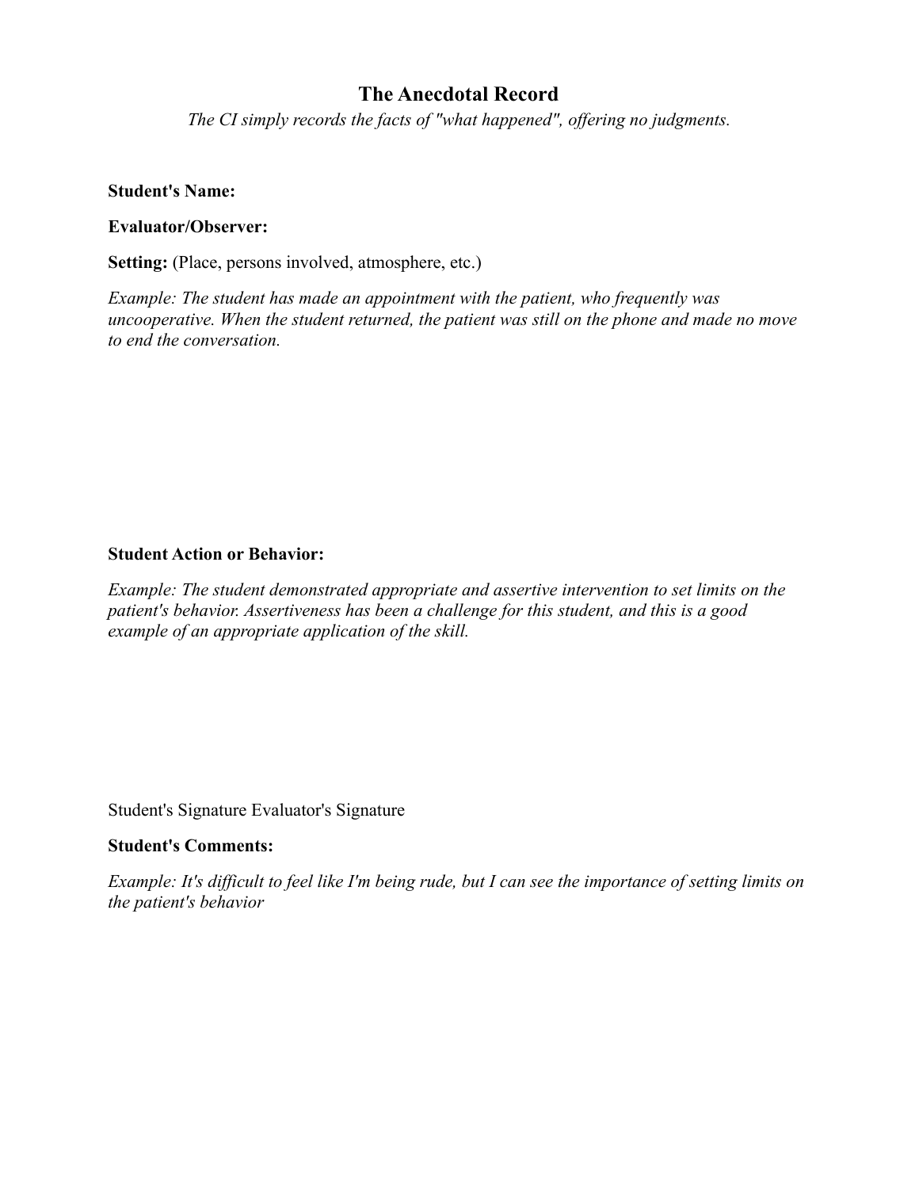# The Anecdotal Record

*The CI simply records the facts of "what happened", offering no judgments.*

**Student's Name:**

**Evaluator/Observer:**

**Setting:** (Place, persons involved, atmosphere, etc.)

*Example: The student has made an appointment with the patient, who frequently was uncooperative. When the student returned, the patient was still on the phone and made no move to end the conversation.*

**Student Action or Behavior:**

*Example: The student demonstrated appropriate and assertive intervention to set limits on the patient's behavior. Assertiveness has been a challenge for this student, and this is a good example of an appropriate application of the skill.*

Student's Signature Evaluator's Signature

**Student's Comments:**

*Example: It's difficult to feel like I'm being rude, but I can see the importance of setting limits on the patient's behavior*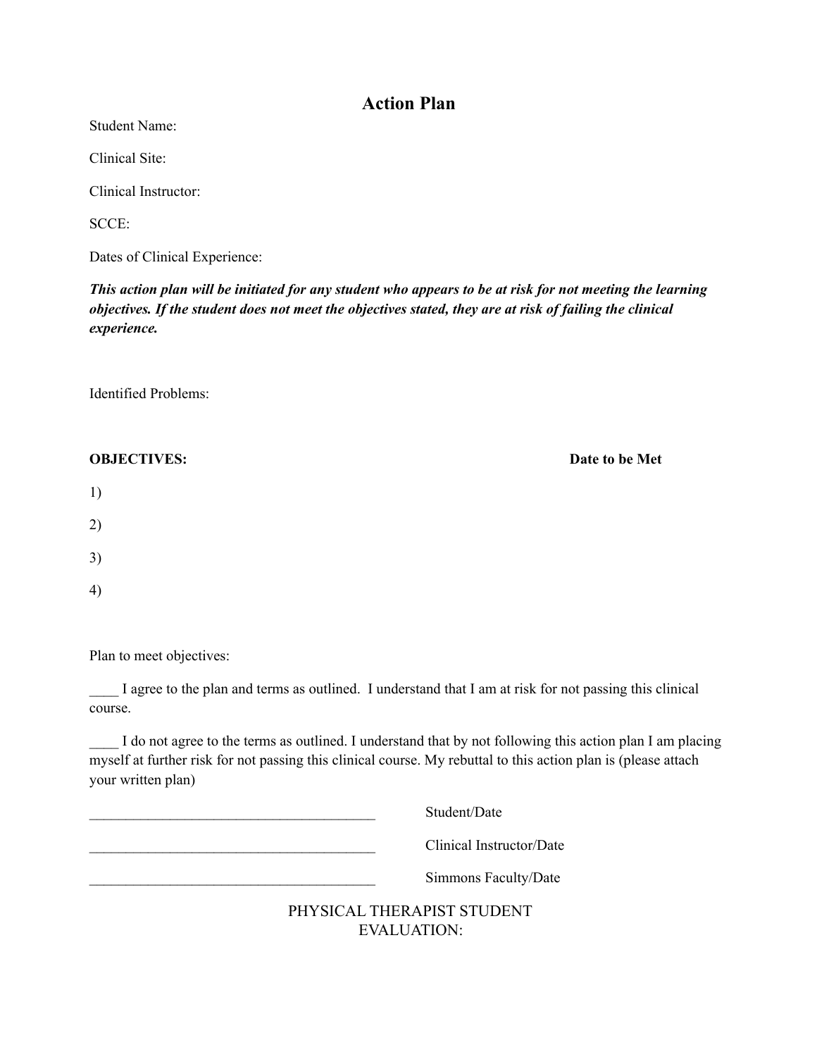# Action Plan

Student Name:

Clinical Site:

Clinical Instructor:

SCCE:

Dates of Clinical Experience:

***This action plan will be initiated for any student who appears to be at risk for not meeting the learning objectives. If the student does not meet the objectives stated, they are at risk of failing the clinical experience.***

Identified Problems:

**OBJECTIVES:** **Date to be Met**

1)

2)

3)

4)

Plan to meet objectives:

____ I agree to the plan and terms as outlined. I understand that I am at risk for not passing this clinical course.

____ I do not agree to the terms as outlined. I understand that by not following this action plan I am placing myself at further risk for not passing this clinical course. My rebuttal to this action plan is (please attach your written plan)

________________________________________ Student/Date

________________________________________ Clinical Instructor/Date

________________________________________ Simmons Faculty/Date

PHYSICAL THERAPIST STUDENT EVALUATION: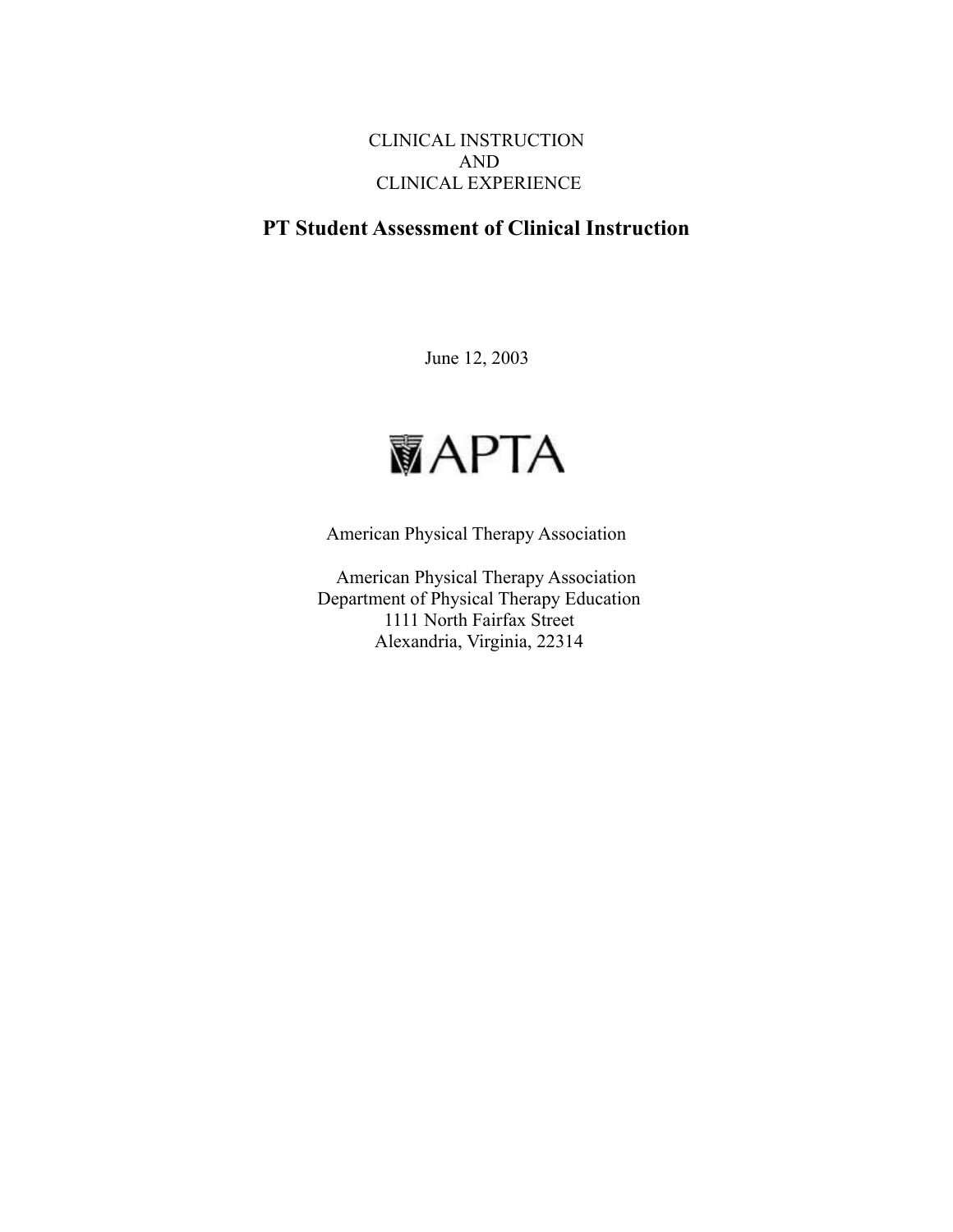CLINICAL INSTRUCTION
AND
CLINICAL EXPERIENCE

# PT Student Assessment of Clinical Instruction

June 12, 2003

APTA

American Physical Therapy Association

American Physical Therapy Association
Department of Physical Therapy Education
1111 North Fairfax Street
Alexandria, Virginia, 22314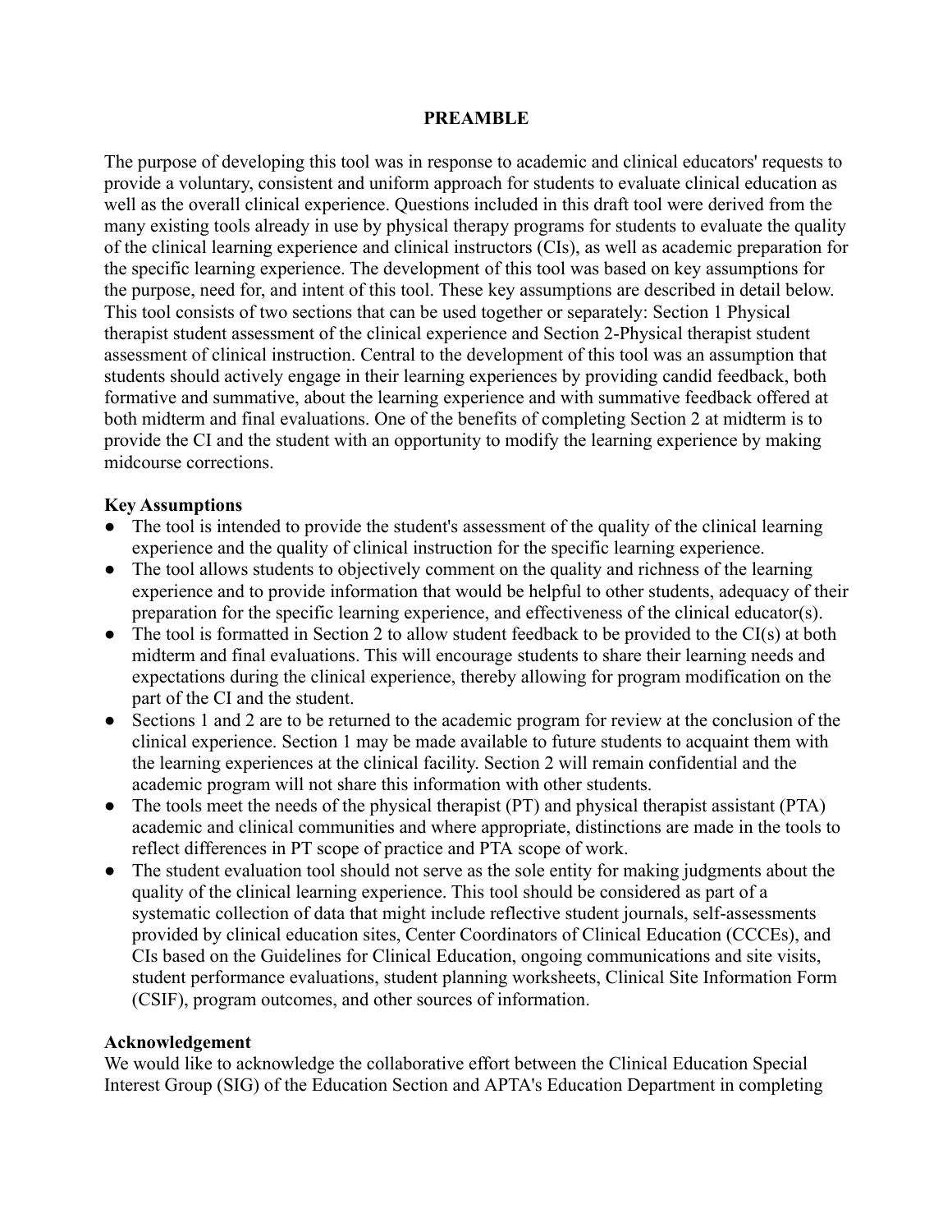## PREAMBLE

The purpose of developing this tool was in response to academic and clinical educators' requests to provide a voluntary, consistent and uniform approach for students to evaluate clinical education as well as the overall clinical experience. Questions included in this draft tool were derived from the many existing tools already in use by physical therapy programs for students to evaluate the quality of the clinical learning experience and clinical instructors (CIs), as well as academic preparation for the specific learning experience. The development of this tool was based on key assumptions for the purpose, need for, and intent of this tool. These key assumptions are described in detail below. This tool consists of two sections that can be used together or separately: Section 1 Physical therapist student assessment of the clinical experience and Section 2-Physical therapist student assessment of clinical instruction. Central to the development of this tool was an assumption that students should actively engage in their learning experiences by providing candid feedback, both formative and summative, about the learning experience and with summative feedback offered at both midterm and final evaluations. One of the benefits of completing Section 2 at midterm is to provide the CI and the student with an opportunity to modify the learning experience by making midcourse corrections.

**Key Assumptions**

- The tool is intended to provide the student's assessment of the quality of the clinical learning experience and the quality of clinical instruction for the specific learning experience.
- The tool allows students to objectively comment on the quality and richness of the learning experience and to provide information that would be helpful to other students, adequacy of their preparation for the specific learning experience, and effectiveness of the clinical educator(s).
- The tool is formatted in Section 2 to allow student feedback to be provided to the CI(s) at both midterm and final evaluations. This will encourage students to share their learning needs and expectations during the clinical experience, thereby allowing for program modification on the part of the CI and the student.
- Sections 1 and 2 are to be returned to the academic program for review at the conclusion of the clinical experience. Section 1 may be made available to future students to acquaint them with the learning experiences at the clinical facility. Section 2 will remain confidential and the academic program will not share this information with other students.
- The tools meet the needs of the physical therapist (PT) and physical therapist assistant (PTA) academic and clinical communities and where appropriate, distinctions are made in the tools to reflect differences in PT scope of practice and PTA scope of work.
- The student evaluation tool should not serve as the sole entity for making judgments about the quality of the clinical learning experience. This tool should be considered as part of a systematic collection of data that might include reflective student journals, self-assessments provided by clinical education sites, Center Coordinators of Clinical Education (CCCEs), and CIs based on the Guidelines for Clinical Education, ongoing communications and site visits, student performance evaluations, student planning worksheets, Clinical Site Information Form (CSIF), program outcomes, and other sources of information.

**Acknowledgement**

We would like to acknowledge the collaborative effort between the Clinical Education Special Interest Group (SIG) of the Education Section and APTA's Education Department in completing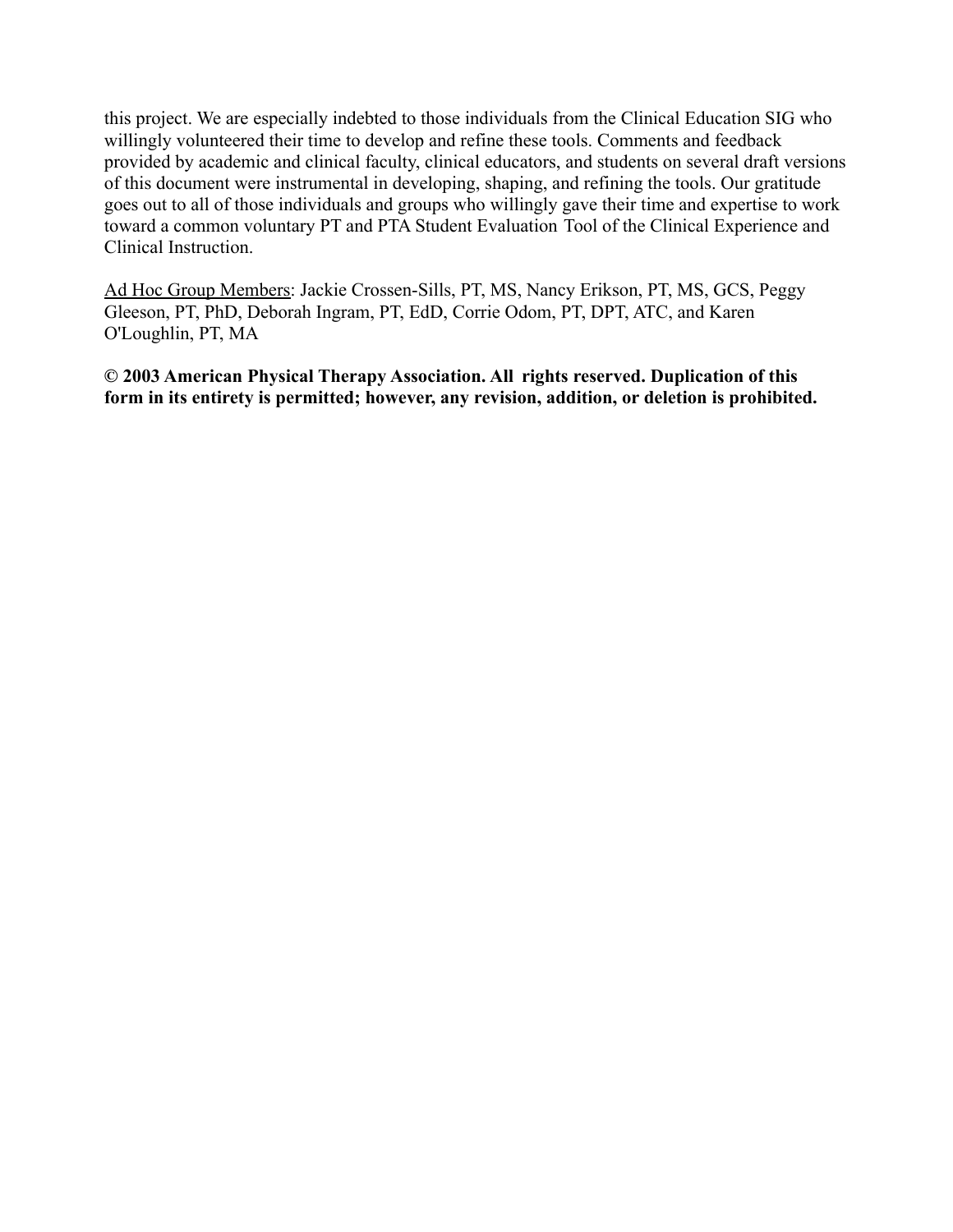this project. We are especially indebted to those individuals from the Clinical Education SIG who willingly volunteered their time to develop and refine these tools. Comments and feedback provided by academic and clinical faculty, clinical educators, and students on several draft versions of this document were instrumental in developing, shaping, and refining the tools. Our gratitude goes out to all of those individuals and groups who willingly gave their time and expertise to work toward a common voluntary PT and PTA Student Evaluation Tool of the Clinical Experience and Clinical Instruction.

<u>Ad Hoc Group Members</u>: Jackie Crossen-Sills, PT, MS, Nancy Erikson, PT, MS, GCS, Peggy Gleeson, PT, PhD, Deborah Ingram, PT, EdD, Corrie Odom, PT, DPT, ATC, and Karen O'Loughlin, PT, MA

**© 2003 American Physical Therapy Association. All rights reserved. Duplication of this form in its entirety is permitted; however, any revision, addition, or deletion is prohibited.**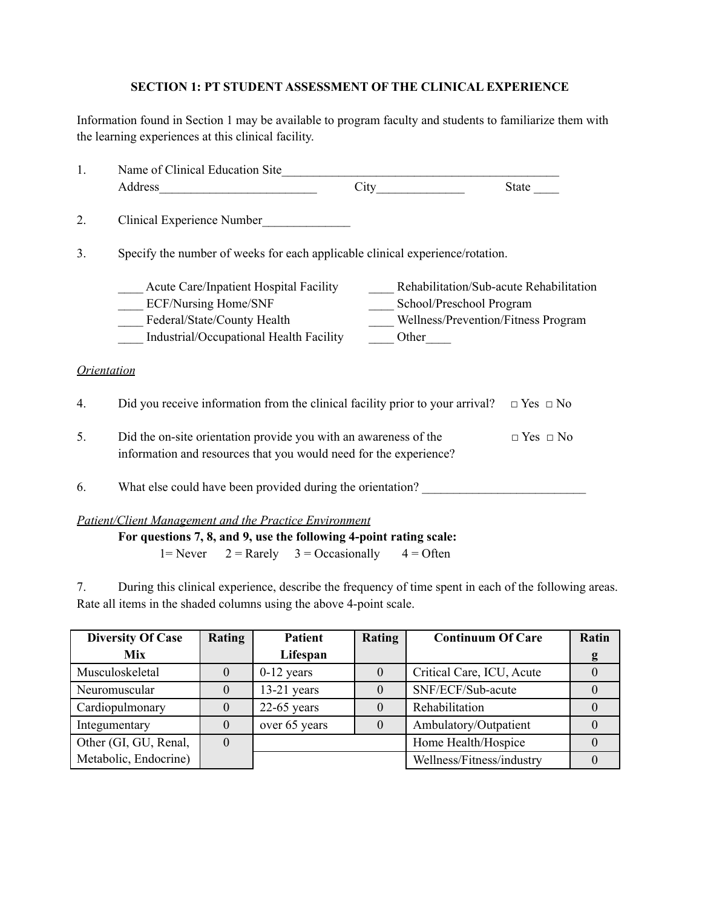**SECTION 1: PT STUDENT ASSESSMENT OF THE CLINICAL EXPERIENCE**

Information found in Section 1 may be available to program faculty and students to familiarize them with the learning experiences at this clinical facility.

1. Name of Clinical Education Site_____________________________________________
   Address________________________ City_____________ State ____

2. Clinical Experience Number_____________

3. Specify the number of weeks for each applicable clinical experience/rotation.

   ____ Acute Care/Inpatient Hospital Facility
   ____ ECF/Nursing Home/SNF
   ____ Federal/State/County Health
   ____ Industrial/Occupational Health Facility
   ____ Rehabilitation/Sub-acute Rehabilitation
   ____ School/Preschool Program
   ____ Wellness/Prevention/Fitness Program
   ____ Other____

*Orientation*

4. Did you receive information from the clinical facility prior to your arrival? □ Yes □ No

5. Did the on-site orientation provide you with an awareness of the information and resources that you would need for the experience? □ Yes □ No

6. What else could have been provided during the orientation? _________________________

*Patient/Client Management and the Practice Environment*

**For questions 7, 8, and 9, use the following 4-point rating scale:**
1= Never 2 = Rarely 3 = Occasionally 4 = Often

7. During this clinical experience, describe the frequency of time spent in each of the following areas. Rate all items in the shaded columns using the above 4-point scale.

| Diversity Of Case Mix | Rating | Patient Lifespan | Rating | Continuum Of Care | Rating |
|---|---|---|---|---|---|
| Musculoskeletal | 0 | 0-12 years | 0 | Critical Care, ICU, Acute | 0 |
| Neuromuscular | 0 | 13-21 years | 0 | SNF/ECF/Sub-acute | 0 |
| Cardiopulmonary | 0 | 22-65 years | 0 | Rehabilitation | 0 |
| Integumentary | 0 | over 65 years | 0 | Ambulatory/Outpatient | 0 |
| Other (GI, GU, Renal, Metabolic, Endocrine) | 0 | | | Home Health/Hospice | 0 |
| | | | | Wellness/Fitness/industry | 0 |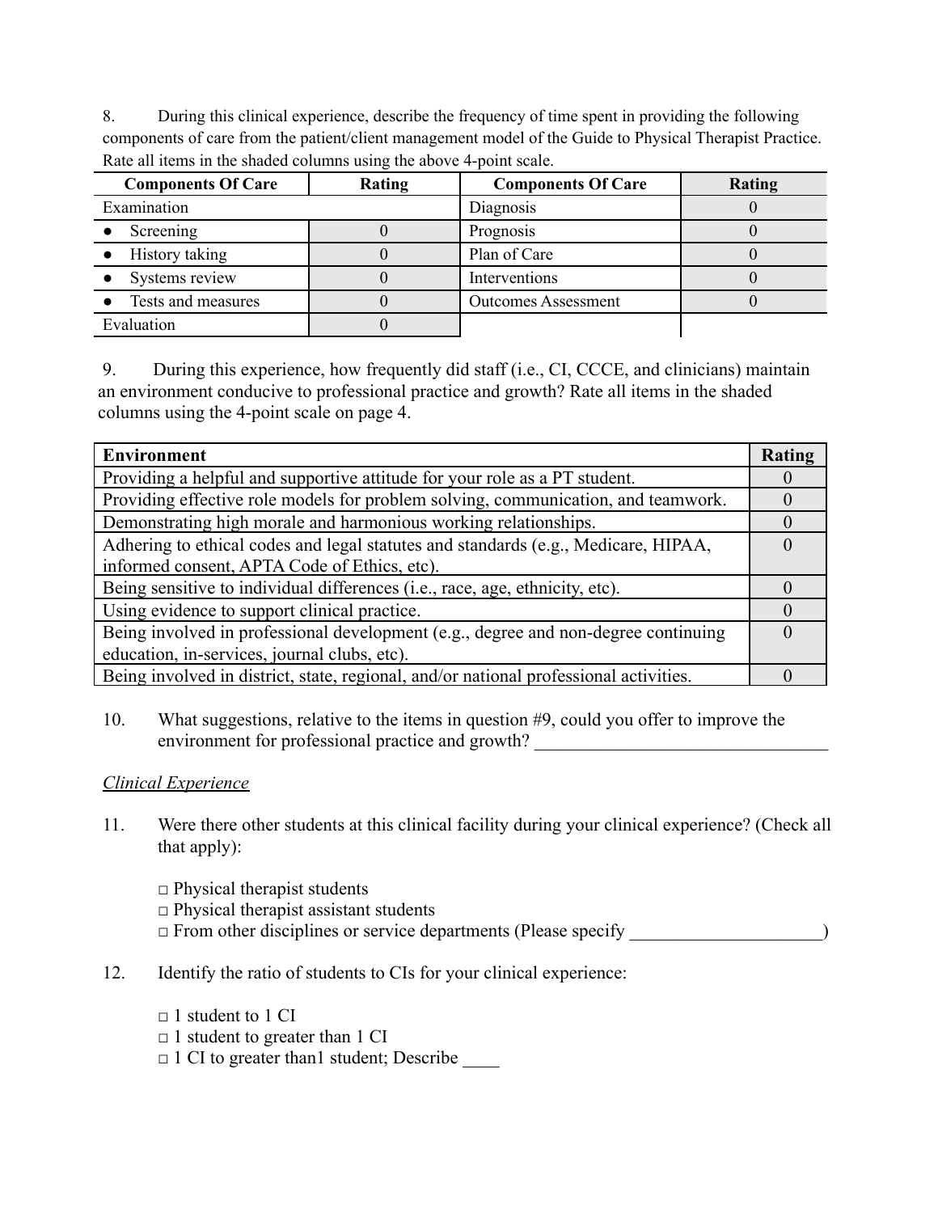8. During this clinical experience, describe the frequency of time spent in providing the following components of care from the patient/client management model of the Guide to Physical Therapist Practice. Rate all items in the shaded columns using the above 4-point scale.

| Components Of Care | Rating | Components Of Care | Rating |
|---|---|---|---|
| Examination | | Diagnosis | 0 |
| ● Screening | 0 | Prognosis | 0 |
| ● History taking | 0 | Plan of Care | 0 |
| ● Systems review | 0 | Interventions | 0 |
| ● Tests and measures | 0 | Outcomes Assessment | 0 |
| Evaluation | 0 | | |

9. During this experience, how frequently did staff (i.e., CI, CCCE, and clinicians) maintain an environment conducive to professional practice and growth? Rate all items in the shaded columns using the 4-point scale on page 4.

| Environment | Rating |
|---|---|
| Providing a helpful and supportive attitude for your role as a PT student. | 0 |
| Providing effective role models for problem solving, communication, and teamwork. | 0 |
| Demonstrating high morale and harmonious working relationships. | 0 |
| Adhering to ethical codes and legal statutes and standards (e.g., Medicare, HIPAA, informed consent, APTA Code of Ethics, etc). | 0 |
| Being sensitive to individual differences (i.e., race, age, ethnicity, etc). | 0 |
| Using evidence to support clinical practice. | 0 |
| Being involved in professional development (e.g., degree and non-degree continuing education, in-services, journal clubs, etc). | 0 |
| Being involved in district, state, regional, and/or national professional activities. | 0 |

10. What suggestions, relative to the items in question #9, could you offer to improve the environment for professional practice and growth? ________________________________

*Clinical Experience*

11. Were there other students at this clinical facility during your clinical experience? (Check all that apply):

□ Physical therapist students
□ Physical therapist assistant students
□ From other disciplines or service departments (Please specify ____________________)

12. Identify the ratio of students to CIs for your clinical experience:

□ 1 student to 1 CI
□ 1 student to greater than 1 CI
□ 1 CI to greater than1 student; Describe ____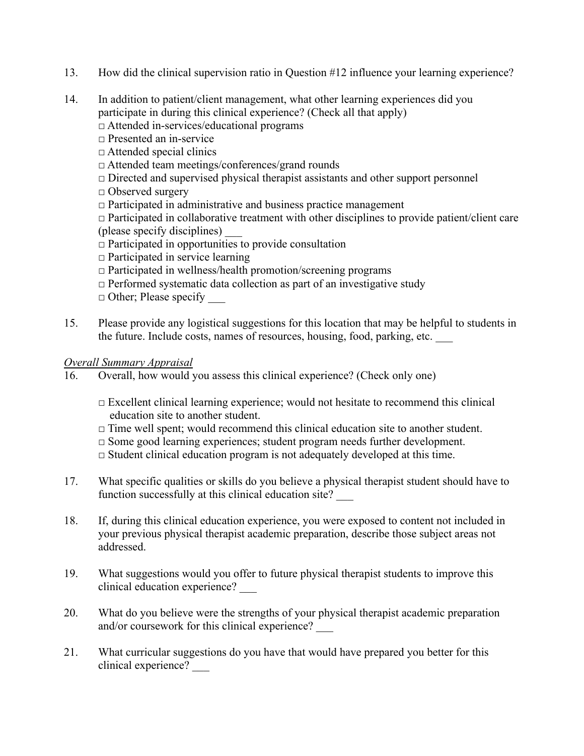13. How did the clinical supervision ratio in Question #12 influence your learning experience?

14. In addition to patient/client management, what other learning experiences did you participate in during this clinical experience? (Check all that apply)
    □ Attended in-services/educational programs
    □ Presented an in-service
    □ Attended special clinics
    □ Attended team meetings/conferences/grand rounds
    □ Directed and supervised physical therapist assistants and other support personnel
    □ Observed surgery
    □ Participated in administrative and business practice management
    □ Participated in collaborative treatment with other disciplines to provide patient/client care (please specify disciplines) ___
    □ Participated in opportunities to provide consultation
    □ Participated in service learning
    □ Participated in wellness/health promotion/screening programs
    □ Performed systematic data collection as part of an investigative study
    □ Other; Please specify ___

15. Please provide any logistical suggestions for this location that may be helpful to students in the future. Include costs, names of resources, housing, food, parking, etc. ___

*Overall Summary Appraisal*

16. Overall, how would you assess this clinical experience? (Check only one)

    □ Excellent clinical learning experience; would not hesitate to recommend this clinical education site to another student.
    □ Time well spent; would recommend this clinical education site to another student.
    □ Some good learning experiences; student program needs further development.
    □ Student clinical education program is not adequately developed at this time.

17. What specific qualities or skills do you believe a physical therapist student should have to function successfully at this clinical education site? ___

18. If, during this clinical education experience, you were exposed to content not included in your previous physical therapist academic preparation, describe those subject areas not addressed.

19. What suggestions would you offer to future physical therapist students to improve this clinical education experience? ___

20. What do you believe were the strengths of your physical therapist academic preparation and/or coursework for this clinical experience? ___

21. What curricular suggestions do you have that would have prepared you better for this clinical experience? ___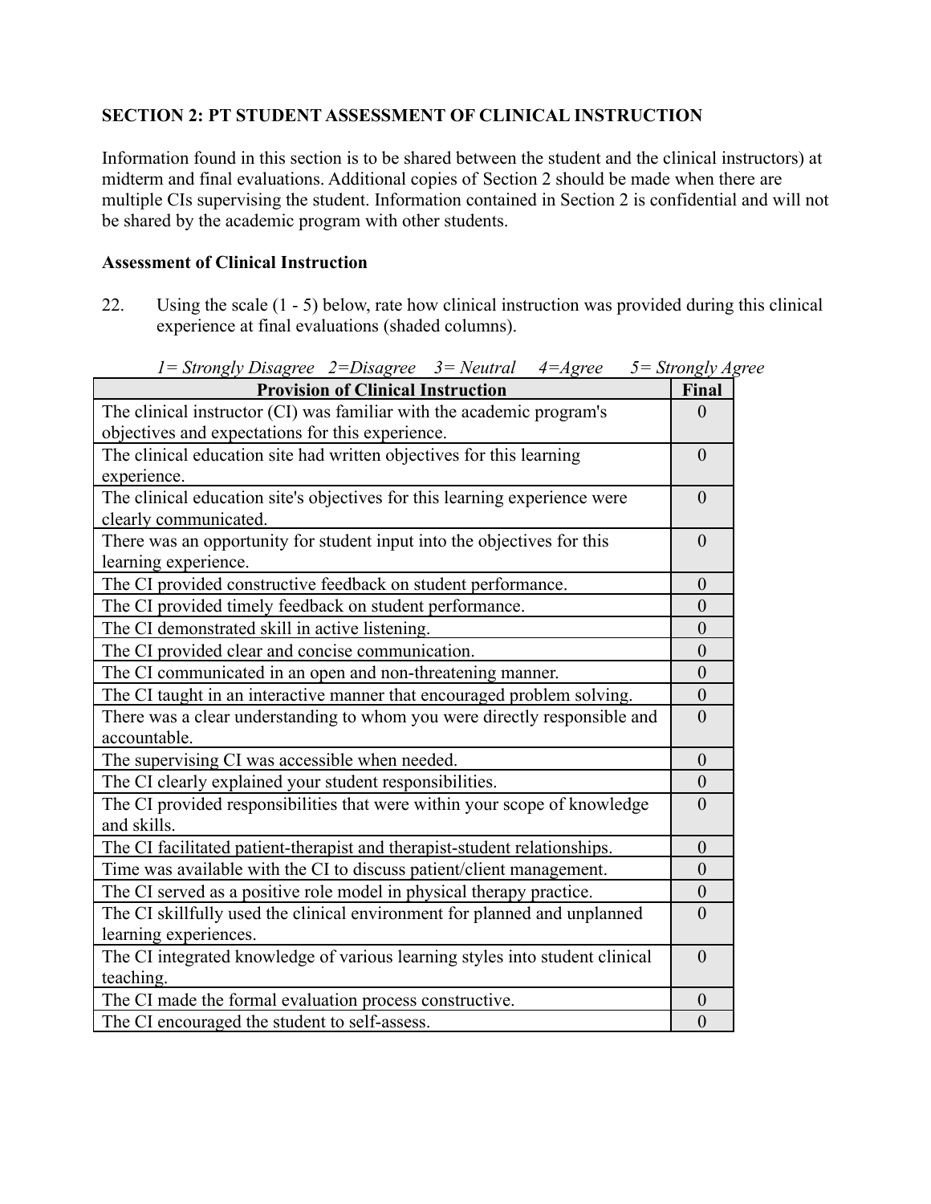**SECTION 2: PT STUDENT ASSESSMENT OF CLINICAL INSTRUCTION**

Information found in this section is to be shared between the student and the clinical instructors) at midterm and final evaluations. Additional copies of Section 2 should be made when there are multiple CIs supervising the student. Information contained in Section 2 is confidential and will not be shared by the academic program with other students.

**Assessment of Clinical Instruction**

22. Using the scale (1 - 5) below, rate how clinical instruction was provided during this clinical experience at final evaluations (shaded columns).

*1= Strongly Disagree 2=Disagree 3= Neutral 4=Agree 5= Strongly Agree*

| Provision of Clinical Instruction | Final |
|---|---|
| The clinical instructor (CI) was familiar with the academic program's objectives and expectations for this experience. | 0 |
| The clinical education site had written objectives for this learning experience. | 0 |
| The clinical education site's objectives for this learning experience were clearly communicated. | 0 |
| There was an opportunity for student input into the objectives for this learning experience. | 0 |
| The CI provided constructive feedback on student performance. | 0 |
| The CI provided timely feedback on student performance. | 0 |
| The CI demonstrated skill in active listening. | 0 |
| The CI provided clear and concise communication. | 0 |
| The CI communicated in an open and non-threatening manner. | 0 |
| The CI taught in an interactive manner that encouraged problem solving. | 0 |
| There was a clear understanding to whom you were directly responsible and accountable. | 0 |
| The supervising CI was accessible when needed. | 0 |
| The CI clearly explained your student responsibilities. | 0 |
| The CI provided responsibilities that were within your scope of knowledge and skills. | 0 |
| The CI facilitated patient-therapist and therapist-student relationships. | 0 |
| Time was available with the CI to discuss patient/client management. | 0 |
| The CI served as a positive role model in physical therapy practice. | 0 |
| The CI skillfully used the clinical environment for planned and unplanned learning experiences. | 0 |
| The CI integrated knowledge of various learning styles into student clinical teaching. | 0 |
| The CI made the formal evaluation process constructive. | 0 |
| The CI encouraged the student to self-assess. | 0 |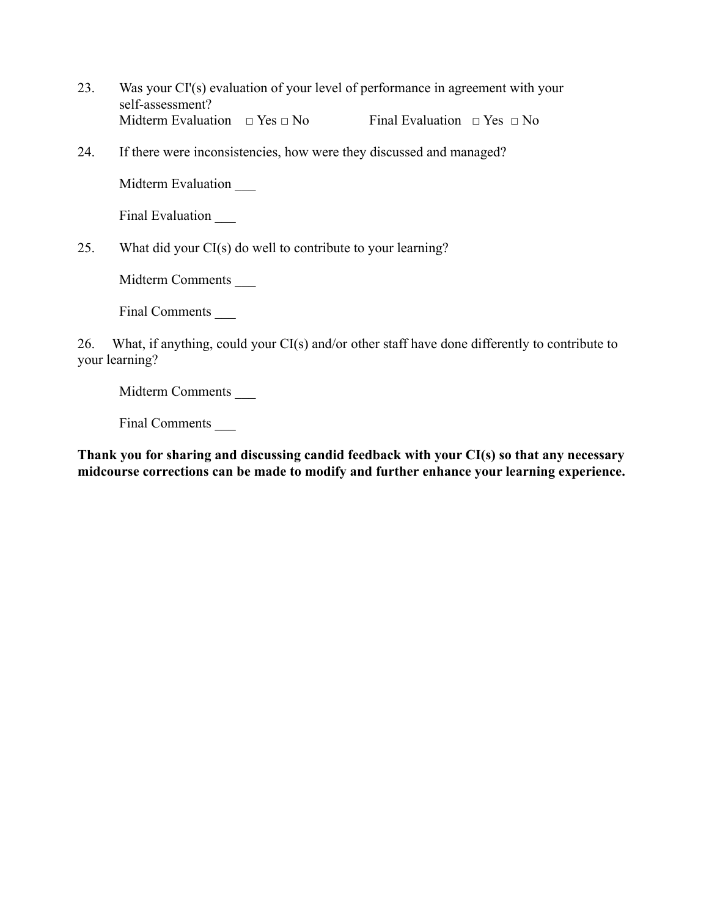23. Was your CI'(s) evaluation of your level of performance in agreement with your self-assessment?
    Midterm Evaluation □ Yes □ No Final Evaluation □ Yes □ No

24. If there were inconsistencies, how were they discussed and managed?

    Midterm Evaluation ___

    Final Evaluation ___

25. What did your CI(s) do well to contribute to your learning?

    Midterm Comments ___

    Final Comments ___

26. What, if anything, could your CI(s) and/or other staff have done differently to contribute to your learning?

    Midterm Comments ___

    Final Comments ___

**Thank you for sharing and discussing candid feedback with your CI(s) so that any necessary midcourse corrections can be made to modify and further enhance your learning experience.**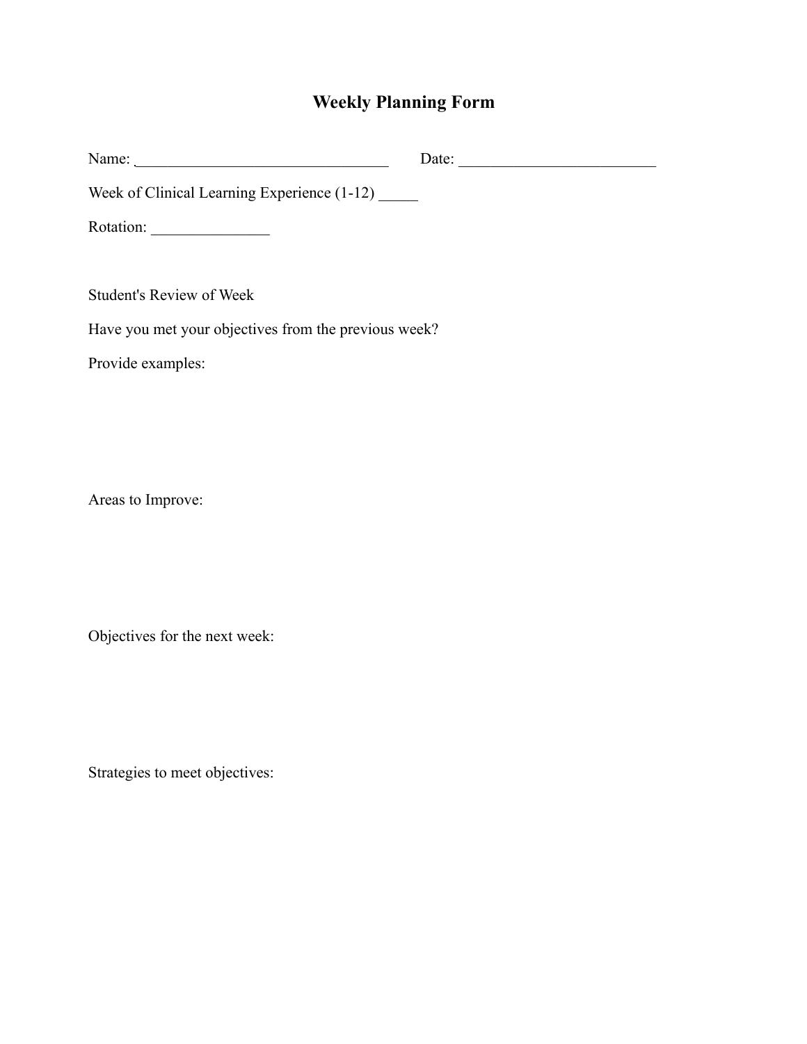# Weekly Planning Form

Name: ________________________________ Date: _________________________

Week of Clinical Learning Experience (1-12) _____

Rotation: _______________

Student's Review of Week

Have you met your objectives from the previous week?

Provide examples:

Areas to Improve:

Objectives for the next week:

Strategies to meet objectives: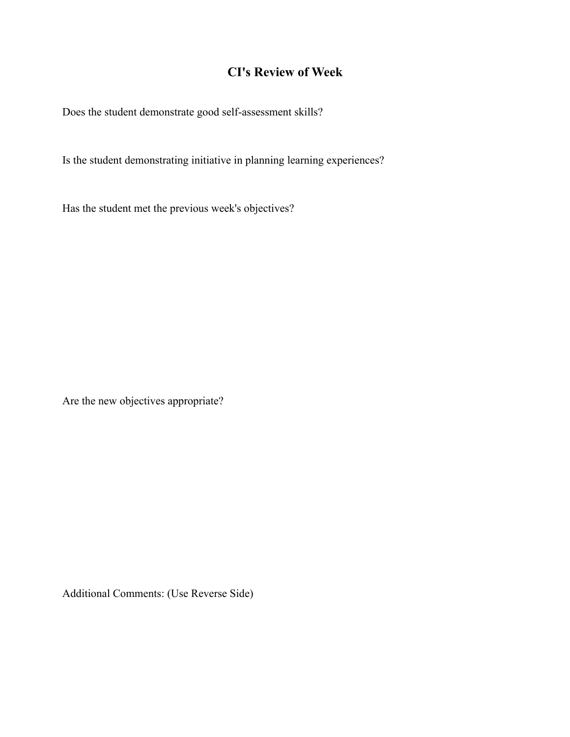# CI's Review of Week

Does the student demonstrate good self-assessment skills?

Is the student demonstrating initiative in planning learning experiences?

Has the student met the previous week's objectives?

Are the new objectives appropriate?

Additional Comments: (Use Reverse Side)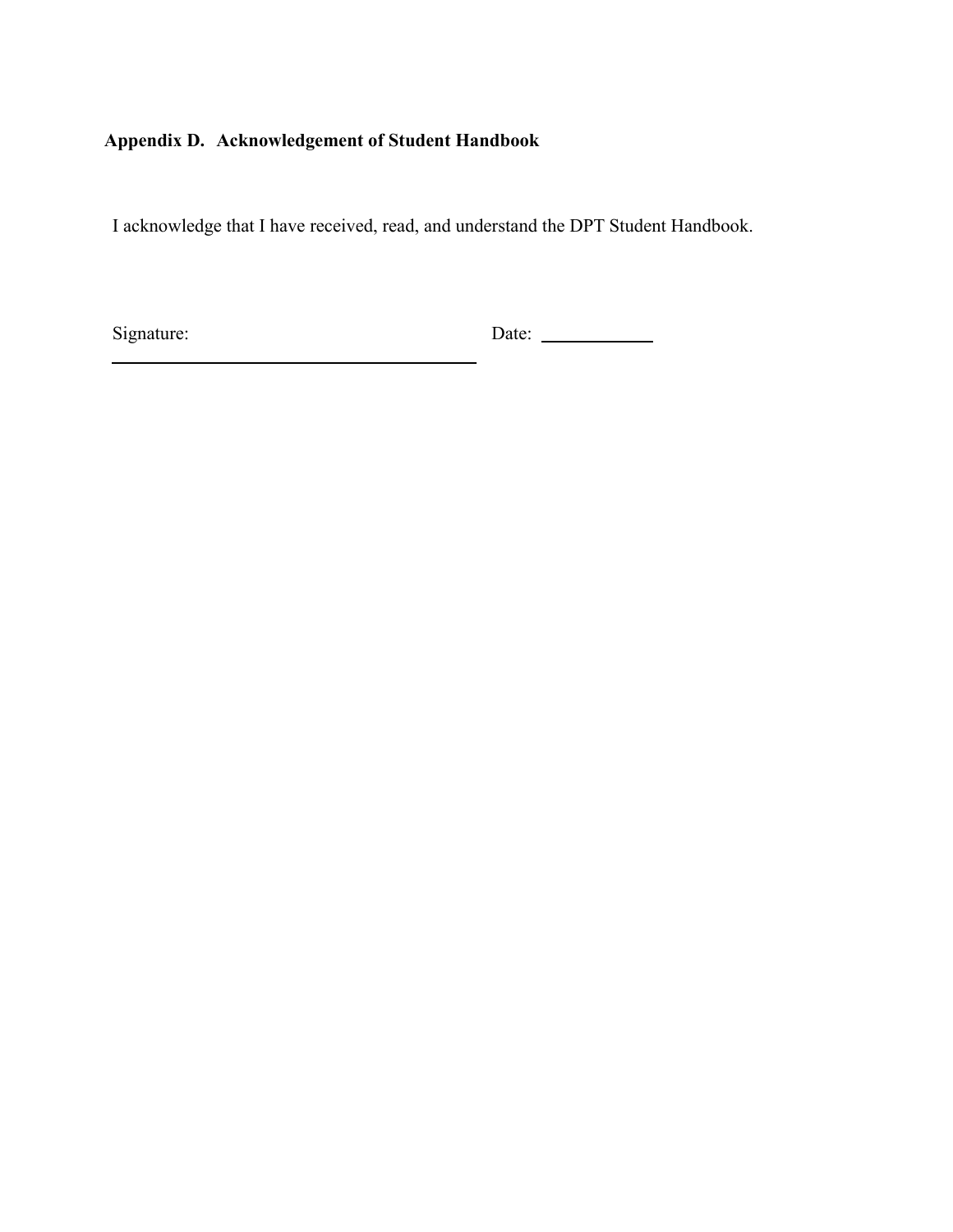## Appendix D. Acknowledgement of Student Handbook

I acknowledge that I have received, read, and understand the DPT Student Handbook.

Signature: ______________________________ Date: ____________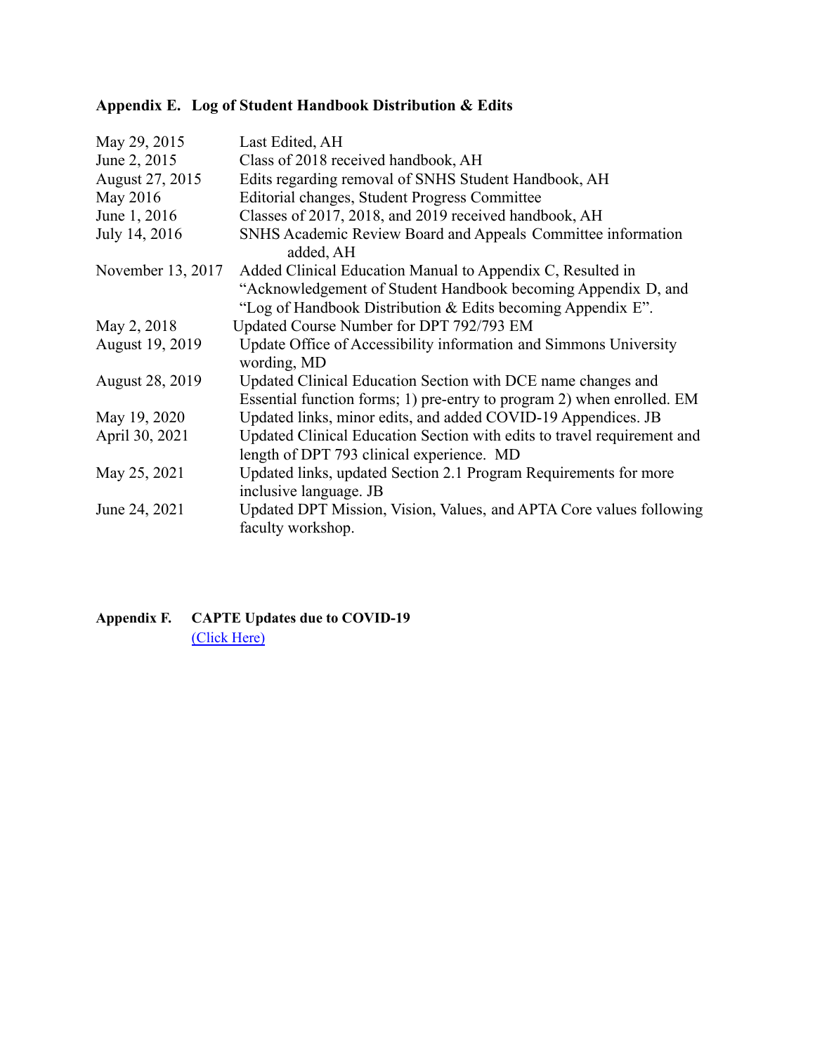## Appendix E. Log of Student Handbook Distribution & Edits

| | |
|---|---|
| May 29, 2015 | Last Edited, AH |
| June 2, 2015 | Class of 2018 received handbook, AH |
| August 27, 2015 | Edits regarding removal of SNHS Student Handbook, AH |
| May 2016 | Editorial changes, Student Progress Committee |
| June 1, 2016 | Classes of 2017, 2018, and 2019 received handbook, AH |
| July 14, 2016 | SNHS Academic Review Board and Appeals Committee information added, AH |
| November 13, 2017 | Added Clinical Education Manual to Appendix C, Resulted in "Acknowledgement of Student Handbook becoming Appendix D, and "Log of Handbook Distribution & Edits becoming Appendix E". |
| May 2, 2018 | Updated Course Number for DPT 792/793 EM |
| August 19, 2019 | Update Office of Accessibility information and Simmons University wording, MD |
| August 28, 2019 | Updated Clinical Education Section with DCE name changes and Essential function forms; 1) pre-entry to program 2) when enrolled. EM |
| May 19, 2020 | Updated links, minor edits, and added COVID-19 Appendices. JB |
| April 30, 2021 | Updated Clinical Education Section with edits to travel requirement and length of DPT 793 clinical experience. MD |
| May 25, 2021 | Updated links, updated Section 2.1 Program Requirements for more inclusive language. JB |
| June 24, 2021 | Updated DPT Mission, Vision, Values, and APTA Core values following faculty workshop. |

## Appendix F. CAPTE Updates due to COVID-19

(Click Here)